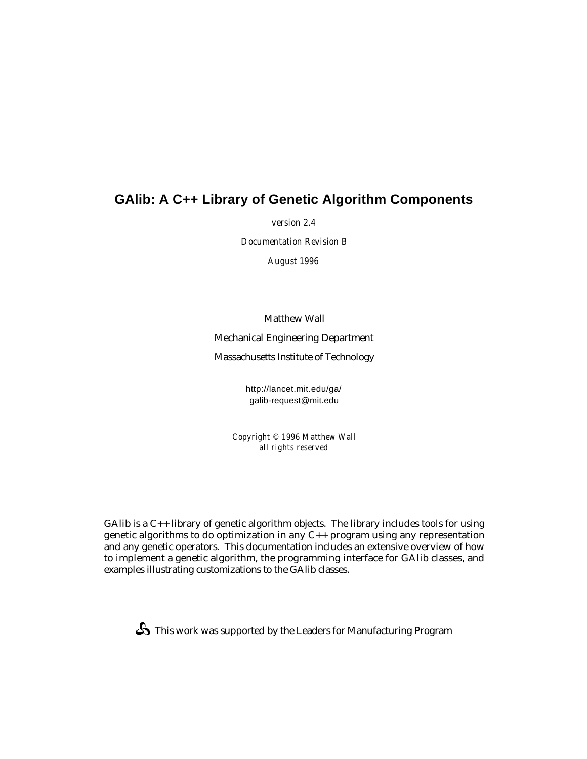# GAlib: A C++ Library of Genetic Algorithm Components

*version 2.4*

*Documentation Revision B*

*August 1996*

Matthew Wall

Mechanical Engineering Department

Massachusetts Institute of Technology

http://lancet.mit.edu/ga/
galib-request@mit.edu

*Copyright © 1996 Matthew Wall*
*all rights reserved*

GAlib is a C++ library of genetic algorithm objects. The library includes tools for using genetic algorithms to do optimization in any C++ program using any representation and any genetic operators. This documentation includes an extensive overview of how to implement a genetic algorithm, the programming interface for GAlib classes, and examples illustrating customizations to the GAlib classes.

This work was supported by the Leaders for Manufacturing Program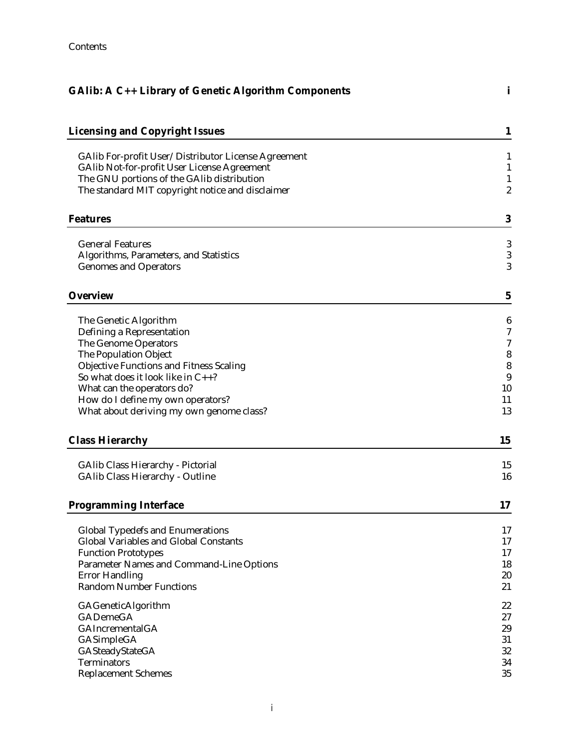Contents

**GAlib: A C++ Library of Genetic Algorithm Components** i

**Licensing and Copyright Issues** 1

- GAlib For-profit User/Distributor License Agreement 1
- GAlib Not-for-profit User License Agreement 1
- The GNU portions of the GAlib distribution 1
- The standard MIT copyright notice and disclaimer 2

**Features** 3

- General Features 3
- Algorithms, Parameters, and Statistics 3
- Genomes and Operators 3

**Overview** 5

- The Genetic Algorithm 6
- Defining a Representation 7
- The Genome Operators 7
- The Population Object 8
- Objective Functions and Fitness Scaling 8
- So what does it look like in C++? 9
- What can the operators do? 10
- How do I define my own operators? 11
- What about deriving my own genome class? 13

**Class Hierarchy** 15

- GAlib Class Hierarchy - Pictorial 15
- GAlib Class Hierarchy - Outline 16

**Programming Interface** 17

- Global Typedefs and Enumerations 17
- Global Variables and Global Constants 17
- Function Prototypes 17
- Parameter Names and Command-Line Options 18
- Error Handling 20
- Random Number Functions 21

- GAGeneticAlgorithm 22
- GADemeGA 27
- GAIncrementalGA 29
- GASimpleGA 31
- GASteadyStateGA 32
- Terminators 34
- Replacement Schemes 35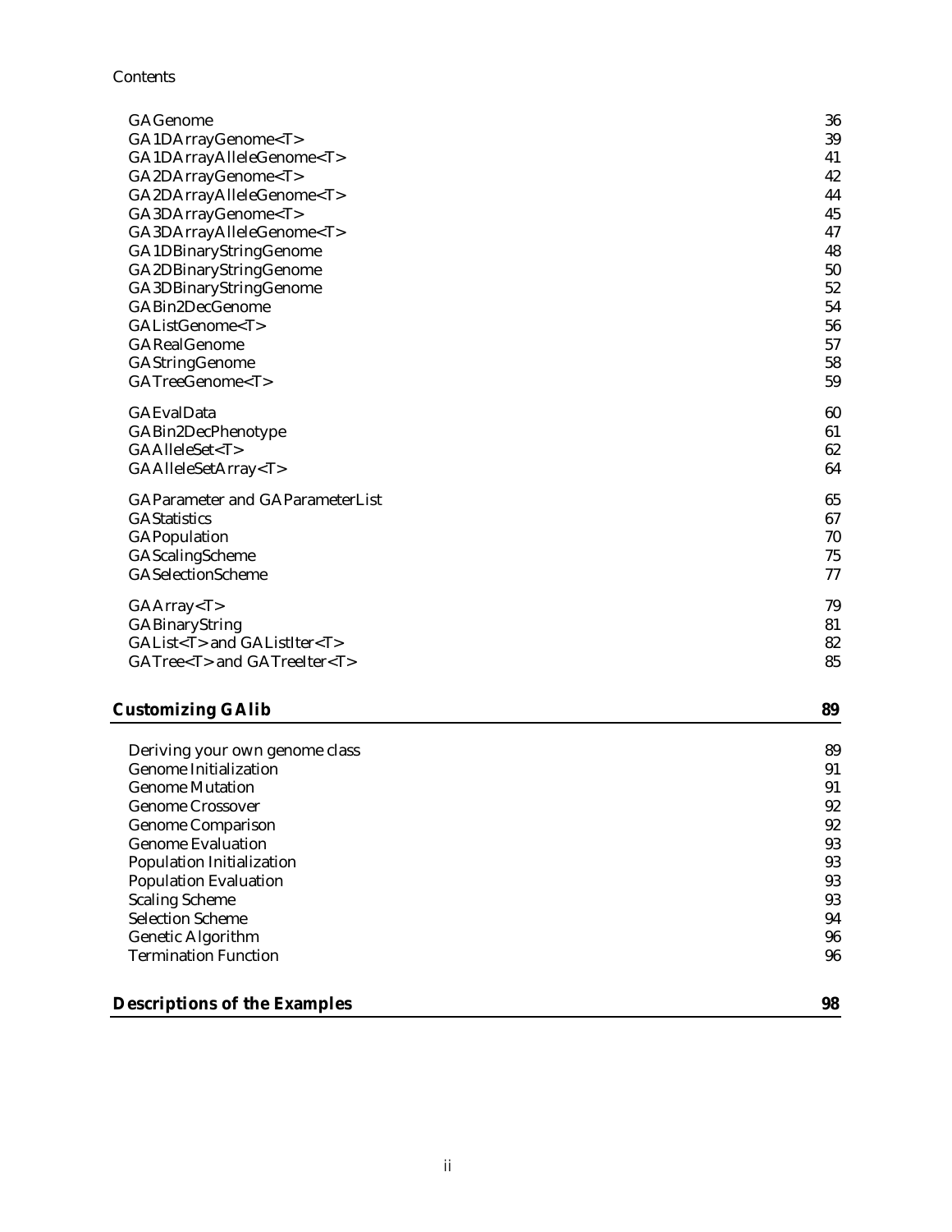| | |
|---|---|
| GAGenome | 36 |
| GA1DArrayGenome<T> | 39 |
| GA1DArrayAlleleGenome<T> | 41 |
| GA2DArrayGenome<T> | 42 |
| GA2DArrayAlleleGenome<T> | 44 |
| GA3DArrayGenome<T> | 45 |
| GA3DArrayAlleleGenome<T> | 47 |
| GA1DBinaryStringGenome | 48 |
| GA2DBinaryStringGenome | 50 |
| GA3DBinaryStringGenome | 52 |
| GABin2DecGenome | 54 |
| GAListGenome<T> | 56 |
| GARealGenome | 57 |
| GAStringGenome | 58 |
| GATreeGenome<T> | 59 |
| GAEvalData | 60 |
| GABin2DecPhenotype | 61 |
| GAAlleleSet<T> | 62 |
| GAAlleleSetArray<T> | 64 |
| GAParameter and GAParameterList | 65 |
| GAStatistics | 67 |
| GAPopulation | 70 |
| GAScalingScheme | 75 |
| GASelectionScheme | 77 |
| GAArray<T> | 79 |
| GABinaryString | 81 |
| GAList<T> and GAListIter<T> | 82 |
| GATree<T> and GATreeIter<T> | 85 |

## Customizing GAlib 89

| | |
|---|---|
| Deriving your own genome class | 89 |
| Genome Initialization | 91 |
| Genome Mutation | 91 |
| Genome Crossover | 92 |
| Genome Comparison | 92 |
| Genome Evaluation | 93 |
| Population Initialization | 93 |
| Population Evaluation | 93 |
| Scaling Scheme | 93 |
| Selection Scheme | 94 |
| Genetic Algorithm | 96 |
| Termination Function | 96 |

## Descriptions of the Examples 98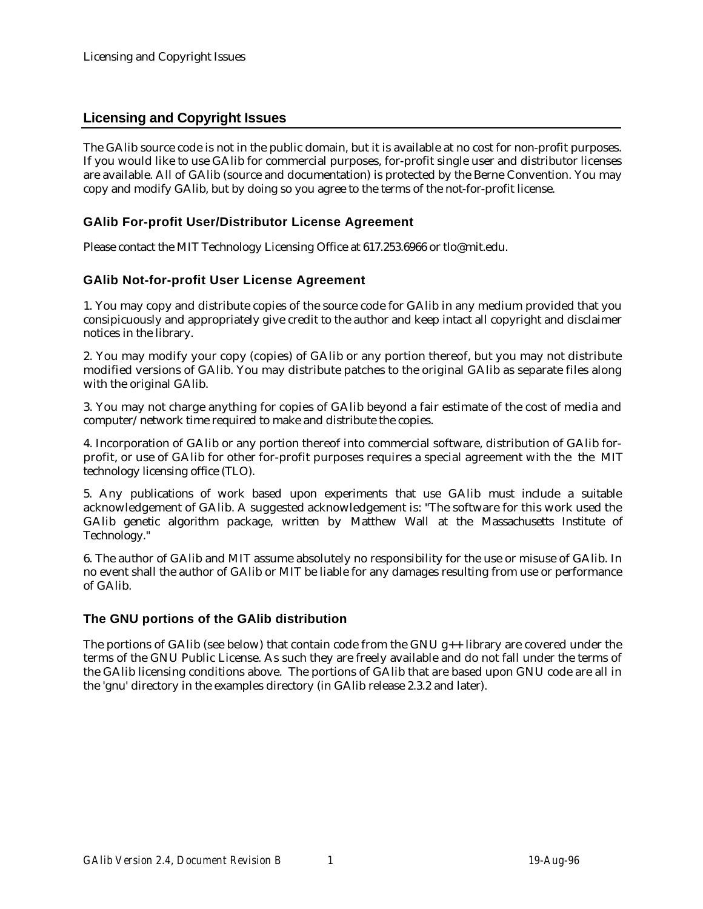## Licensing and Copyright Issues

The GAlib source code is not in the public domain, but it is available at no cost for non-profit purposes. If you would like to use GAlib for commercial purposes, for-profit single user and distributor licenses are available. All of GAlib (source and documentation) is protected by the Berne Convention. You may copy and modify GAlib, but by doing so you agree to the terms of the not-for-profit license.

### GAlib For-profit User/Distributor License Agreement

Please contact the MIT Technology Licensing Office at 617.253.6966 or tlo@mit.edu.

### GAlib Not-for-profit User License Agreement

1. You may copy and distribute copies of the source code for GAlib in any medium provided that you consipicuously and appropriately give credit to the author and keep intact all copyright and disclaimer notices in the library.

2. You may modify your copy (copies) of GAlib or any portion thereof, but you may not distribute modified versions of GAlib. You may distribute patches to the original GAlib as separate files along with the original GAlib.

3. You may not charge anything for copies of GAlib beyond a fair estimate of the cost of media and computer/network time required to make and distribute the copies.

4. Incorporation of GAlib or any portion thereof into commercial software, distribution of GAlib for-profit, or use of GAlib for other for-profit purposes requires a special agreement with the the MIT technology licensing office (TLO).

5. Any publications of work based upon experiments that use GAlib must include a suitable acknowledgement of GAlib. A suggested acknowledgement is: "The software for this work used the GAlib genetic algorithm package, written by Matthew Wall at the Massachusetts Institute of Technology."

6. The author of GAlib and MIT assume absolutely no responsibility for the use or misuse of GAlib. In no event shall the author of GAlib or MIT be liable for any damages resulting from use or performance of GAlib.

### The GNU portions of the GAlib distribution

The portions of GAlib (see below) that contain code from the GNU g++ library are covered under the terms of the GNU Public License. As such they are freely available and do not fall under the terms of the GAlib licensing conditions above. The portions of GAlib that are based upon GNU code are all in the 'gnu' directory in the examples directory (in GAlib release 2.3.2 and later).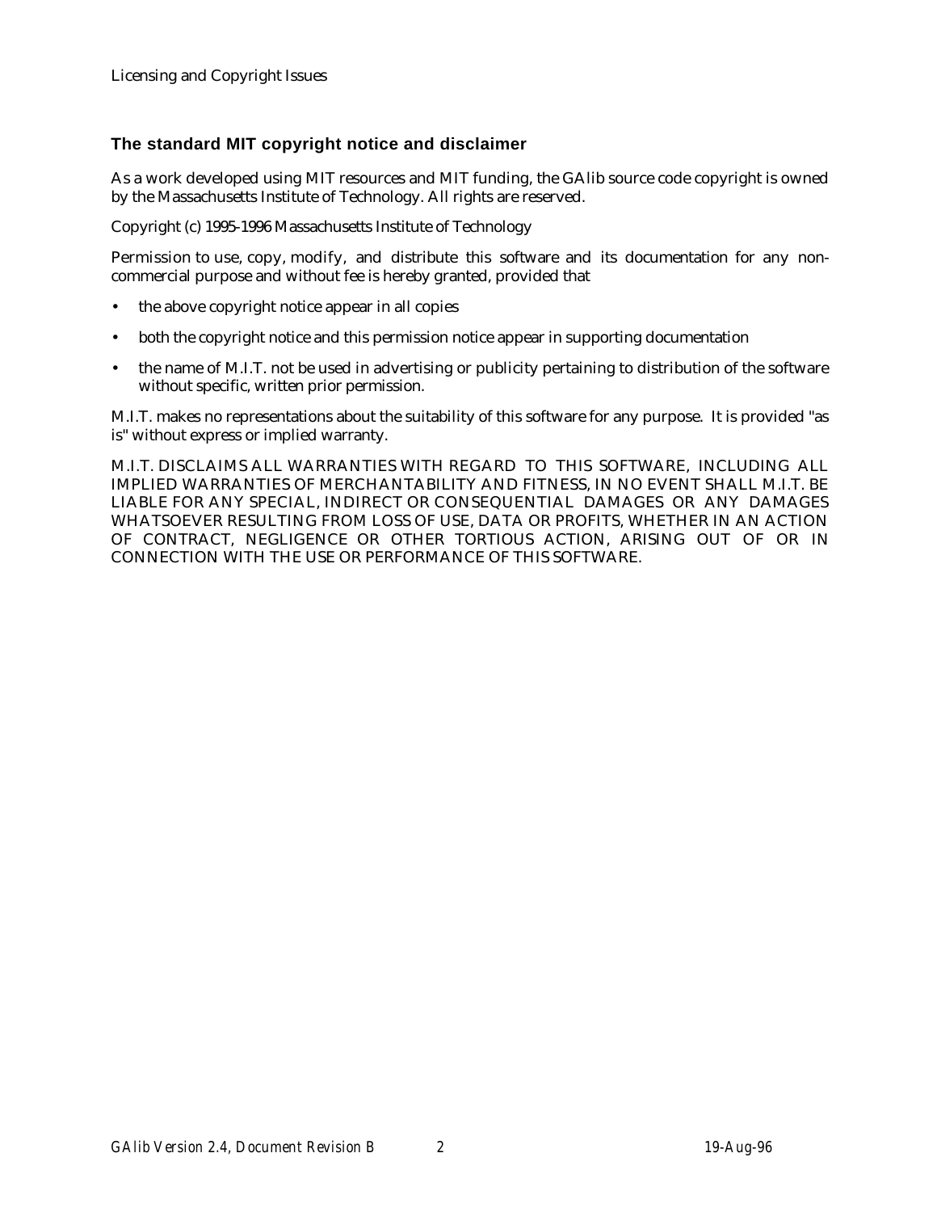### The standard MIT copyright notice and disclaimer

As a work developed using MIT resources and MIT funding, the GAlib source code copyright is owned by the Massachusetts Institute of Technology. All rights are reserved.

Copyright (c) 1995-1996 Massachusetts Institute of Technology

Permission to use, copy, modify, and distribute this software and its documentation for any non-commercial purpose and without fee is hereby granted, provided that

- the above copyright notice appear in all copies
- both the copyright notice and this permission notice appear in supporting documentation
- the name of M.I.T. not be used in advertising or publicity pertaining to distribution of the software without specific, written prior permission.

M.I.T. makes no representations about the suitability of this software for any purpose. It is provided "as is" without express or implied warranty.

M.I.T. DISCLAIMS ALL WARRANTIES WITH REGARD TO THIS SOFTWARE, INCLUDING ALL IMPLIED WARRANTIES OF MERCHANTABILITY AND FITNESS, IN NO EVENT SHALL M.I.T. BE LIABLE FOR ANY SPECIAL, INDIRECT OR CONSEQUENTIAL DAMAGES OR ANY DAMAGES WHATSOEVER RESULTING FROM LOSS OF USE, DATA OR PROFITS, WHETHER IN AN ACTION OF CONTRACT, NEGLIGENCE OR OTHER TORTIOUS ACTION, ARISING OUT OF OR IN CONNECTION WITH THE USE OR PERFORMANCE OF THIS SOFTWARE.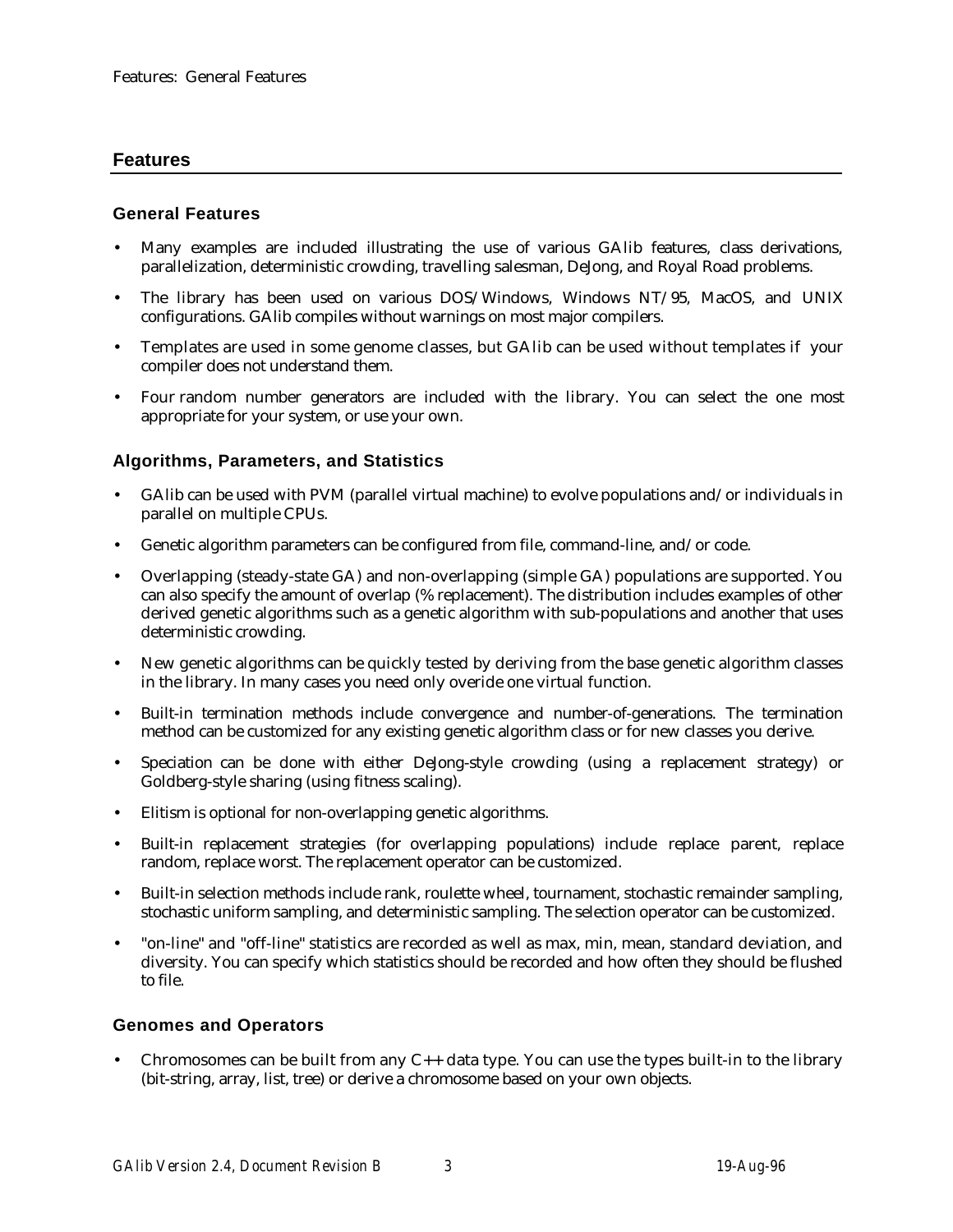# Features

## General Features

- Many examples are included illustrating the use of various GAlib features, class derivations, parallelization, deterministic crowding, travelling salesman, DeJong, and Royal Road problems.
- The library has been used on various DOS/Windows, Windows NT/95, MacOS, and UNIX configurations. GAlib compiles without warnings on most major compilers.
- Templates are used in some genome classes, but GAlib can be used without templates if your compiler does not understand them.
- Four random number generators are included with the library. You can select the one most appropriate for your system, or use your own.

## Algorithms, Parameters, and Statistics

- GAlib can be used with PVM (parallel virtual machine) to evolve populations and/or individuals in parallel on multiple CPUs.
- Genetic algorithm parameters can be configured from file, command-line, and/or code.
- Overlapping (steady-state GA) and non-overlapping (simple GA) populations are supported. You can also specify the amount of overlap (% replacement). The distribution includes examples of other derived genetic algorithms such as a genetic algorithm with sub-populations and another that uses deterministic crowding.
- New genetic algorithms can be quickly tested by deriving from the base genetic algorithm classes in the library. In many cases you need only overide one virtual function.
- Built-in termination methods include convergence and number-of-generations. The termination method can be customized for any existing genetic algorithm class or for new classes you derive.
- Speciation can be done with either DeJong-style crowding (using a replacement strategy) or Goldberg-style sharing (using fitness scaling).
- Elitism is optional for non-overlapping genetic algorithms.
- Built-in replacement strategies (for overlapping populations) include replace parent, replace random, replace worst. The replacement operator can be customized.
- Built-in selection methods include rank, roulette wheel, tournament, stochastic remainder sampling, stochastic uniform sampling, and deterministic sampling. The selection operator can be customized.
- "on-line" and "off-line" statistics are recorded as well as max, min, mean, standard deviation, and diversity. You can specify which statistics should be recorded and how often they should be flushed to file.

## Genomes and Operators

- Chromosomes can be built from any C++ data type. You can use the types built-in to the library (bit-string, array, list, tree) or derive a chromosome based on your own objects.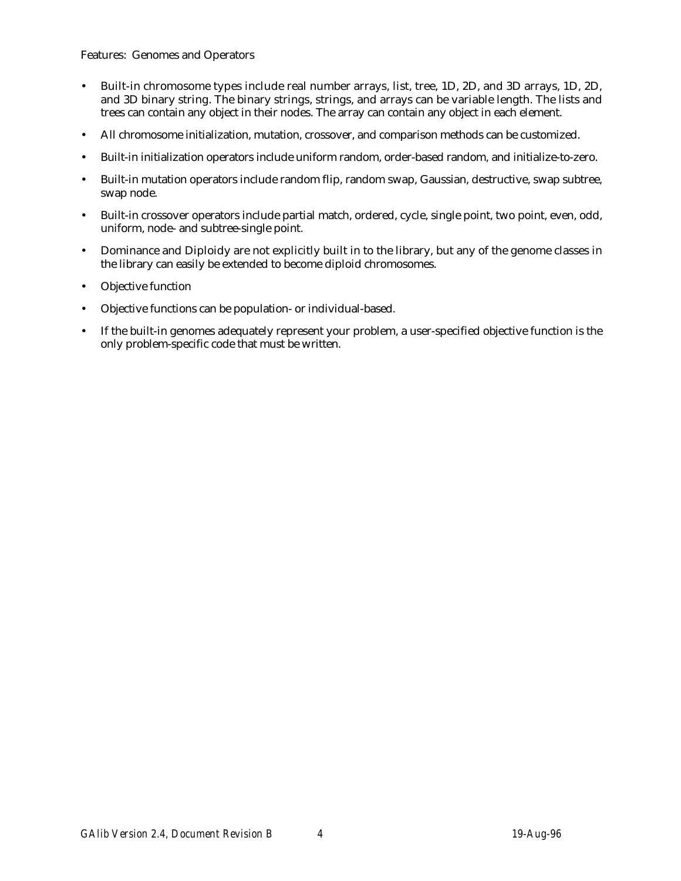Features: Genomes and Operators

- Built-in chromosome types include real number arrays, list, tree, 1D, 2D, and 3D arrays, 1D, 2D, and 3D binary string. The binary strings, strings, and arrays can be variable length. The lists and trees can contain any object in their nodes. The array can contain any object in each element.
- All chromosome initialization, mutation, crossover, and comparison methods can be customized.
- Built-in initialization operators include uniform random, order-based random, and initialize-to-zero.
- Built-in mutation operators include random flip, random swap, Gaussian, destructive, swap subtree, swap node.
- Built-in crossover operators include partial match, ordered, cycle, single point, two point, even, odd, uniform, node- and subtree-single point.
- Dominance and Diploidy are not explicitly built in to the library, but any of the genome classes in the library can easily be extended to become diploid chromosomes.
- Objective function
- Objective functions can be population- or individual-based.
- If the built-in genomes adequately represent your problem, a user-specified objective function is the only problem-specific code that must be written.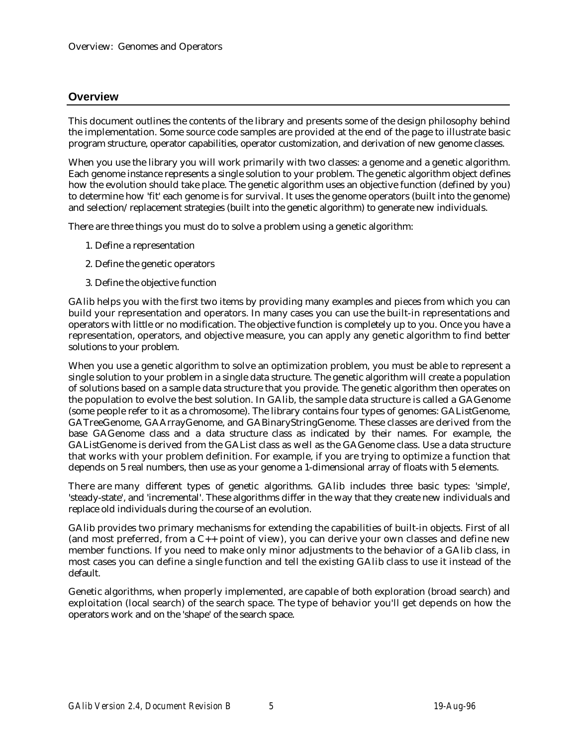## Overview

This document outlines the contents of the library and presents some of the design philosophy behind the implementation. Some source code samples are provided at the end of the page to illustrate basic program structure, operator capabilities, operator customization, and derivation of new genome classes.

When you use the library you will work primarily with two classes: a genome and a genetic algorithm. Each genome instance represents a single solution to your problem. The genetic algorithm object defines how the evolution should take place. The genetic algorithm uses an objective function (defined by you) to determine how 'fit' each genome is for survival. It uses the genome operators (built into the genome) and selection/replacement strategies (built into the genetic algorithm) to generate new individuals.

There are three things you must do to solve a problem using a genetic algorithm:

1. Define a representation
2. Define the genetic operators
3. Define the objective function

GAlib helps you with the first two items by providing many examples and pieces from which you can build your representation and operators. In many cases you can use the built-in representations and operators with little or no modification. The objective function is completely up to you. Once you have a representation, operators, and objective measure, you can apply any genetic algorithm to find better solutions to your problem.

When you use a genetic algorithm to solve an optimization problem, you must be able to represent a single solution to your problem in a single data structure. The genetic algorithm will create a population of solutions based on a sample data structure that you provide. The genetic algorithm then operates on the population to evolve the best solution. In GAlib, the sample data structure is called a GAGenome (some people refer to it as a chromosome). The library contains four types of genomes: GAListGenome, GATreeGenome, GAArrayGenome, and GABinaryStringGenome. These classes are derived from the base GAGenome class and a data structure class as indicated by their names. For example, the GAListGenome is derived from the GAList class as well as the GAGenome class. Use a data structure that works with your problem definition. For example, if you are trying to optimize a function that depends on 5 real numbers, then use as your genome a 1-dimensional array of floats with 5 elements.

There are many different types of genetic algorithms. GAlib includes three basic types: 'simple', 'steady-state', and 'incremental'. These algorithms differ in the way that they create new individuals and replace old individuals during the course of an evolution.

GAlib provides two primary mechanisms for extending the capabilities of built-in objects. First of all (and most preferred, from a C++ point of view), you can derive your own classes and define new member functions. If you need to make only minor adjustments to the behavior of a GAlib class, in most cases you can define a single function and tell the existing GAlib class to use it instead of the default.

Genetic algorithms, when properly implemented, are capable of both exploration (broad search) and exploitation (local search) of the search space. The type of behavior you'll get depends on how the operators work and on the 'shape' of the search space.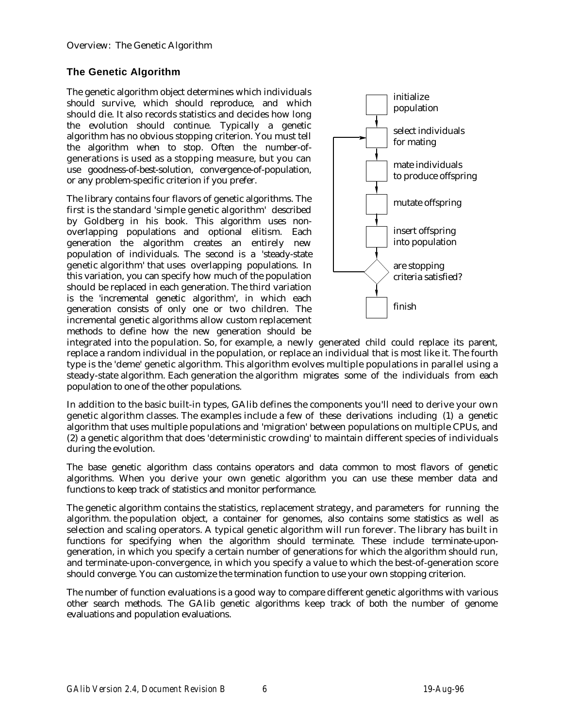## The Genetic Algorithm

The genetic algorithm object determines which individuals should survive, which should reproduce, and which should die. It also records statistics and decides how long the evolution should continue. Typically a genetic algorithm has no obvious stopping criterion. You must tell the algorithm when to stop. Often the number-of-generations is used as a stopping measure, but you can use goodness-of-best-solution, convergence-of-population, or any problem-specific criterion if you prefer.

initialize population

select individuals for mating

mate individuals to produce offspring

mutate offspring

insert offspring into population

are stopping criteria satisfied?

finish

The library contains four flavors of genetic algorithms. The first is the standard 'simple genetic algorithm' described by Goldberg in his book. This algorithm uses non-overlapping populations and optional elitism. Each generation the algorithm creates an entirely new population of individuals. The second is a 'steady-state genetic algorithm' that uses overlapping populations. In this variation, you can specify how much of the population should be replaced in each generation. The third variation is the 'incremental genetic algorithm', in which each generation consists of only one or two children. The incremental genetic algorithms allow custom replacement methods to define how the new generation should be integrated into the population. So, for example, a newly generated child could replace its parent, replace a random individual in the population, or replace an individual that is most like it. The fourth type is the 'deme' genetic algorithm. This algorithm evolves multiple populations in parallel using a steady-state algorithm. Each generation the algorithm migrates some of the individuals from each population to one of the other populations.

In addition to the basic built-in types, GAlib defines the components you'll need to derive your own genetic algorithm classes. The examples include a few of these derivations including (1) a genetic algorithm that uses multiple populations and 'migration' between populations on multiple CPUs, and (2) a genetic algorithm that does 'deterministic crowding' to maintain different species of individuals during the evolution.

The base genetic algorithm class contains operators and data common to most flavors of genetic algorithms. When you derive your own genetic algorithm you can use these member data and functions to keep track of statistics and monitor performance.

The genetic algorithm contains the statistics, replacement strategy, and parameters for running the algorithm. the population object, a container for genomes, also contains some statistics as well as selection and scaling operators. A typical genetic algorithm will run forever. The library has built in functions for specifying when the algorithm should terminate. These include terminate-upon-generation, in which you specify a certain number of generations for which the algorithm should run, and terminate-upon-convergence, in which you specify a value to which the best-of-generation score should converge. You can customize the termination function to use your own stopping criterion.

The number of function evaluations is a good way to compare different genetic algorithms with various other search methods. The GAlib genetic algorithms keep track of both the number of genome evaluations and population evaluations.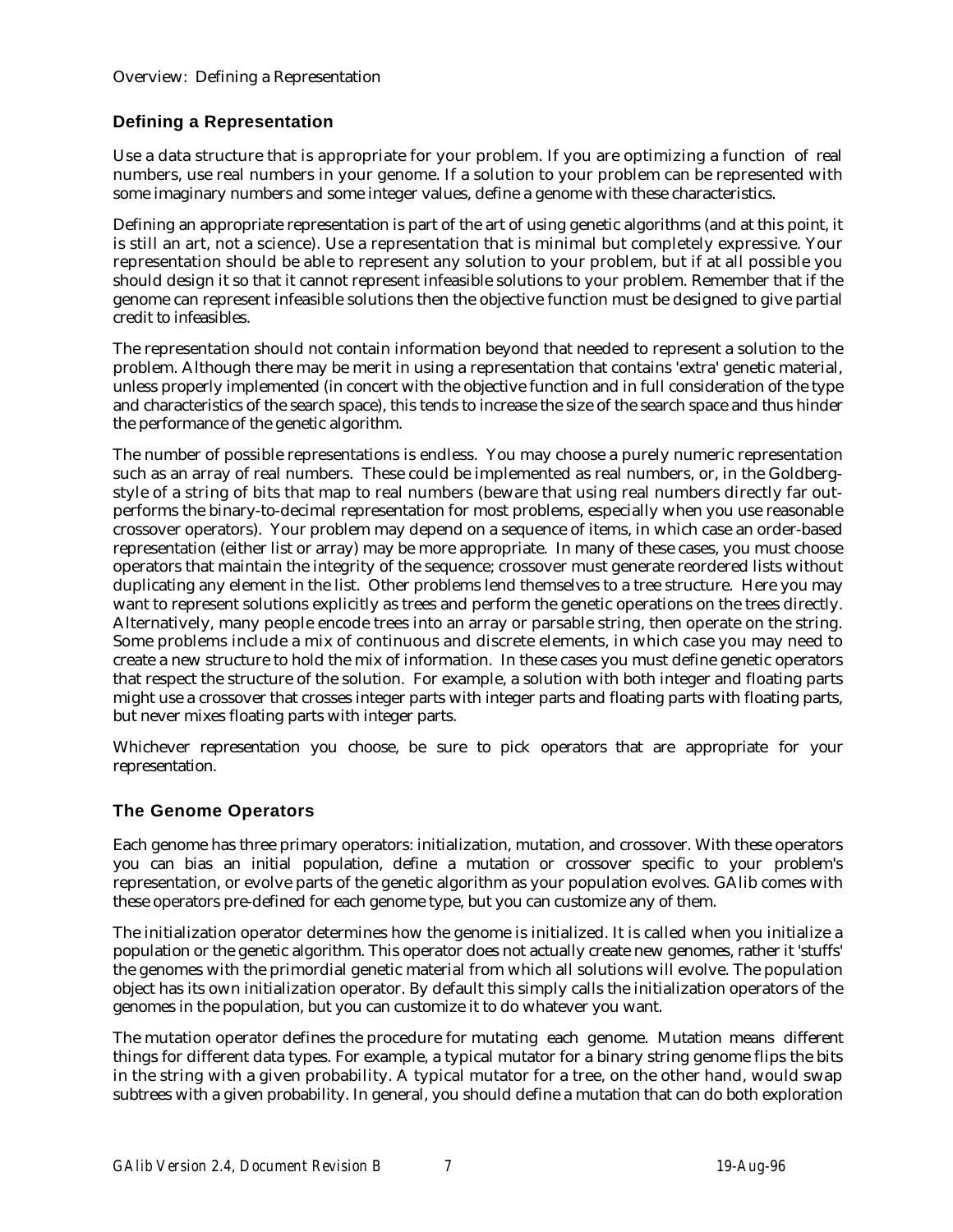## Defining a Representation

Use a data structure that is appropriate for your problem. If you are optimizing a function of real numbers, use real numbers in your genome. If a solution to your problem can be represented with some imaginary numbers and some integer values, define a genome with these characteristics.

Defining an appropriate representation is part of the art of using genetic algorithms (and at this point, it is still an art, not a science). Use a representation that is minimal but completely expressive. Your representation should be able to represent any solution to your problem, but if at all possible you should design it so that it cannot represent infeasible solutions to your problem. Remember that if the genome can represent infeasible solutions then the objective function must be designed to give partial credit to infeasibles.

The representation should not contain information beyond that needed to represent a solution to the problem. Although there may be merit in using a representation that contains 'extra' genetic material, unless properly implemented (in concert with the objective function and in full consideration of the type and characteristics of the search space), this tends to increase the size of the search space and thus hinder the performance of the genetic algorithm.

The number of possible representations is endless. You may choose a purely numeric representation such as an array of real numbers. These could be implemented as real numbers, or, in the Goldberg-style of a string of bits that map to real numbers (beware that using real numbers directly far out-performs the binary-to-decimal representation for most problems, especially when you use reasonable crossover operators). Your problem may depend on a sequence of items, in which case an order-based representation (either list or array) may be more appropriate. In many of these cases, you must choose operators that maintain the integrity of the sequence; crossover must generate reordered lists without duplicating any element in the list. Other problems lend themselves to a tree structure. Here you may want to represent solutions explicitly as trees and perform the genetic operations on the trees directly. Alternatively, many people encode trees into an array or parsable string, then operate on the string. Some problems include a mix of continuous and discrete elements, in which case you may need to create a new structure to hold the mix of information. In these cases you must define genetic operators that respect the structure of the solution. For example, a solution with both integer and floating parts might use a crossover that crosses integer parts with integer parts and floating parts with floating parts, but never mixes floating parts with integer parts.

Whichever representation you choose, be sure to pick operators that are appropriate for your representation.

## The Genome Operators

Each genome has three primary operators: initialization, mutation, and crossover. With these operators you can bias an initial population, define a mutation or crossover specific to your problem's representation, or evolve parts of the genetic algorithm as your population evolves. GAlib comes with these operators pre-defined for each genome type, but you can customize any of them.

The initialization operator determines how the genome is initialized. It is called when you initialize a population or the genetic algorithm. This operator does not actually create new genomes, rather it 'stuffs' the genomes with the primordial genetic material from which all solutions will evolve. The population object has its own initialization operator. By default this simply calls the initialization operators of the genomes in the population, but you can customize it to do whatever you want.

The mutation operator defines the procedure for mutating each genome. Mutation means different things for different data types. For example, a typical mutator for a binary string genome flips the bits in the string with a given probability. A typical mutator for a tree, on the other hand, would swap subtrees with a given probability. In general, you should define a mutation that can do both exploration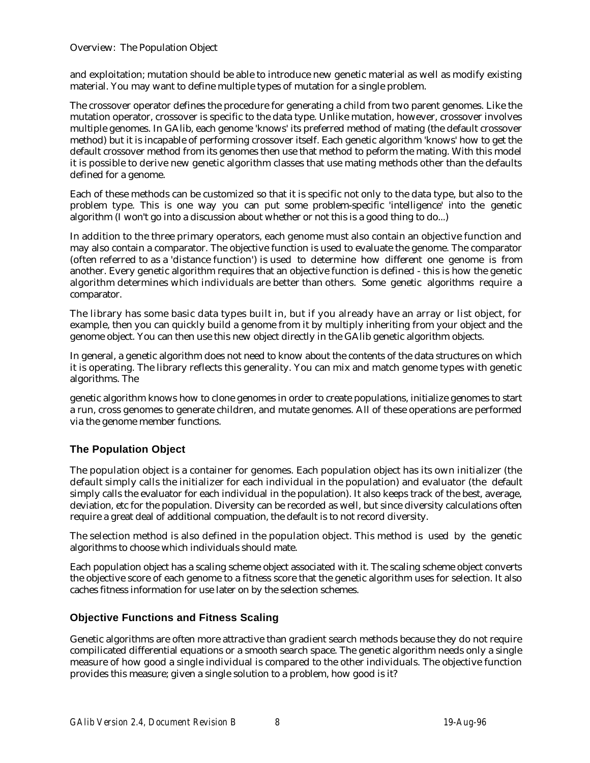and exploitation; mutation should be able to introduce new genetic material as well as modify existing material. You may want to define multiple types of mutation for a single problem.

The crossover operator defines the procedure for generating a child from two parent genomes. Like the mutation operator, crossover is specific to the data type. Unlike mutation, however, crossover involves multiple genomes. In GAlib, each genome 'knows' its preferred method of mating (the default crossover method) but it is incapable of performing crossover itself. Each genetic algorithm 'knows' how to get the default crossover method from its genomes then use that method to peform the mating. With this model it is possible to derive new genetic algorithm classes that use mating methods other than the defaults defined for a genome.

Each of these methods can be customized so that it is specific not only to the data type, but also to the problem type. This is one way you can put some problem-specific 'intelligence' into the genetic algorithm (I won't go into a discussion about whether or not this is a good thing to do...)

In addition to the three primary operators, each genome must also contain an objective function and may also contain a comparator. The objective function is used to evaluate the genome. The comparator (often referred to as a 'distance function') is used to determine how different one genome is from another. Every genetic algorithm requires that an objective function is defined - this is how the genetic algorithm determines which individuals are better than others. Some genetic algorithms require a comparator.

The library has some basic data types built in, but if you already have an array or list object, for example, then you can quickly build a genome from it by multiply inheriting from your object and the genome object. You can then use this new object directly in the GAlib genetic algorithm objects.

In general, a genetic algorithm does not need to know about the contents of the data structures on which it is operating. The library reflects this generality. You can mix and match genome types with genetic algorithms. The

genetic algorithm knows how to clone genomes in order to create populations, initialize genomes to start a run, cross genomes to generate children, and mutate genomes. All of these operations are performed via the genome member functions.

## The Population Object

The population object is a container for genomes. Each population object has its own initializer (the default simply calls the initializer for each individual in the population) and evaluator (the default simply calls the evaluator for each individual in the population). It also keeps track of the best, average, deviation, etc for the population. Diversity can be recorded as well, but since diversity calculations often require a great deal of additional compuation, the default is to not record diversity.

The selection method is also defined in the population object. This method is used by the genetic algorithms to choose which individuals should mate.

Each population object has a scaling scheme object associated with it. The scaling scheme object converts the objective score of each genome to a fitness score that the genetic algorithm uses for selection. It also caches fitness information for use later on by the selection schemes.

## Objective Functions and Fitness Scaling

Genetic algorithms are often more attractive than gradient search methods because they do not require compilicated differential equations or a smooth search space. The genetic algorithm needs only a single measure of how good a single individual is compared to the other individuals. The objective function provides this measure; given a single solution to a problem, how good is it?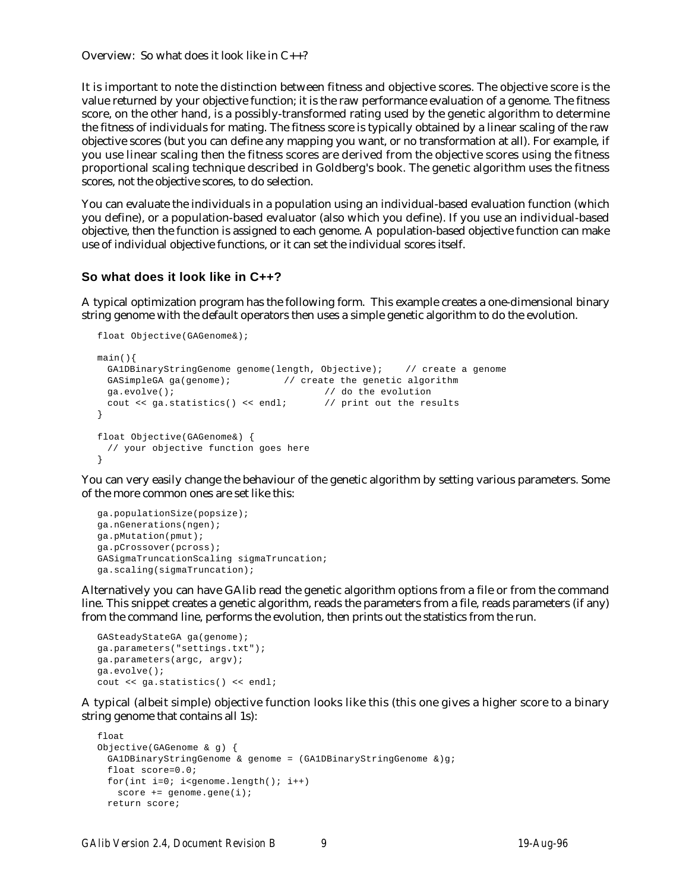It is important to note the distinction between fitness and objective scores. The objective score is the value returned by your objective function; it is the raw performance evaluation of a genome. The fitness score, on the other hand, is a possibly-transformed rating used by the genetic algorithm to determine the fitness of individuals for mating. The fitness score is typically obtained by a linear scaling of the raw objective scores (but you can define any mapping you want, or no transformation at all). For example, if you use linear scaling then the fitness scores are derived from the objective scores using the fitness proportional scaling technique described in Goldberg's book. The genetic algorithm uses the fitness scores, not the objective scores, to do selection.

You can evaluate the individuals in a population using an individual-based evaluation function (which you define), or a population-based evaluator (also which you define). If you use an individual-based objective, then the function is assigned to each genome. A population-based objective function can make use of individual objective functions, or it can set the individual scores itself.

### So what does it look like in C++?

A typical optimization program has the following form. This example creates a one-dimensional binary string genome with the default operators then uses a simple genetic algorithm to do the evolution.

```
float Objective(GAGenome&);

main(){
  GA1DBinaryStringGenome genome(length, Objective);    // create a genome
  GASimpleGA ga(genome);         // create the genetic algorithm
  ga.evolve();                          // do the evolution
  cout << ga.statistics() << endl;      // print out the results
}

float Objective(GAGenome&) {
  // your objective function goes here
}
```

You can very easily change the behaviour of the genetic algorithm by setting various parameters. Some of the more common ones are set like this:

```
ga.populationSize(popsize);
ga.nGenerations(ngen);
ga.pMutation(pmut);
ga.pCrossover(pcross);
GASigmaTruncationScaling sigmaTruncation;
ga.scaling(sigmaTruncation);
```

Alternatively you can have GAlib read the genetic algorithm options from a file or from the command line. This snippet creates a genetic algorithm, reads the parameters from a file, reads parameters (if any) from the command line, performs the evolution, then prints out the statistics from the run.

```
GASteadyStateGA ga(genome);
ga.parameters("settings.txt");
ga.parameters(argc, argv);
ga.evolve();
cout << ga.statistics() << endl;
```

A typical (albeit simple) objective function looks like this (this one gives a higher score to a binary string genome that contains all 1s):

```
float
Objective(GAGenome & g) {
  GA1DBinaryStringGenome & genome = (GA1DBinaryStringGenome &)g;
  float score=0.0;
  for(int i=0; i<genome.length(); i++)
    score += genome.gene(i);
  return score;
```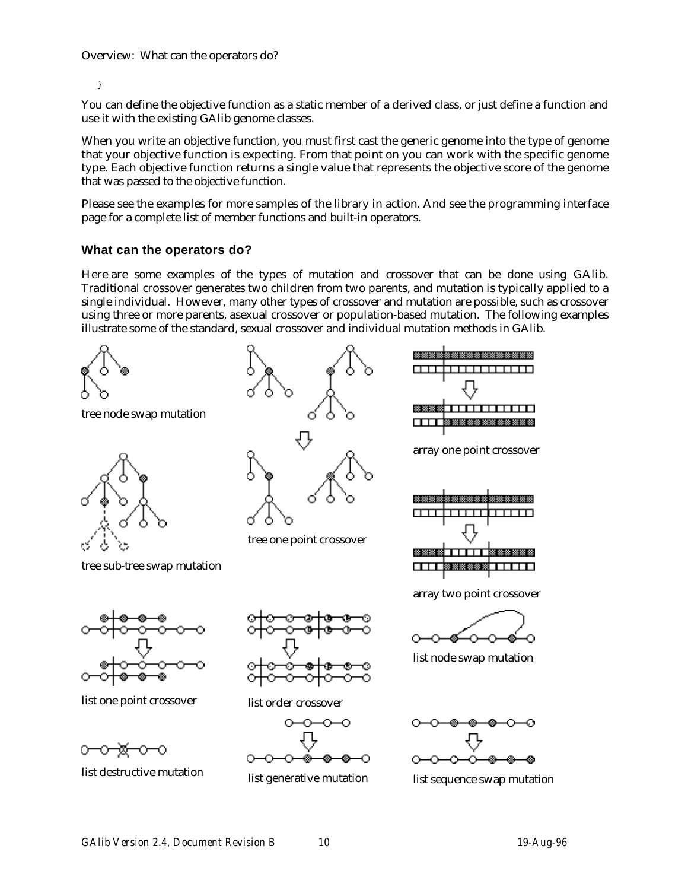```
}
```

You can define the objective function as a static member of a derived class, or just define a function and use it with the existing GAlib genome classes.

When you write an objective function, you must first cast the generic genome into the type of genome that your objective function is expecting. From that point on you can work with the specific genome type. Each objective function returns a single value that represents the objective score of the genome that was passed to the objective function.

Please see the examples for more samples of the library in action. And see the programming interface page for a complete list of member functions and built-in operators.

### What can the operators do?

Here are some examples of the types of mutation and crossover that can be done using GAlib. Traditional crossover generates two children from two parents, and mutation is typically applied to a single individual. However, many other types of crossover and mutation are possible, such as crossover using three or more parents, asexual crossover or population-based mutation. The following examples illustrate some of the standard, sexual crossover and individual mutation methods in GAlib.

tree node swap mutation

tree one point crossover

array one point crossover

tree sub-tree swap mutation

array two point crossover

list one point crossover

list order crossover

list node swap mutation

list destructive mutation

list generative mutation

list sequence swap mutation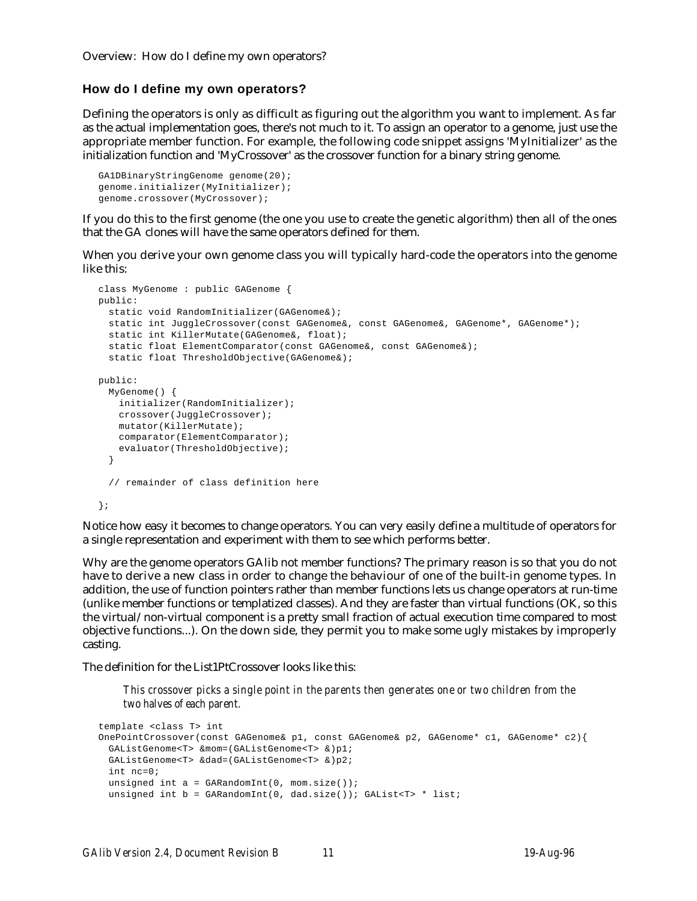## How do I define my own operators?

Defining the operators is only as difficult as figuring out the algorithm you want to implement. As far as the actual implementation goes, there's not much to it. To assign an operator to a genome, just use the appropriate member function. For example, the following code snippet assigns 'MyInitializer' as the initialization function and 'MyCrossover' as the crossover function for a binary string genome.

```
GA1DBinaryStringGenome genome(20);
genome.initializer(MyInitializer);
genome.crossover(MyCrossover);
```

If you do this to the first genome (the one you use to create the genetic algorithm) then all of the ones that the GA clones will have the same operators defined for them.

When you derive your own genome class you will typically hard-code the operators into the genome like this:

```
class MyGenome : public GAGenome {
public:
  static void RandomInitializer(GAGenome&);
  static int JuggleCrossover(const GAGenome&, const GAGenome&, GAGenome*, GAGenome*);
  static int KillerMutate(GAGenome&, float);
  static float ElementComparator(const GAGenome&, const GAGenome&);
  static float ThresholdObjective(GAGenome&);

public:
  MyGenome() {
    initializer(RandomInitializer);
    crossover(JuggleCrossover);
    mutator(KillerMutate);
    comparator(ElementComparator);
    evaluator(ThresholdObjective);
  }

  // remainder of class definition here

};
```

Notice how easy it becomes to change operators. You can very easily define a multitude of operators for a single representation and experiment with them to see which performs better.

Why are the genome operators GAlib not member functions? The primary reason is so that you do not have to derive a new class in order to change the behaviour of one of the built-in genome types. In addition, the use of function pointers rather than member functions lets us change operators at run-time (unlike member functions or templatized classes). And they are faster than virtual functions (OK, so this the virtual/non-virtual component is a pretty small fraction of actual execution time compared to most objective functions...). On the down side, they permit you to make some ugly mistakes by improperly casting.

The definition for the List1PtCrossover looks like this:

*This crossover picks a single point in the parents then generates one or two children from the two halves of each parent.*

```
template <class T> int
OnePointCrossover(const GAGenome& p1, const GAGenome& p2, GAGenome* c1, GAGenome* c2){
  GAListGenome<T> &mom=(GAListGenome<T> &)p1;
  GAListGenome<T> &dad=(GAListGenome<T> &)p2;
  int nc=0;
  unsigned int a = GARandomInt(0, mom.size());
  unsigned int b = GARandomInt(0, dad.size()); GAList<T> * list;
```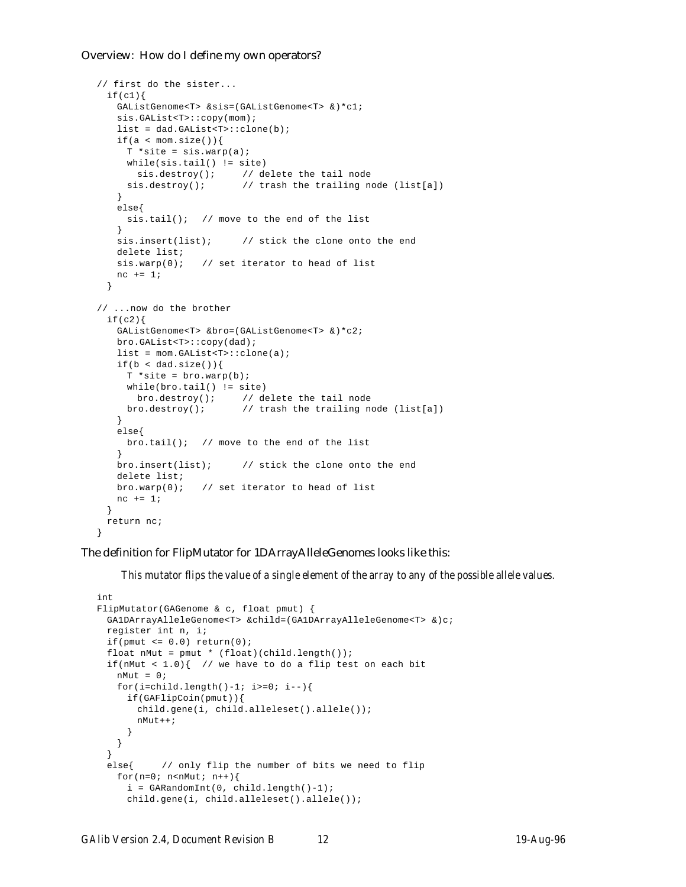Overview: How do I define my own operators?

```
// first do the sister...
  if(c1){
    GAListGenome<T> &sis=(GAListGenome<T> &)*c1;
    sis.GAList<T>::copy(mom);
    list = dad.GAList<T>::clone(b);
    if(a < mom.size()){
      T *site = sis.warp(a);
      while(sis.tail() != site)
        sis.destroy();     // delete the tail node
      sis.destroy();       // trash the trailing node (list[a])
    }
    else{
      sis.tail();  // move to the end of the list
    }
    sis.insert(list);      // stick the clone onto the end
    delete list;
    sis.warp(0);   // set iterator to head of list
    nc += 1;
  }

// ...now do the brother
  if(c2){
    GAListGenome<T> &bro=(GAListGenome<T> &)*c2;
    bro.GAList<T>::copy(dad);
    list = mom.GAList<T>::clone(a);
    if(b < dad.size()){
      T *site = bro.warp(b);
      while(bro.tail() != site)
        bro.destroy();     // delete the tail node
      bro.destroy();       // trash the trailing node (list[a])
    }
    else{
      bro.tail();  // move to the end of the list
    }
    bro.insert(list);      // stick the clone onto the end
    delete list;
    bro.warp(0);   // set iterator to head of list
    nc += 1;
  }
  return nc;
}
```

The definition for FlipMutator for 1DArrayAlleleGenomes looks like this:

*This mutator flips the value of a single element of the array to any of the possible allele values.*

```
int
FlipMutator(GAGenome & c, float pmut) {
  GA1DArrayAlleleGenome<T> &child=(GA1DArrayAlleleGenome<T> &)c;
  register int n, i;
  if(pmut <= 0.0) return(0);
  float nMut = pmut * (float)(child.length());
  if(nMut < 1.0){  // we have to do a flip test on each bit
    nMut = 0;
    for(i=child.length()-1; i>=0; i--){
      if(GAFlipCoin(pmut)){
        child.gene(i, child.alleleset().allele());
        nMut++;
      }
    }
  }
  else{     // only flip the number of bits we need to flip
    for(n=0; n<nMut; n++){
      i = GARandomInt(0, child.length()-1);
      child.gene(i, child.alleleset().allele());
```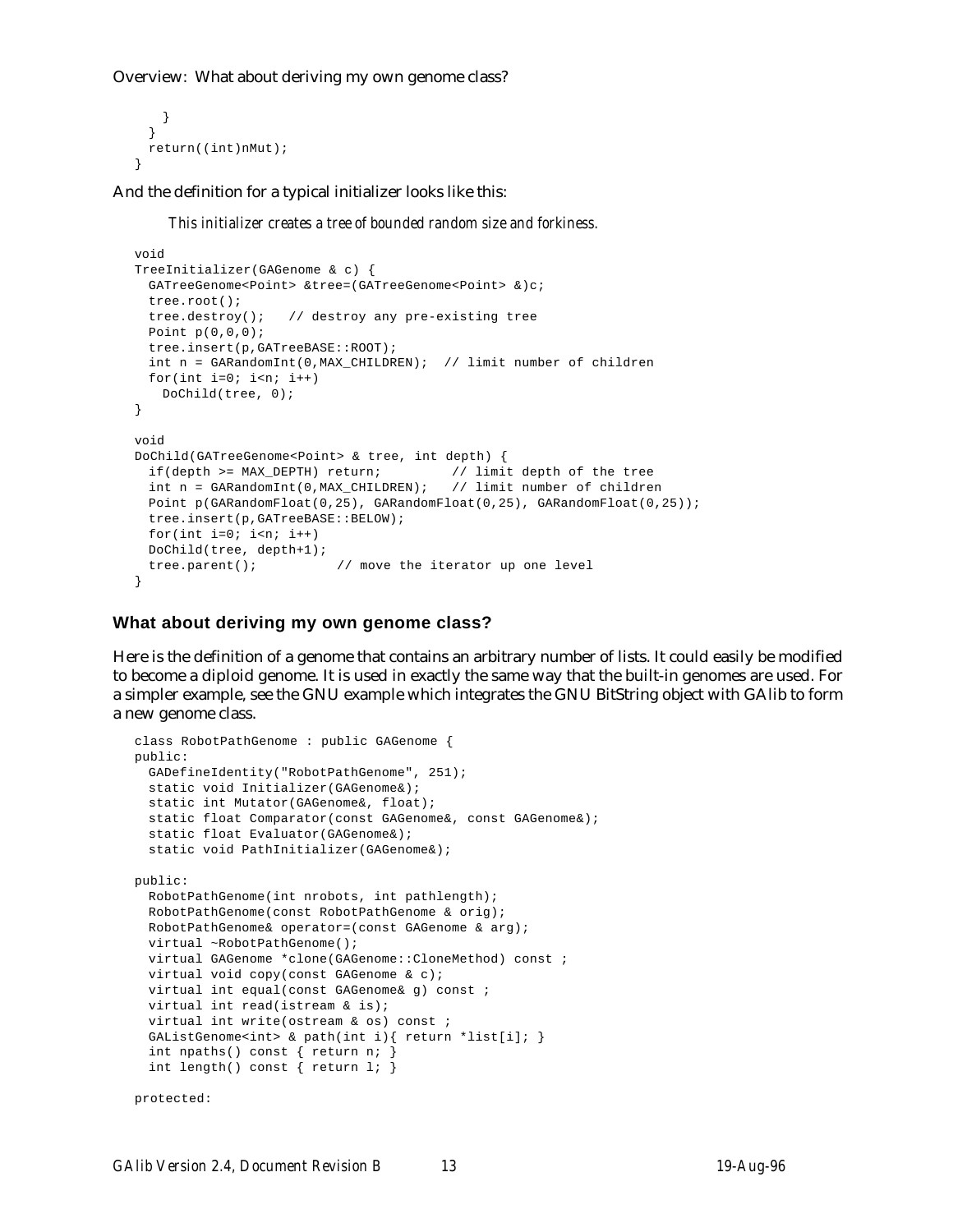```
    }
  }
  return((int)nMut);
}
```

And the definition for a typical initializer looks like this:

*This initializer creates a tree of bounded random size and forkiness.*

```
void
TreeInitializer(GAGenome & c) {
  GATreeGenome<Point> &tree=(GATreeGenome<Point> &)c;
  tree.root();
  tree.destroy();   // destroy any pre-existing tree
  Point p(0,0,0);
  tree.insert(p,GATreeBASE::ROOT);
  int n = GARandomInt(0,MAX_CHILDREN);  // limit number of children
  for(int i=0; i<n; i++)
    DoChild(tree, 0);
}

void
DoChild(GATreeGenome<Point> & tree, int depth) {
  if(depth >= MAX_DEPTH) return;         // limit depth of the tree
  int n = GARandomInt(0,MAX_CHILDREN);   // limit number of children
  Point p(GARandomFloat(0,25), GARandomFloat(0,25), GARandomFloat(0,25));
  tree.insert(p,GATreeBASE::BELOW);
  for(int i=0; i<n; i++)
  DoChild(tree, depth+1);
  tree.parent();          // move the iterator up one level
}
```

## What about deriving my own genome class?

Here is the definition of a genome that contains an arbitrary number of lists. It could easily be modified to become a diploid genome. It is used in exactly the same way that the built-in genomes are used. For a simpler example, see the GNU example which integrates the GNU BitString object with GAlib to form a new genome class.

```
class RobotPathGenome : public GAGenome {
public:
  GADefineIdentity("RobotPathGenome", 251);
  static void Initializer(GAGenome&);
  static int Mutator(GAGenome&, float);
  static float Comparator(const GAGenome&, const GAGenome&);
  static float Evaluator(GAGenome&);
  static void PathInitializer(GAGenome&);

public:
  RobotPathGenome(int nrobots, int pathlength);
  RobotPathGenome(const RobotPathGenome & orig);
  RobotPathGenome& operator=(const GAGenome & arg);
  virtual ~RobotPathGenome();
  virtual GAGenome *clone(GAGenome::CloneMethod) const ;
  virtual void copy(const GAGenome & c);
  virtual int equal(const GAGenome& g) const ;
  virtual int read(istream & is);
  virtual int write(ostream & os) const ;
  GAListGenome<int> & path(int i){ return *list[i]; }
  int npaths() const { return n; }
  int length() const { return l; }

protected:
```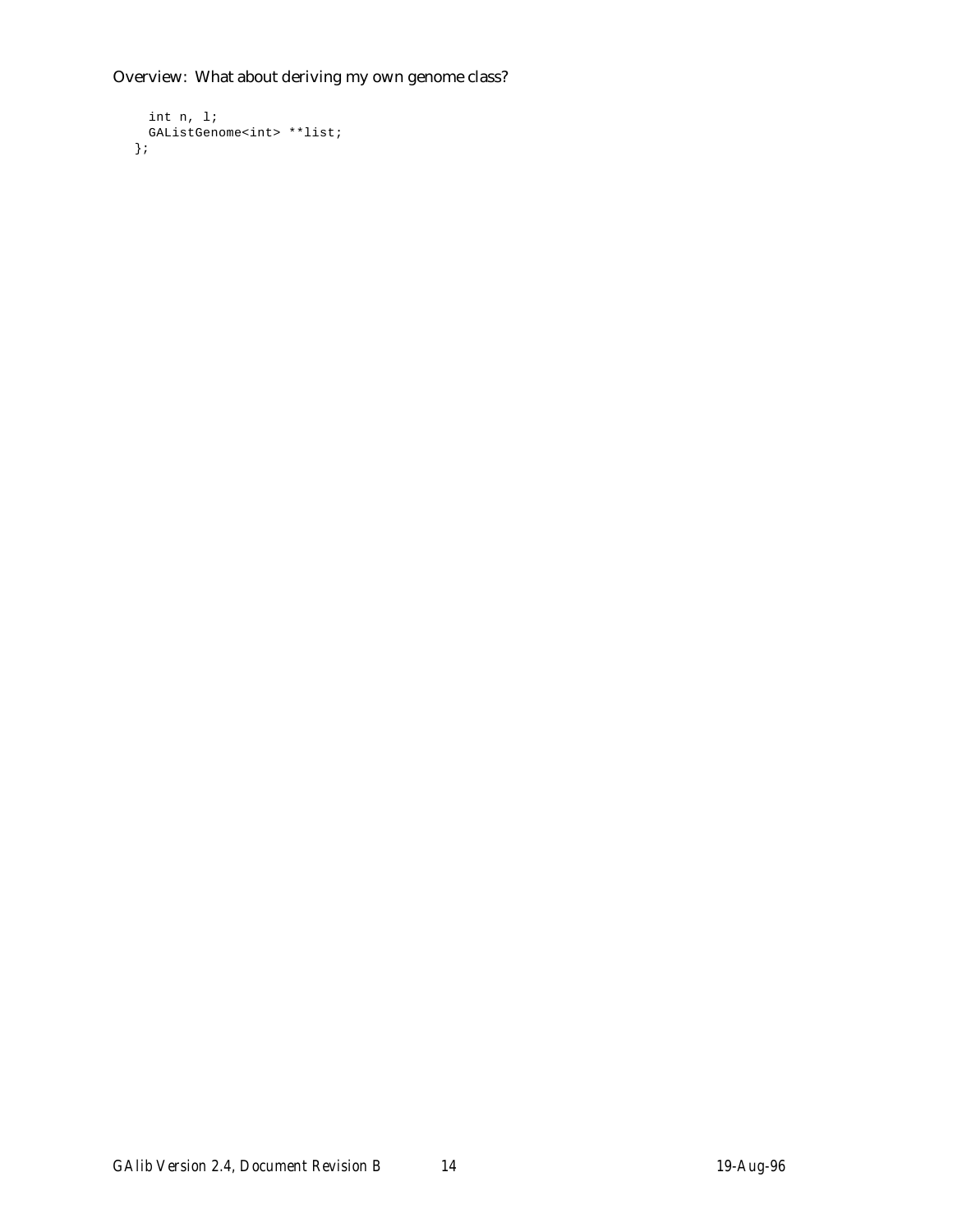```
  int n, l;
  GAListGenome<int> **list;
};
```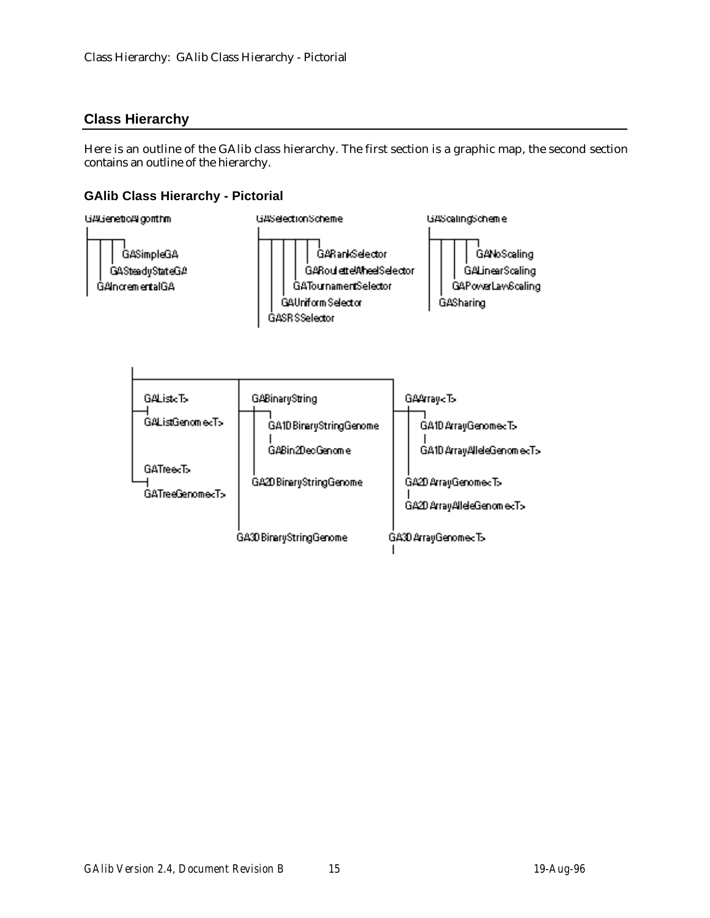## Class Hierarchy

Here is an outline of the GAlib class hierarchy. The first section is a graphic map, the second section contains an outline of the hierarchy.

### GAlib Class Hierarchy - Pictorial

GAGeneticAlgorithm
- GASimpleGA
- GASteadyStateGA
- GAIncrementalGA

GASelectionScheme
- GARankSelector
- GARouletteWheelSelector
- GATournamentSelector
- GAUniformSelector
- GASRSSelector

GAScalingScheme
- GANoScaling
- GALinearScaling
- GAPowerLawScaling
- GASharing

GAList<T>
- GAListGenome<T>

GATree<T>
- GATreeGenome<T>

GABinaryString
- GA1DBinaryStringGenome
  - GABin2DecGenome
- GA2DBinaryStringGenome
- GA3DBinaryStringGenome

GAArray<T>
- GA1DArrayGenome<T>
  - GA1DArrayAlleleGenome<T>
- GA2DArrayGenome<T>
  - GA2DArrayAlleleGenome<T>
- GA3DArrayGenome<T>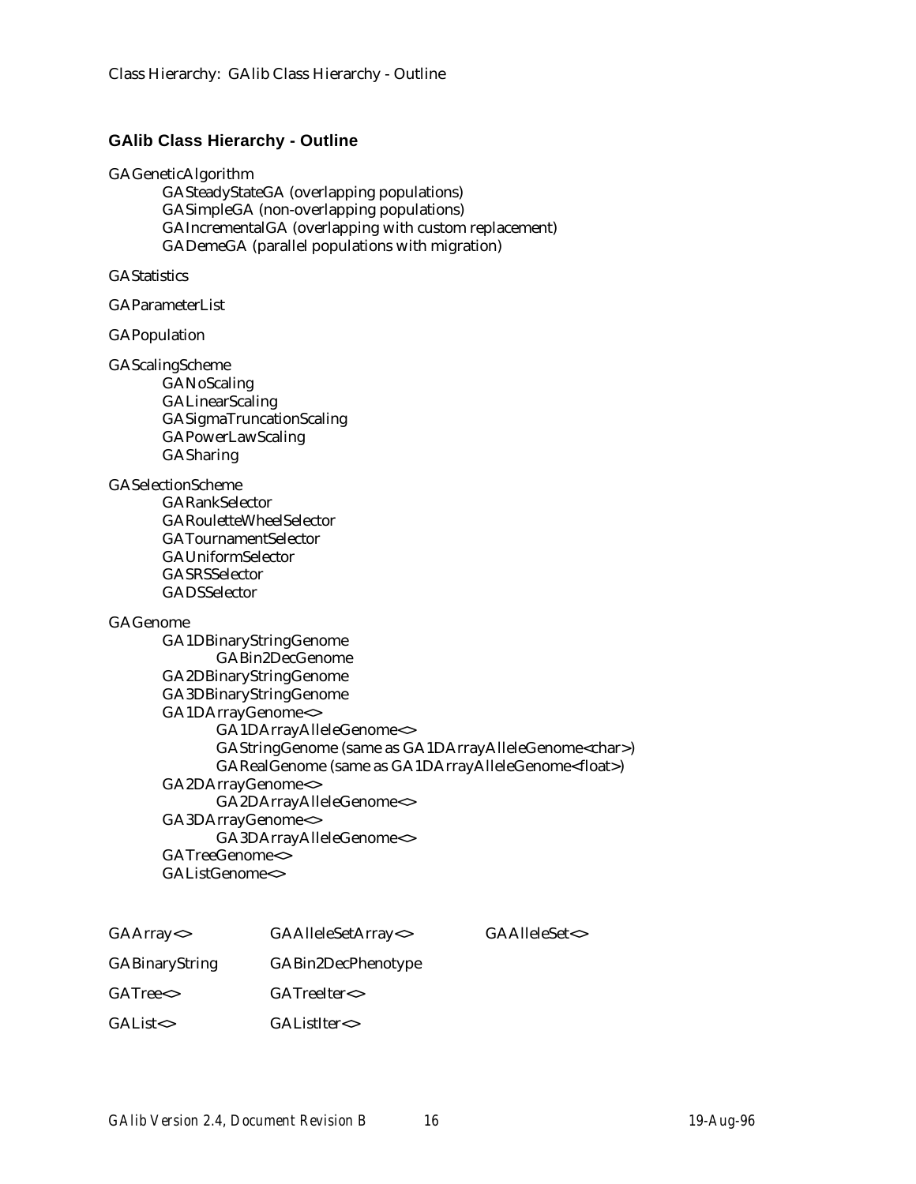## GAlib Class Hierarchy - Outline

- GAGeneticAlgorithm
  - GASteadyStateGA (overlapping populations)
  - GASimpleGA (non-overlapping populations)
  - GAIncrementalGA (overlapping with custom replacement)
  - GADemeGA (parallel populations with migration)

- GAStatistics

- GAParameterList

- GAPopulation

- GAScalingScheme
  - GANoScaling
  - GALinearScaling
  - GASigmaTruncationScaling
  - GAPowerLawScaling
  - GASharing

- GASelectionScheme
  - GARankSelector
  - GARouletteWheelSelector
  - GATournamentSelector
  - GAUniformSelector
  - GASRSSelector
  - GADSSelector

- GAGenome
  - GA1DBinaryStringGenome
    - GABin2DecGenome
  - GA2DBinaryStringGenome
  - GA3DBinaryStringGenome
  - GA1DArrayGenome<>
    - GA1DArrayAlleleGenome<>
    - GAStringGenome (same as GA1DArrayAlleleGenome<char>)
    - GARealGenome (same as GA1DArrayAlleleGenome<float>)
  - GA2DArrayGenome<>
    - GA2DArrayAlleleGenome<>
  - GA3DArrayGenome<>
    - GA3DArrayAlleleGenome<>
  - GATreeGenome<>
  - GAListGenome<>

| | | |
|---|---|---|
| GAArray<> | GAAlleleSetArray<> | GAAlleleSet<> |
| GABinaryString | GABin2DecPhenotype | |
| GATree<> | GATreeIter<> | |
| GAList<> | GAListIter<> | |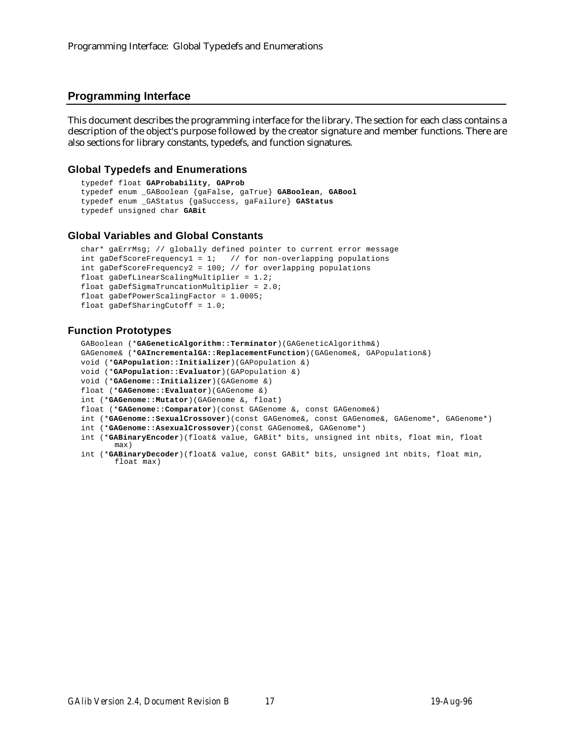## Programming Interface

This document describes the programming interface for the library. The section for each class contains a description of the object's purpose followed by the creator signature and member functions. There are also sections for library constants, typedefs, and function signatures.

### Global Typedefs and Enumerations

```
typedef float GAProbability, GAProb
typedef enum _GABoolean {gaFalse, gaTrue} GABoolean, GABool
typedef enum _GAStatus {gaSuccess, gaFailure} GAStatus
typedef unsigned char GABit
```

### Global Variables and Global Constants

```
char* gaErrMsg; // globally defined pointer to current error message
int gaDefScoreFrequency1 = 1;   // for non-overlapping populations
int gaDefScoreFrequency2 = 100; // for overlapping populations
float gaDefLinearScalingMultiplier = 1.2;
float gaDefSigmaTruncationMultiplier = 2.0;
float gaDefPowerScalingFactor = 1.0005;
float gaDefSharingCutoff = 1.0;
```

### Function Prototypes

```
GABoolean (*GAGeneticAlgorithm::Terminator)(GAGeneticAlgorithm&)
GAGenome& (*GAIncrementalGA::ReplacementFunction)(GAGenome&, GAPopulation&)
void (*GAPopulation::Initializer)(GAPopulation &)
void (*GAPopulation::Evaluator)(GAPopulation &)
void (*GAGenome::Initializer)(GAGenome &)
float (*GAGenome::Evaluator)(GAGenome &)
int (*GAGenome::Mutator)(GAGenome &, float)
float (*GAGenome::Comparator)(const GAGenome &, const GAGenome&)
int (*GAGenome::SexualCrossover)(const GAGenome&, const GAGenome&, GAGenome*, GAGenome*)
int (*GAGenome::AsexualCrossover)(const GAGenome&, GAGenome*)
int (*GABinaryEncoder)(float& value, GABit* bits, unsigned int nbits, float min, float
       max)
int (*GABinaryDecoder)(float& value, const GABit* bits, unsigned int nbits, float min,
       float max)
```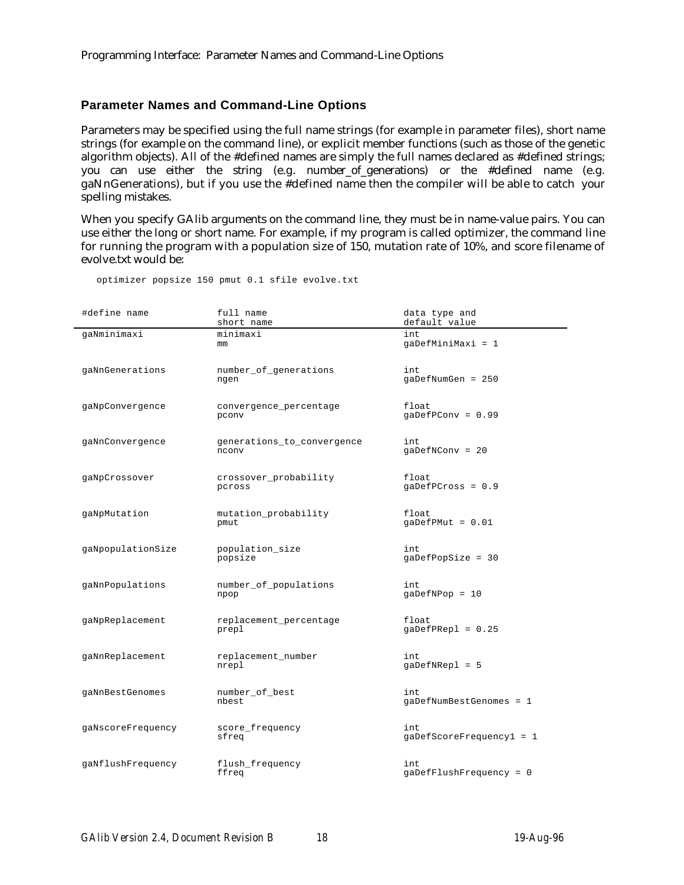## Parameter Names and Command-Line Options

Parameters may be specified using the full name strings (for example in parameter files), short name strings (for example on the command line), or explicit member functions (such as those of the genetic algorithm objects). All of the #defined names are simply the full names declared as #defined strings; you can use either the string (e.g. number_of_generations) or the #defined name (e.g. gaNnGenerations), but if you use the #defined name then the compiler will be able to catch your spelling mistakes.

When you specify GAlib arguments on the command line, they must be in name-value pairs. You can use either the long or short name. For example, if my program is called optimizer, the command line for running the program with a population size of 150, mutation rate of 10%, and score filename of evolve.txt would be:

```
optimizer popsize 150 pmut 0.1 sfile evolve.txt
```

| #define name | full name<br>short name | data type and<br>default value |
|---|---|---|
| gaNminimaxi | minimaxi<br>mm | int<br>gaDefMiniMaxi = 1 |
| gaNnGenerations | number_of_generations<br>ngen | int<br>gaDefNumGen = 250 |
| gaNpConvergence | convergence_percentage<br>pconv | float<br>gaDefPConv = 0.99 |
| gaNnConvergence | generations_to_convergence<br>nconv | int<br>gaDefNConv = 20 |
| gaNpCrossover | crossover_probability<br>pcross | float<br>gaDefPCross = 0.9 |
| gaNpMutation | mutation_probability<br>pmut | float<br>gaDefPMut = 0.01 |
| gaNpopulationSize | population_size<br>popsize | int<br>gaDefPopSize = 30 |
| gaNnPopulations | number_of_populations<br>npop | int<br>gaDefNPop = 10 |
| gaNpReplacement | replacement_percentage<br>prepl | float<br>gaDefPRepl = 0.25 |
| gaNnReplacement | replacement_number<br>nrepl | int<br>gaDefNRepl = 5 |
| gaNnBestGenomes | number_of_best<br>nbest | int<br>gaDefNumBestGenomes = 1 |
| gaNscoreFrequency | score_frequency<br>sfreq | int<br>gaDefScoreFrequency1 = 1 |
| gaNflushFrequency | flush_frequency<br>ffreq | int<br>gaDefFlushFrequency = 0 |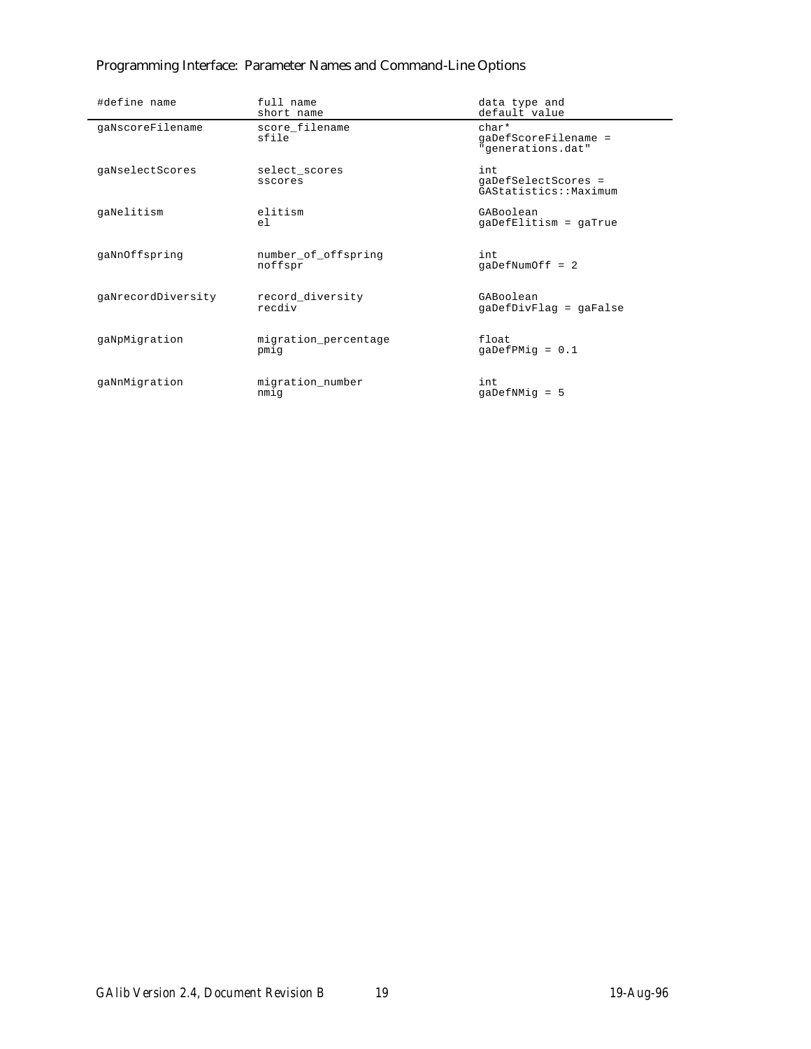| #define name | full name<br>short name | data type and<br>default value |
|---|---|---|
| gaNscoreFilename | score_filename<br>sfile | char*<br>gaDefScoreFilename = "generations.dat" |
| gaNselectScores | select_scores<br>sscores | int<br>gaDefSelectScores = GAStatistics::Maximum |
| gaNelitism | elitism<br>el | GABoolean<br>gaDefElitism = gaTrue |
| gaNnOffspring | number_of_offspring<br>noffspr | int<br>gaDefNumOff = 2 |
| gaNrecordDiversity | record_diversity<br>recdiv | GABoolean<br>gaDefDivFlag = gaFalse |
| gaNpMigration | migration_percentage<br>pmig | float<br>gaDefPMig = 0.1 |
| gaNnMigration | migration_number<br>nmig | int<br>gaDefNMig = 5 |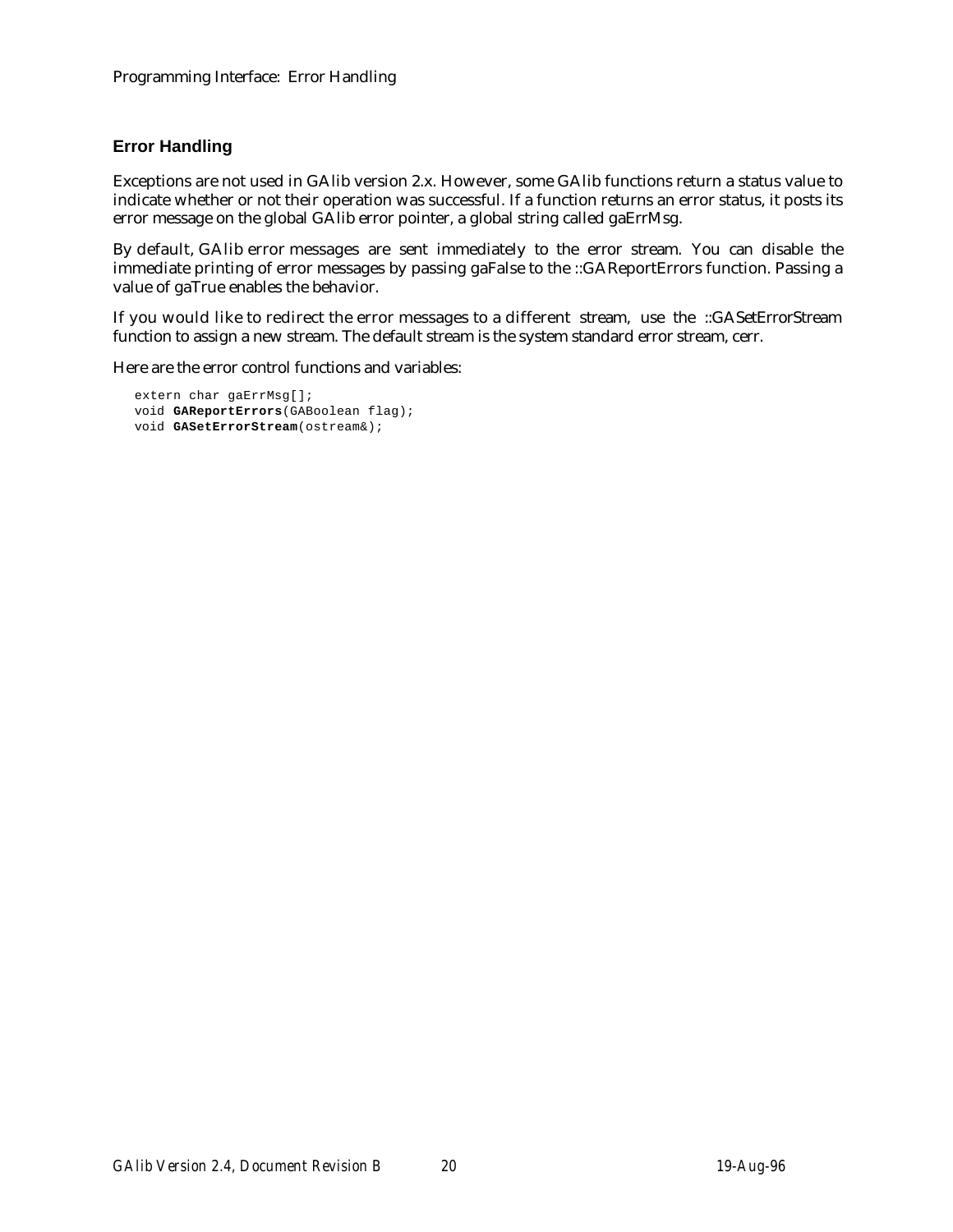## Error Handling

Exceptions are not used in GAlib version 2.x. However, some GAlib functions return a status value to indicate whether or not their operation was successful. If a function returns an error status, it posts its error message on the global GAlib error pointer, a global string called gaErrMsg.

By default, GAlib error messages are sent immediately to the error stream. You can disable the immediate printing of error messages by passing gaFalse to the ::GAReportErrors function. Passing a value of gaTrue enables the behavior.

If you would like to redirect the error messages to a different stream, use the ::GASetErrorStream function to assign a new stream. The default stream is the system standard error stream, cerr.

Here are the error control functions and variables:

```
extern char gaErrMsg[];
void GAReportErrors(GABoolean flag);
void GASetErrorStream(ostream&);
```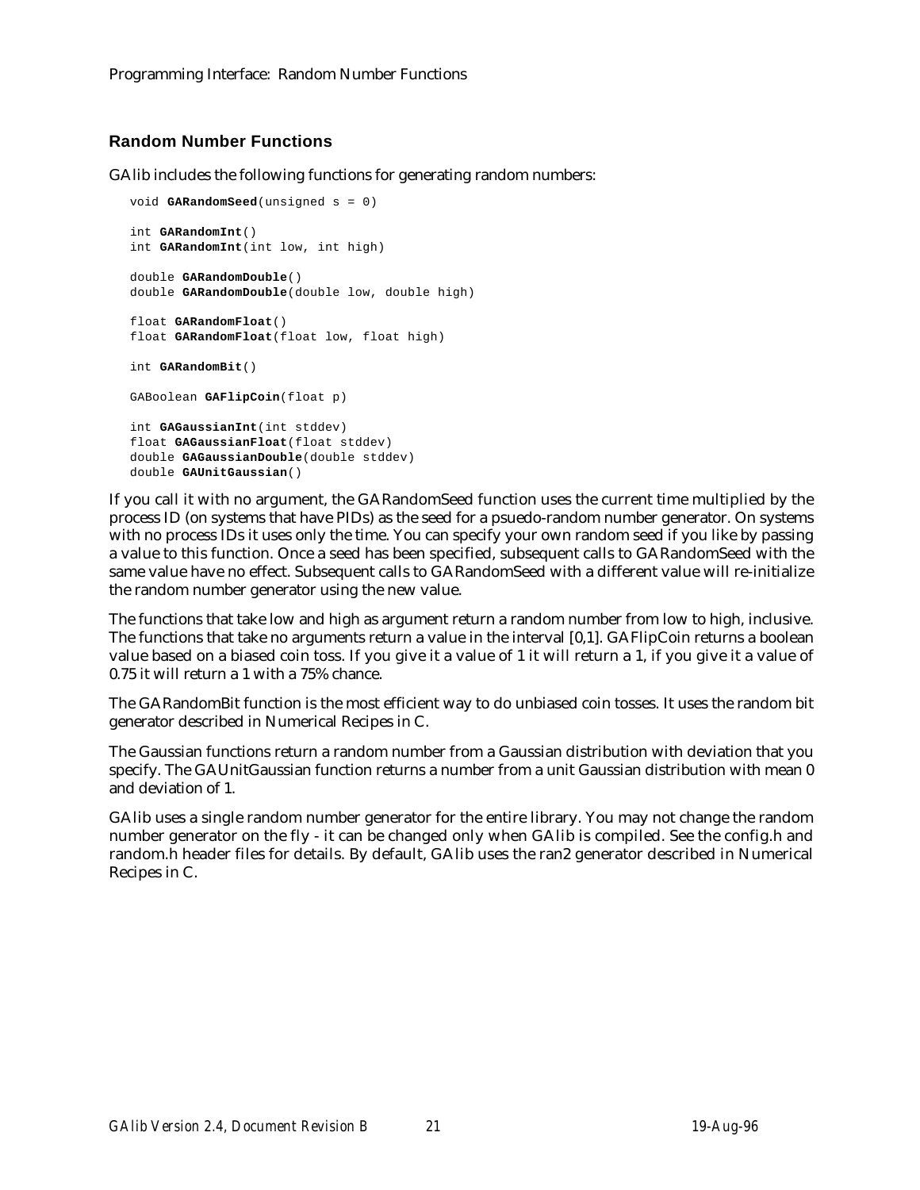## Random Number Functions

GAlib includes the following functions for generating random numbers:

```
void GARandomSeed(unsigned s = 0)

int GARandomInt()
int GARandomInt(int low, int high)

double GARandomDouble()
double GARandomDouble(double low, double high)

float GARandomFloat()
float GARandomFloat(float low, float high)

int GARandomBit()

GABoolean GAFlipCoin(float p)

int GAGaussianInt(int stddev)
float GAGaussianFloat(float stddev)
double GAGaussianDouble(double stddev)
double GAUnitGaussian()
```

If you call it with no argument, the GARandomSeed function uses the current time multiplied by the process ID (on systems that have PIDs) as the seed for a psuedo-random number generator. On systems with no process IDs it uses only the time. You can specify your own random seed if you like by passing a value to this function. Once a seed has been specified, subsequent calls to GARandomSeed with the same value have no effect. Subsequent calls to GARandomSeed with a different value will re-initialize the random number generator using the new value.

The functions that take low and high as argument return a random number from low to high, inclusive. The functions that take no arguments return a value in the interval [0,1]. GAFlipCoin returns a boolean value based on a biased coin toss. If you give it a value of 1 it will return a 1, if you give it a value of 0.75 it will return a 1 with a 75% chance.

The GARandomBit function is the most efficient way to do unbiased coin tosses. It uses the random bit generator described in Numerical Recipes in C.

The Gaussian functions return a random number from a Gaussian distribution with deviation that you specify. The GAUnitGaussian function returns a number from a unit Gaussian distribution with mean 0 and deviation of 1.

GAlib uses a single random number generator for the entire library. You may not change the random number generator on the fly - it can be changed only when GAlib is compiled. See the config.h and random.h header files for details. By default, GAlib uses the ran2 generator described in Numerical Recipes in C.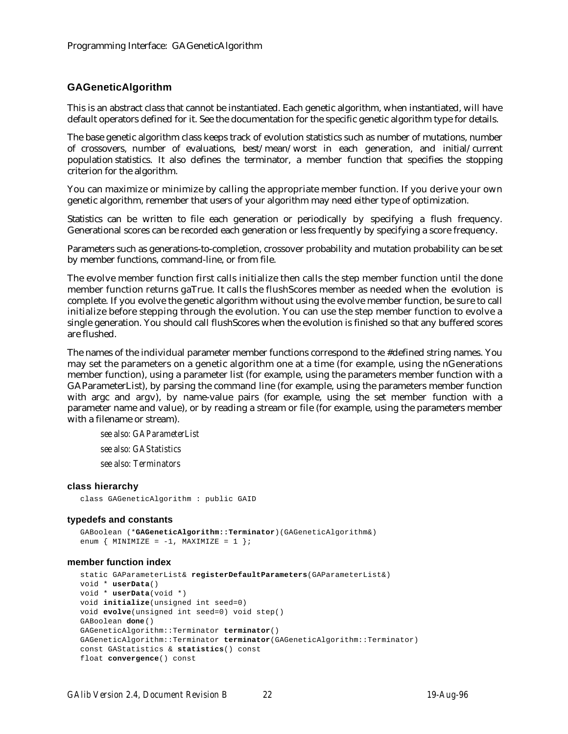## GAGeneticAlgorithm

This is an abstract class that cannot be instantiated. Each genetic algorithm, when instantiated, will have default operators defined for it. See the documentation for the specific genetic algorithm type for details.

The base genetic algorithm class keeps track of evolution statistics such as number of mutations, number of crossovers, number of evaluations, best/mean/worst in each generation, and initial/current population statistics. It also defines the terminator, a member function that specifies the stopping criterion for the algorithm.

You can maximize or minimize by calling the appropriate member function. If you derive your own genetic algorithm, remember that users of your algorithm may need either type of optimization.

Statistics can be written to file each generation or periodically by specifying a flush frequency. Generational scores can be recorded each generation or less frequently by specifying a score frequency.

Parameters such as generations-to-completion, crossover probability and mutation probability can be set by member functions, command-line, or from file.

The evolve member function first calls initialize then calls the step member function until the done member function returns gaTrue. It calls the flushScores member as needed when the evolution is complete. If you evolve the genetic algorithm without using the evolve member function, be sure to call initialize before stepping through the evolution. You can use the step member function to evolve a single generation. You should call flushScores when the evolution is finished so that any buffered scores are flushed.

The names of the individual parameter member functions correspond to the #defined string names. You may set the parameters on a genetic algorithm one at a time (for example, using the nGenerations member function), using a parameter list (for example, using the parameters member function with a GAParameterList), by parsing the command line (for example, using the parameters member function with argc and argv), by name-value pairs (for example, using the set member function with a parameter name and value), or by reading a stream or file (for example, using the parameters member with a filename or stream).

*see also: GAParameterList*

*see also: GAStatistics*

*see also: Terminators*

### class hierarchy

```
class GAGeneticAlgorithm : public GAID
```

### typedefs and constants

```
GABoolean (*GAGeneticAlgorithm::Terminator)(GAGeneticAlgorithm&)
enum { MINIMIZE = -1, MAXIMIZE = 1 };
```

### member function index

```
static GAParameterList& registerDefaultParameters(GAParameterList&)
void * userData()
void * userData(void *)
void initialize(unsigned int seed=0)
void evolve(unsigned int seed=0) void step()
GABoolean done()
GAGeneticAlgorithm::Terminator terminator()
GAGeneticAlgorithm::Terminator terminator(GAGeneticAlgorithm::Terminator)
const GAStatistics & statistics() const
float convergence() const
```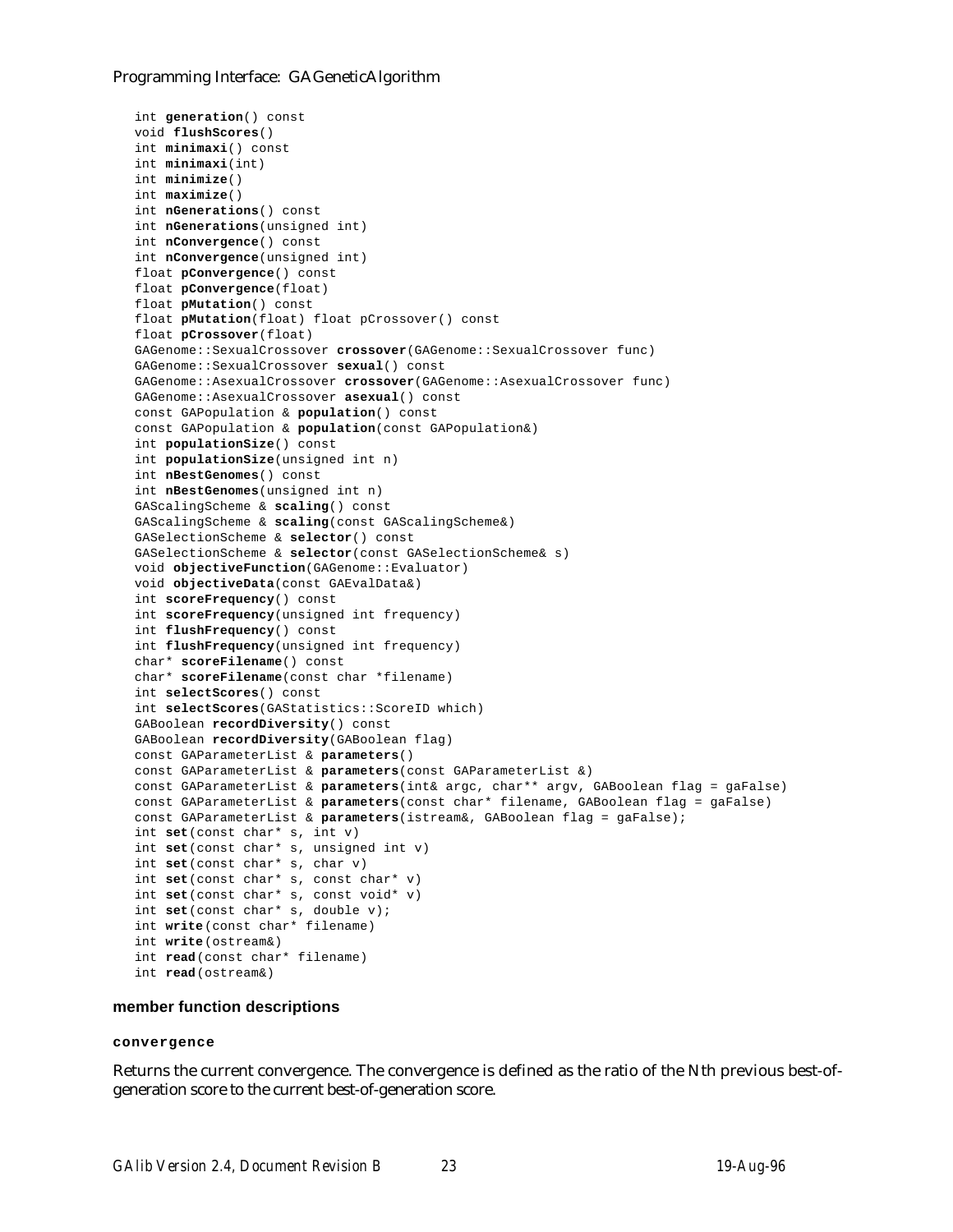```
int generation() const
void flushScores()
int minimaxi() const
int minimaxi(int)
int minimize()
int maximize()
int nGenerations() const
int nGenerations(unsigned int)
int nConvergence() const
int nConvergence(unsigned int)
float pConvergence() const
float pConvergence(float)
float pMutation() const
float pMutation(float) float pCrossover() const
float pCrossover(float)
GAGenome::SexualCrossover crossover(GAGenome::SexualCrossover func)
GAGenome::SexualCrossover sexual() const
GAGenome::AsexualCrossover crossover(GAGenome::AsexualCrossover func)
GAGenome::AsexualCrossover asexual() const
const GAPopulation & population() const
const GAPopulation & population(const GAPopulation&)
int populationSize() const
int populationSize(unsigned int n)
int nBestGenomes() const
int nBestGenomes(unsigned int n)
GAScalingScheme & scaling() const
GAScalingScheme & scaling(const GAScalingScheme&)
GASelectionScheme & selector() const
GASelectionScheme & selector(const GASelectionScheme& s)
void objectiveFunction(GAGenome::Evaluator)
void objectiveData(const GAEvalData&)
int scoreFrequency() const
int scoreFrequency(unsigned int frequency)
int flushFrequency() const
int flushFrequency(unsigned int frequency)
char* scoreFilename() const
char* scoreFilename(const char *filename)
int selectScores() const
int selectScores(GAStatistics::ScoreID which)
GABoolean recordDiversity() const
GABoolean recordDiversity(GABoolean flag)
const GAParameterList & parameters()
const GAParameterList & parameters(const GAParameterList &)
const GAParameterList & parameters(int& argc, char** argv, GABoolean flag = gaFalse)
const GAParameterList & parameters(const char* filename, GABoolean flag = gaFalse)
const GAParameterList & parameters(istream&, GABoolean flag = gaFalse);
int set(const char* s, int v)
int set(const char* s, unsigned int v)
int set(const char* s, char v)
int set(const char* s, const char* v)
int set(const char* s, const void* v)
int set(const char* s, double v);
int write(const char* filename)
int write(ostream&)
int read(const char* filename)
int read(ostream&)
```

### member function descriptions

#### convergence

Returns the current convergence. The convergence is defined as the ratio of the Nth previous best-of-generation score to the current best-of-generation score.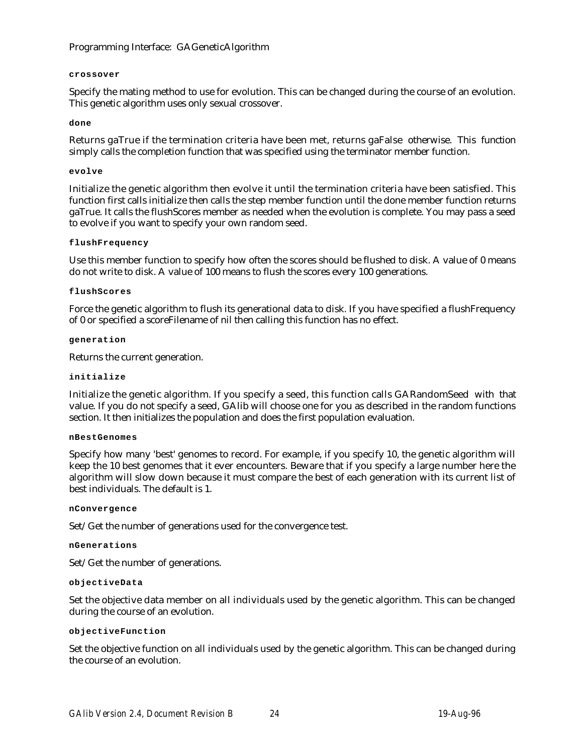#### crossover

Specify the mating method to use for evolution. This can be changed during the course of an evolution. This genetic algorithm uses only sexual crossover.

#### done

Returns gaTrue if the termination criteria have been met, returns gaFalse otherwise. This function simply calls the completion function that was specified using the terminator member function.

#### evolve

Initialize the genetic algorithm then evolve it until the termination criteria have been satisfied. This function first calls initialize then calls the step member function until the done member function returns gaTrue. It calls the flushScores member as needed when the evolution is complete. You may pass a seed to evolve if you want to specify your own random seed.

#### flushFrequency

Use this member function to specify how often the scores should be flushed to disk. A value of 0 means do not write to disk. A value of 100 means to flush the scores every 100 generations.

#### flushScores

Force the genetic algorithm to flush its generational data to disk. If you have specified a flushFrequency of 0 or specified a scoreFilename of nil then calling this function has no effect.

#### generation

Returns the current generation.

#### initialize

Initialize the genetic algorithm. If you specify a seed, this function calls GARandomSeed with that value. If you do not specify a seed, GAlib will choose one for you as described in the random functions section. It then initializes the population and does the first population evaluation.

#### nBestGenomes

Specify how many 'best' genomes to record. For example, if you specify 10, the genetic algorithm will keep the 10 best genomes that it ever encounters. Beware that if you specify a large number here the algorithm will slow down because it must compare the best of each generation with its current list of best individuals. The default is 1.

#### nConvergence

Set/Get the number of generations used for the convergence test.

#### nGenerations

Set/Get the number of generations.

#### objectiveData

Set the objective data member on all individuals used by the genetic algorithm. This can be changed during the course of an evolution.

#### objectiveFunction

Set the objective function on all individuals used by the genetic algorithm. This can be changed during the course of an evolution.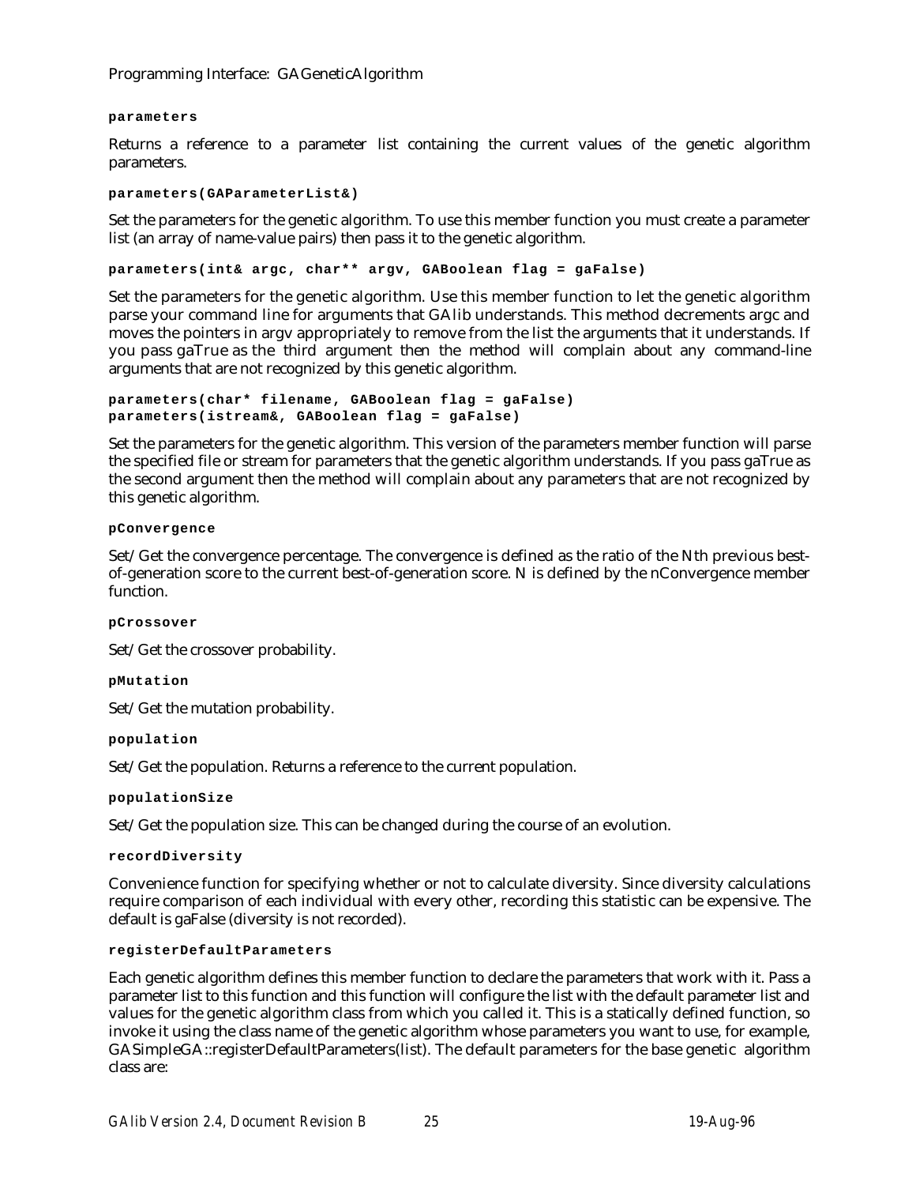**parameters**

Returns a reference to a parameter list containing the current values of the genetic algorithm parameters.

**parameters(GAParameterList&)**

Set the parameters for the genetic algorithm. To use this member function you must create a parameter list (an array of name-value pairs) then pass it to the genetic algorithm.

**parameters(int& argc, char** argv, GABoolean flag = gaFalse)**

Set the parameters for the genetic algorithm. Use this member function to let the genetic algorithm parse your command line for arguments that GAlib understands. This method decrements argc and moves the pointers in argv appropriately to remove from the list the arguments that it understands. If you pass gaTrue as the third argument then the method will complain about any command-line arguments that are not recognized by this genetic algorithm.

**parameters(char* filename, GABoolean flag = gaFalse)**
**parameters(istream&, GABoolean flag = gaFalse)**

Set the parameters for the genetic algorithm. This version of the parameters member function will parse the specified file or stream for parameters that the genetic algorithm understands. If you pass gaTrue as the second argument then the method will complain about any parameters that are not recognized by this genetic algorithm.

**pConvergence**

Set/Get the convergence percentage. The convergence is defined as the ratio of the Nth previous best-of-generation score to the current best-of-generation score. N is defined by the nConvergence member function.

**pCrossover**

Set/Get the crossover probability.

**pMutation**

Set/Get the mutation probability.

**population**

Set/Get the population. Returns a reference to the current population.

**populationSize**

Set/Get the population size. This can be changed during the course of an evolution.

**recordDiversity**

Convenience function for specifying whether or not to calculate diversity. Since diversity calculations require comparison of each individual with every other, recording this statistic can be expensive. The default is gaFalse (diversity is not recorded).

**registerDefaultParameters**

Each genetic algorithm defines this member function to declare the parameters that work with it. Pass a parameter list to this function and this function will configure the list with the default parameter list and values for the genetic algorithm class from which you called it. This is a statically defined function, so invoke it using the class name of the genetic algorithm whose parameters you want to use, for example, GASimpleGA::registerDefaultParameters(list). The default parameters for the base genetic algorithm class are: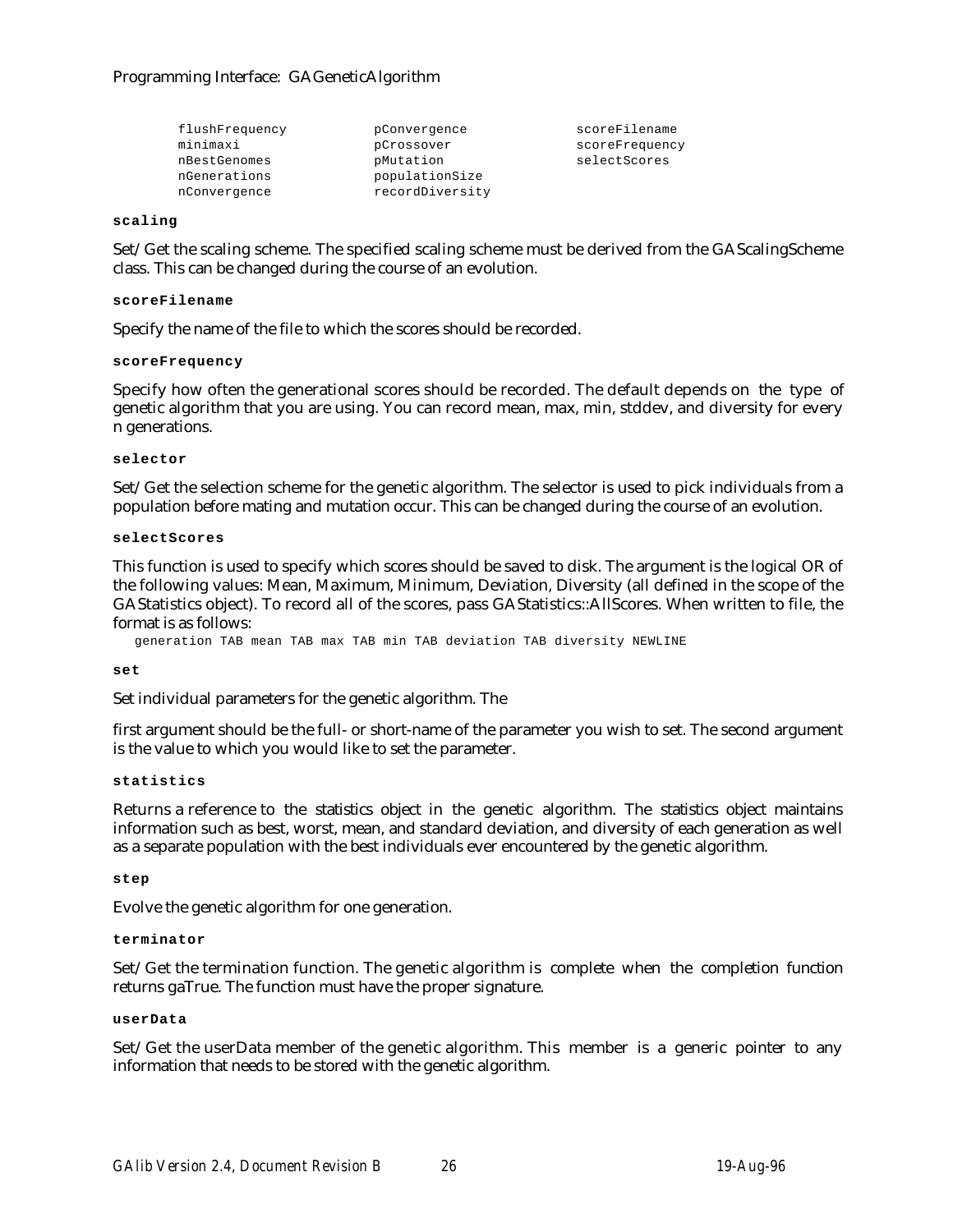```
flushFrequency        pConvergence        scoreFilename
minimaxi              pCrossover          scoreFrequency
nBestGenomes          pMutation           selectScores
nGenerations          populationSize
nConvergence          recordDiversity
```

**scaling**

Set/Get the scaling scheme. The specified scaling scheme must be derived from the GAScalingScheme class. This can be changed during the course of an evolution.

**scoreFilename**

Specify the name of the file to which the scores should be recorded.

**scoreFrequency**

Specify how often the generational scores should be recorded. The default depends on the type of genetic algorithm that you are using. You can record mean, max, min, stddev, and diversity for every n generations.

**selector**

Set/Get the selection scheme for the genetic algorithm. The selector is used to pick individuals from a population before mating and mutation occur. This can be changed during the course of an evolution.

**selectScores**

This function is used to specify which scores should be saved to disk. The argument is the logical OR of the following values: Mean, Maximum, Minimum, Deviation, Diversity (all defined in the scope of the GAStatistics object). To record all of the scores, pass GAStatistics::AllScores. When written to file, the format is as follows:

```
generation TAB mean TAB max TAB min TAB deviation TAB diversity NEWLINE
```

**set**

Set individual parameters for the genetic algorithm. The

first argument should be the full- or short-name of the parameter you wish to set. The second argument is the value to which you would like to set the parameter.

**statistics**

Returns a reference to the statistics object in the genetic algorithm. The statistics object maintains information such as best, worst, mean, and standard deviation, and diversity of each generation as well as a separate population with the best individuals ever encountered by the genetic algorithm.

**step**

Evolve the genetic algorithm for one generation.

**terminator**

Set/Get the termination function. The genetic algorithm is complete when the completion function returns gaTrue. The function must have the proper signature.

**userData**

Set/Get the userData member of the genetic algorithm. This member is a generic pointer to any information that needs to be stored with the genetic algorithm.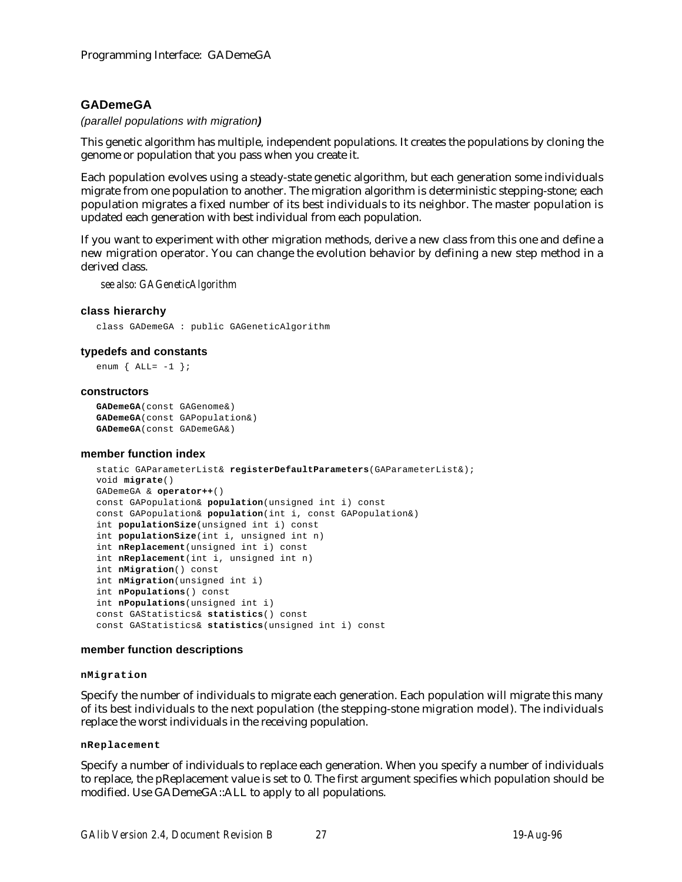## GADemeGA

*(parallel populations with migration)*

This genetic algorithm has multiple, independent populations. It creates the populations by cloning the genome or population that you pass when you create it.

Each population evolves using a steady-state genetic algorithm, but each generation some individuals migrate from one population to another. The migration algorithm is deterministic stepping-stone; each population migrates a fixed number of its best individuals to its neighbor. The master population is updated each generation with best individual from each population.

If you want to experiment with other migration methods, derive a new class from this one and define a new migration operator. You can change the evolution behavior by defining a new step method in a derived class.

*see also: GAGeneticAlgorithm*

### class hierarchy

```
class GADemeGA : public GAGeneticAlgorithm
```

### typedefs and constants

```
enum { ALL= -1 };
```

### constructors

```
GADemeGA(const GAGenome&)
GADemeGA(const GAPopulation&)
GADemeGA(const GADemeGA&)
```

### member function index

```
static GAParameterList& registerDefaultParameters(GAParameterList&);
void migrate()
GADemeGA & operator++()
const GAPopulation& population(unsigned int i) const
const GAPopulation& population(int i, const GAPopulation&)
int populationSize(unsigned int i) const
int populationSize(int i, unsigned int n)
int nReplacement(unsigned int i) const
int nReplacement(int i, unsigned int n)
int nMigration() const
int nMigration(unsigned int i)
int nPopulations() const
int nPopulations(unsigned int i)
const GAStatistics& statistics() const
const GAStatistics& statistics(unsigned int i) const
```

### member function descriptions

#### nMigration

Specify the number of individuals to migrate each generation. Each population will migrate this many of its best individuals to the next population (the stepping-stone migration model). The individuals replace the worst individuals in the receiving population.

#### nReplacement

Specify a number of individuals to replace each generation. When you specify a number of individuals to replace, the pReplacement value is set to 0. The first argument specifies which population should be modified. Use GADemeGA::ALL to apply to all populations.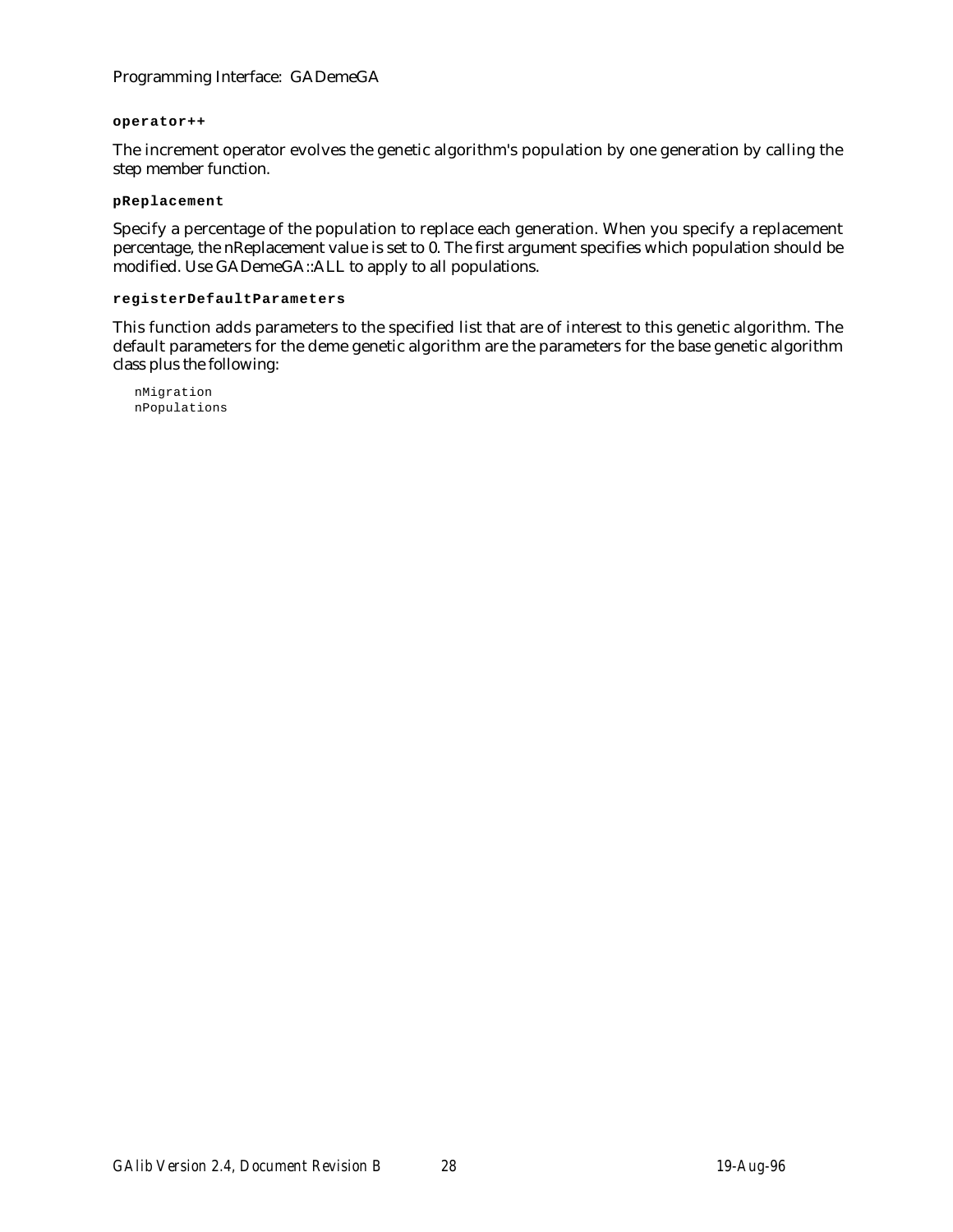**operator++**

The increment operator evolves the genetic algorithm's population by one generation by calling the step member function.

**pReplacement**

Specify a percentage of the population to replace each generation. When you specify a replacement percentage, the nReplacement value is set to 0. The first argument specifies which population should be modified. Use GADemeGA::ALL to apply to all populations.

**registerDefaultParameters**

This function adds parameters to the specified list that are of interest to this genetic algorithm. The default parameters for the deme genetic algorithm are the parameters for the base genetic algorithm class plus the following:

```
nMigration
nPopulations
```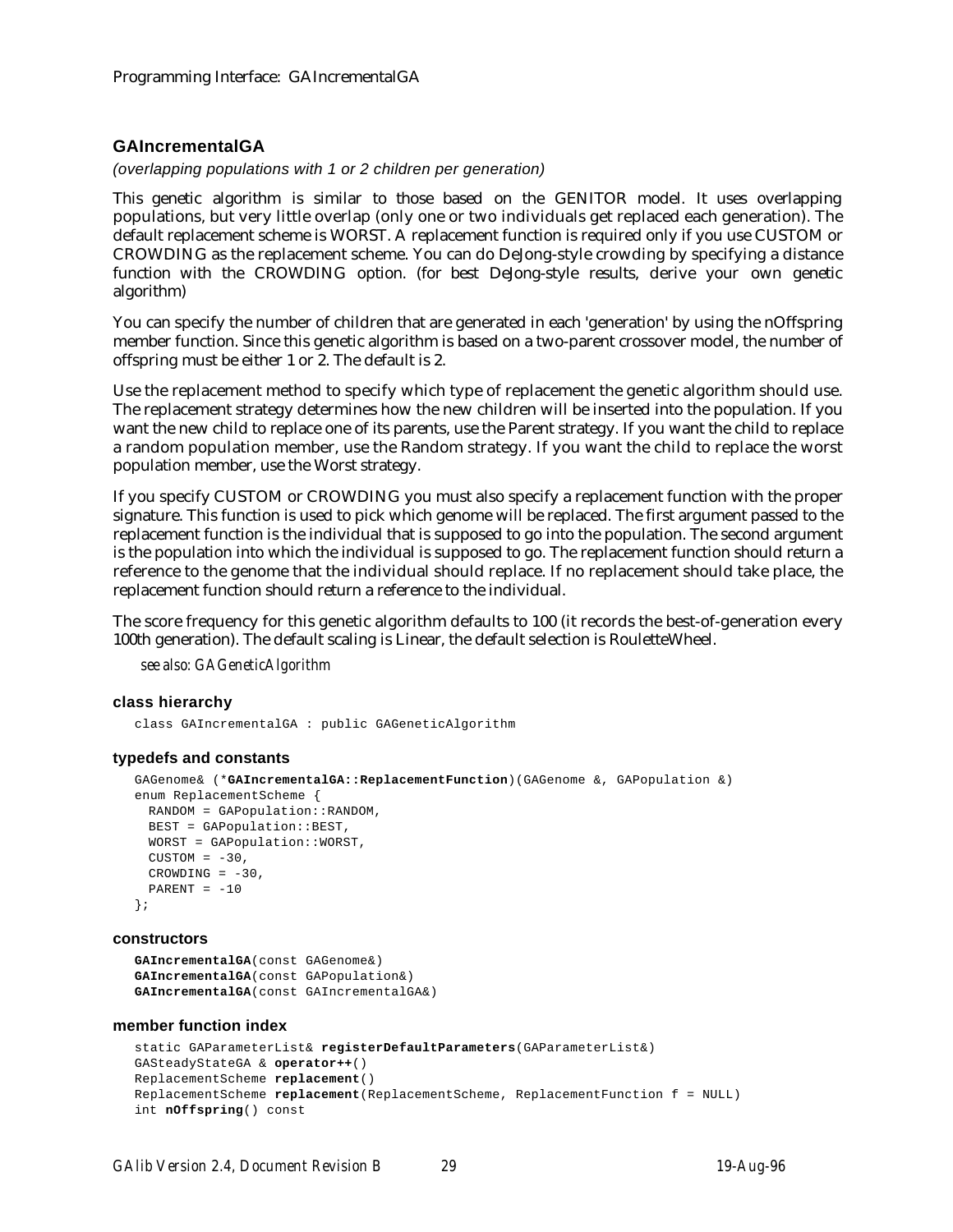## GAIncrementalGA

*(overlapping populations with 1 or 2 children per generation)*

This genetic algorithm is similar to those based on the GENITOR model. It uses overlapping populations, but very little overlap (only one or two individuals get replaced each generation). The default replacement scheme is WORST. A replacement function is required only if you use CUSTOM or CROWDING as the replacement scheme. You can do DeJong-style crowding by specifying a distance function with the CROWDING option. (for best DeJong-style results, derive your own genetic algorithm)

You can specify the number of children that are generated in each 'generation' by using the nOffspring member function. Since this genetic algorithm is based on a two-parent crossover model, the number of offspring must be either 1 or 2. The default is 2.

Use the replacement method to specify which type of replacement the genetic algorithm should use. The replacement strategy determines how the new children will be inserted into the population. If you want the new child to replace one of its parents, use the Parent strategy. If you want the child to replace a random population member, use the Random strategy. If you want the child to replace the worst population member, use the Worst strategy.

If you specify CUSTOM or CROWDING you must also specify a replacement function with the proper signature. This function is used to pick which genome will be replaced. The first argument passed to the replacement function is the individual that is supposed to go into the population. The second argument is the population into which the individual is supposed to go. The replacement function should return a reference to the genome that the individual should replace. If no replacement should take place, the replacement function should return a reference to the individual.

The score frequency for this genetic algorithm defaults to 100 (it records the best-of-generation every 100th generation). The default scaling is Linear, the default selection is RouletteWheel.

*see also: GAGeneticAlgorithm*

### class hierarchy

```
class GAIncrementalGA : public GAGeneticAlgorithm
```

### typedefs and constants

```
GAGenome& (*GAIncrementalGA::ReplacementFunction)(GAGenome &, GAPopulation &)
enum ReplacementScheme {
  RANDOM = GAPopulation::RANDOM,
  BEST = GAPopulation::BEST,
  WORST = GAPopulation::WORST,
  CUSTOM = -30,
  CROWDING = -30,
  PARENT = -10
};
```

### constructors

```
GAIncrementalGA(const GAGenome&)
GAIncrementalGA(const GAPopulation&)
GAIncrementalGA(const GAIncrementalGA&)
```

### member function index

```
static GAParameterList& registerDefaultParameters(GAParameterList&)
GASteadyStateGA & operator++()
ReplacementScheme replacement()
ReplacementScheme replacement(ReplacementScheme, ReplacementFunction f = NULL)
int nOffspring() const
```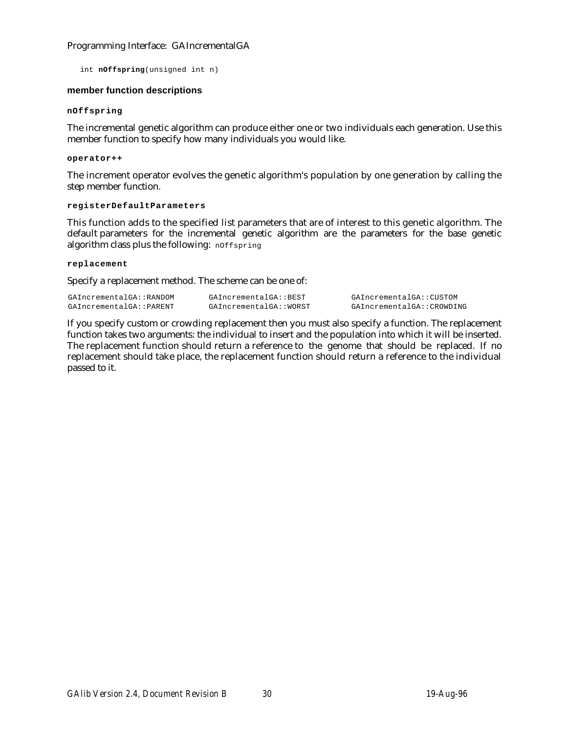```
int nOffspring(unsigned int n)
```

### member function descriptions

#### nOffspring

The incremental genetic algorithm can produce either one or two individuals each generation. Use this member function to specify how many individuals you would like.

#### operator++

The increment operator evolves the genetic algorithm's population by one generation by calling the step member function.

#### registerDefaultParameters

This function adds to the specified list parameters that are of interest to this genetic algorithm. The default parameters for the incremental genetic algorithm are the parameters for the base genetic algorithm class plus the following: `nOffspring`

#### replacement

Specify a replacement method. The scheme can be one of:

```
GAIncrementalGA::RANDOM      GAIncrementalGA::BEST       GAIncrementalGA::CUSTOM
GAIncrementalGA::PARENT      GAIncrementalGA::WORST      GAIncrementalGA::CROWDING
```

If you specify custom or crowding replacement then you must also specify a function. The replacement function takes two arguments: the individual to insert and the population into which it will be inserted. The replacement function should return a reference to the genome that should be replaced. If no replacement should take place, the replacement function should return a reference to the individual passed to it.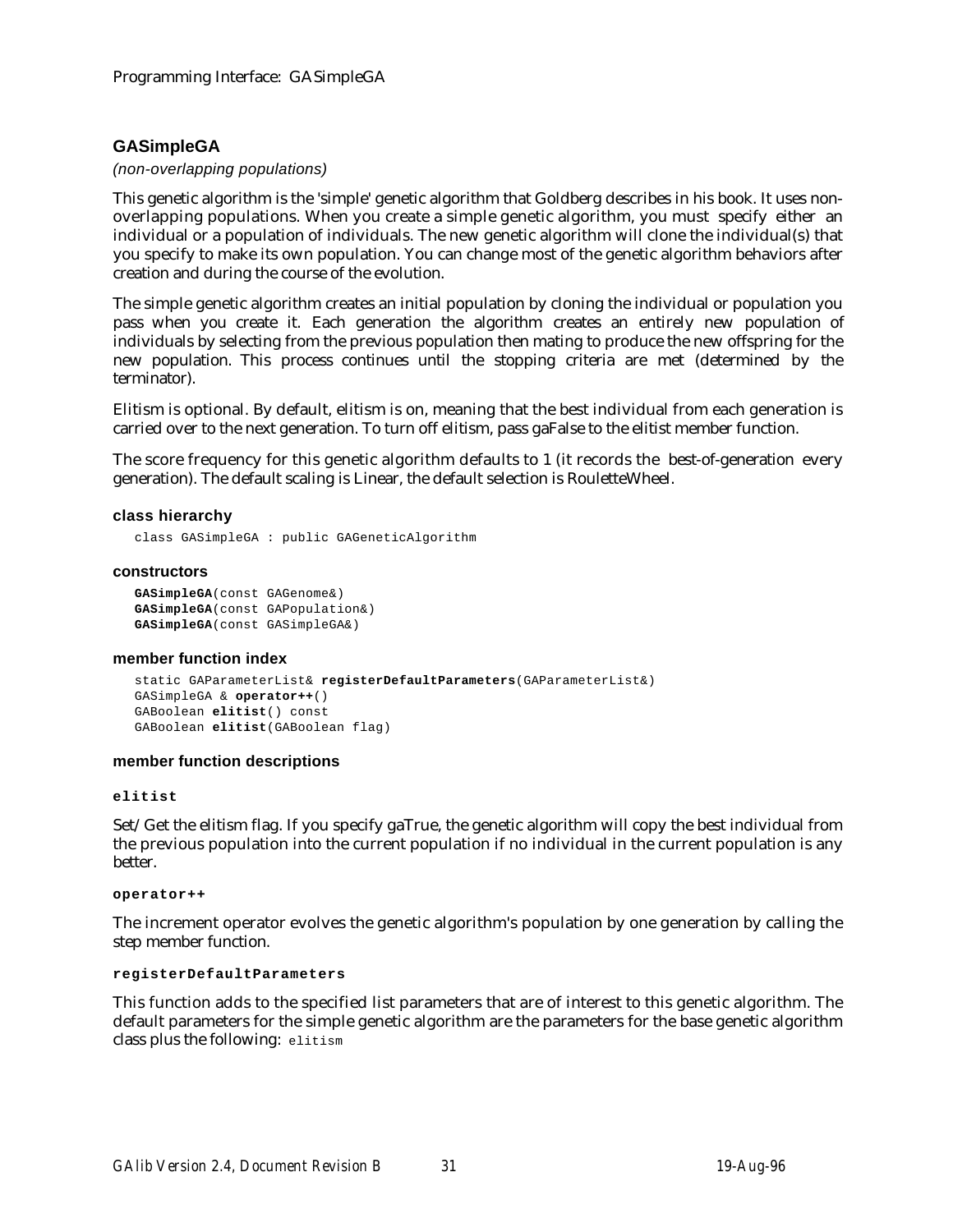## GASimpleGA

*(non-overlapping populations)*

This genetic algorithm is the 'simple' genetic algorithm that Goldberg describes in his book. It uses non-overlapping populations. When you create a simple genetic algorithm, you must specify either an individual or a population of individuals. The new genetic algorithm will clone the individual(s) that you specify to make its own population. You can change most of the genetic algorithm behaviors after creation and during the course of the evolution.

The simple genetic algorithm creates an initial population by cloning the individual or population you pass when you create it. Each generation the algorithm creates an entirely new population of individuals by selecting from the previous population then mating to produce the new offspring for the new population. This process continues until the stopping criteria are met (determined by the terminator).

Elitism is optional. By default, elitism is on, meaning that the best individual from each generation is carried over to the next generation. To turn off elitism, pass gaFalse to the elitist member function.

The score frequency for this genetic algorithm defaults to 1 (it records the best-of-generation every generation). The default scaling is Linear, the default selection is RouletteWheel.

### class hierarchy

```
class GASimpleGA : public GAGeneticAlgorithm
```

### constructors

```
GASimpleGA(const GAGenome&)
GASimpleGA(const GAPopulation&)
GASimpleGA(const GASimpleGA&)
```

### member function index

```
static GAParameterList& registerDefaultParameters(GAParameterList&)
GASimpleGA & operator++()
GABoolean elitist() const
GABoolean elitist(GABoolean flag)
```

### member function descriptions

**`elitist`**

Set/Get the elitism flag. If you specify gaTrue, the genetic algorithm will copy the best individual from the previous population into the current population if no individual in the current population is any better.

**`operator++`**

The increment operator evolves the genetic algorithm's population by one generation by calling the step member function.

**`registerDefaultParameters`**

This function adds to the specified list parameters that are of interest to this genetic algorithm. The default parameters for the simple genetic algorithm are the parameters for the base genetic algorithm class plus the following: `elitism`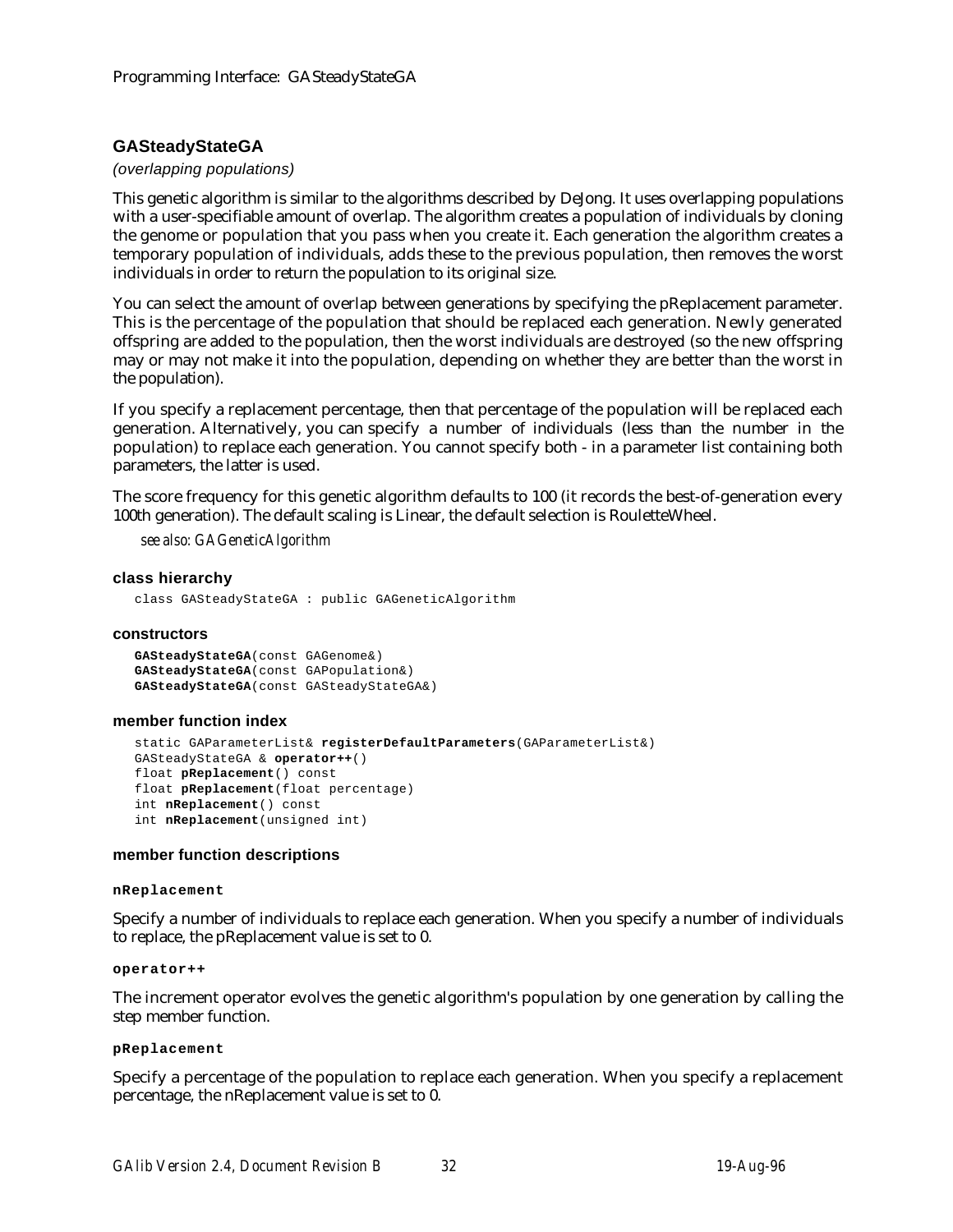## GASteadyStateGA

*(overlapping populations)*

This genetic algorithm is similar to the algorithms described by DeJong. It uses overlapping populations with a user-specifiable amount of overlap. The algorithm creates a population of individuals by cloning the genome or population that you pass when you create it. Each generation the algorithm creates a temporary population of individuals, adds these to the previous population, then removes the worst individuals in order to return the population to its original size.

You can select the amount of overlap between generations by specifying the pReplacement parameter. This is the percentage of the population that should be replaced each generation. Newly generated offspring are added to the population, then the worst individuals are destroyed (so the new offspring may or may not make it into the population, depending on whether they are better than the worst in the population).

If you specify a replacement percentage, then that percentage of the population will be replaced each generation. Alternatively, you can specify a number of individuals (less than the number in the population) to replace each generation. You cannot specify both - in a parameter list containing both parameters, the latter is used.

The score frequency for this genetic algorithm defaults to 100 (it records the best-of-generation every 100th generation). The default scaling is Linear, the default selection is RouletteWheel.

*see also: GAGeneticAlgorithm*

### class hierarchy

```
class GASteadyStateGA : public GAGeneticAlgorithm
```

### constructors

```
GASteadyStateGA(const GAGenome&)
GASteadyStateGA(const GAPopulation&)
GASteadyStateGA(const GASteadyStateGA&)
```

### member function index

```
static GAParameterList& registerDefaultParameters(GAParameterList&)
GASteadyStateGA & operator++()
float pReplacement() const
float pReplacement(float percentage)
int nReplacement() const
int nReplacement(unsigned int)
```

### member function descriptions

**nReplacement**

Specify a number of individuals to replace each generation. When you specify a number of individuals to replace, the pReplacement value is set to 0.

**operator++**

The increment operator evolves the genetic algorithm's population by one generation by calling the step member function.

**pReplacement**

Specify a percentage of the population to replace each generation. When you specify a replacement percentage, the nReplacement value is set to 0.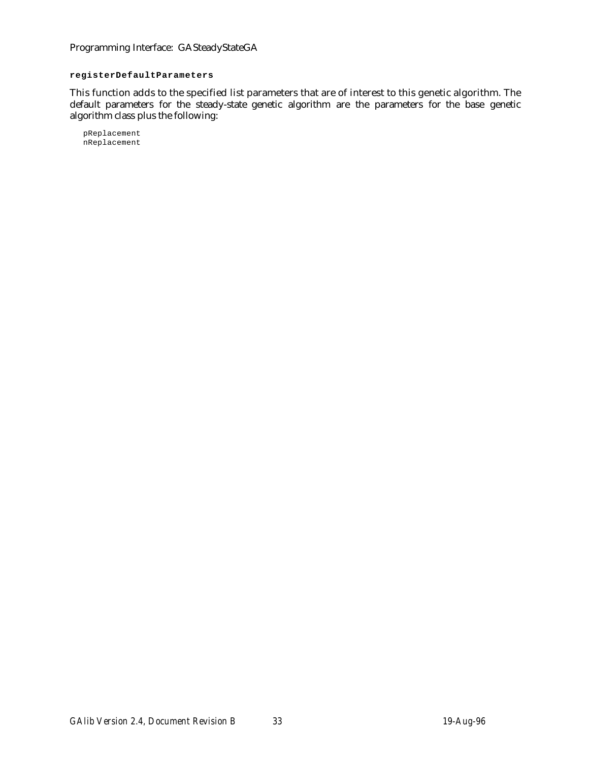**`registerDefaultParameters`**

This function adds to the specified list parameters that are of interest to this genetic algorithm. The default parameters for the steady-state genetic algorithm are the parameters for the base genetic algorithm class plus the following:

```
pReplacement
nReplacement
```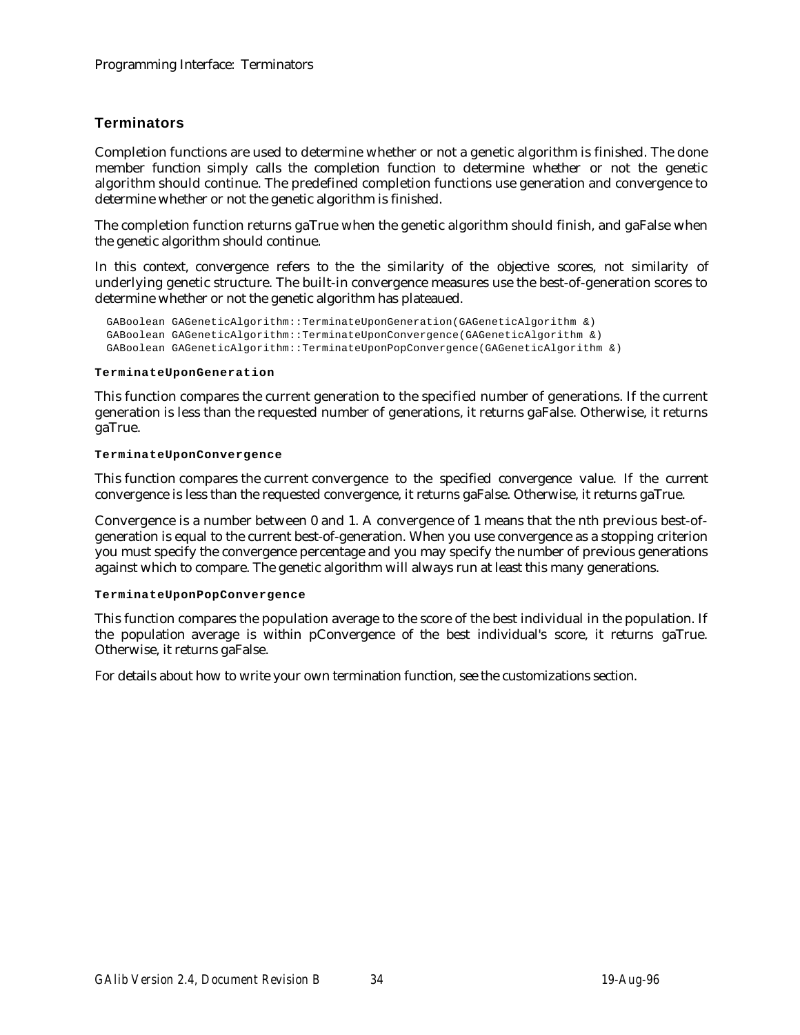## Terminators

Completion functions are used to determine whether or not a genetic algorithm is finished. The done member function simply calls the completion function to determine whether or not the genetic algorithm should continue. The predefined completion functions use generation and convergence to determine whether or not the genetic algorithm is finished.

The completion function returns gaTrue when the genetic algorithm should finish, and gaFalse when the genetic algorithm should continue.

In this context, convergence refers to the the similarity of the objective scores, not similarity of underlying genetic structure. The built-in convergence measures use the best-of-generation scores to determine whether or not the genetic algorithm has plateaued.

```
GABoolean GAGeneticAlgorithm::TerminateUponGeneration(GAGeneticAlgorithm &)
GABoolean GAGeneticAlgorithm::TerminateUponConvergence(GAGeneticAlgorithm &)
GABoolean GAGeneticAlgorithm::TerminateUponPopConvergence(GAGeneticAlgorithm &)
```

#### TerminateUponGeneration

This function compares the current generation to the specified number of generations. If the current generation is less than the requested number of generations, it returns gaFalse. Otherwise, it returns gaTrue.

#### TerminateUponConvergence

This function compares the current convergence to the specified convergence value. If the current convergence is less than the requested convergence, it returns gaFalse. Otherwise, it returns gaTrue.

Convergence is a number between 0 and 1. A convergence of 1 means that the nth previous best-of-generation is equal to the current best-of-generation. When you use convergence as a stopping criterion you must specify the convergence percentage and you may specify the number of previous generations against which to compare. The genetic algorithm will always run at least this many generations.

#### TerminateUponPopConvergence

This function compares the population average to the score of the best individual in the population. If the population average is within pConvergence of the best individual's score, it returns gaTrue. Otherwise, it returns gaFalse.

For details about how to write your own termination function, see the customizations section.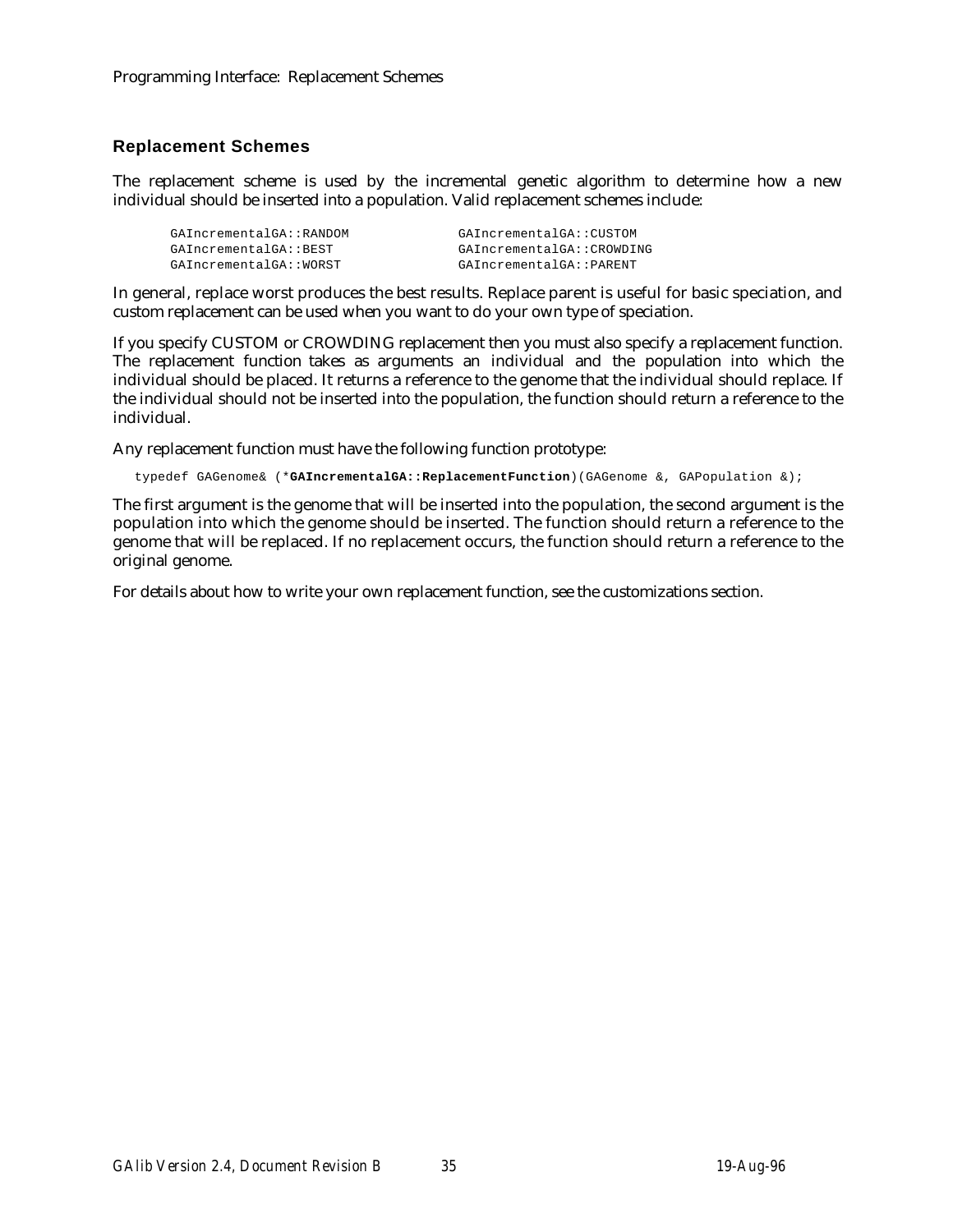## Replacement Schemes

The replacement scheme is used by the incremental genetic algorithm to determine how a new individual should be inserted into a population. Valid replacement schemes include:

```
GAIncrementalGA::RANDOM          GAIncrementalGA::CUSTOM
GAIncrementalGA::BEST            GAIncrementalGA::CROWDING
GAIncrementalGA::WORST           GAIncrementalGA::PARENT
```

In general, replace worst produces the best results. Replace parent is useful for basic speciation, and custom replacement can be used when you want to do your own type of speciation.

If you specify CUSTOM or CROWDING replacement then you must also specify a replacement function. The replacement function takes as arguments an individual and the population into which the individual should be placed. It returns a reference to the genome that the individual should replace. If the individual should not be inserted into the population, the function should return a reference to the individual.

Any replacement function must have the following function prototype:

```
typedef GAGenome& (*GAIncrementalGA::ReplacementFunction)(GAGenome &, GAPopulation &);
```

The first argument is the genome that will be inserted into the population, the second argument is the population into which the genome should be inserted. The function should return a reference to the genome that will be replaced. If no replacement occurs, the function should return a reference to the original genome.

For details about how to write your own replacement function, see the customizations section.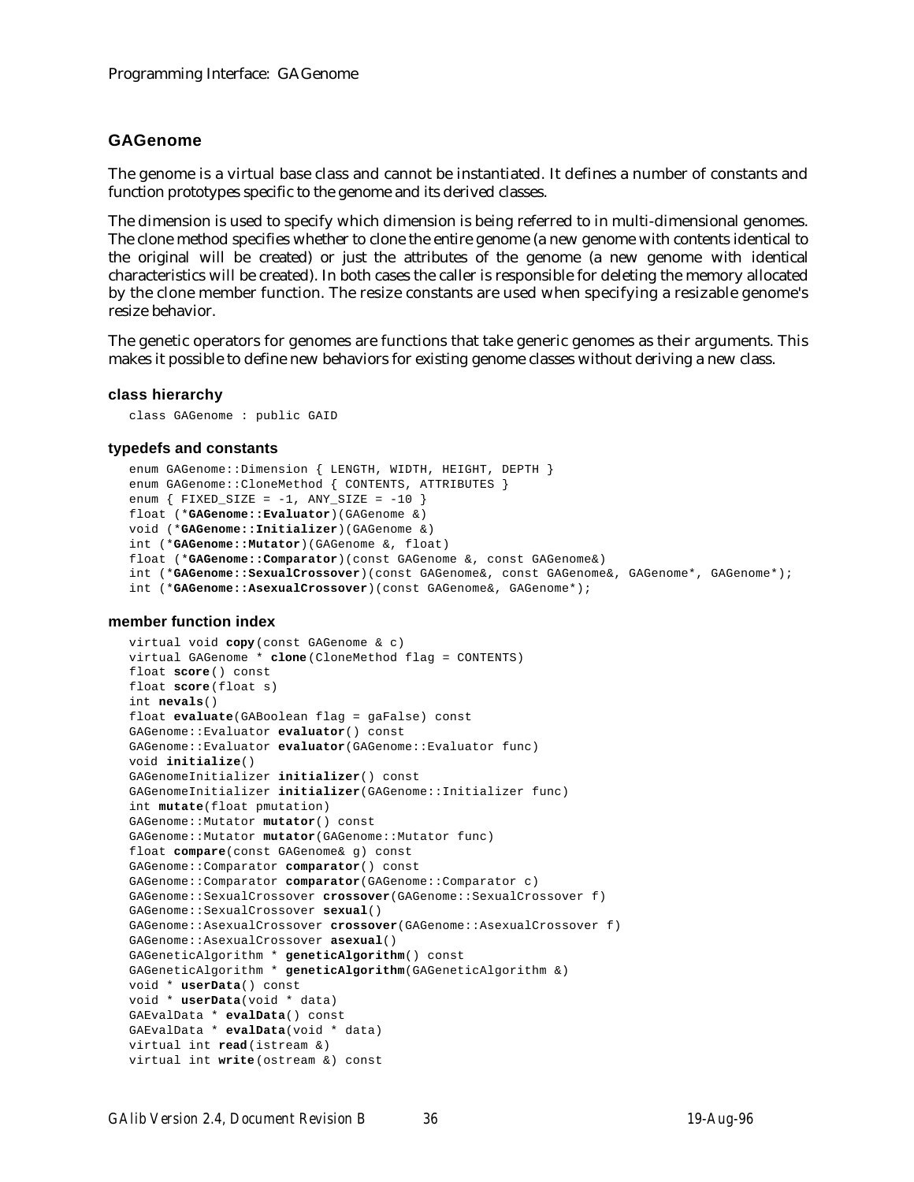## GAGenome

The genome is a virtual base class and cannot be instantiated. It defines a number of constants and function prototypes specific to the genome and its derived classes.

The dimension is used to specify which dimension is being referred to in multi-dimensional genomes. The clone method specifies whether to clone the entire genome (a new genome with contents identical to the original will be created) or just the attributes of the genome (a new genome with identical characteristics will be created). In both cases the caller is responsible for deleting the memory allocated by the clone member function. The resize constants are used when specifying a resizable genome's resize behavior.

The genetic operators for genomes are functions that take generic genomes as their arguments. This makes it possible to define new behaviors for existing genome classes without deriving a new class.

### class hierarchy

```
class GAGenome : public GAID
```

### typedefs and constants

```
enum GAGenome::Dimension { LENGTH, WIDTH, HEIGHT, DEPTH }
enum GAGenome::CloneMethod { CONTENTS, ATTRIBUTES }
enum { FIXED_SIZE = -1, ANY_SIZE = -10 }
float (*GAGenome::Evaluator)(GAGenome &)
void (*GAGenome::Initializer)(GAGenome &)
int (*GAGenome::Mutator)(GAGenome &, float)
float (*GAGenome::Comparator)(const GAGenome &, const GAGenome&)
int (*GAGenome::SexualCrossover)(const GAGenome&, const GAGenome&, GAGenome*, GAGenome*);
int (*GAGenome::AsexualCrossover)(const GAGenome&, GAGenome*);
```

### member function index

```
virtual void copy(const GAGenome & c)
virtual GAGenome * clone(CloneMethod flag = CONTENTS)
float score() const
float score(float s)
int nevals()
float evaluate(GABoolean flag = gaFalse) const
GAGenome::Evaluator evaluator() const
GAGenome::Evaluator evaluator(GAGenome::Evaluator func)
void initialize()
GAGenomeInitializer initializer() const
GAGenomeInitializer initializer(GAGenome::Initializer func)
int mutate(float pmutation)
GAGenome::Mutator mutator() const
GAGenome::Mutator mutator(GAGenome::Mutator func)
float compare(const GAGenome& g) const
GAGenome::Comparator comparator() const
GAGenome::Comparator comparator(GAGenome::Comparator c)
GAGenome::SexualCrossover crossover(GAGenome::SexualCrossover f)
GAGenome::SexualCrossover sexual()
GAGenome::AsexualCrossover crossover(GAGenome::AsexualCrossover f)
GAGenome::AsexualCrossover asexual()
GAGeneticAlgorithm * geneticAlgorithm() const
GAGeneticAlgorithm * geneticAlgorithm(GAGeneticAlgorithm &)
void * userData() const
void * userData(void * data)
GAEvalData * evalData() const
GAEvalData * evalData(void * data)
virtual int read(istream &)
virtual int write(ostream &) const
```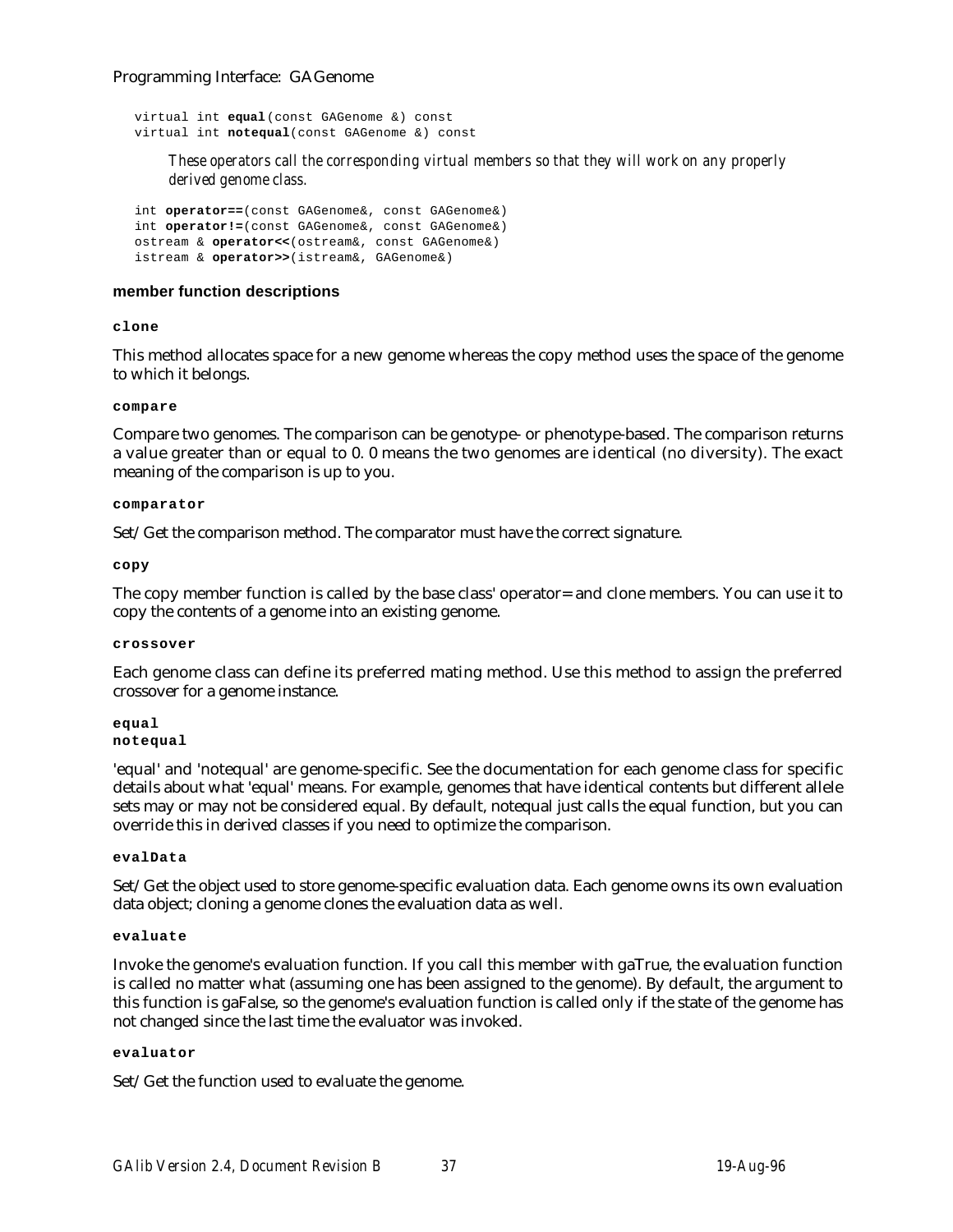```
virtual int equal(const GAGenome &) const
virtual int notequal(const GAGenome &) const
```

*These operators call the corresponding virtual members so that they will work on any properly derived genome class.*

```
int operator==(const GAGenome&, const GAGenome&)
int operator!=(const GAGenome&, const GAGenome&)
ostream & operator<<(ostream&, const GAGenome&)
istream & operator>>(istream&, GAGenome&)
```

### member function descriptions

**clone**

This method allocates space for a new genome whereas the copy method uses the space of the genome to which it belongs.

**compare**

Compare two genomes. The comparison can be genotype- or phenotype-based. The comparison returns a value greater than or equal to 0. 0 means the two genomes are identical (no diversity). The exact meaning of the comparison is up to you.

**comparator**

Set/Get the comparison method. The comparator must have the correct signature.

**copy**

The copy member function is called by the base class' operator= and clone members. You can use it to copy the contents of a genome into an existing genome.

**crossover**

Each genome class can define its preferred mating method. Use this method to assign the preferred crossover for a genome instance.

**equal**
**notequal**

'equal' and 'notequal' are genome-specific. See the documentation for each genome class for specific details about what 'equal' means. For example, genomes that have identical contents but different allele sets may or may not be considered equal. By default, notequal just calls the equal function, but you can override this in derived classes if you need to optimize the comparison.

**evalData**

Set/Get the object used to store genome-specific evaluation data. Each genome owns its own evaluation data object; cloning a genome clones the evaluation data as well.

**evaluate**

Invoke the genome's evaluation function. If you call this member with gaTrue, the evaluation function is called no matter what (assuming one has been assigned to the genome). By default, the argument to this function is gaFalse, so the genome's evaluation function is called only if the state of the genome has not changed since the last time the evaluator was invoked.

**evaluator**

Set/Get the function used to evaluate the genome.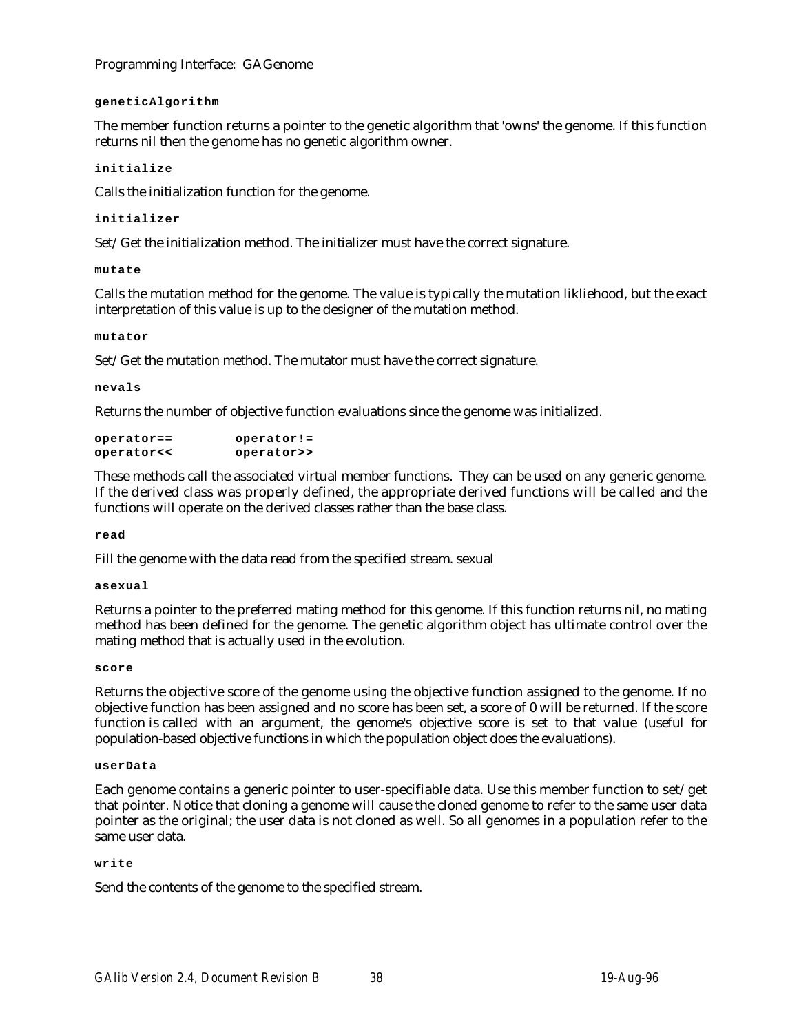**geneticAlgorithm**

The member function returns a pointer to the genetic algorithm that 'owns' the genome. If this function returns nil then the genome has no genetic algorithm owner.

**initialize**

Calls the initialization function for the genome.

**initializer**

Set/Get the initialization method. The initializer must have the correct signature.

**mutate**

Calls the mutation method for the genome. The value is typically the mutation likliehood, but the exact interpretation of this value is up to the designer of the mutation method.

**mutator**

Set/Get the mutation method. The mutator must have the correct signature.

**nevals**

Returns the number of objective function evaluations since the genome was initialized.

**operator==** &nbsp;&nbsp;&nbsp;&nbsp;&nbsp;&nbsp;&nbsp; **operator!=**
**operator<<** &nbsp;&nbsp;&nbsp;&nbsp;&nbsp;&nbsp;&nbsp; **operator>>**

These methods call the associated virtual member functions. They can be used on any generic genome. If the derived class was properly defined, the appropriate derived functions will be called and the functions will operate on the derived classes rather than the base class.

**read**

Fill the genome with the data read from the specified stream. sexual

**asexual**

Returns a pointer to the preferred mating method for this genome. If this function returns nil, no mating method has been defined for the genome. The genetic algorithm object has ultimate control over the mating method that is actually used in the evolution.

**score**

Returns the objective score of the genome using the objective function assigned to the genome. If no objective function has been assigned and no score has been set, a score of 0 will be returned. If the score function is called with an argument, the genome's objective score is set to that value (useful for population-based objective functions in which the population object does the evaluations).

**userData**

Each genome contains a generic pointer to user-specifiable data. Use this member function to set/get that pointer. Notice that cloning a genome will cause the cloned genome to refer to the same user data pointer as the original; the user data is not cloned as well. So all genomes in a population refer to the same user data.

**write**

Send the contents of the genome to the specified stream.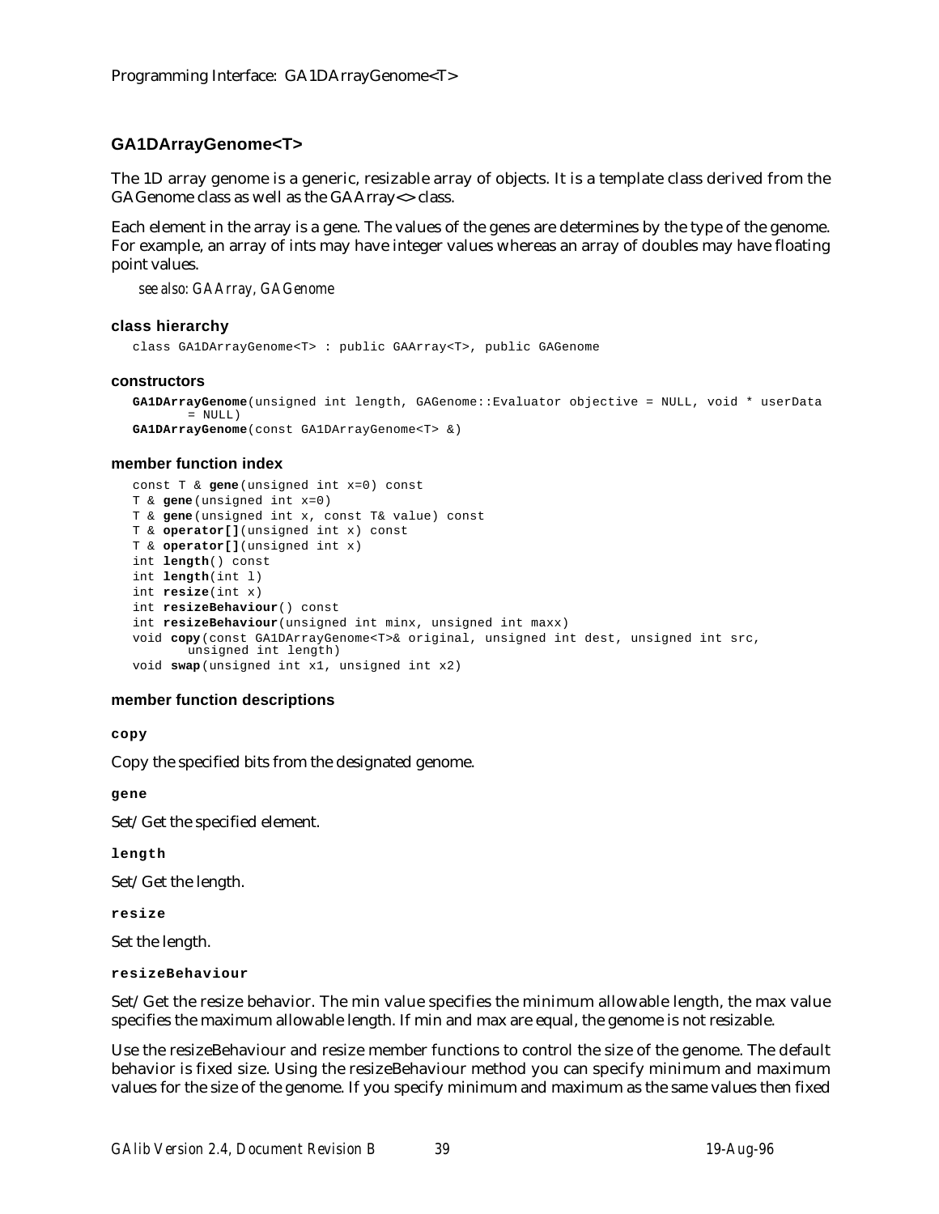## GA1DArrayGenome<T>

The 1D array genome is a generic, resizable array of objects. It is a template class derived from the GAGenome class as well as the GAArray<> class.

Each element in the array is a gene. The values of the genes are determines by the type of the genome. For example, an array of ints may have integer values whereas an array of doubles may have floating point values.

*see also: GAArray, GAGenome*

### class hierarchy

```
class GA1DArrayGenome<T> : public GAArray<T>, public GAGenome
```

### constructors

```
GA1DArrayGenome(unsigned int length, GAGenome::Evaluator objective = NULL, void * userData
      = NULL)
GA1DArrayGenome(const GA1DArrayGenome<T> &)
```

### member function index

```
const T & gene(unsigned int x=0) const
T & gene(unsigned int x=0)
T & gene(unsigned int x, const T& value) const
T & operator[](unsigned int x) const
T & operator[](unsigned int x)
int length() const
int length(int l)
int resize(int x)
int resizeBehaviour() const
int resizeBehaviour(unsigned int minx, unsigned int maxx)
void copy(const GA1DArrayGenome<T>& original, unsigned int dest, unsigned int src,
      unsigned int length)
void swap(unsigned int x1, unsigned int x2)
```

### member function descriptions

**copy**

Copy the specified bits from the designated genome.

**gene**

Set/Get the specified element.

**length**

Set/Get the length.

**resize**

Set the length.

**resizeBehaviour**

Set/Get the resize behavior. The min value specifies the minimum allowable length, the max value specifies the maximum allowable length. If min and max are equal, the genome is not resizable.

Use the resizeBehaviour and resize member functions to control the size of the genome. The default behavior is fixed size. Using the resizeBehaviour method you can specify minimum and maximum values for the size of the genome. If you specify minimum and maximum as the same values then fixed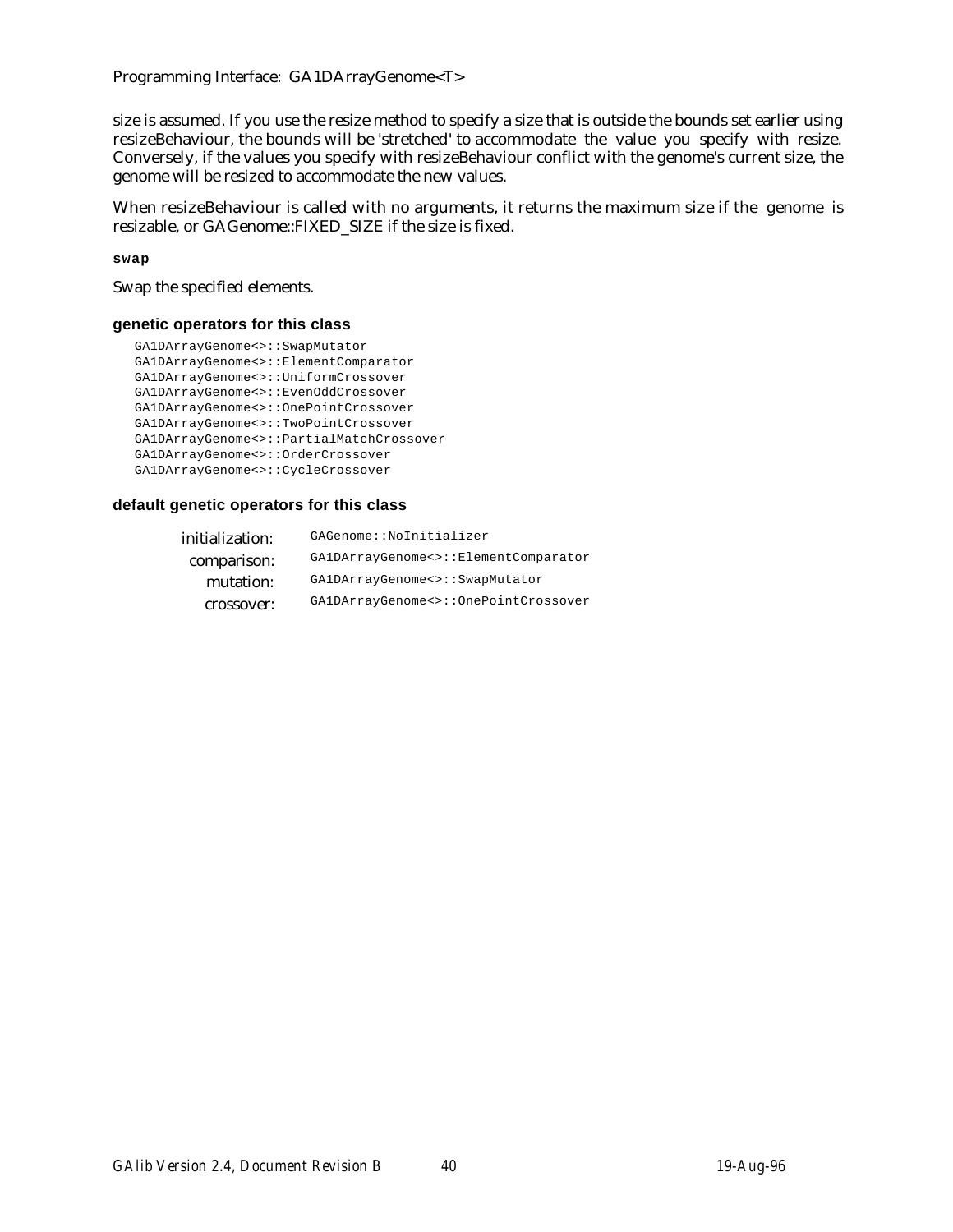size is assumed. If you use the resize method to specify a size that is outside the bounds set earlier using resizeBehaviour, the bounds will be 'stretched' to accommodate the value you specify with resize. Conversely, if the values you specify with resizeBehaviour conflict with the genome's current size, the genome will be resized to accommodate the new values.

When resizeBehaviour is called with no arguments, it returns the maximum size if the genome is resizable, or GAGenome::FIXED_SIZE if the size is fixed.

**swap**

Swap the specified elements.

### genetic operators for this class

```
GA1DArrayGenome<>::SwapMutator
GA1DArrayGenome<>::ElementComparator
GA1DArrayGenome<>::UniformCrossover
GA1DArrayGenome<>::EvenOddCrossover
GA1DArrayGenome<>::OnePointCrossover
GA1DArrayGenome<>::TwoPointCrossover
GA1DArrayGenome<>::PartialMatchCrossover
GA1DArrayGenome<>::OrderCrossover
GA1DArrayGenome<>::CycleCrossover
```

### default genetic operators for this class

| | |
|---|---|
| initialization: | `GAGenome::NoInitializer` |
| comparison: | `GA1DArrayGenome<>::ElementComparator` |
| mutation: | `GA1DArrayGenome<>::SwapMutator` |
| crossover: | `GA1DArrayGenome<>::OnePointCrossover` |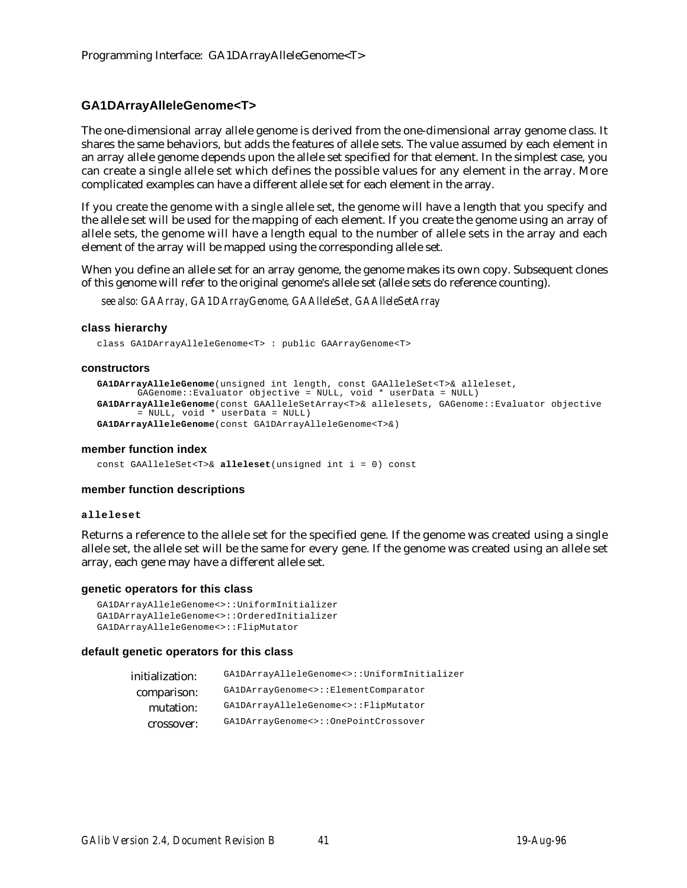## GA1DArrayAlleleGenome<T>

The one-dimensional array allele genome is derived from the one-dimensional array genome class. It shares the same behaviors, but adds the features of allele sets. The value assumed by each element in an array allele genome depends upon the allele set specified for that element. In the simplest case, you can create a single allele set which defines the possible values for any element in the array. More complicated examples can have a different allele set for each element in the array.

If you create the genome with a single allele set, the genome will have a length that you specify and the allele set will be used for the mapping of each element. If you create the genome using an array of allele sets, the genome will have a length equal to the number of allele sets in the array and each element of the array will be mapped using the corresponding allele set.

When you define an allele set for an array genome, the genome makes its own copy. Subsequent clones of this genome will refer to the original genome's allele set (allele sets do reference counting).

*see also: GAArray, GA1DArrayGenome, GAAlleleSet, GAAlleleSetArray*

### class hierarchy

```
class GA1DArrayAlleleGenome<T> : public GAArrayGenome<T>
```

### constructors

```
GA1DArrayAlleleGenome(unsigned int length, const GAAlleleSet<T>& alleleset,
        GAGenome::Evaluator objective = NULL, void * userData = NULL)
GA1DArrayAlleleGenome(const GAAlleleSetArray<T>& allelesets, GAGenome::Evaluator objective
        = NULL, void * userData = NULL)
GA1DArrayAlleleGenome(const GA1DArrayAlleleGenome<T>&)
```

### member function index

```
const GAAlleleSet<T>& alleleset(unsigned int i = 0) const
```

### member function descriptions

#### alleleset

Returns a reference to the allele set for the specified gene. If the genome was created using a single allele set, the allele set will be the same for every gene. If the genome was created using an allele set array, each gene may have a different allele set.

### genetic operators for this class

```
GA1DArrayAlleleGenome<>::UniformInitializer
GA1DArrayAlleleGenome<>::OrderedInitializer
GA1DArrayAlleleGenome<>::FlipMutator
```

### default genetic operators for this class

| | |
|---|---|
| initialization: | GA1DArrayAlleleGenome<>::UniformInitializer |
| comparison: | GA1DArrayGenome<>::ElementComparator |
| mutation: | GA1DArrayAlleleGenome<>::FlipMutator |
| crossover: | GA1DArrayGenome<>::OnePointCrossover |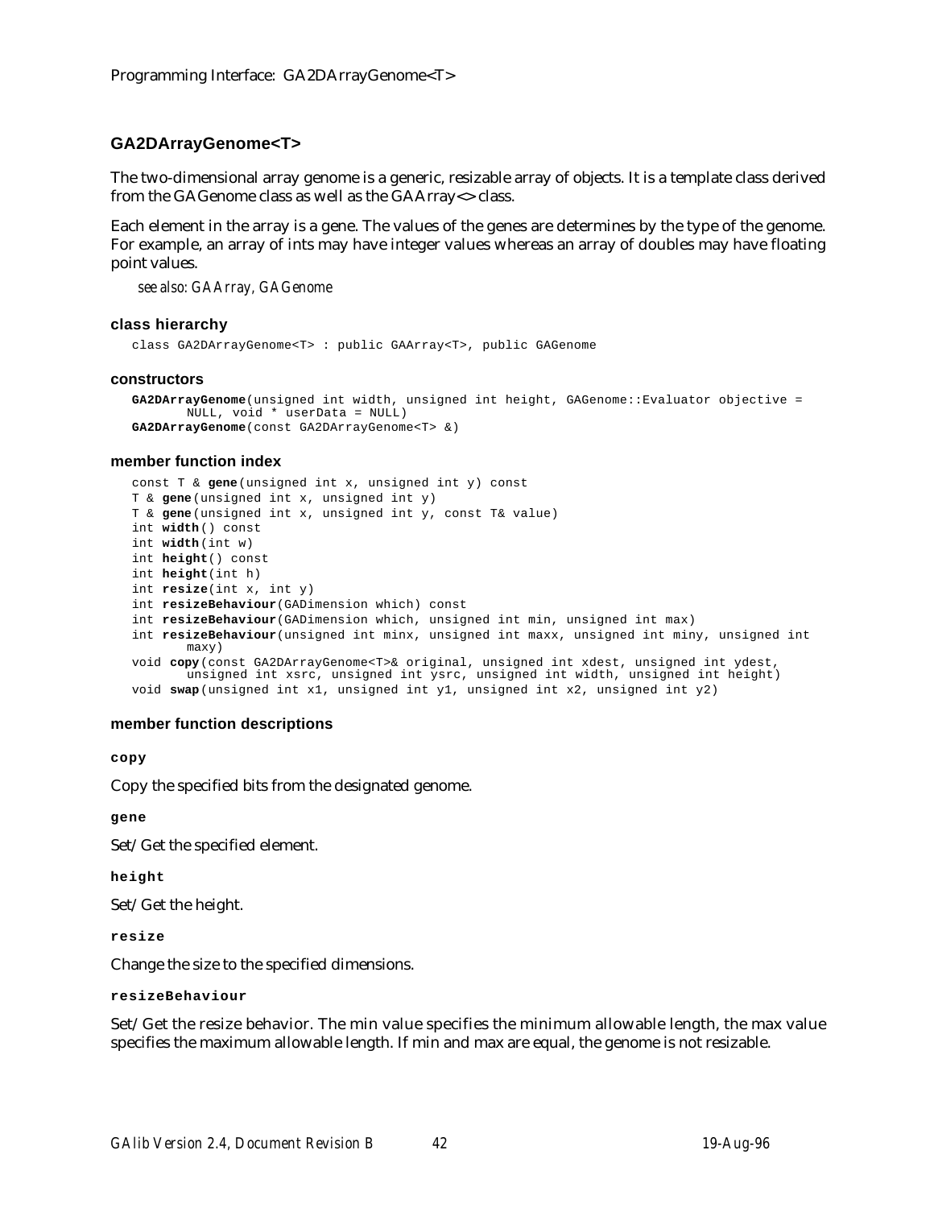## GA2DArrayGenome<T>

The two-dimensional array genome is a generic, resizable array of objects. It is a template class derived from the GAGenome class as well as the GAArray<> class.

Each element in the array is a gene. The values of the genes are determines by the type of the genome. For example, an array of ints may have integer values whereas an array of doubles may have floating point values.

*see also: GAArray, GAGenome*

### class hierarchy

```
class GA2DArrayGenome<T> : public GAArray<T>, public GAGenome
```

### constructors

```
GA2DArrayGenome(unsigned int width, unsigned int height, GAGenome::Evaluator objective =
        NULL, void * userData = NULL)
GA2DArrayGenome(const GA2DArrayGenome<T> &)
```

### member function index

```
const T & gene(unsigned int x, unsigned int y) const
T & gene(unsigned int x, unsigned int y)
T & gene(unsigned int x, unsigned int y, const T& value)
int width() const
int width(int w)
int height() const
int height(int h)
int resize(int x, int y)
int resizeBehaviour(GADimension which) const
int resizeBehaviour(GADimension which, unsigned int min, unsigned int max)
int resizeBehaviour(unsigned int minx, unsigned int maxx, unsigned int miny, unsigned int
        maxy)
void copy(const GA2DArrayGenome<T>& original, unsigned int xdest, unsigned int ydest,
        unsigned int xsrc, unsigned int ysrc, unsigned int width, unsigned int height)
void swap(unsigned int x1, unsigned int y1, unsigned int x2, unsigned int y2)
```

### member function descriptions

**copy**

Copy the specified bits from the designated genome.

**gene**

Set/Get the specified element.

**height**

Set/Get the height.

**resize**

Change the size to the specified dimensions.

**resizeBehaviour**

Set/Get the resize behavior. The min value specifies the minimum allowable length, the max value specifies the maximum allowable length. If min and max are equal, the genome is not resizable.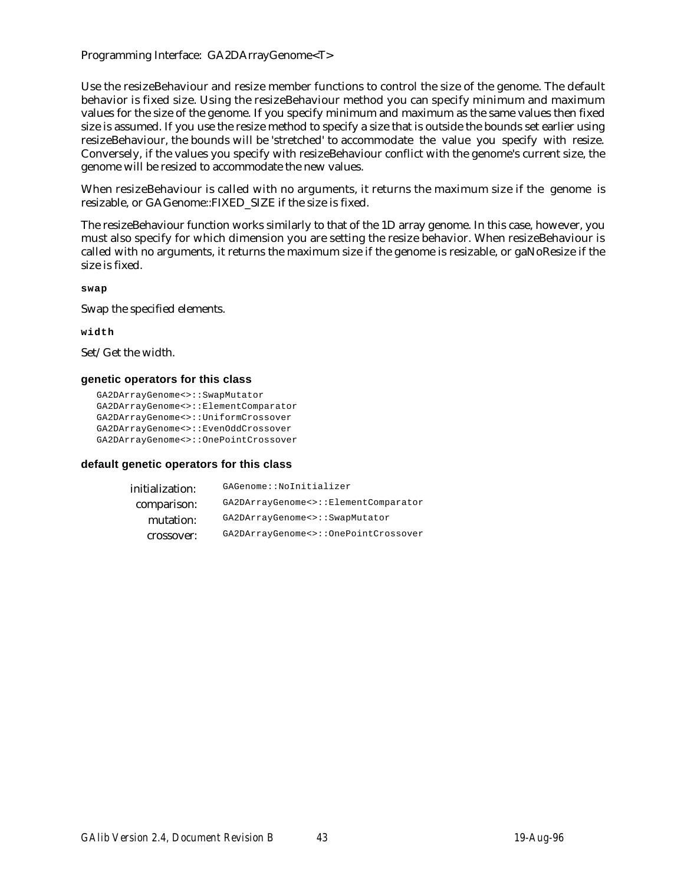Use the resizeBehaviour and resize member functions to control the size of the genome. The default behavior is fixed size. Using the resizeBehaviour method you can specify minimum and maximum values for the size of the genome. If you specify minimum and maximum as the same values then fixed size is assumed. If you use the resize method to specify a size that is outside the bounds set earlier using resizeBehaviour, the bounds will be 'stretched' to accommodate the value you specify with resize. Conversely, if the values you specify with resizeBehaviour conflict with the genome's current size, the genome will be resized to accommodate the new values.

When resizeBehaviour is called with no arguments, it returns the maximum size if the genome is resizable, or GAGenome::FIXED_SIZE if the size is fixed.

The resizeBehaviour function works similarly to that of the 1D array genome. In this case, however, you must also specify for which dimension you are setting the resize behavior. When resizeBehaviour is called with no arguments, it returns the maximum size if the genome is resizable, or gaNoResize if the size is fixed.

**swap**

Swap the specified elements.

**width**

Set/Get the width.

### genetic operators for this class

```
GA2DArrayGenome<>::SwapMutator
GA2DArrayGenome<>::ElementComparator
GA2DArrayGenome<>::UniformCrossover
GA2DArrayGenome<>::EvenOddCrossover
GA2DArrayGenome<>::OnePointCrossover
```

### default genetic operators for this class

| | |
|---|---|
| initialization: | `GAGenome::NoInitializer` |
| comparison: | `GA2DArrayGenome<>::ElementComparator` |
| mutation: | `GA2DArrayGenome<>::SwapMutator` |
| crossover: | `GA2DArrayGenome<>::OnePointCrossover` |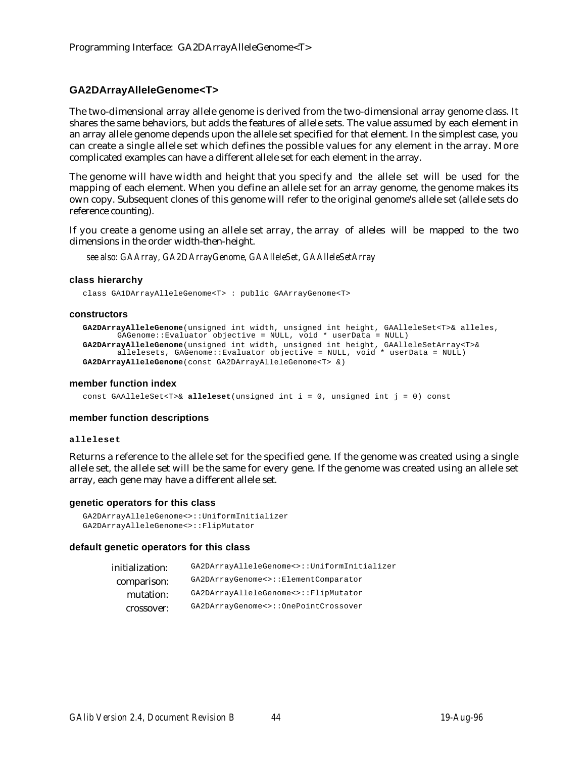## GA2DArrayAlleleGenome<T>

The two-dimensional array allele genome is derived from the two-dimensional array genome class. It shares the same behaviors, but adds the features of allele sets. The value assumed by each element in an array allele genome depends upon the allele set specified for that element. In the simplest case, you can create a single allele set which defines the possible values for any element in the array. More complicated examples can have a different allele set for each element in the array.

The genome will have width and height that you specify and the allele set will be used for the mapping of each element. When you define an allele set for an array genome, the genome makes its own copy. Subsequent clones of this genome will refer to the original genome's allele set (allele sets do reference counting).

If you create a genome using an allele set array, the array of alleles will be mapped to the two dimensions in the order width-then-height.

*see also: GAArray, GA2DArrayGenome, GAAlleleSet, GAAlleleSetArray*

#### class hierarchy

```
class GA1DArrayAlleleGenome<T> : public GAArrayGenome<T>
```

#### constructors

```
GA2DArrayAlleleGenome(unsigned int width, unsigned int height, GAAlleleSet<T>& alleles,
       GAGenome::Evaluator objective = NULL, void * userData = NULL)
GA2DArrayAlleleGenome(unsigned int width, unsigned int height, GAAlleleSetArray<T>&
       allelesets, GAGenome::Evaluator objective = NULL, void * userData = NULL)
GA2DArrayAlleleGenome(const GA2DArrayAlleleGenome<T> &)
```

#### member function index

```
const GAAlleleSet<T>& alleleset(unsigned int i = 0, unsigned int j = 0) const
```

#### member function descriptions

**`alleleset`**

Returns a reference to the allele set for the specified gene. If the genome was created using a single allele set, the allele set will be the same for every gene. If the genome was created using an allele set array, each gene may have a different allele set.

#### genetic operators for this class

```
GA2DArrayAlleleGenome<>::UniformInitializer
GA2DArrayAlleleGenome<>::FlipMutator
```

#### default genetic operators for this class

| | |
|---|---|
| initialization: | `GA2DArrayAlleleGenome<>::UniformInitializer` |
| comparison: | `GA2DArrayGenome<>::ElementComparator` |
| mutation: | `GA2DArrayAlleleGenome<>::FlipMutator` |
| crossover: | `GA2DArrayGenome<>::OnePointCrossover` |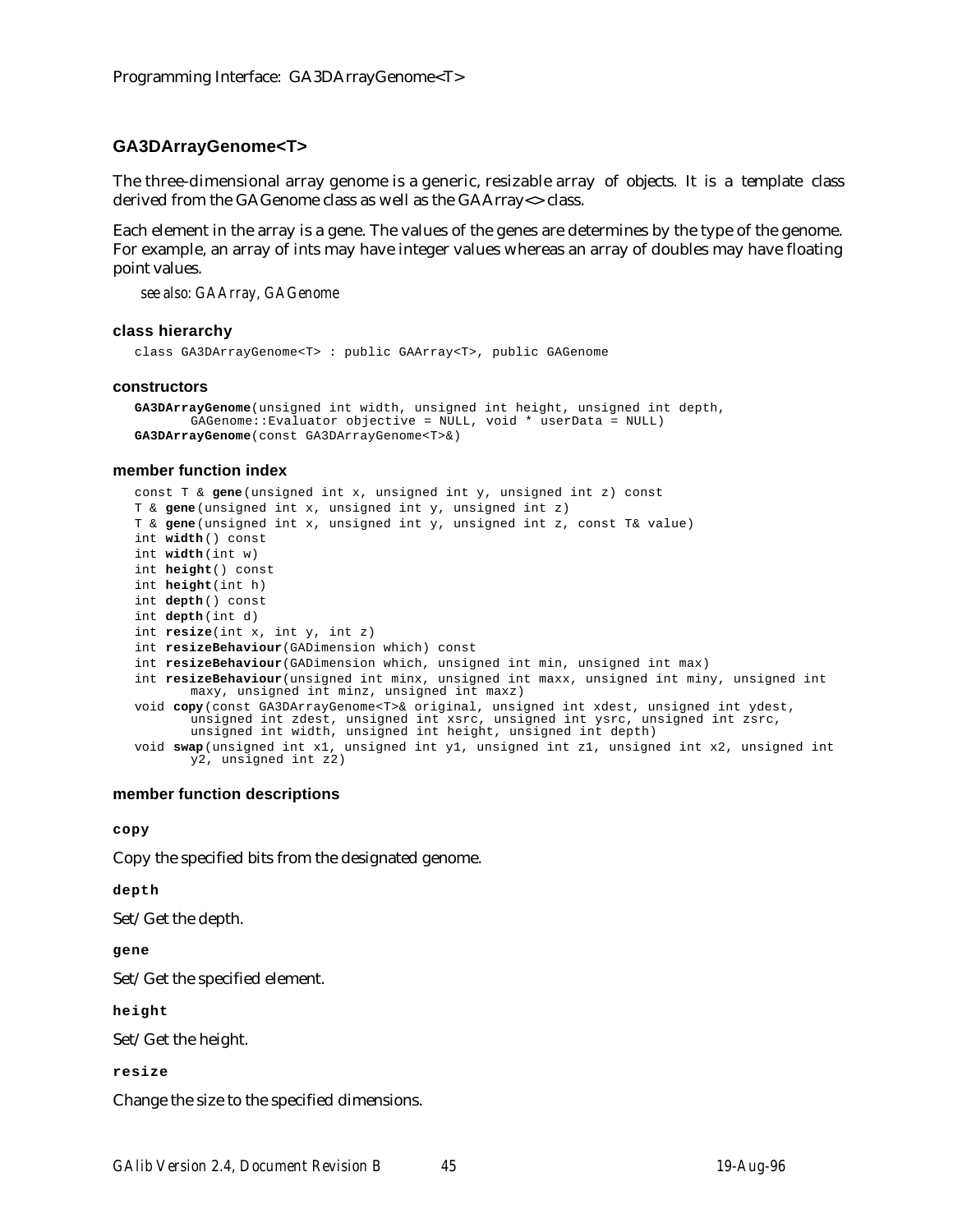## GA3DArrayGenome<T>

The three-dimensional array genome is a generic, resizable array of objects. It is a template class derived from the GAGenome class as well as the GAArray<> class.

Each element in the array is a gene. The values of the genes are determines by the type of the genome. For example, an array of ints may have integer values whereas an array of doubles may have floating point values.

*see also: GAArray, GAGenome*

### class hierarchy

```
class GA3DArrayGenome<T> : public GAArray<T>, public GAGenome
```

### constructors

```
GA3DArrayGenome(unsigned int width, unsigned int height, unsigned int depth,
        GAGenome::Evaluator objective = NULL, void * userData = NULL)
GA3DArrayGenome(const GA3DArrayGenome<T>&)
```

### member function index

```
const T & gene(unsigned int x, unsigned int y, unsigned int z) const
T & gene(unsigned int x, unsigned int y, unsigned int z)
T & gene(unsigned int x, unsigned int y, unsigned int z, const T& value)
int width() const
int width(int w)
int height() const
int height(int h)
int depth() const
int depth(int d)
int resize(int x, int y, int z)
int resizeBehaviour(GADimension which) const
int resizeBehaviour(GADimension which, unsigned int min, unsigned int max)
int resizeBehaviour(unsigned int minx, unsigned int maxx, unsigned int miny, unsigned int
        maxy, unsigned int minz, unsigned int maxz)
void copy(const GA3DArrayGenome<T>& original, unsigned int xdest, unsigned int ydest,
        unsigned int zdest, unsigned int xsrc, unsigned int ysrc, unsigned int zsrc,
        unsigned int width, unsigned int height, unsigned int depth)
void swap(unsigned int x1, unsigned int y1, unsigned int z1, unsigned int x2, unsigned int
        y2, unsigned int z2)
```

### member function descriptions

**copy**

Copy the specified bits from the designated genome.

**depth**

Set/Get the depth.

**gene**

Set/Get the specified element.

**height**

Set/Get the height.

**resize**

Change the size to the specified dimensions.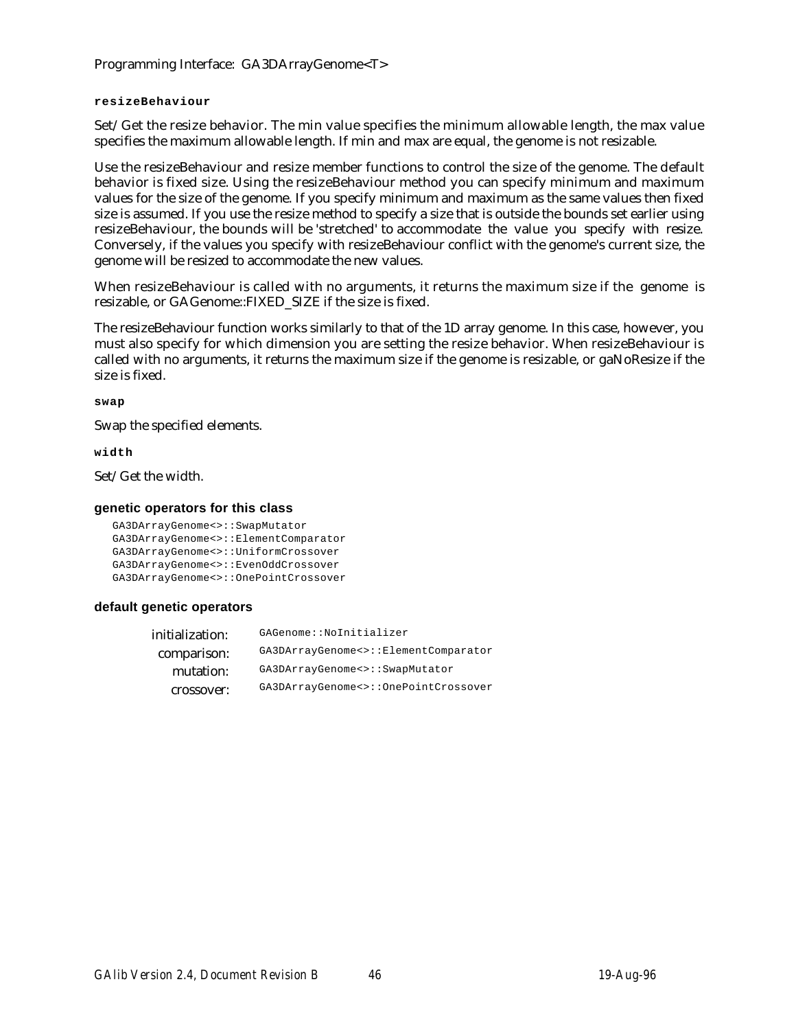**resizeBehaviour**

Set/Get the resize behavior. The min value specifies the minimum allowable length, the max value specifies the maximum allowable length. If min and max are equal, the genome is not resizable.

Use the resizeBehaviour and resize member functions to control the size of the genome. The default behavior is fixed size. Using the resizeBehaviour method you can specify minimum and maximum values for the size of the genome. If you specify minimum and maximum as the same values then fixed size is assumed. If you use the resize method to specify a size that is outside the bounds set earlier using resizeBehaviour, the bounds will be 'stretched' to accommodate the value you specify with resize. Conversely, if the values you specify with resizeBehaviour conflict with the genome's current size, the genome will be resized to accommodate the new values.

When resizeBehaviour is called with no arguments, it returns the maximum size if the genome is resizable, or GAGenome::FIXED_SIZE if the size is fixed.

The resizeBehaviour function works similarly to that of the 1D array genome. In this case, however, you must also specify for which dimension you are setting the resize behavior. When resizeBehaviour is called with no arguments, it returns the maximum size if the genome is resizable, or gaNoResize if the size is fixed.

**swap**

Swap the specified elements.

**width**

Set/Get the width.

### genetic operators for this class

```
GA3DArrayGenome<>::SwapMutator
GA3DArrayGenome<>::ElementComparator
GA3DArrayGenome<>::UniformCrossover
GA3DArrayGenome<>::EvenOddCrossover
GA3DArrayGenome<>::OnePointCrossover
```

### default genetic operators

| | |
|---|---|
| initialization: | `GAGenome::NoInitializer` |
| comparison: | `GA3DArrayGenome<>::ElementComparator` |
| mutation: | `GA3DArrayGenome<>::SwapMutator` |
| crossover: | `GA3DArrayGenome<>::OnePointCrossover` |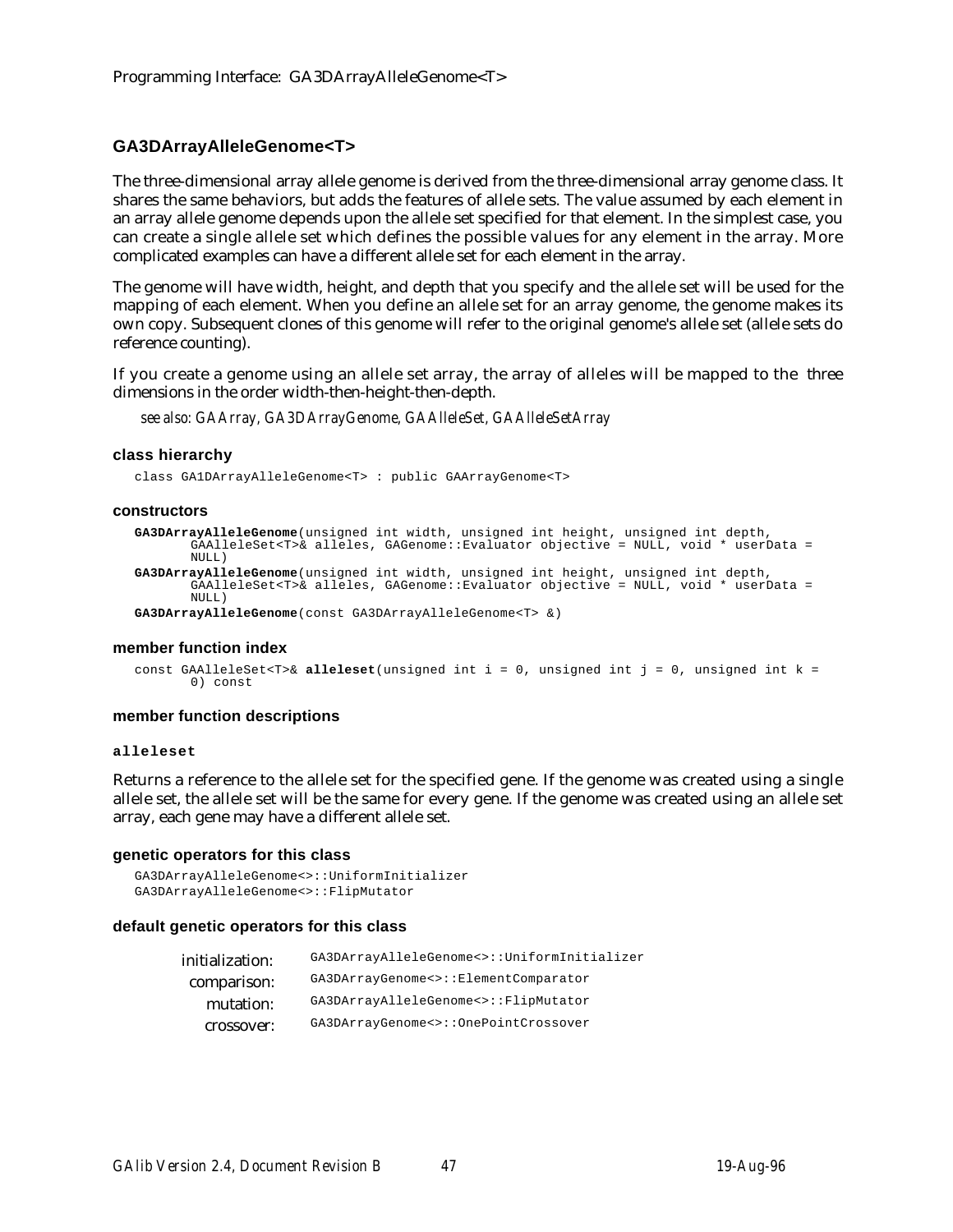## GA3DArrayAlleleGenome<T>

The three-dimensional array allele genome is derived from the three-dimensional array genome class. It shares the same behaviors, but adds the features of allele sets. The value assumed by each element in an array allele genome depends upon the allele set specified for that element. In the simplest case, you can create a single allele set which defines the possible values for any element in the array. More complicated examples can have a different allele set for each element in the array.

The genome will have width, height, and depth that you specify and the allele set will be used for the mapping of each element. When you define an allele set for an array genome, the genome makes its own copy. Subsequent clones of this genome will refer to the original genome's allele set (allele sets do reference counting).

If you create a genome using an allele set array, the array of alleles will be mapped to the three dimensions in the order width-then-height-then-depth.

*see also: GAArray, GA3DArrayGenome, GAAlleleSet, GAAlleleSetArray*

### class hierarchy

```
class GA1DArrayAlleleGenome<T> : public GAArrayGenome<T>
```

### constructors

```
GA3DArrayAlleleGenome(unsigned int width, unsigned int height, unsigned int depth,
        GAAlleleSet<T>& alleles, GAGenome::Evaluator objective = NULL, void * userData =
        NULL)
GA3DArrayAlleleGenome(unsigned int width, unsigned int height, unsigned int depth,
        GAAlleleSet<T>& alleles, GAGenome::Evaluator objective = NULL, void * userData =
        NULL)
GA3DArrayAlleleGenome(const GA3DArrayAlleleGenome<T> &)
```

### member function index

```
const GAAlleleSet<T>& alleleset(unsigned int i = 0, unsigned int j = 0, unsigned int k =
        0) const
```

### member function descriptions

#### alleleset

Returns a reference to the allele set for the specified gene. If the genome was created using a single allele set, the allele set will be the same for every gene. If the genome was created using an allele set array, each gene may have a different allele set.

### genetic operators for this class

```
GA3DArrayAlleleGenome<>::UniformInitializer
GA3DArrayAlleleGenome<>::FlipMutator
```

### default genetic operators for this class

| | |
|---|---|
| initialization: | GA3DArrayAlleleGenome<>::UniformInitializer |
| comparison: | GA3DArrayGenome<>::ElementComparator |
| mutation: | GA3DArrayAlleleGenome<>::FlipMutator |
| crossover: | GA3DArrayGenome<>::OnePointCrossover |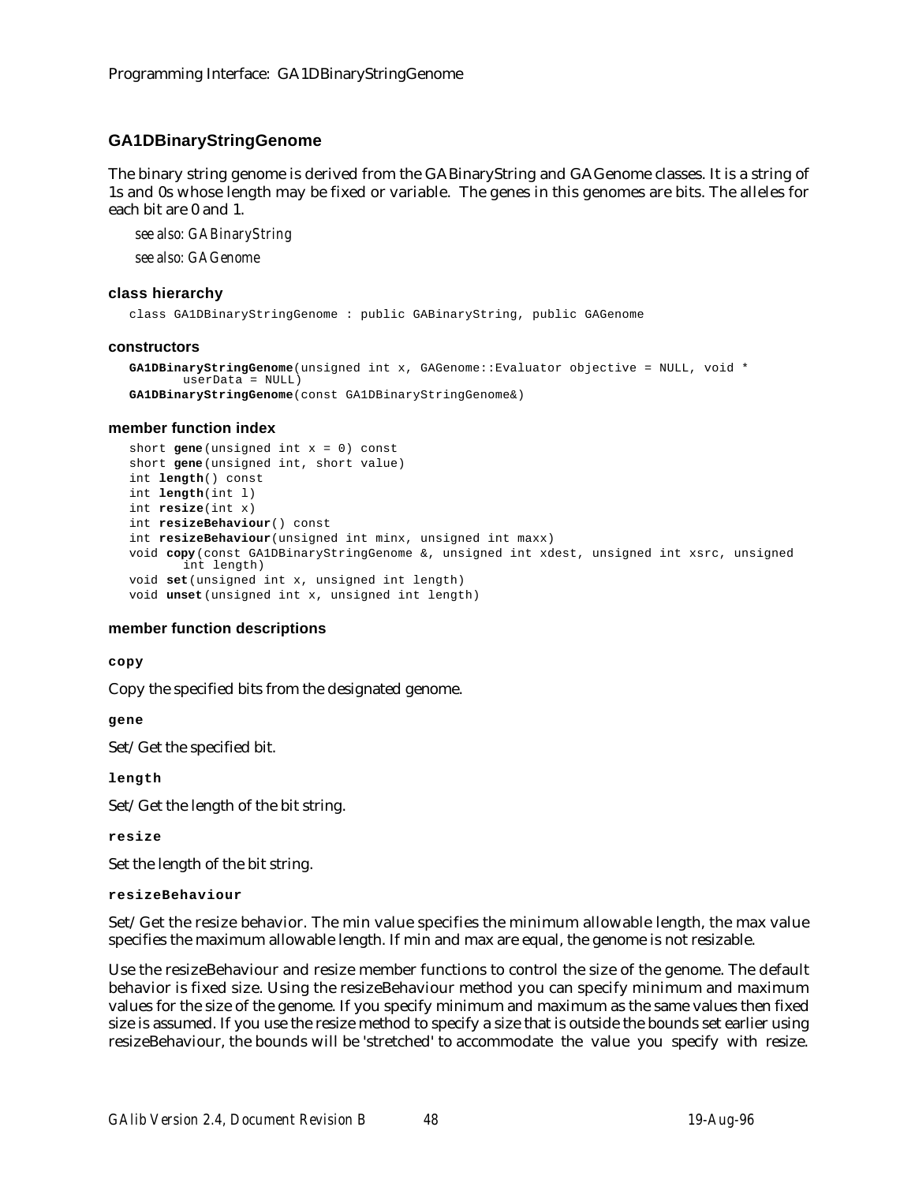## GA1DBinaryStringGenome

The binary string genome is derived from the GABinaryString and GAGenome classes. It is a string of 1s and 0s whose length may be fixed or variable. The genes in this genomes are bits. The alleles for each bit are 0 and 1.

*see also: GABinaryString*

*see also: GAGenome*

### class hierarchy

```
class GA1DBinaryStringGenome : public GABinaryString, public GAGenome
```

### constructors

```
GA1DBinaryStringGenome(unsigned int x, GAGenome::Evaluator objective = NULL, void *
        userData = NULL)
GA1DBinaryStringGenome(const GA1DBinaryStringGenome&)
```

### member function index

```
short gene(unsigned int x = 0) const
short gene(unsigned int, short value)
int length() const
int length(int l)
int resize(int x)
int resizeBehaviour() const
int resizeBehaviour(unsigned int minx, unsigned int maxx)
void copy(const GA1DBinaryStringGenome &, unsigned int xdest, unsigned int xsrc, unsigned
        int length)
void set(unsigned int x, unsigned int length)
void unset(unsigned int x, unsigned int length)
```

### member function descriptions

**copy**

Copy the specified bits from the designated genome.

**gene**

Set/Get the specified bit.

**length**

Set/Get the length of the bit string.

**resize**

Set the length of the bit string.

**resizeBehaviour**

Set/Get the resize behavior. The min value specifies the minimum allowable length, the max value specifies the maximum allowable length. If min and max are equal, the genome is not resizable.

Use the resizeBehaviour and resize member functions to control the size of the genome. The default behavior is fixed size. Using the resizeBehaviour method you can specify minimum and maximum values for the size of the genome. If you specify minimum and maximum as the same values then fixed size is assumed. If you use the resize method to specify a size that is outside the bounds set earlier using resizeBehaviour, the bounds will be 'stretched' to accommodate the value you specify with resize.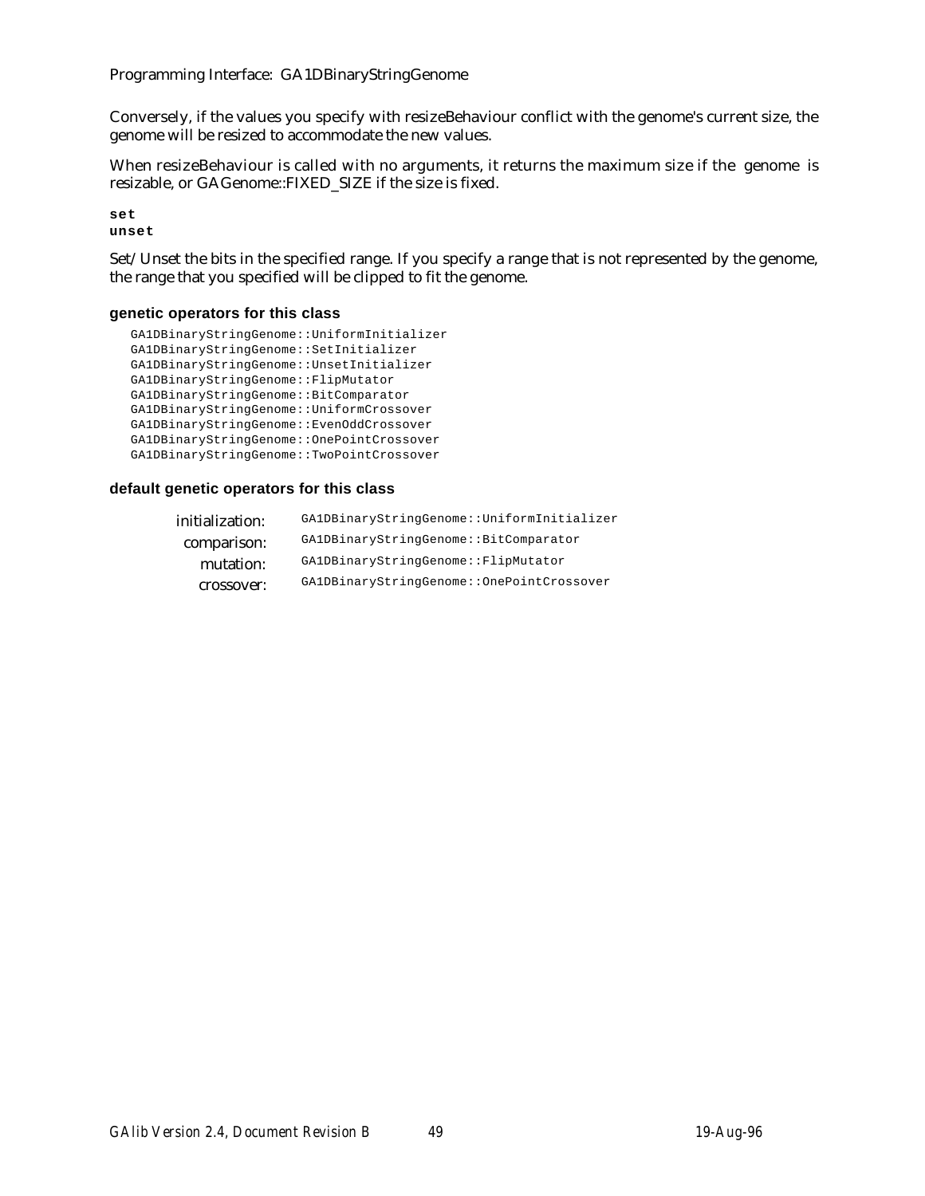Conversely, if the values you specify with resizeBehaviour conflict with the genome's current size, the genome will be resized to accommodate the new values.

When resizeBehaviour is called with no arguments, it returns the maximum size if the genome is resizable, or GAGenome::FIXED_SIZE if the size is fixed.

**set**
**unset**

Set/Unset the bits in the specified range. If you specify a range that is not represented by the genome, the range that you specified will be clipped to fit the genome.

#### genetic operators for this class

```
GA1DBinaryStringGenome::UniformInitializer
GA1DBinaryStringGenome::SetInitializer
GA1DBinaryStringGenome::UnsetInitializer
GA1DBinaryStringGenome::FlipMutator
GA1DBinaryStringGenome::BitComparator
GA1DBinaryStringGenome::UniformCrossover
GA1DBinaryStringGenome::EvenOddCrossover
GA1DBinaryStringGenome::OnePointCrossover
GA1DBinaryStringGenome::TwoPointCrossover
```

#### default genetic operators for this class

| | |
|---|---|
| initialization: | `GA1DBinaryStringGenome::UniformInitializer` |
| comparison: | `GA1DBinaryStringGenome::BitComparator` |
| mutation: | `GA1DBinaryStringGenome::FlipMutator` |
| crossover: | `GA1DBinaryStringGenome::OnePointCrossover` |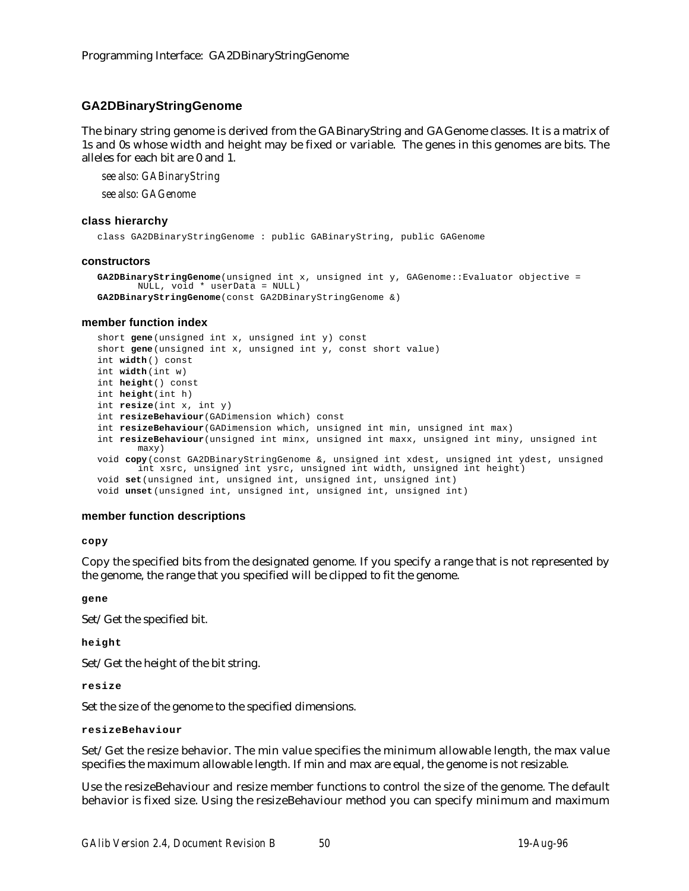## GA2DBinaryStringGenome

The binary string genome is derived from the GABinaryString and GAGenome classes. It is a matrix of 1s and 0s whose width and height may be fixed or variable. The genes in this genomes are bits. The alleles for each bit are 0 and 1.

*see also: GABinaryString*

*see also: GAGenome*

### class hierarchy

```
class GA2DBinaryStringGenome : public GABinaryString, public GAGenome
```

### constructors

```
GA2DBinaryStringGenome(unsigned int x, unsigned int y, GAGenome::Evaluator objective =
        NULL, void * userData = NULL)
GA2DBinaryStringGenome(const GA2DBinaryStringGenome &)
```

### member function index

```
short gene(unsigned int x, unsigned int y) const
short gene(unsigned int x, unsigned int y, const short value)
int width() const
int width(int w)
int height() const
int height(int h)
int resize(int x, int y)
int resizeBehaviour(GADimension which) const
int resizeBehaviour(GADimension which, unsigned int min, unsigned int max)
int resizeBehaviour(unsigned int minx, unsigned int maxx, unsigned int miny, unsigned int
        maxy)
void copy(const GA2DBinaryStringGenome &, unsigned int xdest, unsigned int ydest, unsigned
        int xsrc, unsigned int ysrc, unsigned int width, unsigned int height)
void set(unsigned int, unsigned int, unsigned int, unsigned int)
void unset(unsigned int, unsigned int, unsigned int, unsigned int)
```

### member function descriptions

**copy**

Copy the specified bits from the designated genome. If you specify a range that is not represented by the genome, the range that you specified will be clipped to fit the genome.

**gene**

Set/Get the specified bit.

**height**

Set/Get the height of the bit string.

**resize**

Set the size of the genome to the specified dimensions.

**resizeBehaviour**

Set/Get the resize behavior. The min value specifies the minimum allowable length, the max value specifies the maximum allowable length. If min and max are equal, the genome is not resizable.

Use the resizeBehaviour and resize member functions to control the size of the genome. The default behavior is fixed size. Using the resizeBehaviour method you can specify minimum and maximum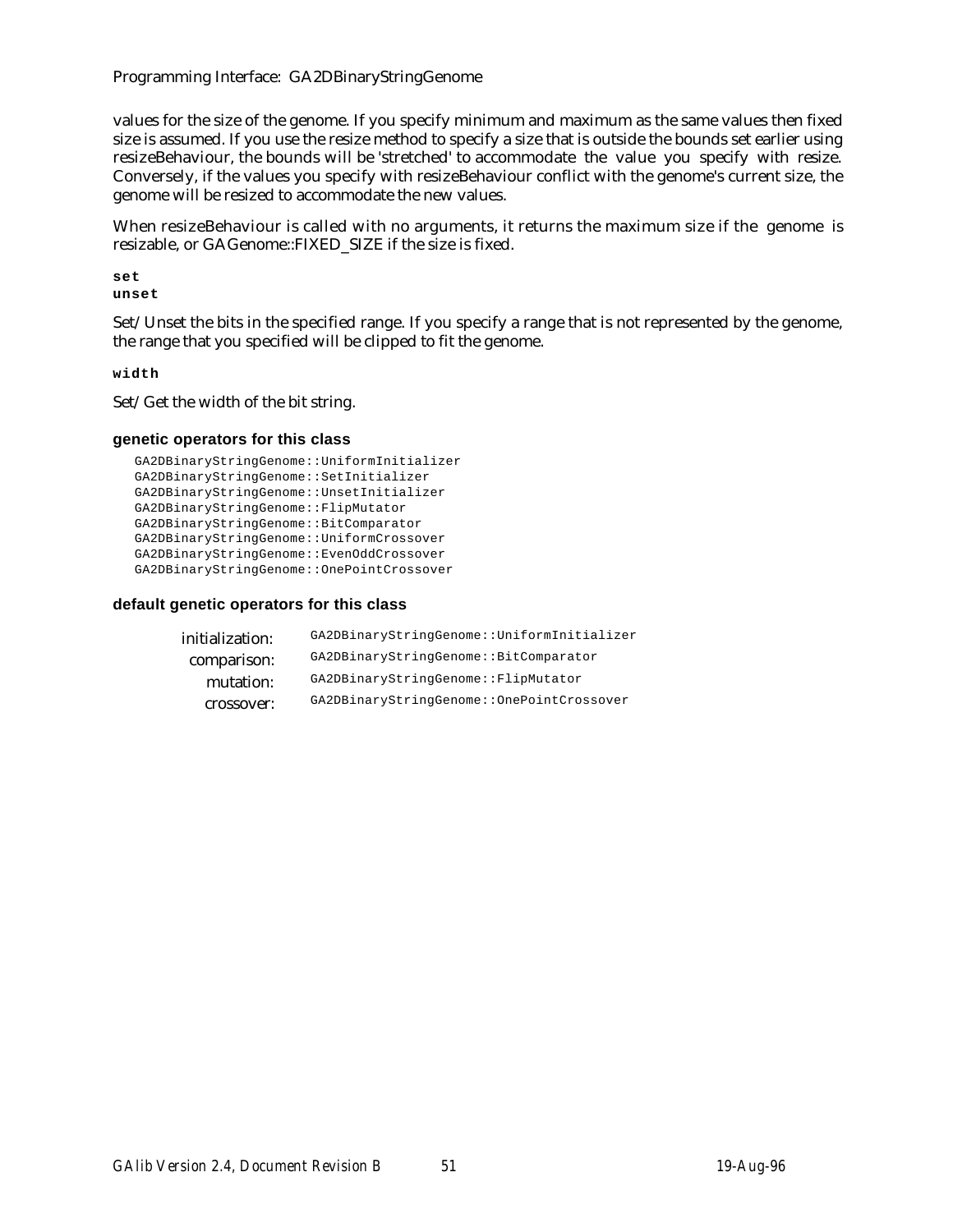values for the size of the genome. If you specify minimum and maximum as the same values then fixed size is assumed. If you use the resize method to specify a size that is outside the bounds set earlier using resizeBehaviour, the bounds will be 'stretched' to accommodate the value you specify with resize. Conversely, if the values you specify with resizeBehaviour conflict with the genome's current size, the genome will be resized to accommodate the new values.

When resizeBehaviour is called with no arguments, it returns the maximum size if the genome is resizable, or GAGenome::FIXED_SIZE if the size is fixed.

**set**
**unset**

Set/Unset the bits in the specified range. If you specify a range that is not represented by the genome, the range that you specified will be clipped to fit the genome.

**width**

Set/Get the width of the bit string.

### genetic operators for this class

```
GA2DBinaryStringGenome::UniformInitializer
GA2DBinaryStringGenome::SetInitializer
GA2DBinaryStringGenome::UnsetInitializer
GA2DBinaryStringGenome::FlipMutator
GA2DBinaryStringGenome::BitComparator
GA2DBinaryStringGenome::UniformCrossover
GA2DBinaryStringGenome::EvenOddCrossover
GA2DBinaryStringGenome::OnePointCrossover
```

### default genetic operators for this class

| | |
|---|---|
| initialization: | `GA2DBinaryStringGenome::UniformInitializer` |
| comparison: | `GA2DBinaryStringGenome::BitComparator` |
| mutation: | `GA2DBinaryStringGenome::FlipMutator` |
| crossover: | `GA2DBinaryStringGenome::OnePointCrossover` |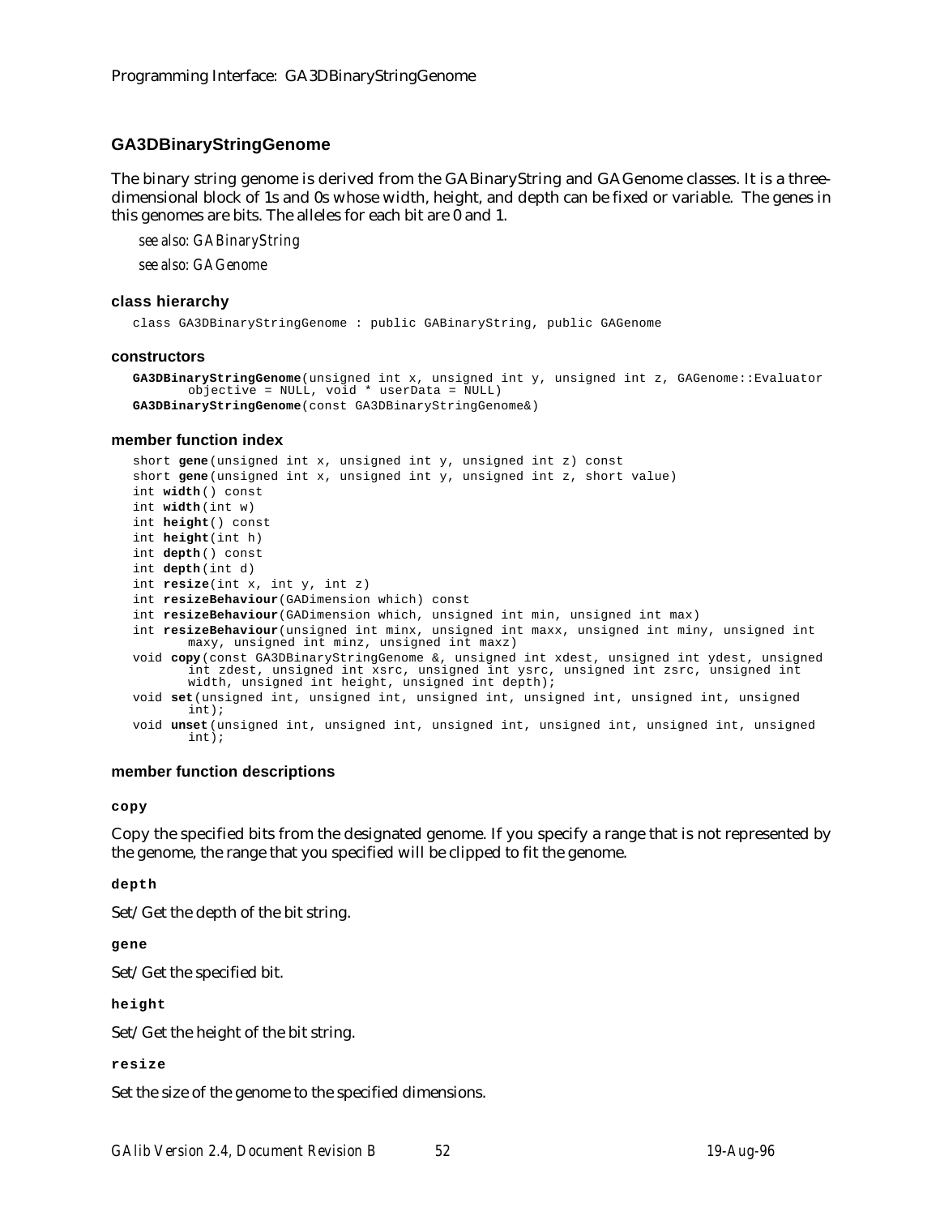## GA3DBinaryStringGenome

The binary string genome is derived from the GABinaryString and GAGenome classes. It is a three-dimensional block of 1s and 0s whose width, height, and depth can be fixed or variable. The genes in this genomes are bits. The alleles for each bit are 0 and 1.

*see also: GABinaryString*

*see also: GAGenome*

### class hierarchy

```
class GA3DBinaryStringGenome : public GABinaryString, public GAGenome
```

### constructors

```
GA3DBinaryStringGenome(unsigned int x, unsigned int y, unsigned int z, GAGenome::Evaluator
       objective = NULL, void * userData = NULL)
GA3DBinaryStringGenome(const GA3DBinaryStringGenome&)
```

### member function index

```
short gene(unsigned int x, unsigned int y, unsigned int z) const
short gene(unsigned int x, unsigned int y, unsigned int z, short value)
int width() const
int width(int w)
int height() const
int height(int h)
int depth() const
int depth(int d)
int resize(int x, int y, int z)
int resizeBehaviour(GADimension which) const
int resizeBehaviour(GADimension which, unsigned int min, unsigned int max)
int resizeBehaviour(unsigned int minx, unsigned int maxx, unsigned int miny, unsigned int
       maxy, unsigned int minz, unsigned int maxz)
void copy(const GA3DBinaryStringGenome &, unsigned int xdest, unsigned int ydest, unsigned
       int zdest, unsigned int xsrc, unsigned int ysrc, unsigned int zsrc, unsigned int
       width, unsigned int height, unsigned int depth);
void set(unsigned int, unsigned int, unsigned int, unsigned int, unsigned int, unsigned
       int);
void unset(unsigned int, unsigned int, unsigned int, unsigned int, unsigned int, unsigned
       int);
```

### member function descriptions

**copy**

Copy the specified bits from the designated genome. If you specify a range that is not represented by the genome, the range that you specified will be clipped to fit the genome.

**depth**

Set/Get the depth of the bit string.

**gene**

Set/Get the specified bit.

**height**

Set/Get the height of the bit string.

**resize**

Set the size of the genome to the specified dimensions.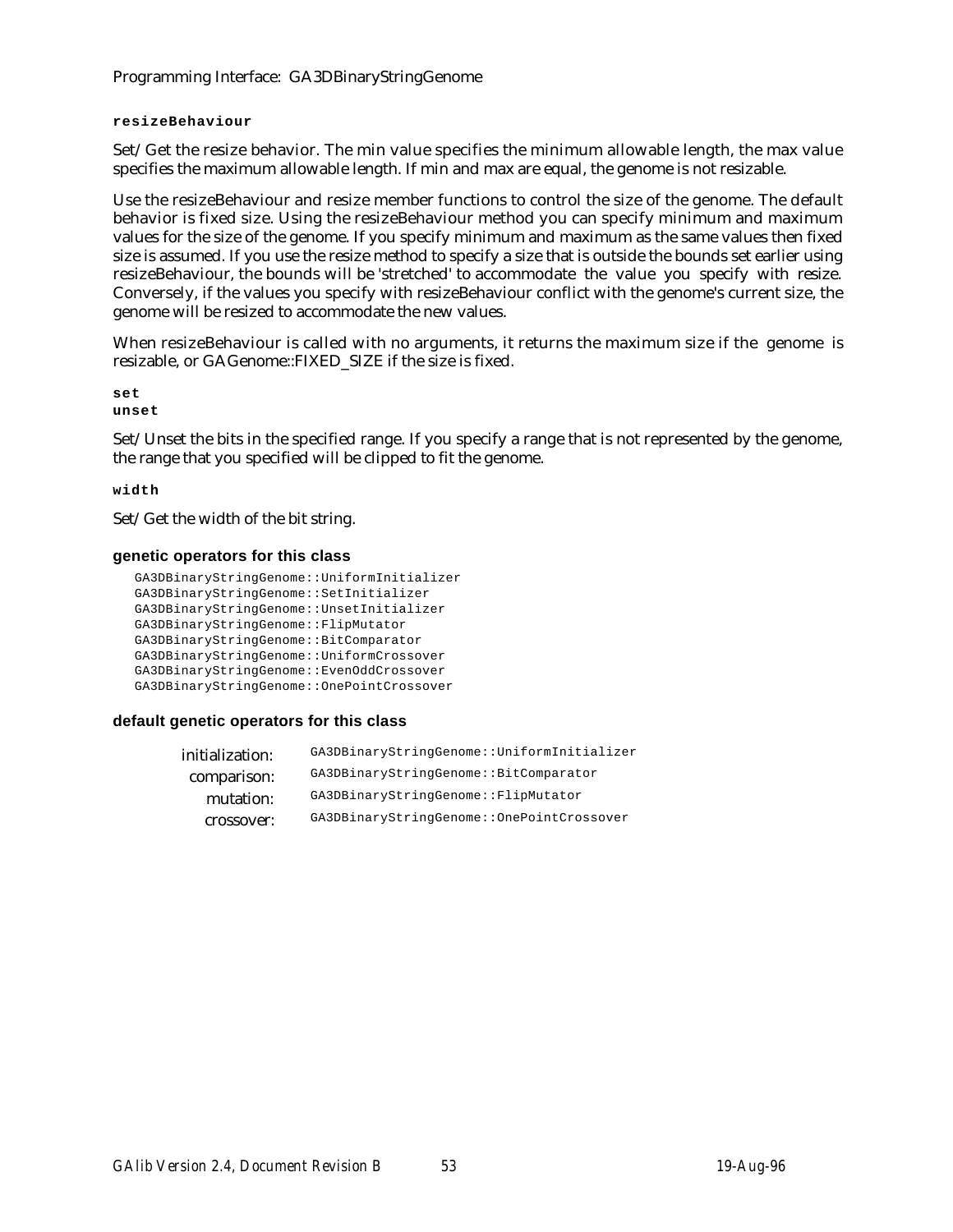**resizeBehaviour**

Set/Get the resize behavior. The min value specifies the minimum allowable length, the max value specifies the maximum allowable length. If min and max are equal, the genome is not resizable.

Use the resizeBehaviour and resize member functions to control the size of the genome. The default behavior is fixed size. Using the resizeBehaviour method you can specify minimum and maximum values for the size of the genome. If you specify minimum and maximum as the same values then fixed size is assumed. If you use the resize method to specify a size that is outside the bounds set earlier using resizeBehaviour, the bounds will be 'stretched' to accommodate the value you specify with resize. Conversely, if the values you specify with resizeBehaviour conflict with the genome's current size, the genome will be resized to accommodate the new values.

When resizeBehaviour is called with no arguments, it returns the maximum size if the genome is resizable, or GAGenome::FIXED_SIZE if the size is fixed.

**set**
**unset**

Set/Unset the bits in the specified range. If you specify a range that is not represented by the genome, the range that you specified will be clipped to fit the genome.

**width**

Set/Get the width of the bit string.

### genetic operators for this class

```
GA3DBinaryStringGenome::UniformInitializer
GA3DBinaryStringGenome::SetInitializer
GA3DBinaryStringGenome::UnsetInitializer
GA3DBinaryStringGenome::FlipMutator
GA3DBinaryStringGenome::BitComparator
GA3DBinaryStringGenome::UniformCrossover
GA3DBinaryStringGenome::EvenOddCrossover
GA3DBinaryStringGenome::OnePointCrossover
```

### default genetic operators for this class

| | |
|---|---|
| initialization: | `GA3DBinaryStringGenome::UniformInitializer` |
| comparison: | `GA3DBinaryStringGenome::BitComparator` |
| mutation: | `GA3DBinaryStringGenome::FlipMutator` |
| crossover: | `GA3DBinaryStringGenome::OnePointCrossover` |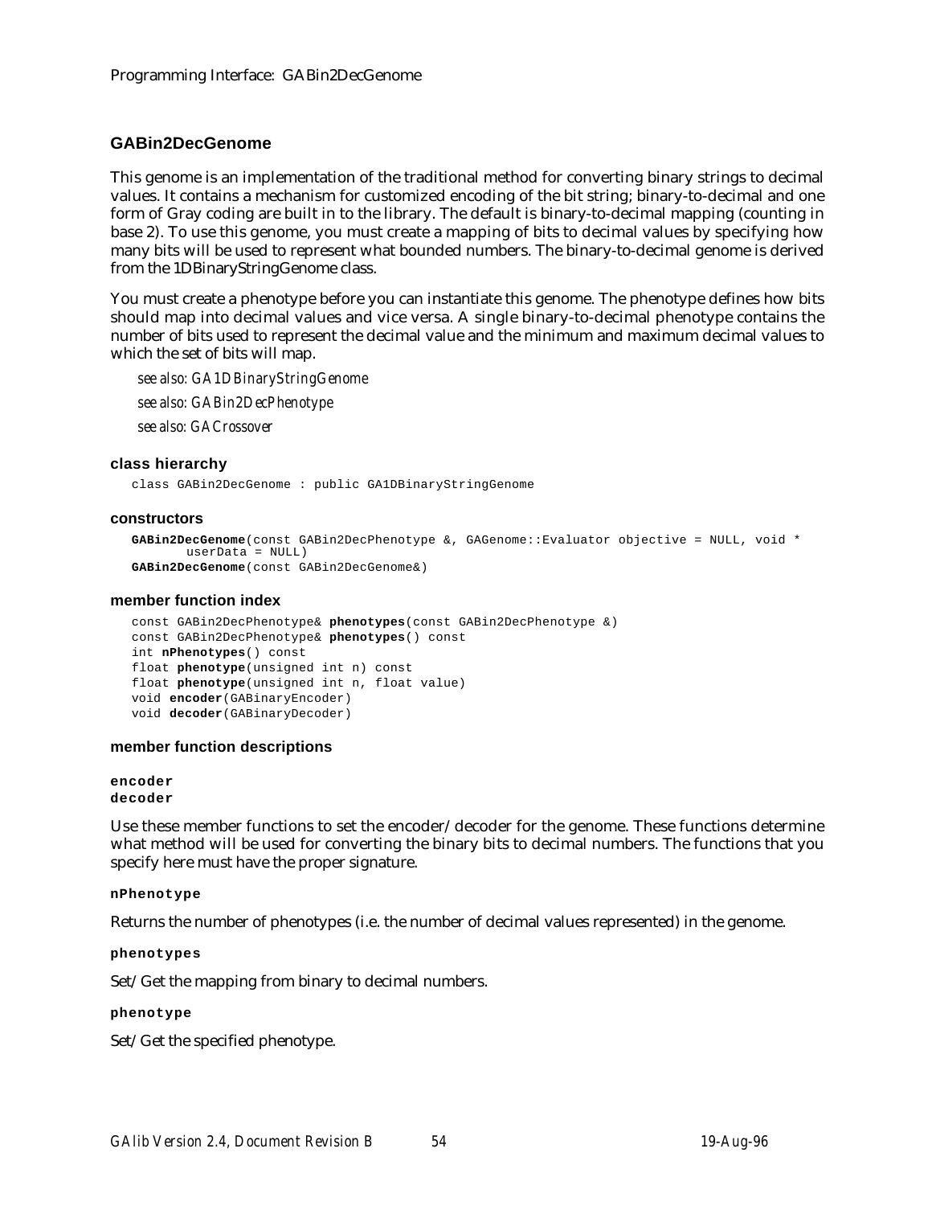## GABin2DecGenome

This genome is an implementation of the traditional method for converting binary strings to decimal values. It contains a mechanism for customized encoding of the bit string; binary-to-decimal and one form of Gray coding are built in to the library. The default is binary-to-decimal mapping (counting in base 2). To use this genome, you must create a mapping of bits to decimal values by specifying how many bits will be used to represent what bounded numbers. The binary-to-decimal genome is derived from the 1DBinaryStringGenome class.

You must create a phenotype before you can instantiate this genome. The phenotype defines how bits should map into decimal values and vice versa. A single binary-to-decimal phenotype contains the number of bits used to represent the decimal value and the minimum and maximum decimal values to which the set of bits will map.

*see also: GA1DBinaryStringGenome*

*see also: GABin2DecPhenotype*

*see also: GACrossover*

### class hierarchy

```
class GABin2DecGenome : public GA1DBinaryStringGenome
```

### constructors

```
GABin2DecGenome(const GABin2DecPhenotype &, GAGenome::Evaluator objective = NULL, void *
       userData = NULL)
GABin2DecGenome(const GABin2DecGenome&)
```

### member function index

```
const GABin2DecPhenotype& phenotypes(const GABin2DecPhenotype &)
const GABin2DecPhenotype& phenotypes() const
int nPhenotypes() const
float phenotype(unsigned int n) const
float phenotype(unsigned int n, float value)
void encoder(GABinaryEncoder)
void decoder(GABinaryDecoder)
```

### member function descriptions

**encoder**
**decoder**

Use these member functions to set the encoder/decoder for the genome. These functions determine what method will be used for converting the binary bits to decimal numbers. The functions that you specify here must have the proper signature.

**nPhenotype**

Returns the number of phenotypes (i.e. the number of decimal values represented) in the genome.

**phenotypes**

Set/Get the mapping from binary to decimal numbers.

**phenotype**

Set/Get the specified phenotype.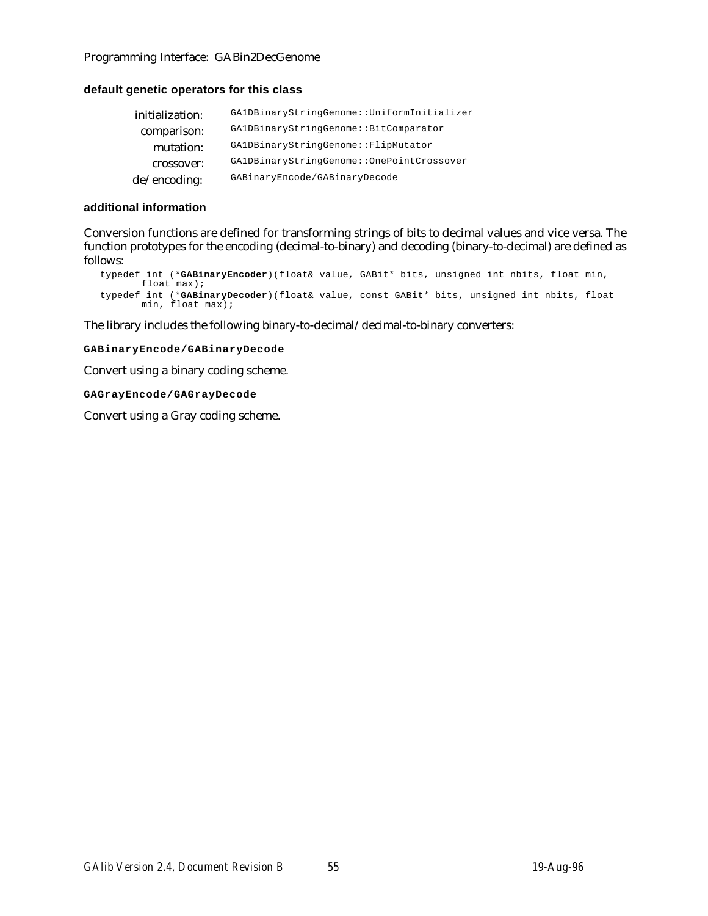#### default genetic operators for this class

| | |
|---|---|
| initialization: | `GA1DBinaryStringGenome::UniformInitializer` |
| comparison: | `GA1DBinaryStringGenome::BitComparator` |
| mutation: | `GA1DBinaryStringGenome::FlipMutator` |
| crossover: | `GA1DBinaryStringGenome::OnePointCrossover` |
| de/encoding: | `GABinaryEncode/GABinaryDecode` |

#### additional information

Conversion functions are defined for transforming strings of bits to decimal values and vice versa. The function prototypes for the encoding (decimal-to-binary) and decoding (binary-to-decimal) are defined as follows:

```
typedef int (*GABinaryEncoder)(float& value, GABit* bits, unsigned int nbits, float min,
        float max);
typedef int (*GABinaryDecoder)(float& value, const GABit* bits, unsigned int nbits, float
        min, float max);
```

The library includes the following binary-to-decimal/decimal-to-binary converters:

**`GABinaryEncode/GABinaryDecode`**

Convert using a binary coding scheme.

**`GAGrayEncode/GAGrayDecode`**

Convert using a Gray coding scheme.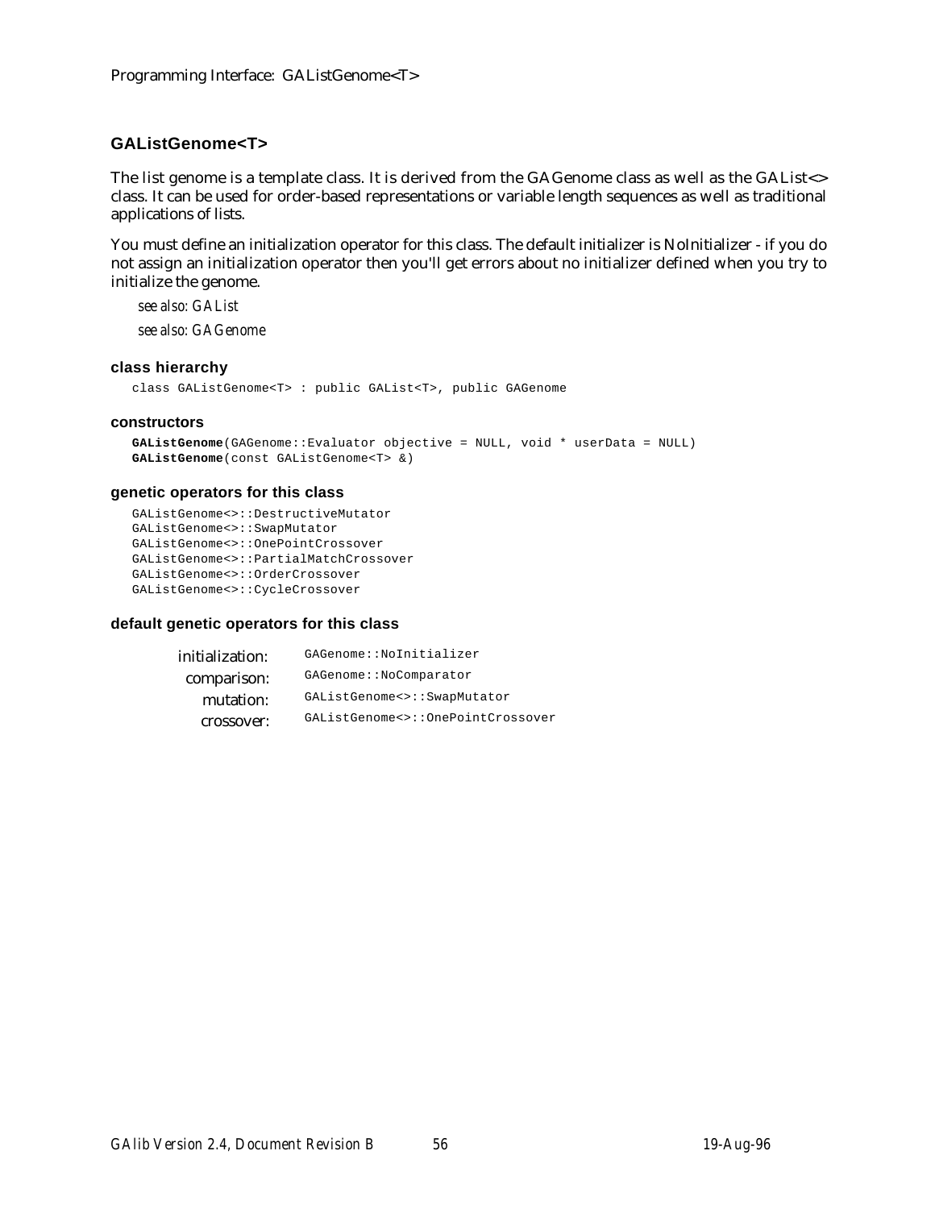## GAListGenome<T>

The list genome is a template class. It is derived from the GAGenome class as well as the GAList<> class. It can be used for order-based representations or variable length sequences as well as traditional applications of lists.

You must define an initialization operator for this class. The default initializer is NoInitializer - if you do not assign an initialization operator then you'll get errors about no initializer defined when you try to initialize the genome.

*see also: GAList*

*see also: GAGenome*

### class hierarchy

```
class GAListGenome<T> : public GAList<T>, public GAGenome
```

### constructors

```
GAListGenome(GAGenome::Evaluator objective = NULL, void * userData = NULL)
GAListGenome(const GAListGenome<T> &)
```

### genetic operators for this class

```
GAListGenome<>::DestructiveMutator
GAListGenome<>::SwapMutator
GAListGenome<>::OnePointCrossover
GAListGenome<>::PartialMatchCrossover
GAListGenome<>::OrderCrossover
GAListGenome<>::CycleCrossover
```

### default genetic operators for this class

| | |
|---|---|
| initialization: | `GAGenome::NoInitializer` |
| comparison: | `GAGenome::NoComparator` |
| mutation: | `GAListGenome<>::SwapMutator` |
| crossover: | `GAListGenome<>::OnePointCrossover` |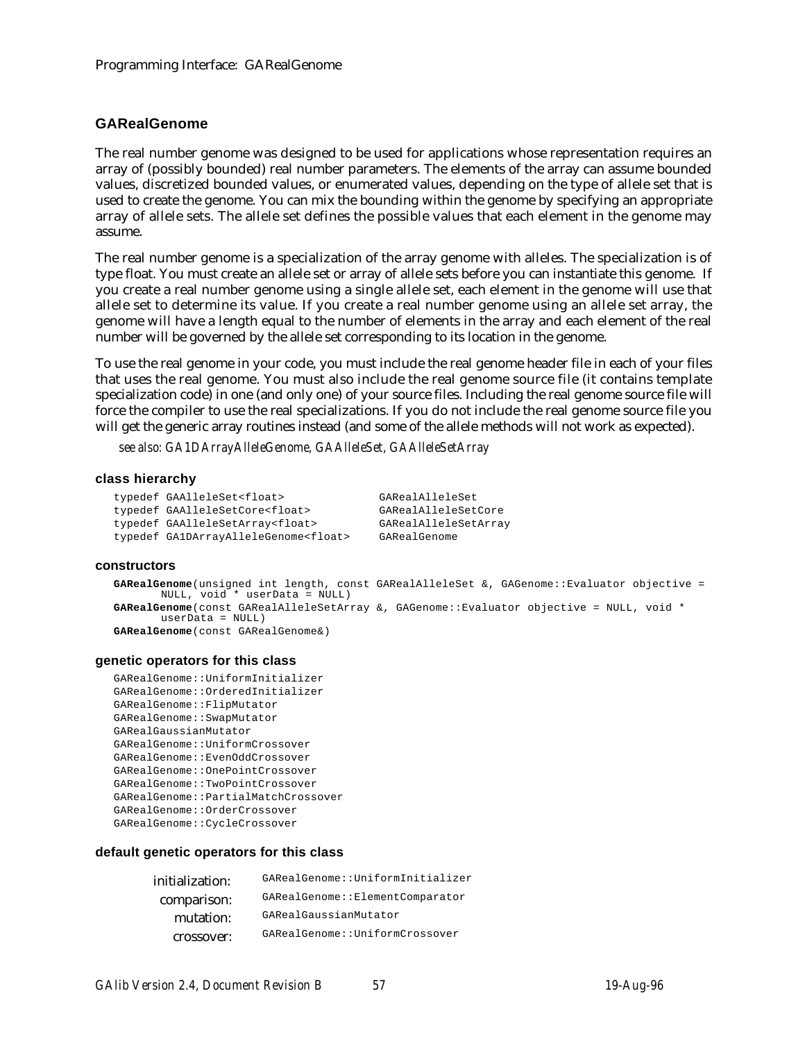## GARealGenome

The real number genome was designed to be used for applications whose representation requires an array of (possibly bounded) real number parameters. The elements of the array can assume bounded values, discretized bounded values, or enumerated values, depending on the type of allele set that is used to create the genome. You can mix the bounding within the genome by specifying an appropriate array of allele sets. The allele set defines the possible values that each element in the genome may assume.

The real number genome is a specialization of the array genome with alleles. The specialization is of type float. You must create an allele set or array of allele sets before you can instantiate this genome. If you create a real number genome using a single allele set, each element in the genome will use that allele set to determine its value. If you create a real number genome using an allele set array, the genome will have a length equal to the number of elements in the array and each element of the real number will be governed by the allele set corresponding to its location in the genome.

To use the real genome in your code, you must include the real genome header file in each of your files that uses the real genome. You must also include the real genome source file (it contains template specialization code) in one (and only one) of your source files. Including the real genome source file will force the compiler to use the real specializations. If you do not include the real genome source file you will get the generic array routines instead (and some of the allele methods will not work as expected).

*see also: GA1DArrayAlleleGenome, GAAlleleSet, GAAlleleSetArray*

### class hierarchy

```
typedef GAAlleleSet<float>               GARealAlleleSet
typedef GAAlleleSetCore<float>           GARealAlleleSetCore
typedef GAAlleleSetArray<float>          GARealAlleleSetArray
typedef GA1DArrayAlleleGenome<float>     GARealGenome
```

### constructors

```
GARealGenome(unsigned int length, const GARealAlleleSet &, GAGenome::Evaluator objective =
       NULL, void * userData = NULL)
GARealGenome(const GARealAlleleSetArray &, GAGenome::Evaluator objective = NULL, void *
       userData = NULL)
GARealGenome(const GARealGenome&)
```

### genetic operators for this class

```
GARealGenome::UniformInitializer
GARealGenome::OrderedInitializer
GARealGenome::FlipMutator
GARealGenome::SwapMutator
GARealGaussianMutator
GARealGenome::UniformCrossover
GARealGenome::EvenOddCrossover
GARealGenome::OnePointCrossover
GARealGenome::TwoPointCrossover
GARealGenome::PartialMatchCrossover
GARealGenome::OrderCrossover
GARealGenome::CycleCrossover
```

### default genetic operators for this class

| | |
|---|---|
| initialization: | `GARealGenome::UniformInitializer` |
| comparison: | `GARealGenome::ElementComparator` |
| mutation: | `GARealGaussianMutator` |
| crossover: | `GARealGenome::UniformCrossover` |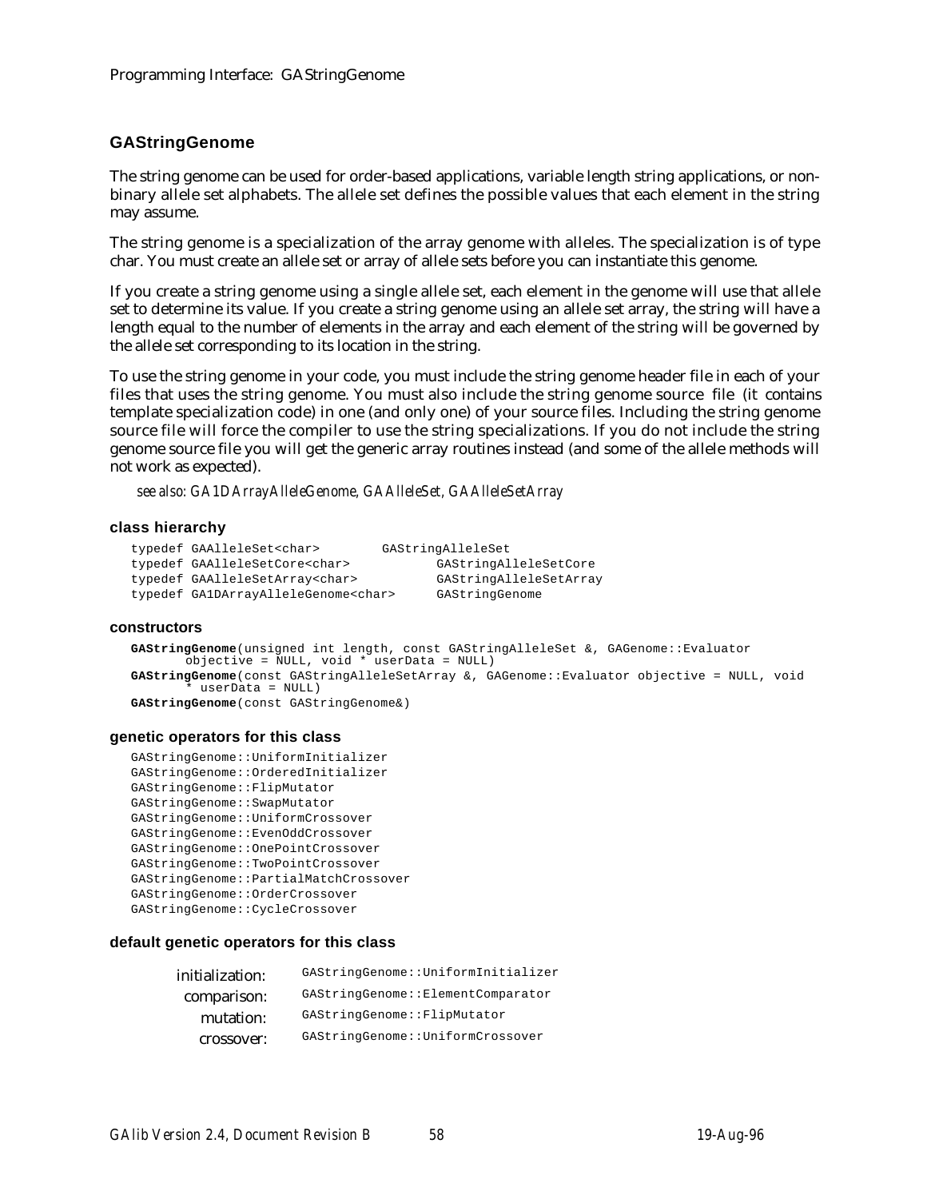## GAStringGenome

The string genome can be used for order-based applications, variable length string applications, or non-binary allele set alphabets. The allele set defines the possible values that each element in the string may assume.

The string genome is a specialization of the array genome with alleles. The specialization is of type char. You must create an allele set or array of allele sets before you can instantiate this genome.

If you create a string genome using a single allele set, each element in the genome will use that allele set to determine its value. If you create a string genome using an allele set array, the string will have a length equal to the number of elements in the array and each element of the string will be governed by the allele set corresponding to its location in the string.

To use the string genome in your code, you must include the string genome header file in each of your files that uses the string genome. You must also include the string genome source file (it contains template specialization code) in one (and only one) of your source files. Including the string genome source file will force the compiler to use the string specializations. If you do not include the string genome source file you will get the generic array routines instead (and some of the allele methods will not work as expected).

*see also: GA1DArrayAlleleGenome, GAAlleleSet, GAAlleleSetArray*

### class hierarchy

```
typedef GAAlleleSet<char>              GAStringAlleleSet
typedef GAAlleleSetCore<char>          GAStringAlleleSetCore
typedef GAAlleleSetArray<char>         GAStringAlleleSetArray
typedef GA1DArrayAlleleGenome<char>    GAStringGenome
```

### constructors

```
GAStringGenome(unsigned int length, const GAStringAlleleSet &, GAGenome::Evaluator
       objective = NULL, void * userData = NULL)
GAStringGenome(const GAStringAlleleSetArray &, GAGenome::Evaluator objective = NULL, void
       * userData = NULL)
GAStringGenome(const GAStringGenome&)
```

### genetic operators for this class

```
GAStringGenome::UniformInitializer
GAStringGenome::OrderedInitializer
GAStringGenome::FlipMutator
GAStringGenome::SwapMutator
GAStringGenome::UniformCrossover
GAStringGenome::EvenOddCrossover
GAStringGenome::OnePointCrossover
GAStringGenome::TwoPointCrossover
GAStringGenome::PartialMatchCrossover
GAStringGenome::OrderCrossover
GAStringGenome::CycleCrossover
```

### default genetic operators for this class

| | |
|---|---|
| initialization: | `GAStringGenome::UniformInitializer` |
| comparison: | `GAStringGenome::ElementComparator` |
| mutation: | `GAStringGenome::FlipMutator` |
| crossover: | `GAStringGenome::UniformCrossover` |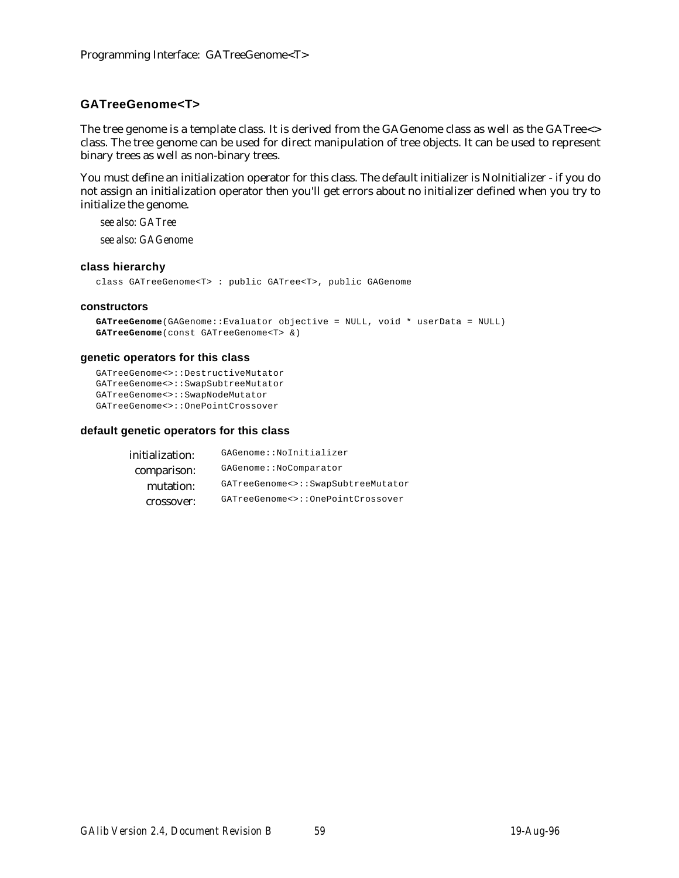## GATreeGenome<T>

The tree genome is a template class. It is derived from the GAGenome class as well as the GATree<> class. The tree genome can be used for direct manipulation of tree objects. It can be used to represent binary trees as well as non-binary trees.

You must define an initialization operator for this class. The default initializer is NoInitializer - if you do not assign an initialization operator then you'll get errors about no initializer defined when you try to initialize the genome.

*see also: GATree*

*see also: GAGenome*

### class hierarchy

```
class GATreeGenome<T> : public GATree<T>, public GAGenome
```

### constructors

```
GATreeGenome(GAGenome::Evaluator objective = NULL, void * userData = NULL)
GATreeGenome(const GATreeGenome<T> &)
```

### genetic operators for this class

```
GATreeGenome<>::DestructiveMutator
GATreeGenome<>::SwapSubtreeMutator
GATreeGenome<>::SwapNodeMutator
GATreeGenome<>::OnePointCrossover
```

### default genetic operators for this class

| | |
|---|---|
| initialization: | `GAGenome::NoInitializer` |
| comparison: | `GAGenome::NoComparator` |
| mutation: | `GATreeGenome<>::SwapSubtreeMutator` |
| crossover: | `GATreeGenome<>::OnePointCrossover` |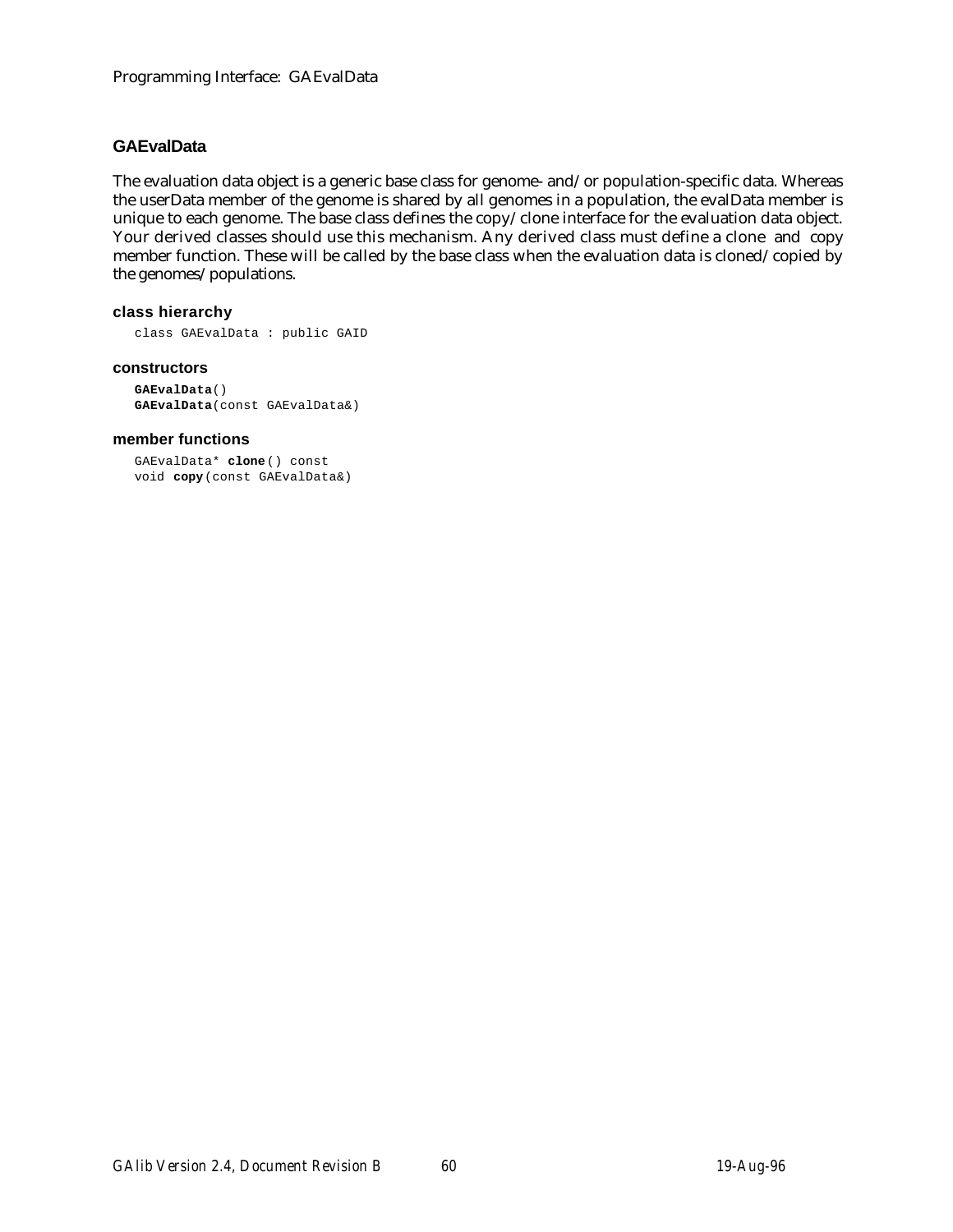## GAEvalData

The evaluation data object is a generic base class for genome- and/or population-specific data. Whereas the userData member of the genome is shared by all genomes in a population, the evalData member is unique to each genome. The base class defines the copy/clone interface for the evaluation data object. Your derived classes should use this mechanism. Any derived class must define a clone and copy member function. These will be called by the base class when the evaluation data is cloned/copied by the genomes/populations.

### class hierarchy

```
class GAEvalData : public GAID
```

### constructors

```
GAEvalData()
GAEvalData(const GAEvalData&)
```

### member functions

```
GAEvalData* clone() const
void copy(const GAEvalData&)
```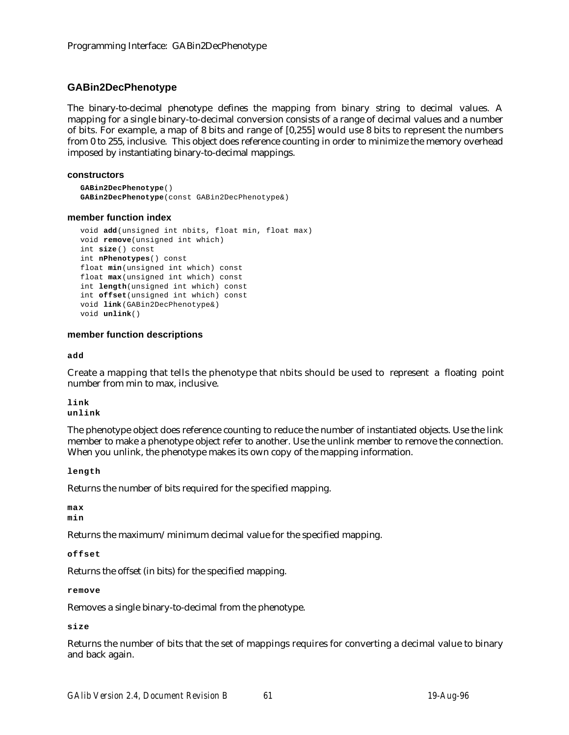## GABin2DecPhenotype

The binary-to-decimal phenotype defines the mapping from binary string to decimal values. A mapping for a single binary-to-decimal conversion consists of a range of decimal values and a number of bits. For example, a map of 8 bits and range of [0,255] would use 8 bits to represent the numbers from 0 to 255, inclusive. This object does reference counting in order to minimize the memory overhead imposed by instantiating binary-to-decimal mappings.

### constructors

```
GABin2DecPhenotype()
GABin2DecPhenotype(const GABin2DecPhenotype&)
```

### member function index

```
void add(unsigned int nbits, float min, float max)
void remove(unsigned int which)
int size() const
int nPhenotypes() const
float min(unsigned int which) const
float max(unsigned int which) const
int length(unsigned int which) const
int offset(unsigned int which) const
void link(GABin2DecPhenotype&)
void unlink()
```

### member function descriptions

**add**

Create a mapping that tells the phenotype that nbits should be used to represent a floating point number from min to max, inclusive.

**link**
**unlink**

The phenotype object does reference counting to reduce the number of instantiated objects. Use the link member to make a phenotype object refer to another. Use the unlink member to remove the connection. When you unlink, the phenotype makes its own copy of the mapping information.

**length**

Returns the number of bits required for the specified mapping.

**max**
**min**

Returns the maximum/minimum decimal value for the specified mapping.

**offset**

Returns the offset (in bits) for the specified mapping.

**remove**

Removes a single binary-to-decimal from the phenotype.

**size**

Returns the number of bits that the set of mappings requires for converting a decimal value to binary and back again.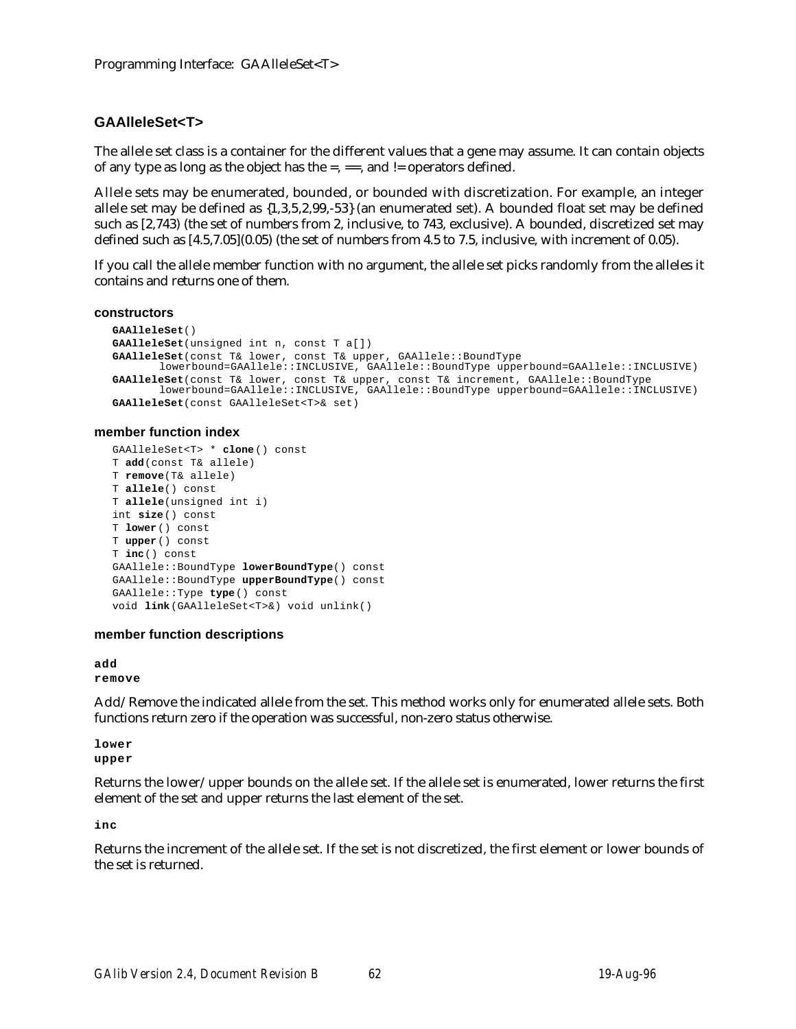## GAAlleleSet<T>

The allele set class is a container for the different values that a gene may assume. It can contain objects of any type as long as the object has the =, ==, and != operators defined.

Allele sets may be enumerated, bounded, or bounded with discretization. For example, an integer allele set may be defined as {1,3,5,2,99,-53} (an enumerated set). A bounded float set may be defined such as [2,743) (the set of numbers from 2, inclusive, to 743, exclusive). A bounded, discretized set may defined such as [4.5,7.05](0.05) (the set of numbers from 4.5 to 7.5, inclusive, with increment of 0.05).

If you call the allele member function with no argument, the allele set picks randomly from the alleles it contains and returns one of them.

### constructors

```
GAAlleleSet()
GAAlleleSet(unsigned int n, const T a[])
GAAlleleSet(const T& lower, const T& upper, GAAllele::BoundType
        lowerbound=GAAllele::INCLUSIVE, GAAllele::BoundType upperbound=GAAllele::INCLUSIVE)
GAAlleleSet(const T& lower, const T& upper, const T& increment, GAAllele::BoundType
        lowerbound=GAAllele::INCLUSIVE, GAAllele::BoundType upperbound=GAAllele::INCLUSIVE)
GAAlleleSet(const GAAlleleSet<T>& set)
```

### member function index

```
GAAlleleSet<T> * clone() const
T add(const T& allele)
T remove(T& allele)
T allele() const
T allele(unsigned int i)
int size() const
T lower() const
T upper() const
T inc() const
GAAllele::BoundType lowerBoundType() const
GAAllele::BoundType upperBoundType() const
GAAllele::Type type() const
void link(GAAlleleSet<T>&) void unlink()
```

### member function descriptions

**add**
**remove**

Add/Remove the indicated allele from the set. This method works only for enumerated allele sets. Both functions return zero if the operation was successful, non-zero status otherwise.

**lower**
**upper**

Returns the lower/upper bounds on the allele set. If the allele set is enumerated, lower returns the first element of the set and upper returns the last element of the set.

**inc**

Returns the increment of the allele set. If the set is not discretized, the first element or lower bounds of the set is returned.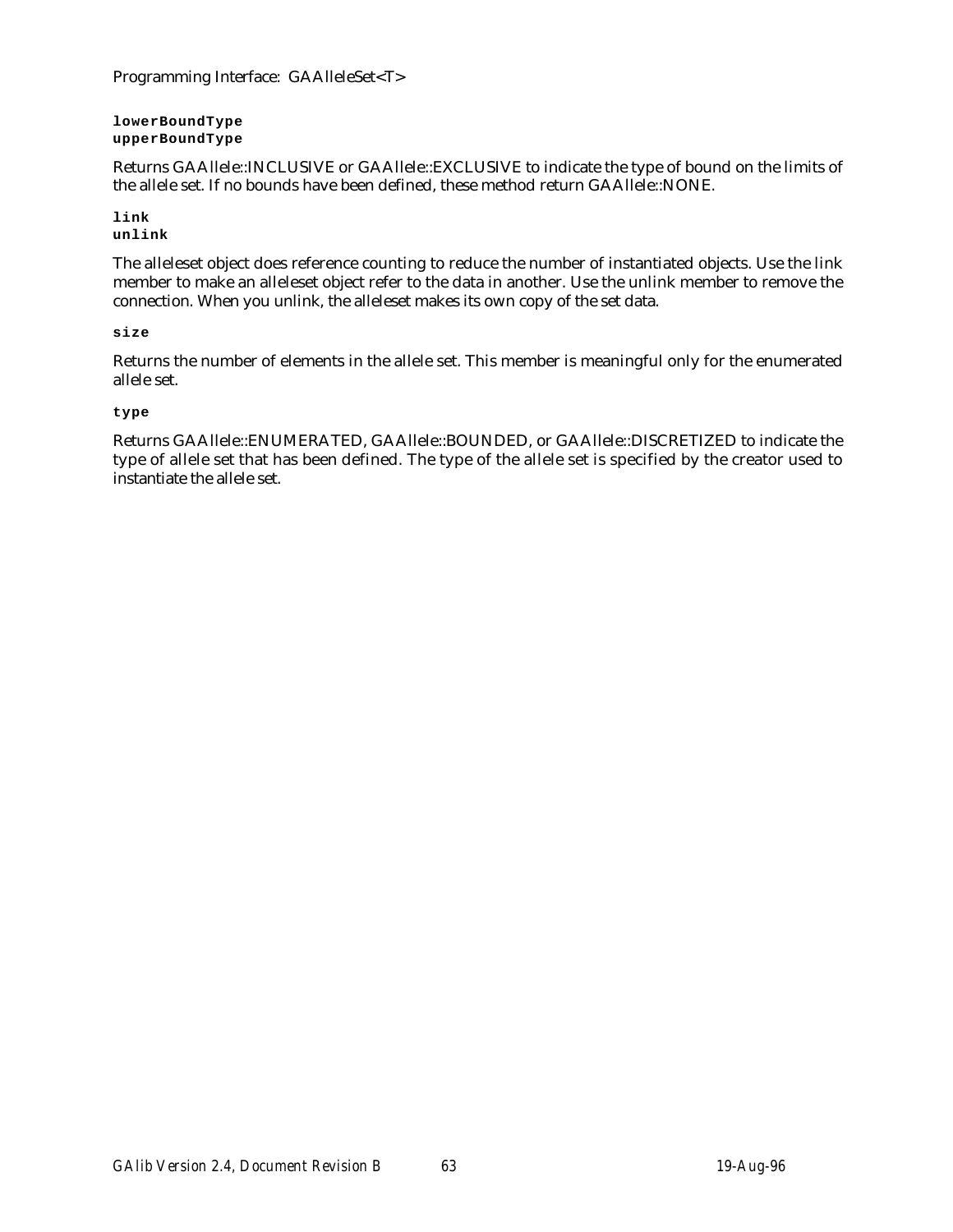**lowerBoundType**
**upperBoundType**

Returns GAAllele::INCLUSIVE or GAAllele::EXCLUSIVE to indicate the type of bound on the limits of the allele set. If no bounds have been defined, these method return GAAllele::NONE.

**link**
**unlink**

The alleleset object does reference counting to reduce the number of instantiated objects. Use the link member to make an alleleset object refer to the data in another. Use the unlink member to remove the connection. When you unlink, the alleleset makes its own copy of the set data.

**size**

Returns the number of elements in the allele set. This member is meaningful only for the enumerated allele set.

**type**

Returns GAAllele::ENUMERATED, GAAllele::BOUNDED, or GAAllele::DISCRETIZED to indicate the type of allele set that has been defined. The type of the allele set is specified by the creator used to instantiate the allele set.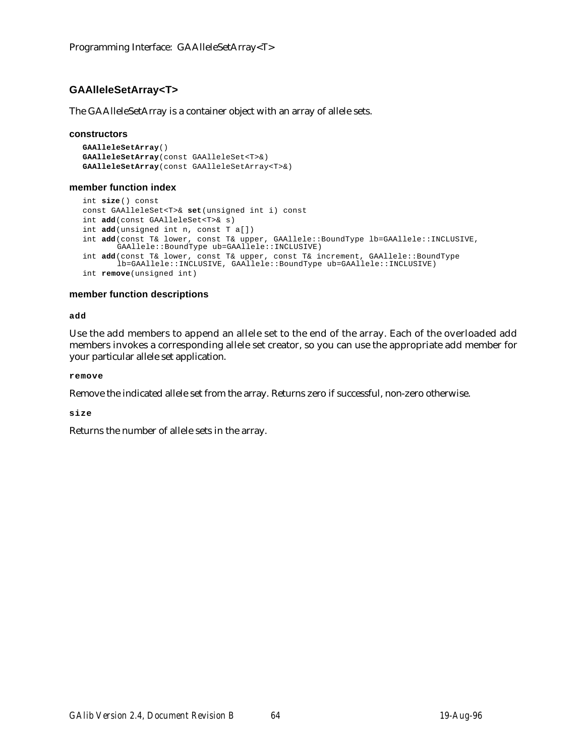## GAAlleleSetArray<T>

The GAAlleleSetArray is a container object with an array of allele sets.

#### constructors

```
GAAlleleSetArray()
GAAlleleSetArray(const GAAlleleSet<T>&)
GAAlleleSetArray(const GAAlleleSetArray<T>&)
```

#### member function index

```
int size() const
const GAAlleleSet<T>& set(unsigned int i) const
int add(const GAAlleleSet<T>& s)
int add(unsigned int n, const T a[])
int add(const T& lower, const T& upper, GAAllele::BoundType lb=GAAllele::INCLUSIVE,
        GAAllele::BoundType ub=GAAllele::INCLUSIVE)
int add(const T& lower, const T& upper, const T& increment, GAAllele::BoundType
        lb=GAAllele::INCLUSIVE, GAAllele::BoundType ub=GAAllele::INCLUSIVE)
int remove(unsigned int)
```

#### member function descriptions

**add**

Use the add members to append an allele set to the end of the array. Each of the overloaded add members invokes a corresponding allele set creator, so you can use the appropriate add member for your particular allele set application.

**remove**

Remove the indicated allele set from the array. Returns zero if successful, non-zero otherwise.

**size**

Returns the number of allele sets in the array.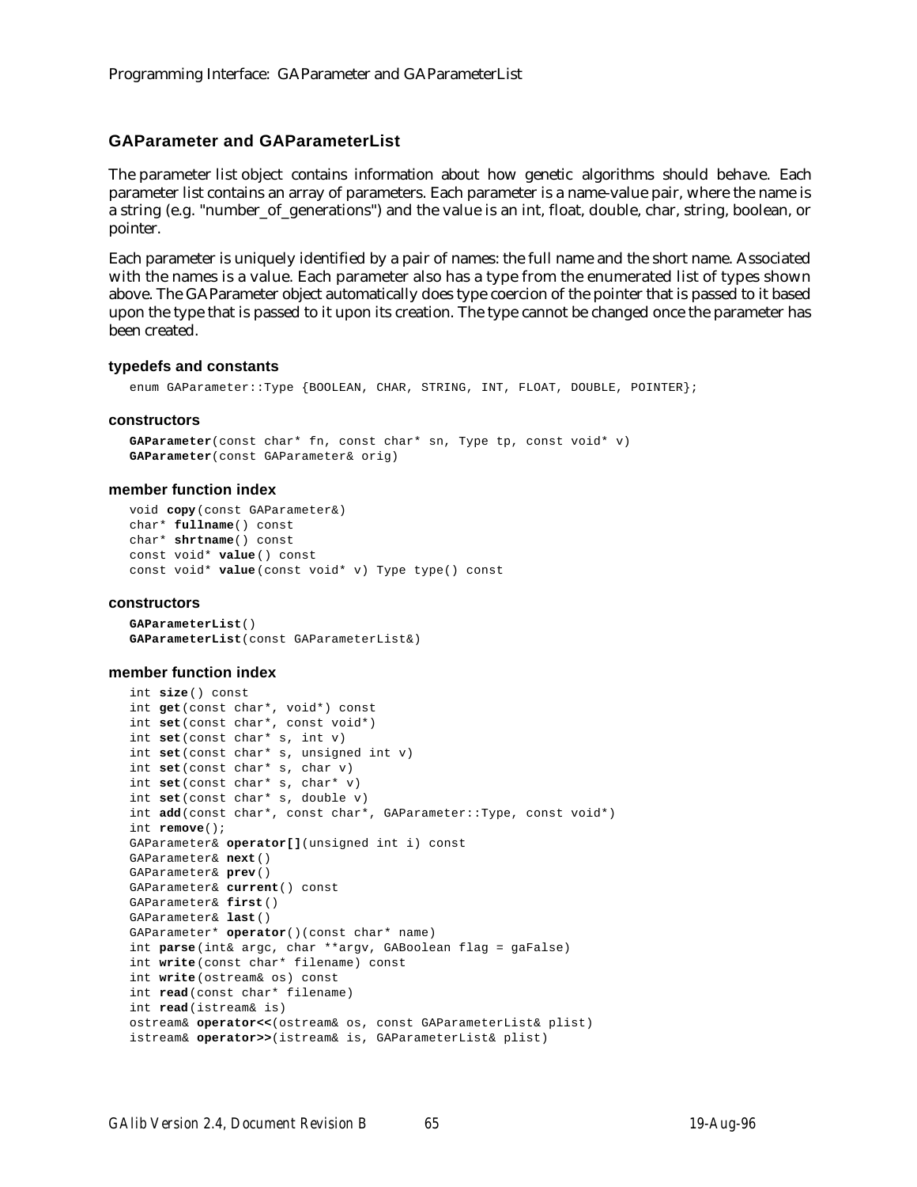## GAParameter and GAParameterList

The parameter list object contains information about how genetic algorithms should behave. Each parameter list contains an array of parameters. Each parameter is a name-value pair, where the name is a string (e.g. "number_of_generations") and the value is an int, float, double, char, string, boolean, or pointer.

Each parameter is uniquely identified by a pair of names: the full name and the short name. Associated with the names is a value. Each parameter also has a type from the enumerated list of types shown above. The GAParameter object automatically does type coercion of the pointer that is passed to it based upon the type that is passed to it upon its creation. The type cannot be changed once the parameter has been created.

### typedefs and constants

```
enum GAParameter::Type {BOOLEAN, CHAR, STRING, INT, FLOAT, DOUBLE, POINTER};
```

### constructors

```
GAParameter(const char* fn, const char* sn, Type tp, const void* v)
GAParameter(const GAParameter& orig)
```

### member function index

```
void copy(const GAParameter&)
char* fullname() const
char* shrtname() const
const void* value() const
const void* value(const void* v) Type type() const
```

### constructors

```
GAParameterList()
GAParameterList(const GAParameterList&)
```

### member function index

```
int size() const
int get(const char*, void*) const
int set(const char*, const void*)
int set(const char* s, int v)
int set(const char* s, unsigned int v)
int set(const char* s, char v)
int set(const char* s, char* v)
int set(const char* s, double v)
int add(const char*, const char*, GAParameter::Type, const void*)
int remove();
GAParameter& operator[](unsigned int i) const
GAParameter& next()
GAParameter& prev()
GAParameter& current() const
GAParameter& first()
GAParameter& last()
GAParameter* operator()(const char* name)
int parse(int& argc, char **argv, GABoolean flag = gaFalse)
int write(const char* filename) const
int write(ostream& os) const
int read(const char* filename)
int read(istream& is)
ostream& operator<<(ostream& os, const GAParameterList& plist)
istream& operator>>(istream& is, GAParameterList& plist)
```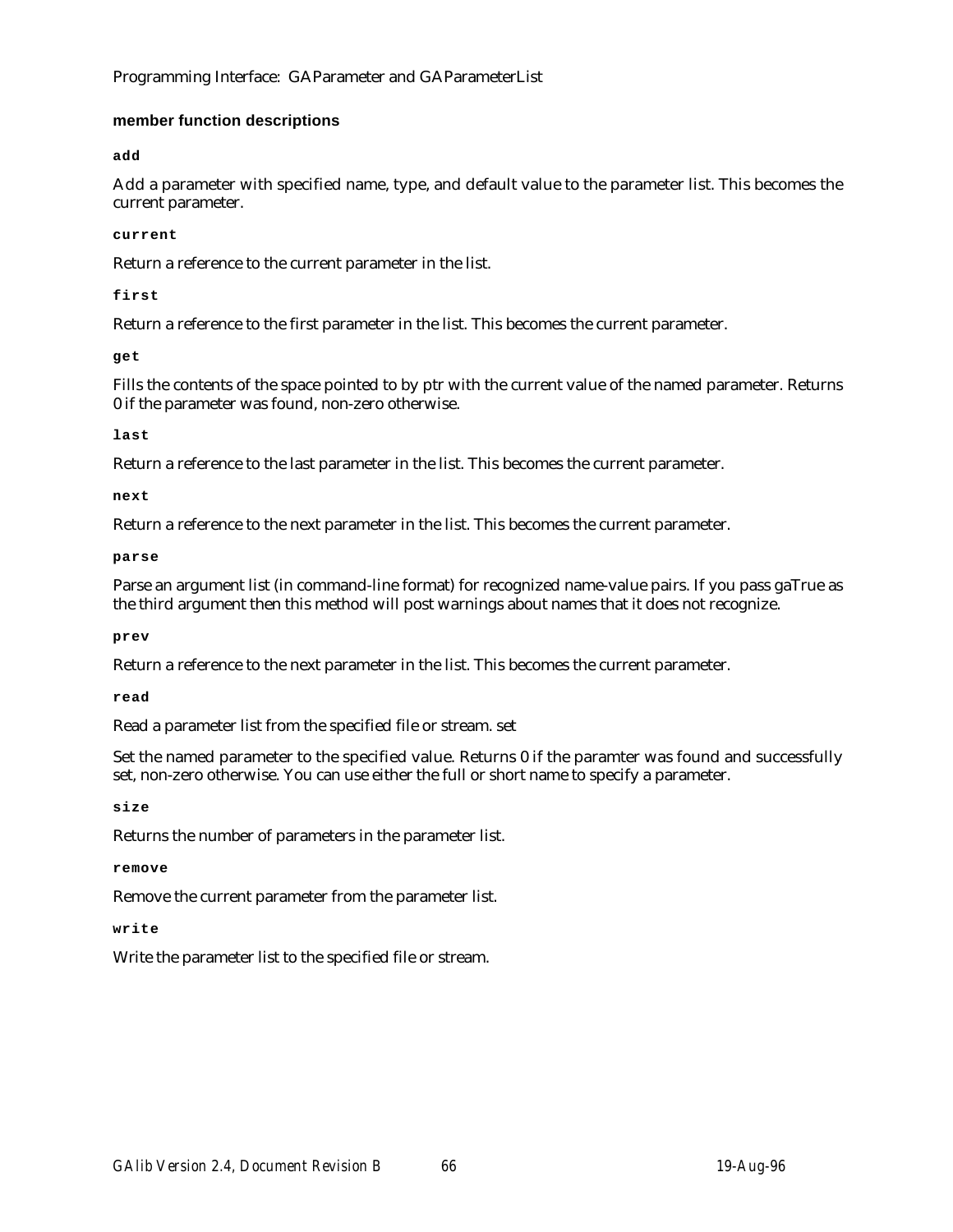#### member function descriptions

**`add`**

Add a parameter with specified name, type, and default value to the parameter list. This becomes the current parameter.

**`current`**

Return a reference to the current parameter in the list.

**`first`**

Return a reference to the first parameter in the list. This becomes the current parameter.

**`get`**

Fills the contents of the space pointed to by ptr with the current value of the named parameter. Returns 0 if the parameter was found, non-zero otherwise.

**`last`**

Return a reference to the last parameter in the list. This becomes the current parameter.

**`next`**

Return a reference to the next parameter in the list. This becomes the current parameter.

**`parse`**

Parse an argument list (in command-line format) for recognized name-value pairs. If you pass gaTrue as the third argument then this method will post warnings about names that it does not recognize.

**`prev`**

Return a reference to the next parameter in the list. This becomes the current parameter.

**`read`**

Read a parameter list from the specified file or stream. set

Set the named parameter to the specified value. Returns 0 if the paramter was found and successfully set, non-zero otherwise. You can use either the full or short name to specify a parameter.

**`size`**

Returns the number of parameters in the parameter list.

**`remove`**

Remove the current parameter from the parameter list.

**`write`**

Write the parameter list to the specified file or stream.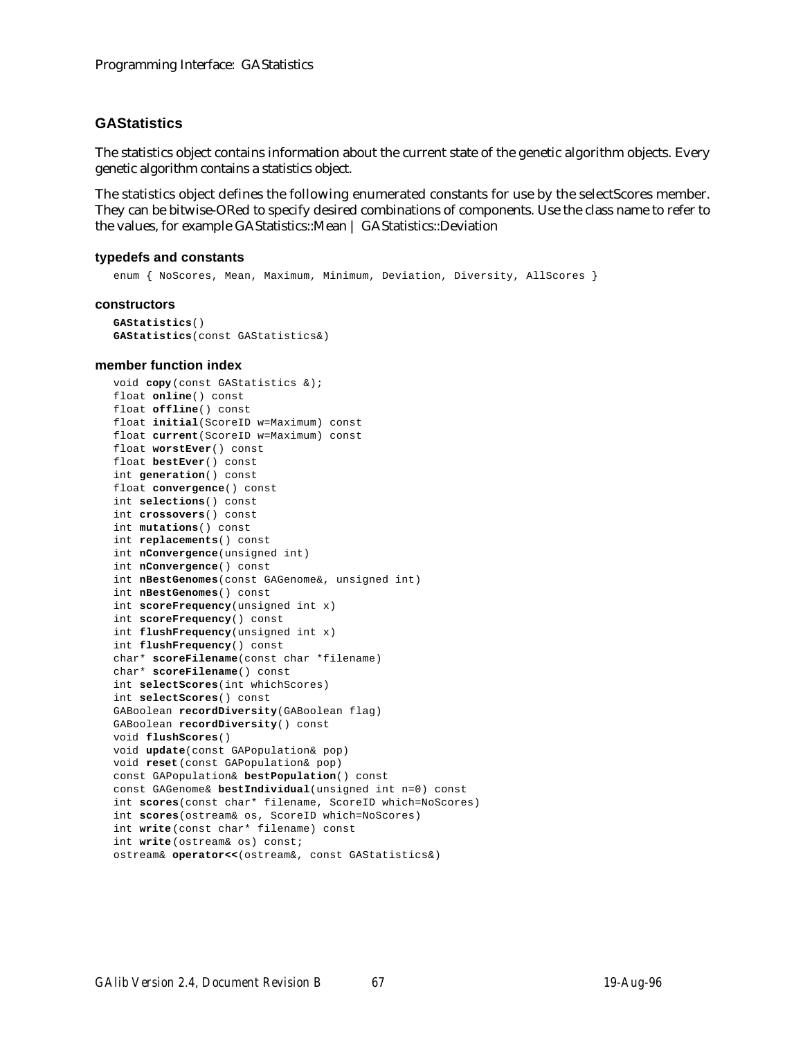## GAStatistics

The statistics object contains information about the current state of the genetic algorithm objects. Every genetic algorithm contains a statistics object.

The statistics object defines the following enumerated constants for use by the selectScores member. They can be bitwise-ORed to specify desired combinations of components. Use the class name to refer to the values, for example GAStatistics::Mean | GAStatistics::Deviation

### typedefs and constants

```
enum { NoScores, Mean, Maximum, Minimum, Deviation, Diversity, AllScores }
```

### constructors

```
GAStatistics()
GAStatistics(const GAStatistics&)
```

### member function index

```
void copy(const GAStatistics &);
float online() const
float offline() const
float initial(ScoreID w=Maximum) const
float current(ScoreID w=Maximum) const
float worstEver() const
float bestEver() const
int generation() const
float convergence() const
int selections() const
int crossovers() const
int mutations() const
int replacements() const
int nConvergence(unsigned int)
int nConvergence() const
int nBestGenomes(const GAGenome&, unsigned int)
int nBestGenomes() const
int scoreFrequency(unsigned int x)
int scoreFrequency() const
int flushFrequency(unsigned int x)
int flushFrequency() const
char* scoreFilename(const char *filename)
char* scoreFilename() const
int selectScores(int whichScores)
int selectScores() const
GABoolean recordDiversity(GABoolean flag)
GABoolean recordDiversity() const
void flushScores()
void update(const GAPopulation& pop)
void reset(const GAPopulation& pop)
const GAPopulation& bestPopulation() const
const GAGenome& bestIndividual(unsigned int n=0) const
int scores(const char* filename, ScoreID which=NoScores)
int scores(ostream& os, ScoreID which=NoScores)
int write(const char* filename) const
int write(ostream& os) const;
ostream& operator<<(ostream&, const GAStatistics&)
```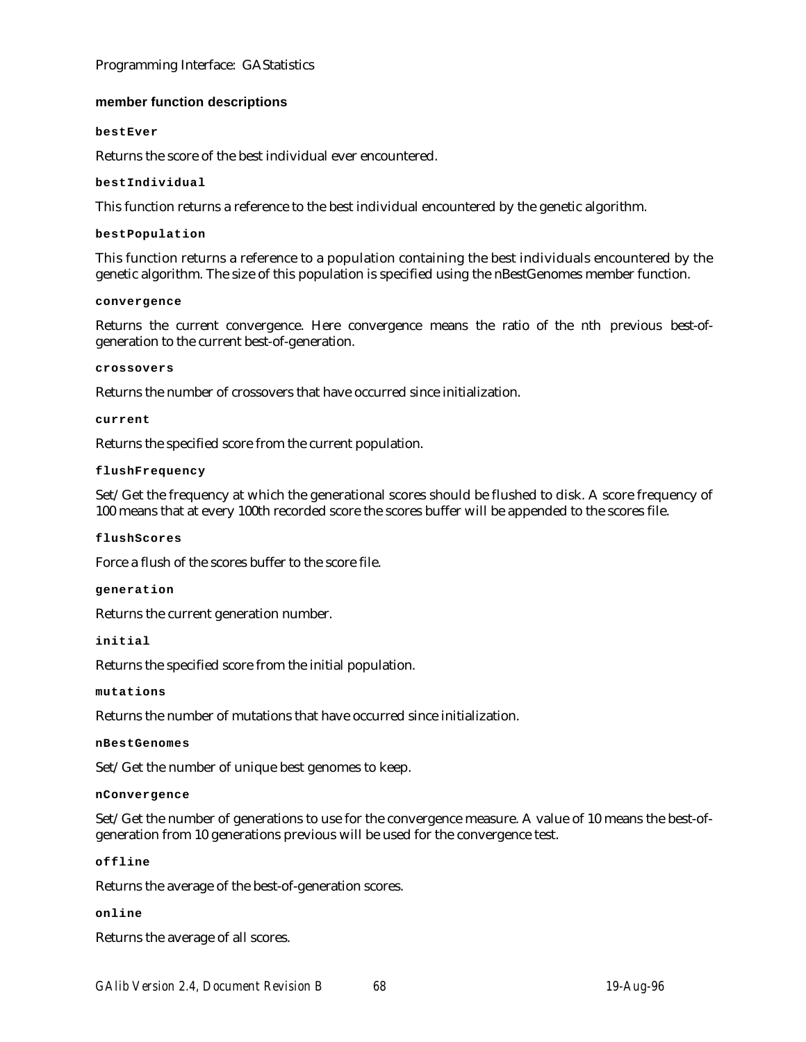#### member function descriptions

**`bestEver`**

Returns the score of the best individual ever encountered.

**`bestIndividual`**

This function returns a reference to the best individual encountered by the genetic algorithm.

**`bestPopulation`**

This function returns a reference to a population containing the best individuals encountered by the genetic algorithm. The size of this population is specified using the nBestGenomes member function.

**`convergence`**

Returns the current convergence. Here convergence means the ratio of the nth previous best-of-generation to the current best-of-generation.

**`crossovers`**

Returns the number of crossovers that have occurred since initialization.

**`current`**

Returns the specified score from the current population.

**`flushFrequency`**

Set/Get the frequency at which the generational scores should be flushed to disk. A score frequency of 100 means that at every 100th recorded score the scores buffer will be appended to the scores file.

**`flushScores`**

Force a flush of the scores buffer to the score file.

**`generation`**

Returns the current generation number.

**`initial`**

Returns the specified score from the initial population.

**`mutations`**

Returns the number of mutations that have occurred since initialization.

**`nBestGenomes`**

Set/Get the number of unique best genomes to keep.

**`nConvergence`**

Set/Get the number of generations to use for the convergence measure. A value of 10 means the best-of-generation from 10 generations previous will be used for the convergence test.

**`offline`**

Returns the average of the best-of-generation scores.

**`online`**

Returns the average of all scores.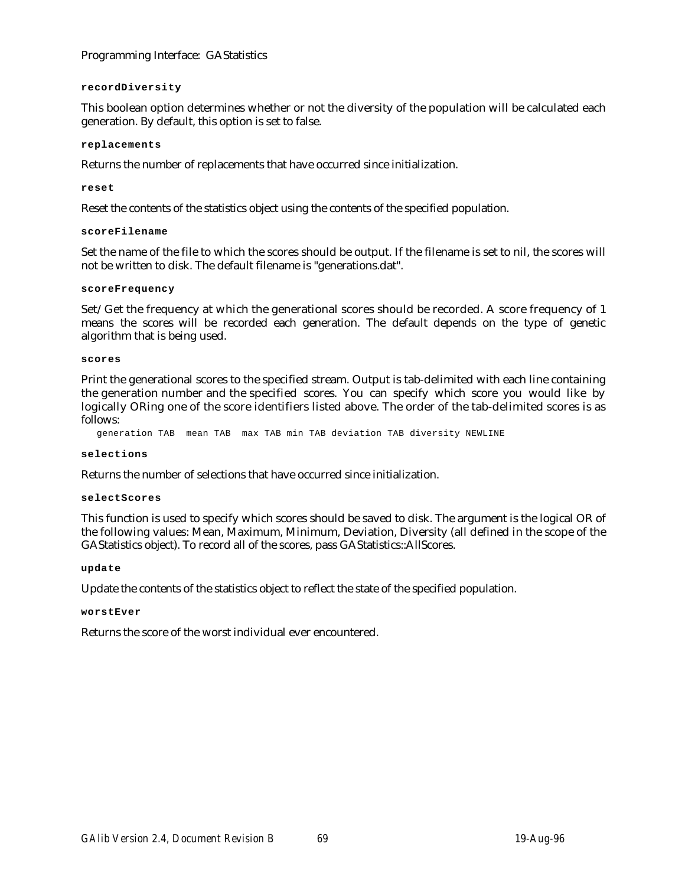**recordDiversity**

This boolean option determines whether or not the diversity of the population will be calculated each generation. By default, this option is set to false.

**replacements**

Returns the number of replacements that have occurred since initialization.

**reset**

Reset the contents of the statistics object using the contents of the specified population.

**scoreFilename**

Set the name of the file to which the scores should be output. If the filename is set to nil, the scores will not be written to disk. The default filename is "generations.dat".

**scoreFrequency**

Set/Get the frequency at which the generational scores should be recorded. A score frequency of 1 means the scores will be recorded each generation. The default depends on the type of genetic algorithm that is being used.

**scores**

Print the generational scores to the specified stream. Output is tab-delimited with each line containing the generation number and the specified scores. You can specify which score you would like by logically ORing one of the score identifiers listed above. The order of the tab-delimited scores is as follows:

```
generation TAB  mean TAB  max TAB min TAB deviation TAB diversity NEWLINE
```

**selections**

Returns the number of selections that have occurred since initialization.

**selectScores**

This function is used to specify which scores should be saved to disk. The argument is the logical OR of the following values: Mean, Maximum, Minimum, Deviation, Diversity (all defined in the scope of the GAStatistics object). To record all of the scores, pass GAStatistics::AllScores.

**update**

Update the contents of the statistics object to reflect the state of the specified population.

**worstEver**

Returns the score of the worst individual ever encountered.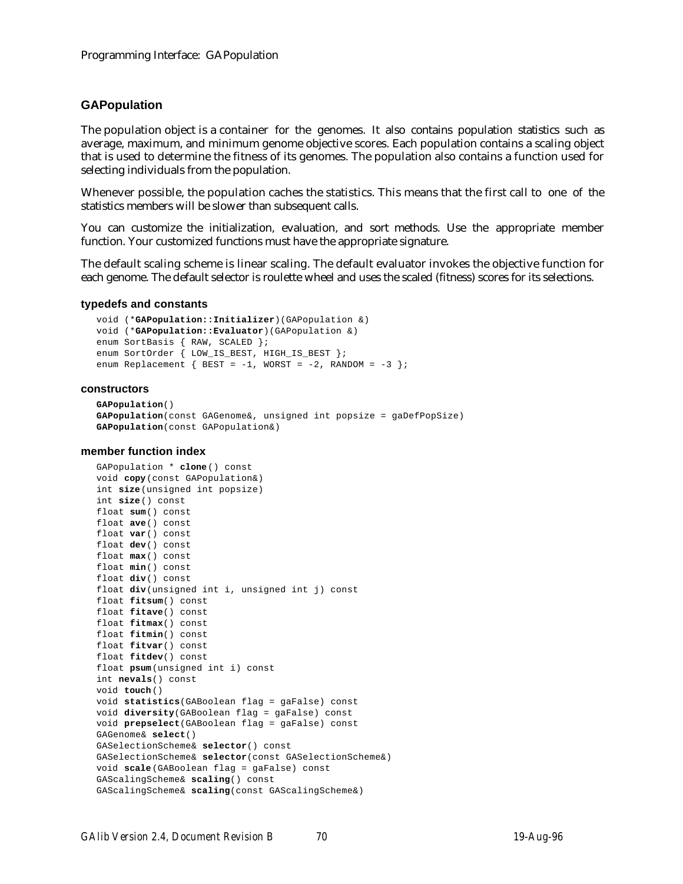## GAPopulation

The population object is a container for the genomes. It also contains population statistics such as average, maximum, and minimum genome objective scores. Each population contains a scaling object that is used to determine the fitness of its genomes. The population also contains a function used for selecting individuals from the population.

Whenever possible, the population caches the statistics. This means that the first call to one of the statistics members will be slower than subsequent calls.

You can customize the initialization, evaluation, and sort methods. Use the appropriate member function. Your customized functions must have the appropriate signature.

The default scaling scheme is linear scaling. The default evaluator invokes the objective function for each genome. The default selector is roulette wheel and uses the scaled (fitness) scores for its selections.

### typedefs and constants

```
void (*GAPopulation::Initializer)(GAPopulation &)
void (*GAPopulation::Evaluator)(GAPopulation &)
enum SortBasis { RAW, SCALED };
enum SortOrder { LOW_IS_BEST, HIGH_IS_BEST };
enum Replacement { BEST = -1, WORST = -2, RANDOM = -3 };
```

### constructors

```
GAPopulation()
GAPopulation(const GAGenome&, unsigned int popsize = gaDefPopSize)
GAPopulation(const GAPopulation&)
```

### member function index

```
GAPopulation * clone() const
void copy(const GAPopulation&)
int size(unsigned int popsize)
int size() const
float sum() const
float ave() const
float var() const
float dev() const
float max() const
float min() const
float div() const
float div(unsigned int i, unsigned int j) const
float fitsum() const
float fitave() const
float fitmax() const
float fitmin() const
float fitvar() const
float fitdev() const
float psum(unsigned int i) const
int nevals() const
void touch()
void statistics(GABoolean flag = gaFalse) const
void diversity(GABoolean flag = gaFalse) const
void prepselect(GABoolean flag = gaFalse) const
GAGenome& select()
GASelectionScheme& selector() const
GASelectionScheme& selector(const GASelectionScheme&)
void scale(GABoolean flag = gaFalse) const
GAScalingScheme& scaling() const
GAScalingScheme& scaling(const GAScalingScheme&)
```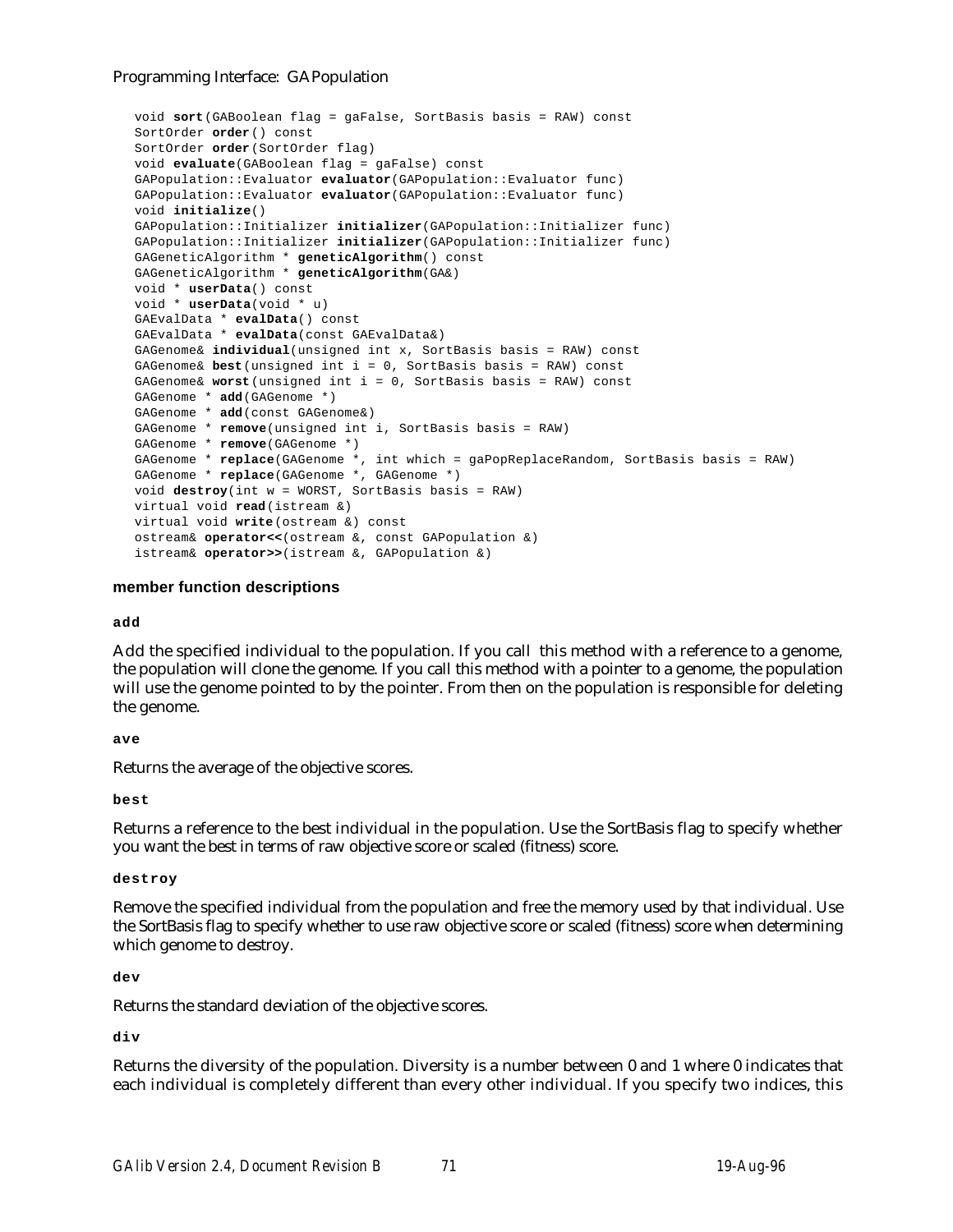```
void sort(GABoolean flag = gaFalse, SortBasis basis = RAW) const
SortOrder order() const
SortOrder order(SortOrder flag)
void evaluate(GABoolean flag = gaFalse) const
GAPopulation::Evaluator evaluator(GAPopulation::Evaluator func)
GAPopulation::Evaluator evaluator(GAPopulation::Evaluator func)
void initialize()
GAPopulation::Initializer initializer(GAPopulation::Initializer func)
GAPopulation::Initializer initializer(GAPopulation::Initializer func)
GAGeneticAlgorithm * geneticAlgorithm() const
GAGeneticAlgorithm * geneticAlgorithm(GA&)
void * userData() const
void * userData(void * u)
GAEvalData * evalData() const
GAEvalData * evalData(const GAEvalData&)
GAGenome& individual(unsigned int x, SortBasis basis = RAW) const
GAGenome& best(unsigned int i = 0, SortBasis basis = RAW) const
GAGenome& worst(unsigned int i = 0, SortBasis basis = RAW) const
GAGenome * add(GAGenome *)
GAGenome * add(const GAGenome&)
GAGenome * remove(unsigned int i, SortBasis basis = RAW)
GAGenome * remove(GAGenome *)
GAGenome * replace(GAGenome *, int which = gaPopReplaceRandom, SortBasis basis = RAW)
GAGenome * replace(GAGenome *, GAGenome *)
void destroy(int w = WORST, SortBasis basis = RAW)
virtual void read(istream &)
virtual void write(ostream &) const
ostream& operator<<(ostream &, const GAPopulation &)
istream& operator>>(istream &, GAPopulation &)
```

### member function descriptions

**add**

Add the specified individual to the population. If you call this method with a reference to a genome, the population will clone the genome. If you call this method with a pointer to a genome, the population will use the genome pointed to by the pointer. From then on the population is responsible for deleting the genome.

**ave**

Returns the average of the objective scores.

**best**

Returns a reference to the best individual in the population. Use the SortBasis flag to specify whether you want the best in terms of raw objective score or scaled (fitness) score.

**destroy**

Remove the specified individual from the population and free the memory used by that individual. Use the SortBasis flag to specify whether to use raw objective score or scaled (fitness) score when determining which genome to destroy.

**dev**

Returns the standard deviation of the objective scores.

**div**

Returns the diversity of the population. Diversity is a number between 0 and 1 where 0 indicates that each individual is completely different than every other individual. If you specify two indices, this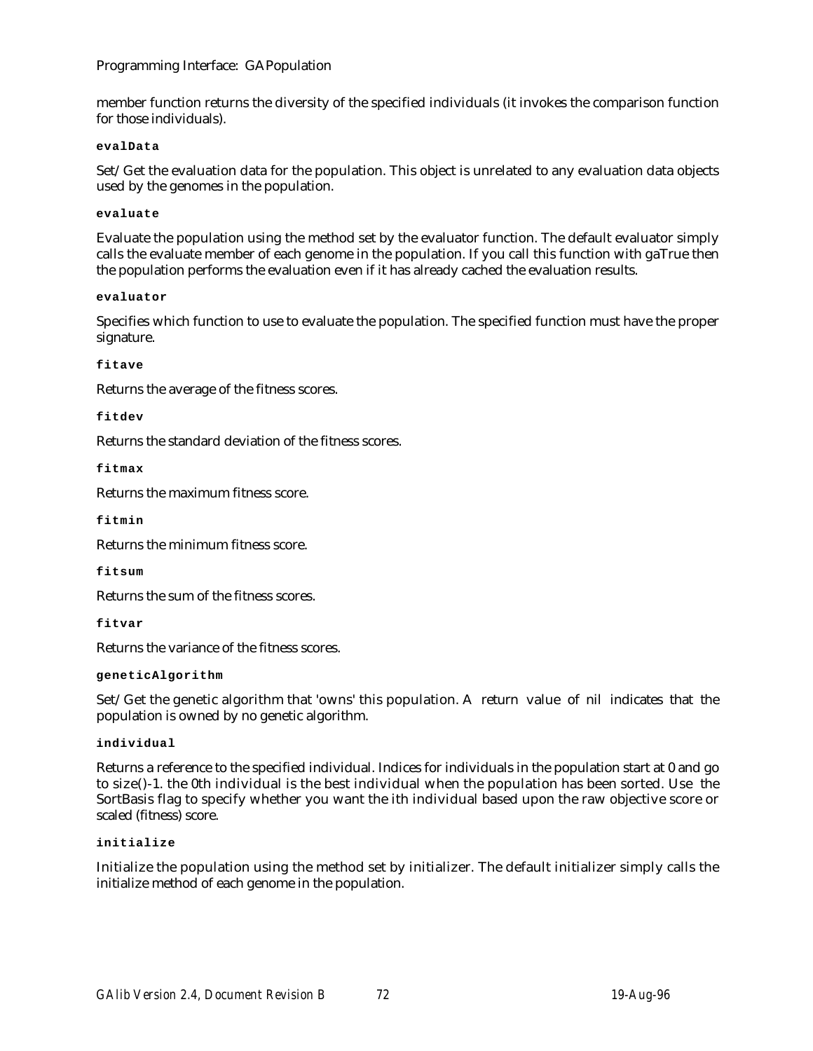member function returns the diversity of the specified individuals (it invokes the comparison function for those individuals).

**`evalData`**

Set/Get the evaluation data for the population. This object is unrelated to any evaluation data objects used by the genomes in the population.

**`evaluate`**

Evaluate the population using the method set by the evaluator function. The default evaluator simply calls the evaluate member of each genome in the population. If you call this function with gaTrue then the population performs the evaluation even if it has already cached the evaluation results.

**`evaluator`**

Specifies which function to use to evaluate the population. The specified function must have the proper signature.

**`fitave`**

Returns the average of the fitness scores.

**`fitdev`**

Returns the standard deviation of the fitness scores.

**`fitmax`**

Returns the maximum fitness score.

**`fitmin`**

Returns the minimum fitness score.

**`fitsum`**

Returns the sum of the fitness scores.

**`fitvar`**

Returns the variance of the fitness scores.

**`geneticAlgorithm`**

Set/Get the genetic algorithm that 'owns' this population. A return value of nil indicates that the population is owned by no genetic algorithm.

**`individual`**

Returns a reference to the specified individual. Indices for individuals in the population start at 0 and go to size()-1. the 0th individual is the best individual when the population has been sorted. Use the SortBasis flag to specify whether you want the ith individual based upon the raw objective score or scaled (fitness) score.

**`initialize`**

Initialize the population using the method set by initializer. The default initializer simply calls the initialize method of each genome in the population.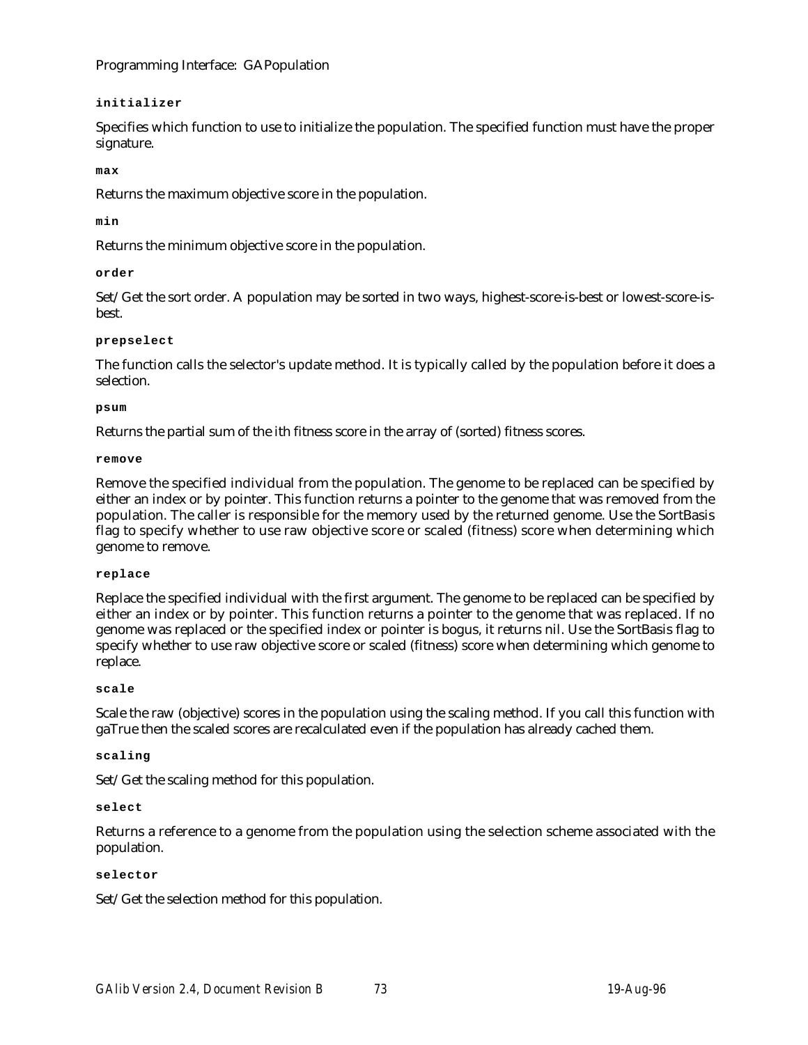**initializer**

Specifies which function to use to initialize the population. The specified function must have the proper signature.

**max**

Returns the maximum objective score in the population.

**min**

Returns the minimum objective score in the population.

**order**

Set/Get the sort order. A population may be sorted in two ways, highest-score-is-best or lowest-score-is-best.

**prepselect**

The function calls the selector's update method. It is typically called by the population before it does a selection.

**psum**

Returns the partial sum of the ith fitness score in the array of (sorted) fitness scores.

**remove**

Remove the specified individual from the population. The genome to be replaced can be specified by either an index or by pointer. This function returns a pointer to the genome that was removed from the population. The caller is responsible for the memory used by the returned genome. Use the SortBasis flag to specify whether to use raw objective score or scaled (fitness) score when determining which genome to remove.

**replace**

Replace the specified individual with the first argument. The genome to be replaced can be specified by either an index or by pointer. This function returns a pointer to the genome that was replaced. If no genome was replaced or the specified index or pointer is bogus, it returns nil. Use the SortBasis flag to specify whether to use raw objective score or scaled (fitness) score when determining which genome to replace.

**scale**

Scale the raw (objective) scores in the population using the scaling method. If you call this function with gaTrue then the scaled scores are recalculated even if the population has already cached them.

**scaling**

Set/Get the scaling method for this population.

**select**

Returns a reference to a genome from the population using the selection scheme associated with the population.

**selector**

Set/Get the selection method for this population.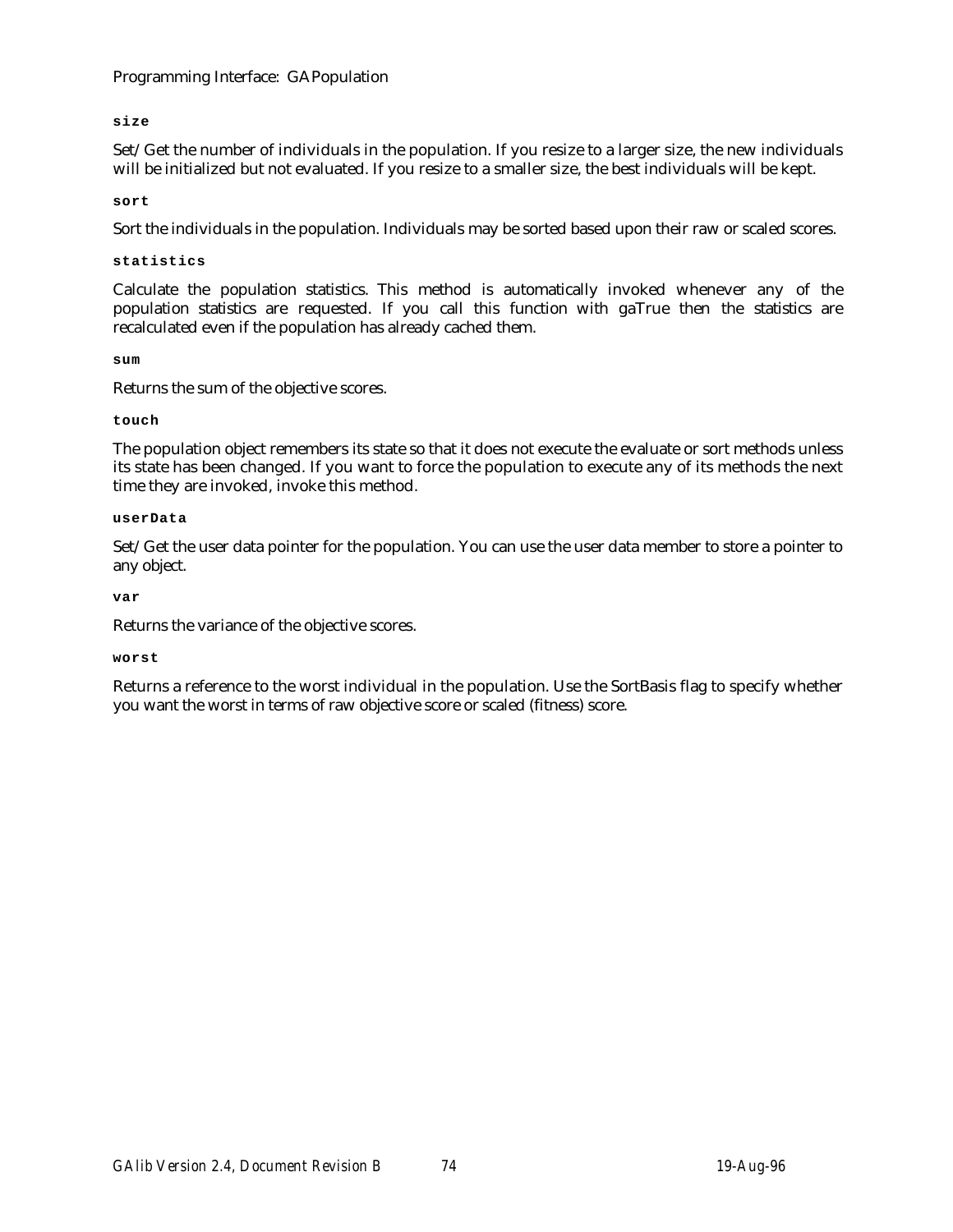**size**

Set/Get the number of individuals in the population. If you resize to a larger size, the new individuals will be initialized but not evaluated. If you resize to a smaller size, the best individuals will be kept.

**sort**

Sort the individuals in the population. Individuals may be sorted based upon their raw or scaled scores.

**statistics**

Calculate the population statistics. This method is automatically invoked whenever any of the population statistics are requested. If you call this function with gaTrue then the statistics are recalculated even if the population has already cached them.

**sum**

Returns the sum of the objective scores.

**touch**

The population object remembers its state so that it does not execute the evaluate or sort methods unless its state has been changed. If you want to force the population to execute any of its methods the next time they are invoked, invoke this method.

**userData**

Set/Get the user data pointer for the population. You can use the user data member to store a pointer to any object.

**var**

Returns the variance of the objective scores.

**worst**

Returns a reference to the worst individual in the population. Use the SortBasis flag to specify whether you want the worst in terms of raw objective score or scaled (fitness) score.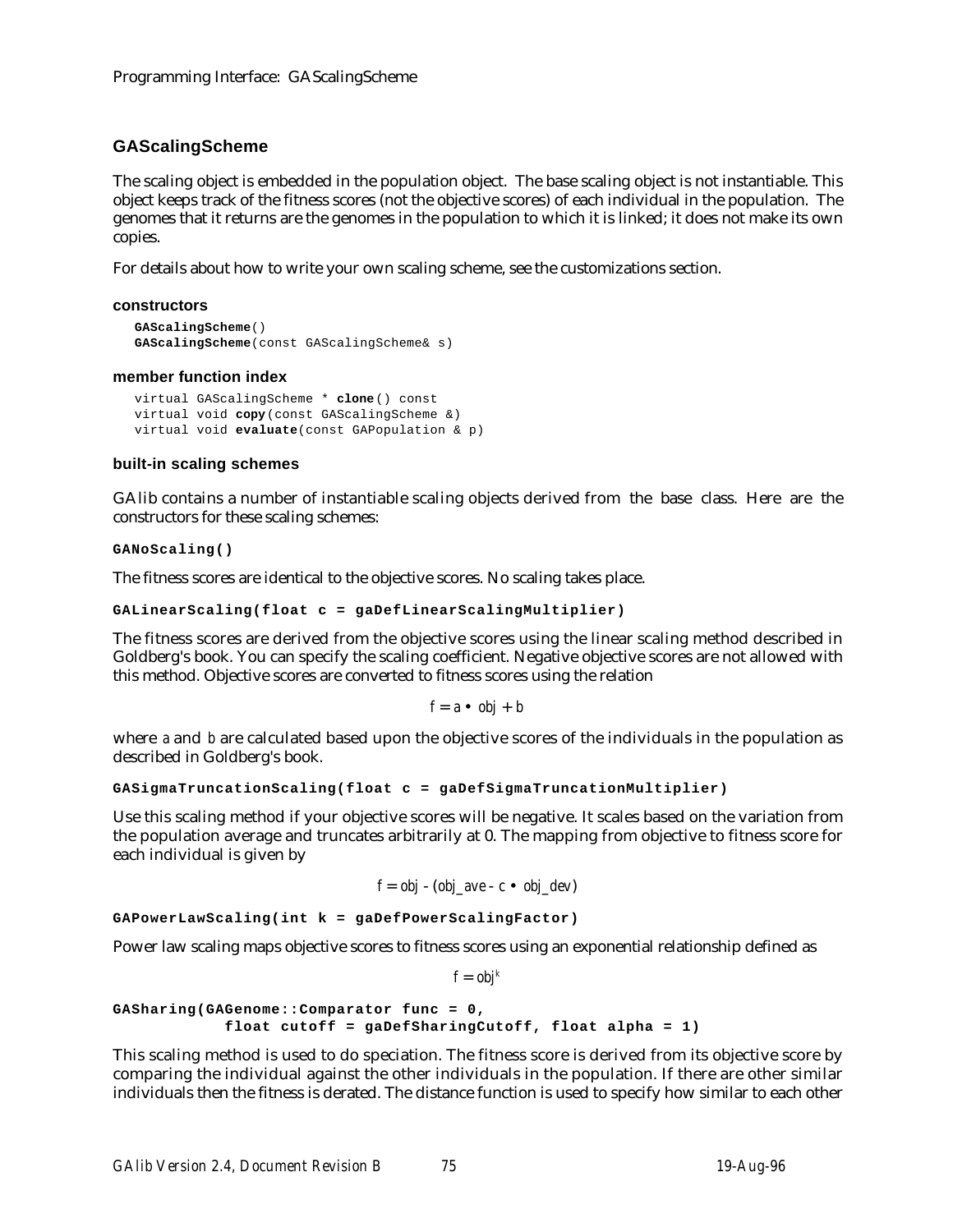## GAScalingScheme

The scaling object is embedded in the population object. The base scaling object is not instantiable. This object keeps track of the fitness scores (not the objective scores) of each individual in the population. The genomes that it returns are the genomes in the population to which it is linked; it does not make its own copies.

For details about how to write your own scaling scheme, see the customizations section.

### constructors

```
GAScalingScheme()
GAScalingScheme(const GAScalingScheme& s)
```

### member function index

```
virtual GAScalingScheme * clone() const
virtual void copy(const GAScalingScheme &)
virtual void evaluate(const GAPopulation & p)
```

### built-in scaling schemes

GAlib contains a number of instantiable scaling objects derived from the base class. Here are the constructors for these scaling schemes:

**`GANoScaling()`**

The fitness scores are identical to the objective scores. No scaling takes place.

**`GALinearScaling(float c = gaDefLinearScalingMultiplier)`**

The fitness scores are derived from the objective scores using the linear scaling method described in Goldberg's book. You can specify the scaling coefficient. Negative objective scores are not allowed with this method. Objective scores are converted to fitness scores using the relation

$$f = a \bullet obj + b$$

where $a$ and $b$ are calculated based upon the objective scores of the individuals in the population as described in Goldberg's book.

**`GASigmaTruncationScaling(float c = gaDefSigmaTruncationMultiplier)`**

Use this scaling method if your objective scores will be negative. It scales based on the variation from the population average and truncates arbitrarily at 0. The mapping from objective to fitness score for each individual is given by

$$f = obj - (obj\_ave - c \bullet obj\_dev)$$

**`GAPowerLawScaling(int k = gaDefPowerScalingFactor)`**

Power law scaling maps objective scores to fitness scores using an exponential relationship defined as

$$f = obj^k$$

**`GASharing(GAGenome::Comparator func = 0, float cutoff = gaDefSharingCutoff, float alpha = 1)`**

This scaling method is used to do speciation. The fitness score is derived from its objective score by comparing the individual against the other individuals in the population. If there are other similar individuals then the fitness is derated. The distance function is used to specify how similar to each other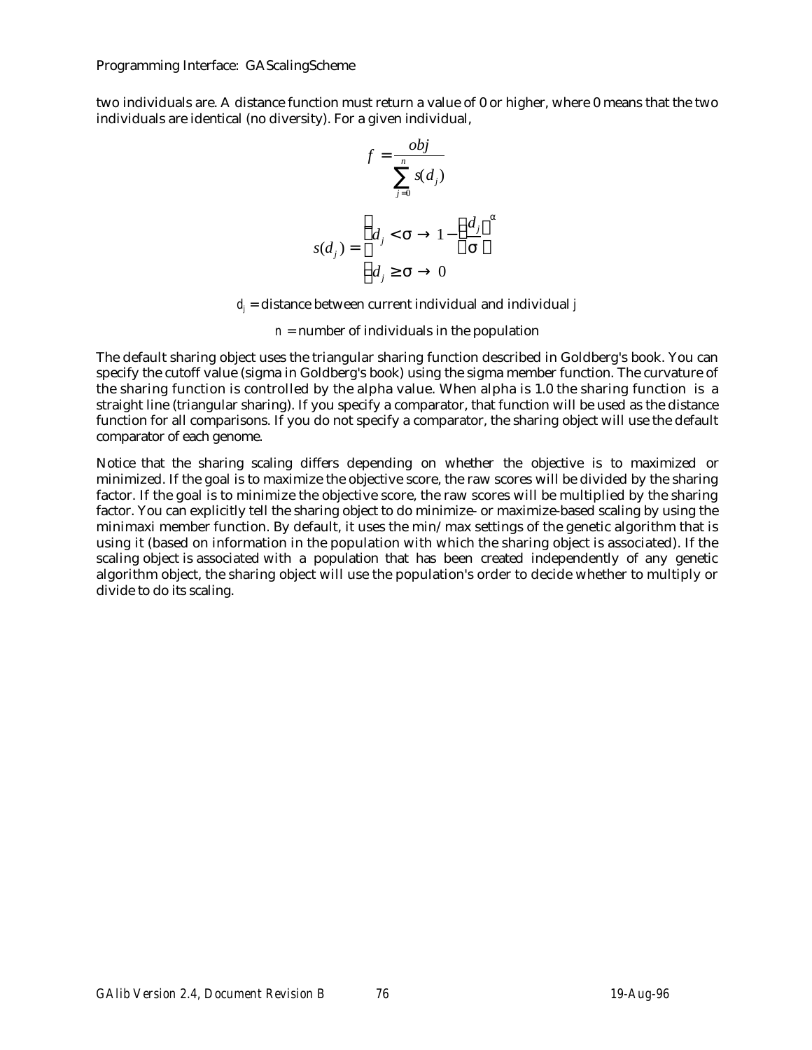two individuals are. A distance function must return a value of 0 or higher, where 0 means that the two individuals are identical (no diversity). For a given individual,

$$f = \frac{obj}{\sum_{j=0}^{n} s(d_j)}$$

$$s(d_j) = \begin{cases} d_j < \sigma \rightarrow 1 - \left(\frac{d_j}{\sigma}\right)^{\alpha} \\ d_j \geq \sigma \rightarrow 0 \end{cases}$$

$d_j$ = distance between current individual and individual $j$

$n$ = number of individuals in the population

The default sharing object uses the triangular sharing function described in Goldberg's book. You can specify the cutoff value (sigma in Goldberg's book) using the sigma member function. The curvature of the sharing function is controlled by the alpha value. When alpha is 1.0 the sharing function is a straight line (triangular sharing). If you specify a comparator, that function will be used as the distance function for all comparisons. If you do not specify a comparator, the sharing object will use the default comparator of each genome.

Notice that the sharing scaling differs depending on whether the objective is to maximized or minimized. If the goal is to maximize the objective score, the raw scores will be divided by the sharing factor. If the goal is to minimize the objective score, the raw scores will be multiplied by the sharing factor. You can explicitly tell the sharing object to do minimize- or maximize-based scaling by using the minimaxi member function. By default, it uses the min/max settings of the genetic algorithm that is using it (based on information in the population with which the sharing object is associated). If the scaling object is associated with a population that has been created independently of any genetic algorithm object, the sharing object will use the population's order to decide whether to multiply or divide to do its scaling.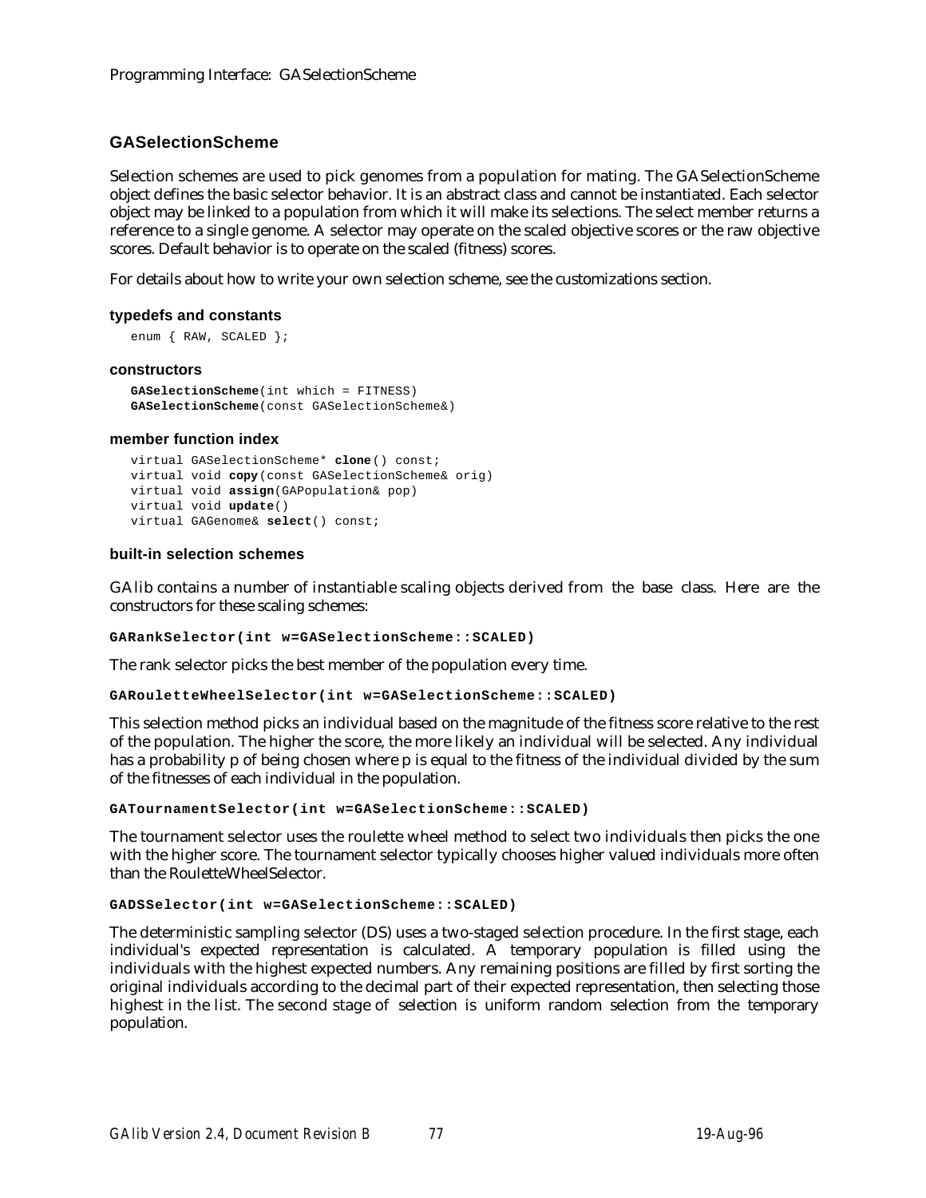## GASelectionScheme

Selection schemes are used to pick genomes from a population for mating. The GASelectionScheme object defines the basic selector behavior. It is an abstract class and cannot be instantiated. Each selector object may be linked to a population from which it will make its selections. The select member returns a reference to a single genome. A selector may operate on the scaled objective scores or the raw objective scores. Default behavior is to operate on the scaled (fitness) scores.

For details about how to write your own selection scheme, see the customizations section.

### typedefs and constants

```
enum { RAW, SCALED };
```

### constructors

```
GASelectionScheme(int which = FITNESS)
GASelectionScheme(const GASelectionScheme&)
```

### member function index

```
virtual GASelectionScheme* clone() const;
virtual void copy(const GASelectionScheme& orig)
virtual void assign(GAPopulation& pop)
virtual void update()
virtual GAGenome& select() const;
```

### built-in selection schemes

GAlib contains a number of instantiable scaling objects derived from the base class. Here are the constructors for these scaling schemes:

**`GARankSelector(int w=GASelectionScheme::SCALED)`**

The rank selector picks the best member of the population every time.

**`GARouletteWheelSelector(int w=GASelectionScheme::SCALED)`**

This selection method picks an individual based on the magnitude of the fitness score relative to the rest of the population. The higher the score, the more likely an individual will be selected. Any individual has a probability p of being chosen where p is equal to the fitness of the individual divided by the sum of the fitnesses of each individual in the population.

**`GATournamentSelector(int w=GASelectionScheme::SCALED)`**

The tournament selector uses the roulette wheel method to select two individuals then picks the one with the higher score. The tournament selector typically chooses higher valued individuals more often than the RouletteWheelSelector.

**`GADSSelector(int w=GASelectionScheme::SCALED)`**

The deterministic sampling selector (DS) uses a two-staged selection procedure. In the first stage, each individual's expected representation is calculated. A temporary population is filled using the individuals with the highest expected numbers. Any remaining positions are filled by first sorting the original individuals according to the decimal part of their expected representation, then selecting those highest in the list. The second stage of selection is uniform random selection from the temporary population.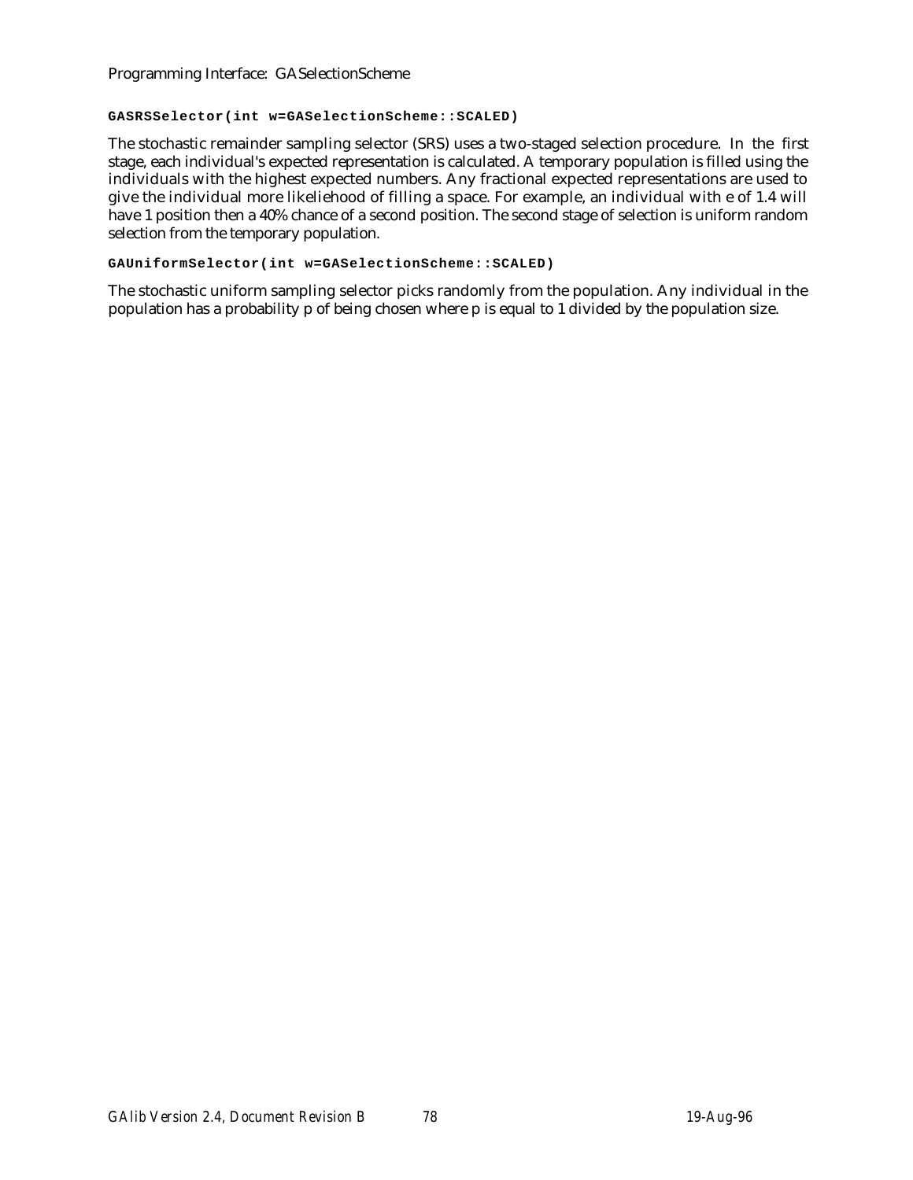**`GASRSSelector(int w=GASelectionScheme::SCALED)`**

The stochastic remainder sampling selector (SRS) uses a two-staged selection procedure. In the first stage, each individual's expected representation is calculated. A temporary population is filled using the individuals with the highest expected numbers. Any fractional expected representations are used to give the individual more likeliehood of filling a space. For example, an individual with e of 1.4 will have 1 position then a 40% chance of a second position. The second stage of selection is uniform random selection from the temporary population.

**`GAUniformSelector(int w=GASelectionScheme::SCALED)`**

The stochastic uniform sampling selector picks randomly from the population. Any individual in the population has a probability p of being chosen where p is equal to 1 divided by the population size.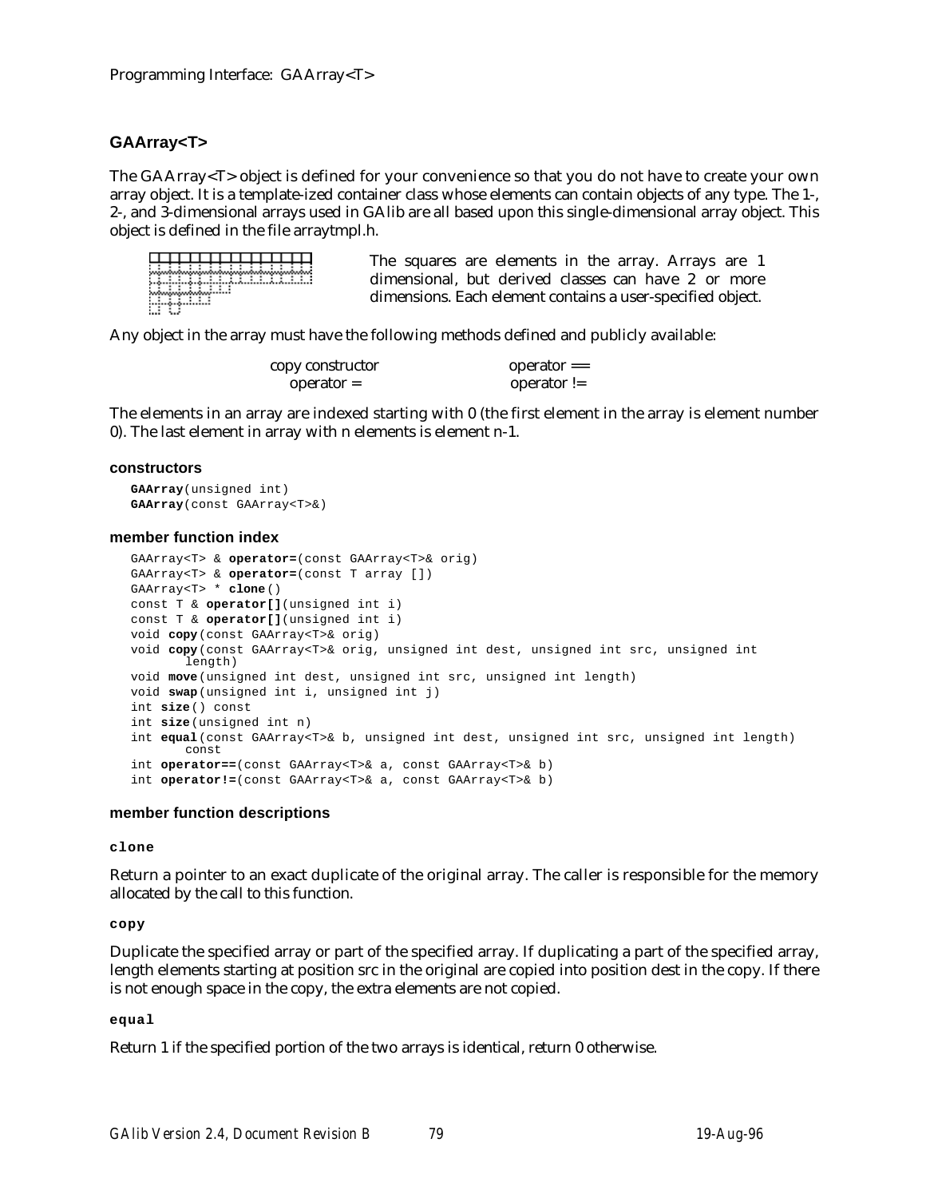## GAArray<T>

The GAArray<T> object is defined for your convenience so that you do not have to create your own array object. It is a template-ized container class whose elements can contain objects of any type. The 1-, 2-, and 3-dimensional arrays used in GAlib are all based upon this single-dimensional array object. This object is defined in the file arraytmpl.h.

The squares are elements in the array. Arrays are 1 dimensional, but derived classes can have 2 or more dimensions. Each element contains a user-specified object.

Any object in the array must have the following methods defined and publicly available:

| | |
|---|---|
| copy constructor | operator == |
| operator = | operator != |

The elements in an array are indexed starting with 0 (the first element in the array is element number 0). The last element in array with n elements is element n-1.

#### constructors

```
GAArray(unsigned int)
GAArray(const GAArray<T>&)
```

#### member function index

```
GAArray<T> & operator=(const GAArray<T>& orig)
GAArray<T> & operator=(const T array [])
GAArray<T> * clone()
const T & operator[](unsigned int i)
const T & operator[](unsigned int i)
void copy(const GAArray<T>& orig)
void copy(const GAArray<T>& orig, unsigned int dest, unsigned int src, unsigned int
      length)
void move(unsigned int dest, unsigned int src, unsigned int length)
void swap(unsigned int i, unsigned int j)
int size() const
int size(unsigned int n)
int equal(const GAArray<T>& b, unsigned int dest, unsigned int src, unsigned int length)
      const
int operator==(const GAArray<T>& a, const GAArray<T>& b)
int operator!=(const GAArray<T>& a, const GAArray<T>& b)
```

#### member function descriptions

**clone**

Return a pointer to an exact duplicate of the original array. The caller is responsible for the memory allocated by the call to this function.

**copy**

Duplicate the specified array or part of the specified array. If duplicating a part of the specified array, length elements starting at position src in the original are copied into position dest in the copy. If there is not enough space in the copy, the extra elements are not copied.

**equal**

Return 1 if the specified portion of the two arrays is identical, return 0 otherwise.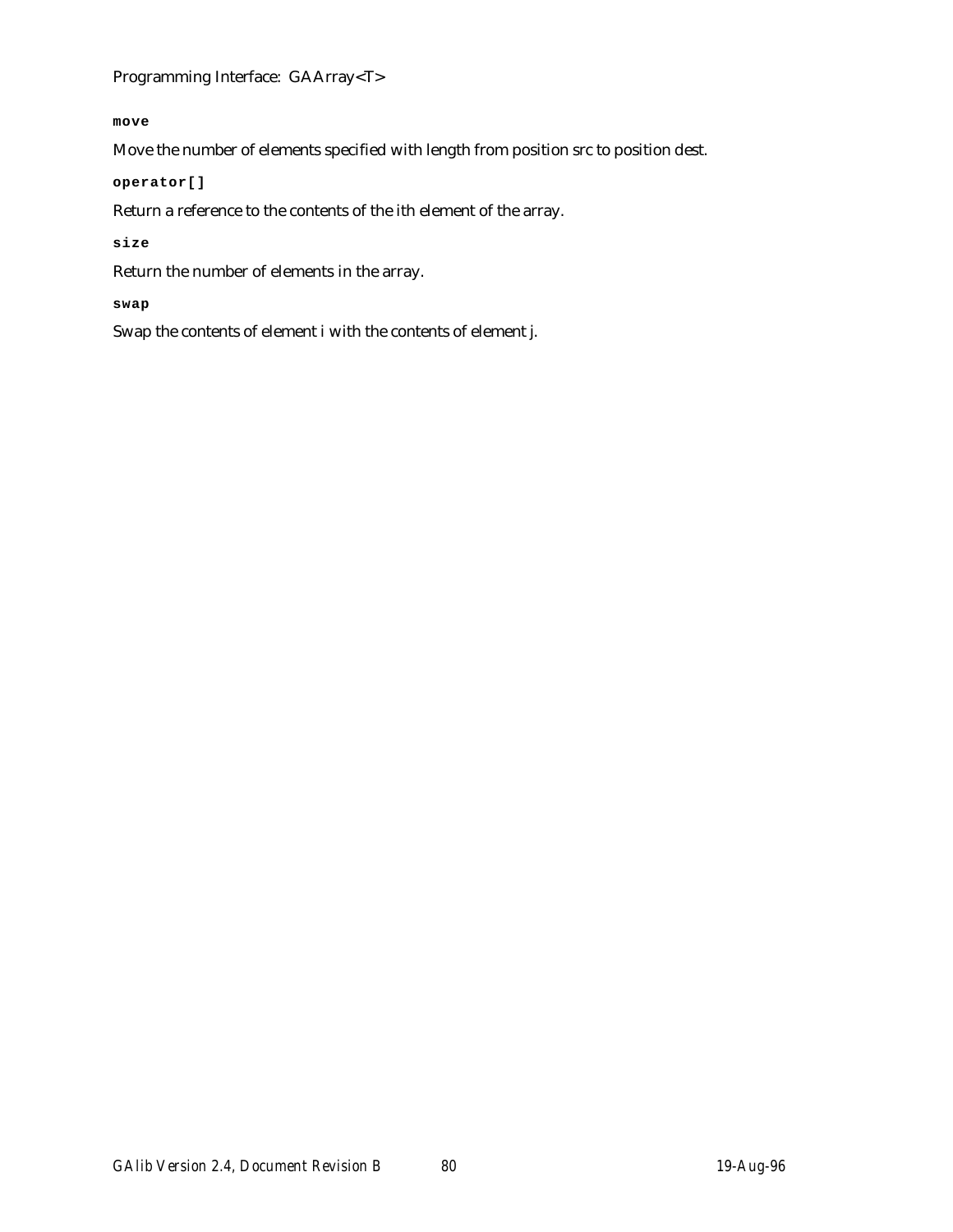**move**

Move the number of elements specified with length from position src to position dest.

**operator[]**

Return a reference to the contents of the ith element of the array.

**size**

Return the number of elements in the array.

**swap**

Swap the contents of element i with the contents of element j.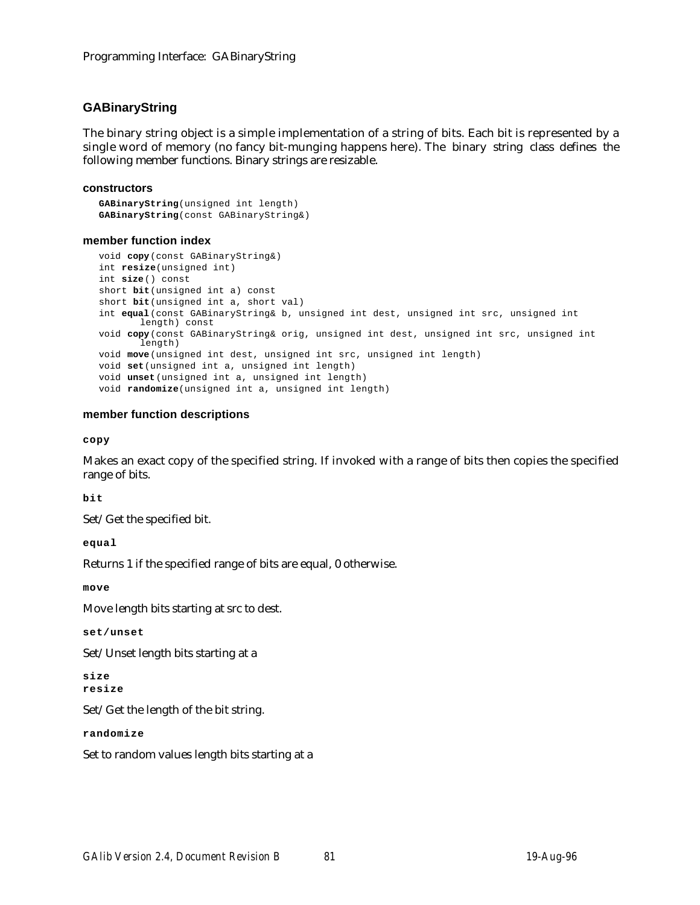## GABinaryString

The binary string object is a simple implementation of a string of bits. Each bit is represented by a single word of memory (no fancy bit-munging happens here). The binary string class defines the following member functions. Binary strings are resizable.

### constructors

```
GABinaryString(unsigned int length)
GABinaryString(const GABinaryString&)
```

### member function index

```
void copy(const GABinaryString&)
int resize(unsigned int)
int size() const
short bit(unsigned int a) const
short bit(unsigned int a, short val)
int equal(const GABinaryString& b, unsigned int dest, unsigned int src, unsigned int
        length) const
void copy(const GABinaryString& orig, unsigned int dest, unsigned int src, unsigned int
        length)
void move(unsigned int dest, unsigned int src, unsigned int length)
void set(unsigned int a, unsigned int length)
void unset(unsigned int a, unsigned int length)
void randomize(unsigned int a, unsigned int length)
```

### member function descriptions

**copy**

Makes an exact copy of the specified string. If invoked with a range of bits then copies the specified range of bits.

**bit**

Set/Get the specified bit.

**equal**

Returns 1 if the specified range of bits are equal, 0 otherwise.

**move**

Move length bits starting at src to dest.

**set/unset**

Set/Unset length bits starting at a

**size**
**resize**

Set/Get the length of the bit string.

**randomize**

Set to random values length bits starting at a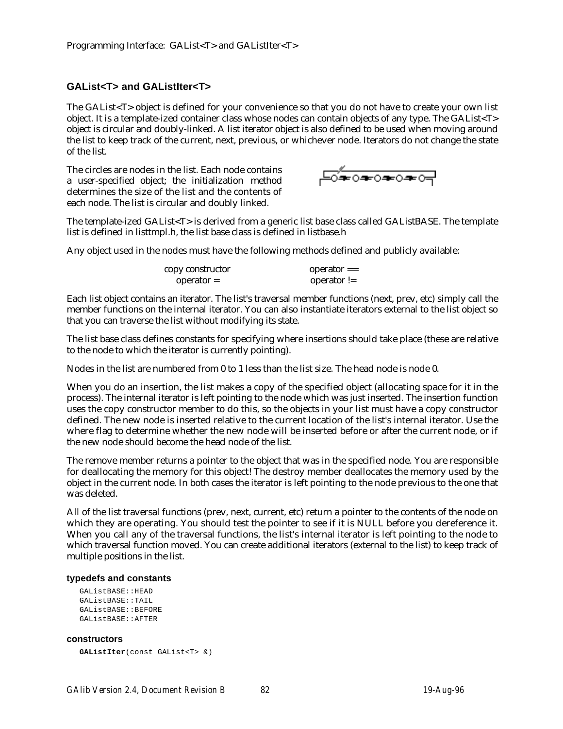## GAList<T> and GAListIter<T>

The GAList<T> object is defined for your convenience so that you do not have to create your own list object. It is a template-ized container class whose nodes can contain objects of any type. The GAList<T> object is circular and doubly-linked. A list iterator object is also defined to be used when moving around the list to keep track of the current, next, previous, or whichever node. Iterators do not change the state of the list.

The circles are nodes in the list. Each node contains a user-specified object; the initialization method determines the size of the list and the contents of each node. The list is circular and doubly linked.

The template-ized GAList<T> is derived from a generic list base class called GAListBASE. The template list is defined in listtmpl.h, the list base class is defined in listbase.h

Any object used in the nodes must have the following methods defined and publicly available:

| | |
|---|---|
| copy constructor | operator == |
| operator = | operator != |

Each list object contains an iterator. The list's traversal member functions (next, prev, etc) simply call the member functions on the internal iterator. You can also instantiate iterators external to the list object so that you can traverse the list without modifying its state.

The list base class defines constants for specifying where insertions should take place (these are relative to the node to which the iterator is currently pointing).

Nodes in the list are numbered from 0 to 1 less than the list size. The head node is node 0.

When you do an insertion, the list makes a copy of the specified object (allocating space for it in the process). The internal iterator is left pointing to the node which was just inserted. The insertion function uses the copy constructor member to do this, so the objects in your list must have a copy constructor defined. The new node is inserted relative to the current location of the list's internal iterator. Use the where flag to determine whether the new node will be inserted before or after the current node, or if the new node should become the head node of the list.

The remove member returns a pointer to the object that was in the specified node. You are responsible for deallocating the memory for this object! The destroy member deallocates the memory used by the object in the current node. In both cases the iterator is left pointing to the node previous to the one that was deleted.

All of the list traversal functions (prev, next, current, etc) return a pointer to the contents of the node on which they are operating. You should test the pointer to see if it is NULL before you dereference it. When you call any of the traversal functions, the list's internal iterator is left pointing to the node to which traversal function moved. You can create additional iterators (external to the list) to keep track of multiple positions in the list.

#### typedefs and constants

```
GAListBASE::HEAD
GAListBASE::TAIL
GAListBASE::BEFORE
GAListBASE::AFTER
```

#### constructors

```
GAListIter(const GAList<T> &)
```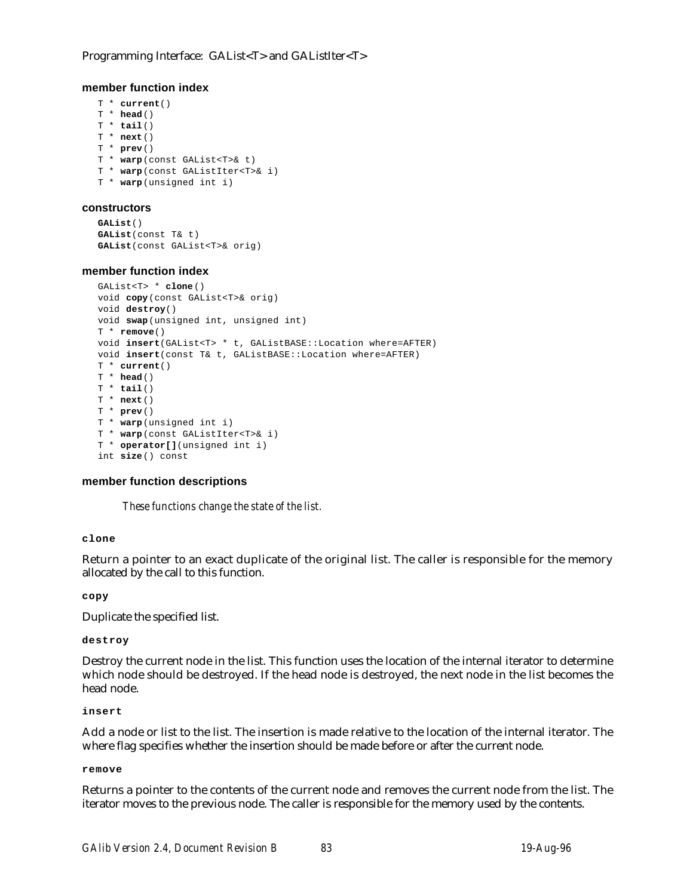### member function index

```
T * current()
T * head()
T * tail()
T * next()
T * prev()
T * warp(const GAList<T>& t)
T * warp(const GAListIter<T>& i)
T * warp(unsigned int i)
```

### constructors

```
GAList()
GAList(const T& t)
GAList(const GAList<T>& orig)
```

### member function index

```
GAList<T> * clone()
void copy(const GAList<T>& orig)
void destroy()
void swap(unsigned int, unsigned int)
T * remove()
void insert(GAList<T> * t, GAListBASE::Location where=AFTER)
void insert(const T& t, GAListBASE::Location where=AFTER)
T * current()
T * head()
T * tail()
T * next()
T * prev()
T * warp(unsigned int i)
T * warp(const GAListIter<T>& i)
T * operator[](unsigned int i)
int size() const
```

### member function descriptions

*These functions change the state of the list.*

**clone**

Return a pointer to an exact duplicate of the original list. The caller is responsible for the memory allocated by the call to this function.

**copy**

Duplicate the specified list.

**destroy**

Destroy the current node in the list. This function uses the location of the internal iterator to determine which node should be destroyed. If the head node is destroyed, the next node in the list becomes the head node.

**insert**

Add a node or list to the list. The insertion is made relative to the location of the internal iterator. The where flag specifies whether the insertion should be made before or after the current node.

**remove**

Returns a pointer to the contents of the current node and removes the current node from the list. The iterator moves to the previous node. The caller is responsible for the memory used by the contents.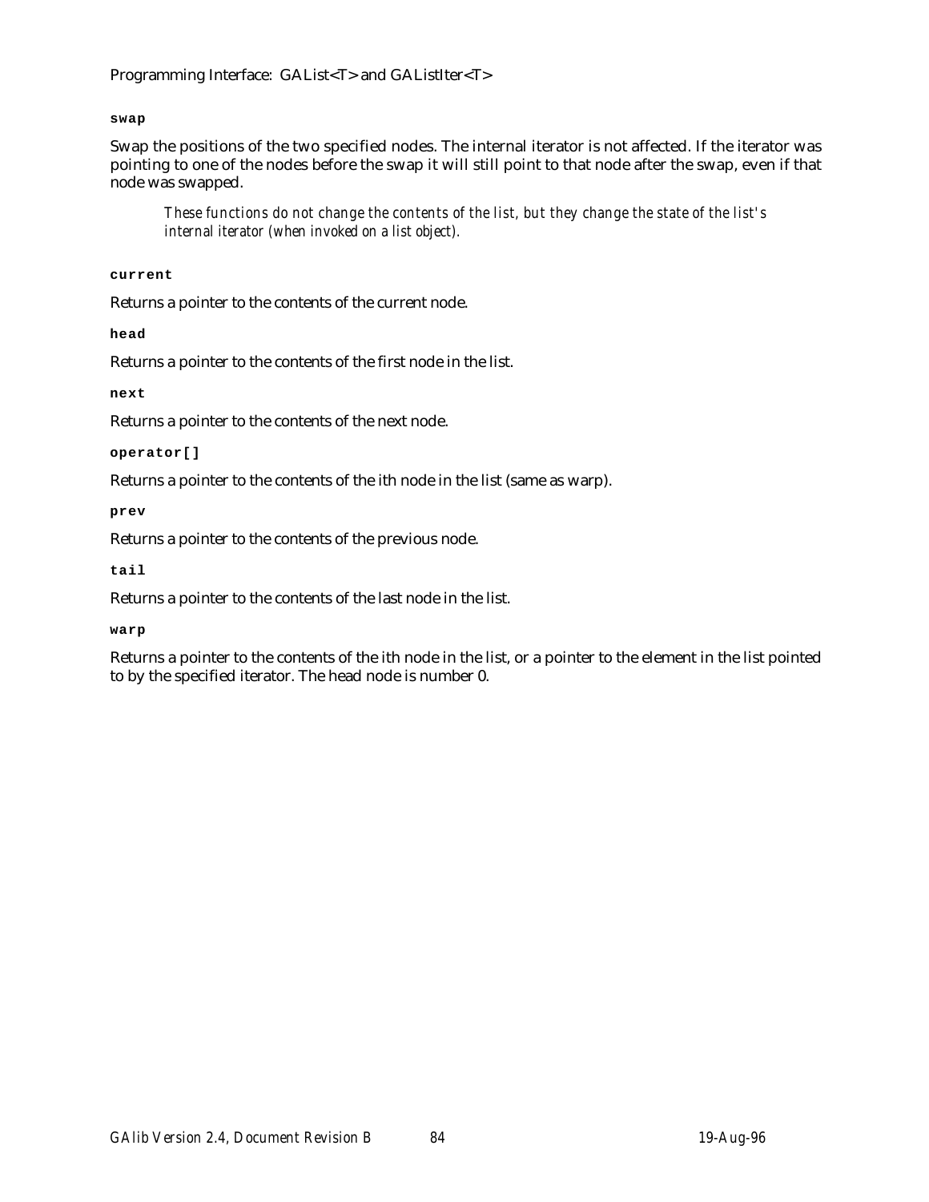**swap**

Swap the positions of the two specified nodes. The internal iterator is not affected. If the iterator was pointing to one of the nodes before the swap it will still point to that node after the swap, even if that node was swapped.

> *These functions do not change the contents of the list, but they change the state of the list's internal iterator (when invoked on a list object).*

**current**

Returns a pointer to the contents of the current node.

**head**

Returns a pointer to the contents of the first node in the list.

**next**

Returns a pointer to the contents of the next node.

**operator[]**

Returns a pointer to the contents of the ith node in the list (same as warp).

**prev**

Returns a pointer to the contents of the previous node.

**tail**

Returns a pointer to the contents of the last node in the list.

**warp**

Returns a pointer to the contents of the ith node in the list, or a pointer to the element in the list pointed to by the specified iterator. The head node is number 0.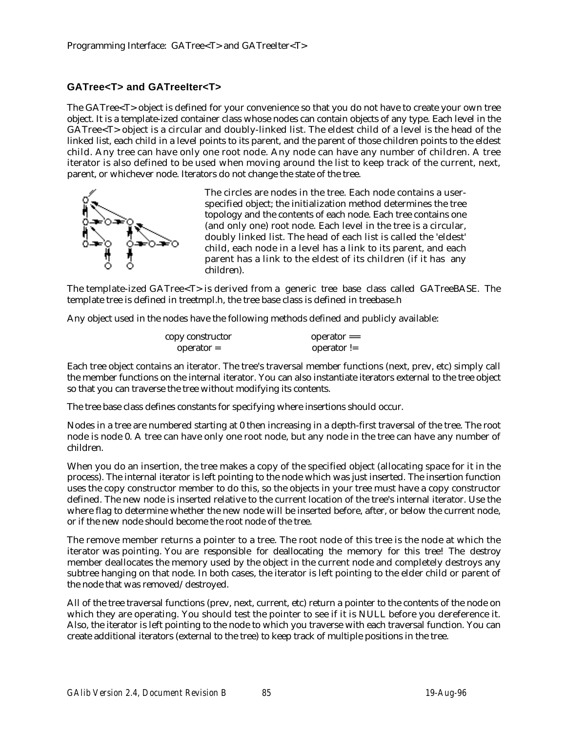## GATree<T> and GATreeIter<T>

The GATree<T> object is defined for your convenience so that you do not have to create your own tree object. It is a template-ized container class whose nodes can contain objects of any type. Each level in the GATree<T> object is a circular and doubly-linked list. The eldest child of a level is the head of the linked list, each child in a level points to its parent, and the parent of those children points to the eldest child. Any tree can have only one root node. Any node can have any number of children. A tree iterator is also defined to be used when moving around the list to keep track of the current, next, parent, or whichever node. Iterators do not change the state of the tree.

The circles are nodes in the tree. Each node contains a user-specified object; the initialization method determines the tree topology and the contents of each node. Each tree contains one (and only one) root node. Each level in the tree is a circular, doubly linked list. The head of each list is called the 'eldest' child, each node in a level has a link to its parent, and each parent has a link to the eldest of its children (if it has any children).

The template-ized GATree<T> is derived from a generic tree base class called GATreeBASE. The template tree is defined in treetmpl.h, the tree base class is defined in treebase.h

Any object used in the nodes have the following methods defined and publicly available:

| | |
|---|---|
| copy constructor | operator == |
| operator = | operator != |

Each tree object contains an iterator. The tree's traversal member functions (next, prev, etc) simply call the member functions on the internal iterator. You can also instantiate iterators external to the tree object so that you can traverse the tree without modifying its contents.

The tree base class defines constants for specifying where insertions should occur.

Nodes in a tree are numbered starting at 0 then increasing in a depth-first traversal of the tree. The root node is node 0. A tree can have only one root node, but any node in the tree can have any number of children.

When you do an insertion, the tree makes a copy of the specified object (allocating space for it in the process). The internal iterator is left pointing to the node which was just inserted. The insertion function uses the copy constructor member to do this, so the objects in your tree must have a copy constructor defined. The new node is inserted relative to the current location of the tree's internal iterator. Use the where flag to determine whether the new node will be inserted before, after, or below the current node, or if the new node should become the root node of the tree.

The remove member returns a pointer to a tree. The root node of this tree is the node at which the iterator was pointing. You are responsible for deallocating the memory for this tree! The destroy member deallocates the memory used by the object in the current node and completely destroys any subtree hanging on that node. In both cases, the iterator is left pointing to the elder child or parent of the node that was removed/destroyed.

All of the tree traversal functions (prev, next, current, etc) return a pointer to the contents of the node on which they are operating. You should test the pointer to see if it is NULL before you dereference it. Also, the iterator is left pointing to the node to which you traverse with each traversal function. You can create additional iterators (external to the tree) to keep track of multiple positions in the tree.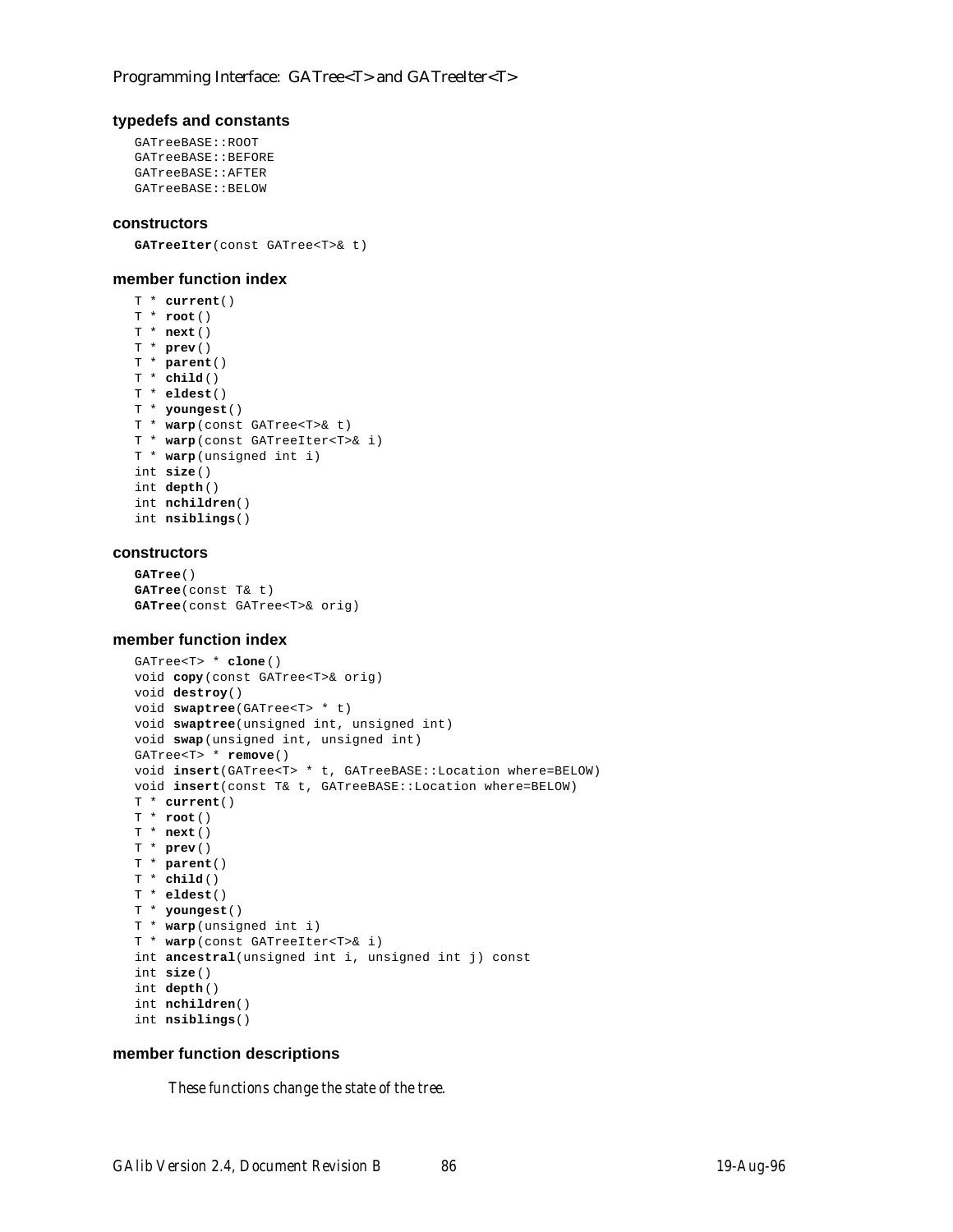Programming Interface: GATree<T> and GATreeIter<T>

### typedefs and constants

```
GATreeBASE::ROOT
GATreeBASE::BEFORE
GATreeBASE::AFTER
GATreeBASE::BELOW
```

### constructors

```
GATreeIter(const GATree<T>& t)
```

### member function index

```
T * current()
T * root()
T * next()
T * prev()
T * parent()
T * child()
T * eldest()
T * youngest()
T * warp(const GATree<T>& t)
T * warp(const GATreeIter<T>& i)
T * warp(unsigned int i)
int size()
int depth()
int nchildren()
int nsiblings()
```

### constructors

```
GATree()
GATree(const T& t)
GATree(const GATree<T>& orig)
```

### member function index

```
GATree<T> * clone()
void copy(const GATree<T>& orig)
void destroy()
void swaptree(GATree<T> * t)
void swaptree(unsigned int, unsigned int)
void swap(unsigned int, unsigned int)
GATree<T> * remove()
void insert(GATree<T> * t, GATreeBASE::Location where=BELOW)
void insert(const T& t, GATreeBASE::Location where=BELOW)
T * current()
T * root()
T * next()
T * prev()
T * parent()
T * child()
T * eldest()
T * youngest()
T * warp(unsigned int i)
T * warp(const GATreeIter<T>& i)
int ancestral(unsigned int i, unsigned int j) const
int size()
int depth()
int nchildren()
int nsiblings()
```

### member function descriptions

*These functions change the state of the tree.*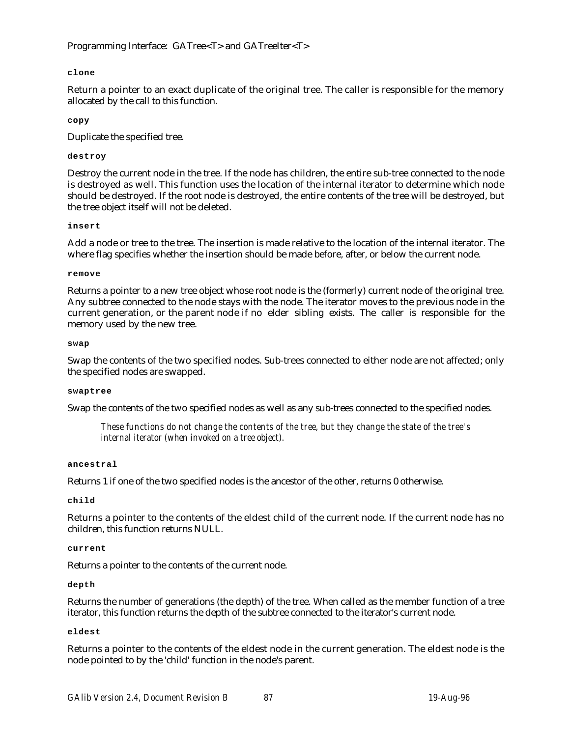**`clone`**

Return a pointer to an exact duplicate of the original tree. The caller is responsible for the memory allocated by the call to this function.

**`copy`**

Duplicate the specified tree.

**`destroy`**

Destroy the current node in the tree. If the node has children, the entire sub-tree connected to the node is destroyed as well. This function uses the location of the internal iterator to determine which node should be destroyed. If the root node is destroyed, the entire contents of the tree will be destroyed, but the tree object itself will not be deleted.

**`insert`**

Add a node or tree to the tree. The insertion is made relative to the location of the internal iterator. The where flag specifies whether the insertion should be made before, after, or below the current node.

**`remove`**

Returns a pointer to a new tree object whose root node is the (formerly) current node of the original tree. Any subtree connected to the node stays with the node. The iterator moves to the previous node in the current generation, or the parent node if no elder sibling exists. The caller is responsible for the memory used by the new tree.

**`swap`**

Swap the contents of the two specified nodes. Sub-trees connected to either node are not affected; only the specified nodes are swapped.

**`swaptree`**

Swap the contents of the two specified nodes as well as any sub-trees connected to the specified nodes.

> *These functions do not change the contents of the tree, but they change the state of the tree's internal iterator (when invoked on a tree object).*

**`ancestral`**

Returns 1 if one of the two specified nodes is the ancestor of the other, returns 0 otherwise.

**`child`**

Returns a pointer to the contents of the eldest child of the current node. If the current node has no children, this function returns NULL.

**`current`**

Returns a pointer to the contents of the current node.

**`depth`**

Returns the number of generations (the depth) of the tree. When called as the member function of a tree iterator, this function returns the depth of the subtree connected to the iterator's current node.

**`eldest`**

Returns a pointer to the contents of the eldest node in the current generation. The eldest node is the node pointed to by the 'child' function in the node's parent.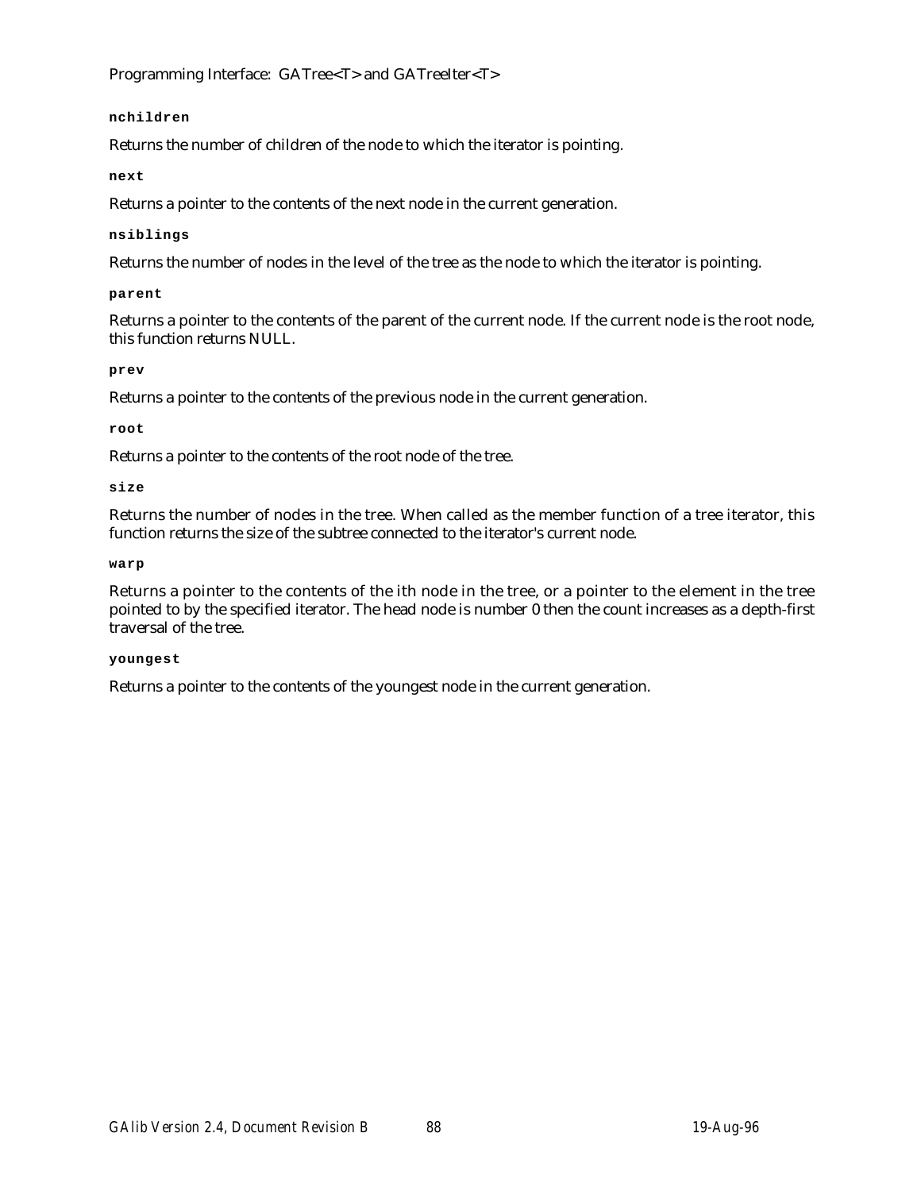**`nchildren`**

Returns the number of children of the node to which the iterator is pointing.

**`next`**

Returns a pointer to the contents of the next node in the current generation.

**`nsiblings`**

Returns the number of nodes in the level of the tree as the node to which the iterator is pointing.

**`parent`**

Returns a pointer to the contents of the parent of the current node. If the current node is the root node, this function returns NULL.

**`prev`**

Returns a pointer to the contents of the previous node in the current generation.

**`root`**

Returns a pointer to the contents of the root node of the tree.

**`size`**

Returns the number of nodes in the tree. When called as the member function of a tree iterator, this function returns the size of the subtree connected to the iterator's current node.

**`warp`**

Returns a pointer to the contents of the ith node in the tree, or a pointer to the element in the tree pointed to by the specified iterator. The head node is number 0 then the count increases as a depth-first traversal of the tree.

**`youngest`**

Returns a pointer to the contents of the youngest node in the current generation.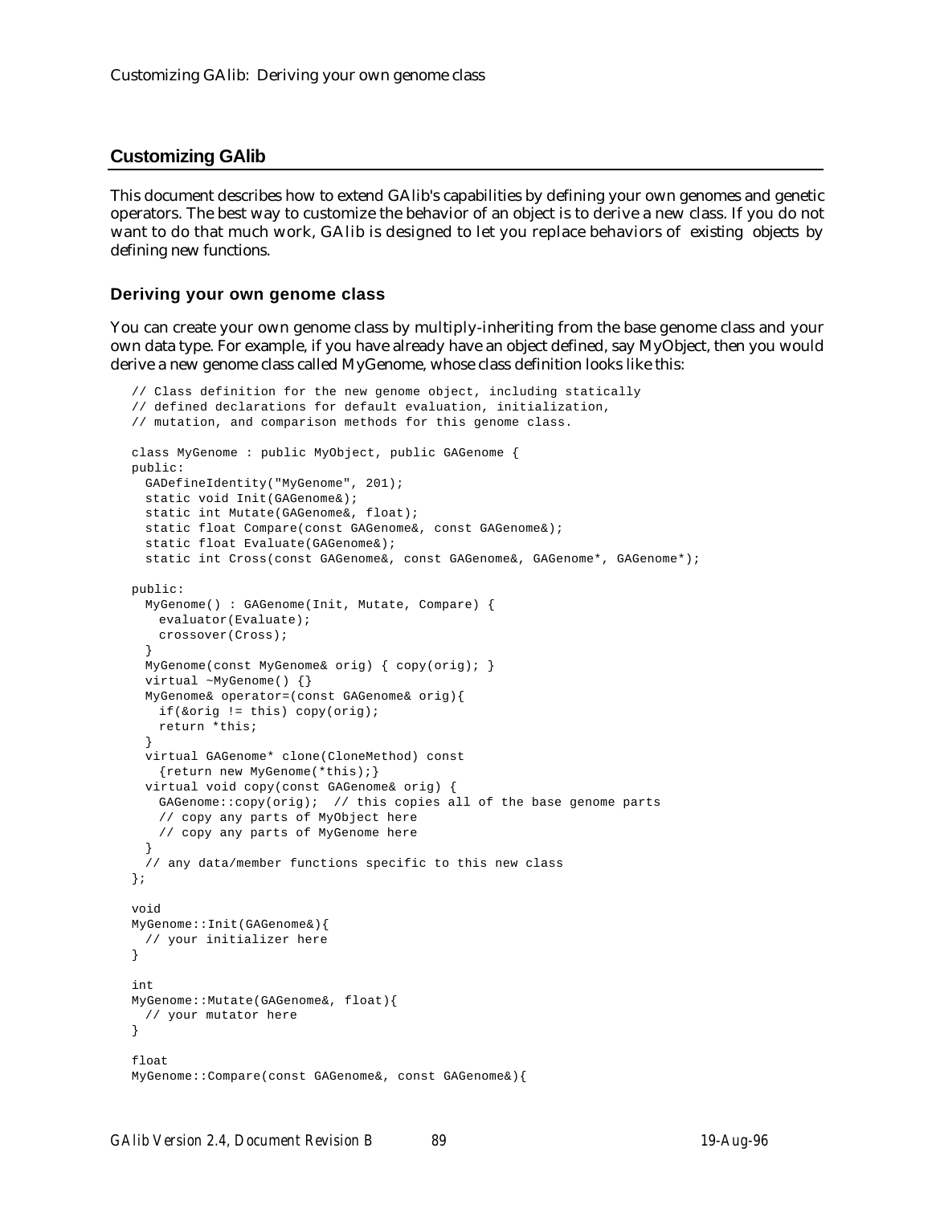## Customizing GAlib

This document describes how to extend GAlib's capabilities by defining your own genomes and genetic operators. The best way to customize the behavior of an object is to derive a new class. If you do not want to do that much work, GAlib is designed to let you replace behaviors of existing objects by defining new functions.

### Deriving your own genome class

You can create your own genome class by multiply-inheriting from the base genome class and your own data type. For example, if you have already have an object defined, say MyObject, then you would derive a new genome class called MyGenome, whose class definition looks like this:

```
// Class definition for the new genome object, including statically
// defined declarations for default evaluation, initialization,
// mutation, and comparison methods for this genome class.

class MyGenome : public MyObject, public GAGenome {
public:
  GADefineIdentity("MyGenome", 201);
  static void Init(GAGenome&);
  static int Mutate(GAGenome&, float);
  static float Compare(const GAGenome&, const GAGenome&);
  static float Evaluate(GAGenome&);
  static int Cross(const GAGenome&, const GAGenome&, GAGenome*, GAGenome*);

public:
  MyGenome() : GAGenome(Init, Mutate, Compare) {
    evaluator(Evaluate);
    crossover(Cross);
  }
  MyGenome(const MyGenome& orig) { copy(orig); }
  virtual ~MyGenome() {}
  MyGenome& operator=(const GAGenome& orig){
    if(&orig != this) copy(orig);
    return *this;
  }
  virtual GAGenome* clone(CloneMethod) const
    {return new MyGenome(*this);}
  virtual void copy(const GAGenome& orig) {
    GAGenome::copy(orig);  // this copies all of the base genome parts
    // copy any parts of MyObject here
    // copy any parts of MyGenome here
  }
  // any data/member functions specific to this new class
};

void
MyGenome::Init(GAGenome&){
  // your initializer here
}

int
MyGenome::Mutate(GAGenome&, float){
  // your mutator here
}

float
MyGenome::Compare(const GAGenome&, const GAGenome&){
```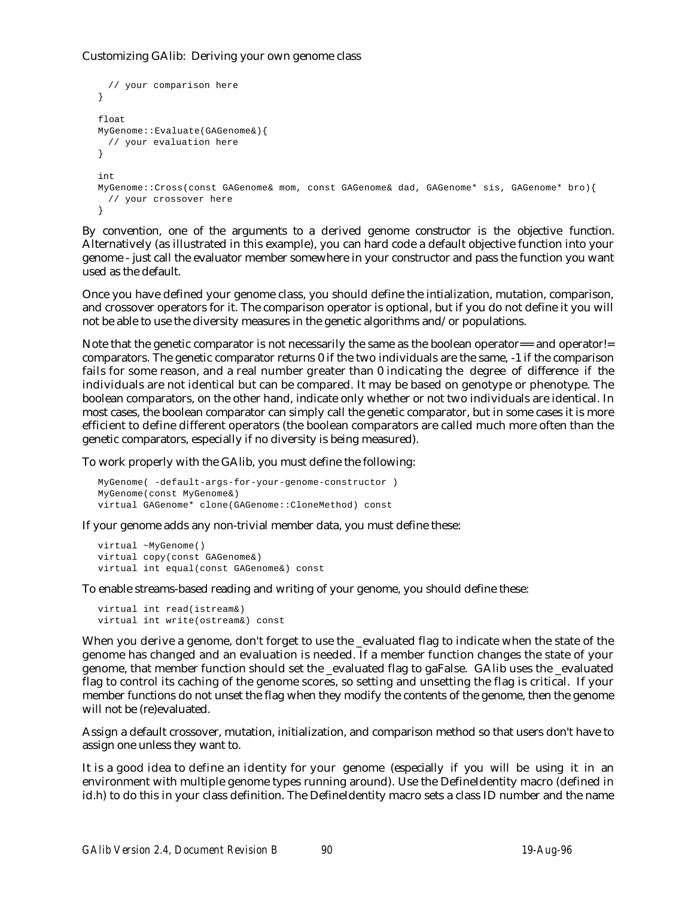```
    // your comparison here
  }

  float
  MyGenome::Evaluate(GAGenome&){
    // your evaluation here
  }

  int
  MyGenome::Cross(const GAGenome& mom, const GAGenome& dad, GAGenome* sis, GAGenome* bro){
    // your crossover here
  }
```

By convention, one of the arguments to a derived genome constructor is the objective function. Alternatively (as illustrated in this example), you can hard code a default objective function into your genome - just call the evaluator member somewhere in your constructor and pass the function you want used as the default.

Once you have defined your genome class, you should define the intialization, mutation, comparison, and crossover operators for it. The comparison operator is optional, but if you do not define it you will not be able to use the diversity measures in the genetic algorithms and/or populations.

Note that the genetic comparator is not necessarily the same as the boolean operator== and operator!= comparators. The genetic comparator returns 0 if the two individuals are the same, -1 if the comparison fails for some reason, and a real number greater than 0 indicating the degree of difference if the individuals are not identical but can be compared. It may be based on genotype or phenotype. The boolean comparators, on the other hand, indicate only whether or not two individuals are identical. In most cases, the boolean comparator can simply call the genetic comparator, but in some cases it is more efficient to define different operators (the boolean comparators are called much more often than the genetic comparators, especially if no diversity is being measured).

To work properly with the GAlib, you must define the following:

```
  MyGenome( -default-args-for-your-genome-constructor )
  MyGenome(const MyGenome&)
  virtual GAGenome* clone(GAGenome::CloneMethod) const
```

If your genome adds any non-trivial member data, you must define these:

```
  virtual ~MyGenome()
  virtual copy(const GAGenome&)
  virtual int equal(const GAGenome&) const
```

To enable streams-based reading and writing of your genome, you should define these:

```
  virtual int read(istream&)
  virtual int write(ostream&) const
```

When you derive a genome, don't forget to use the _evaluated flag to indicate when the state of the genome has changed and an evaluation is needed. If a member function changes the state of your genome, that member function should set the _evaluated flag to gaFalse. GAlib uses the _evaluated flag to control its caching of the genome scores, so setting and unsetting the flag is critical. If your member functions do not unset the flag when they modify the contents of the genome, then the genome will not be (re)evaluated.

Assign a default crossover, mutation, initialization, and comparison method so that users don't have to assign one unless they want to.

It is a good idea to define an identity for your genome (especially if you will be using it in an environment with multiple genome types running around). Use the DefineIdentity macro (defined in id.h) to do this in your class definition. The DefineIdentity macro sets a class ID number and the name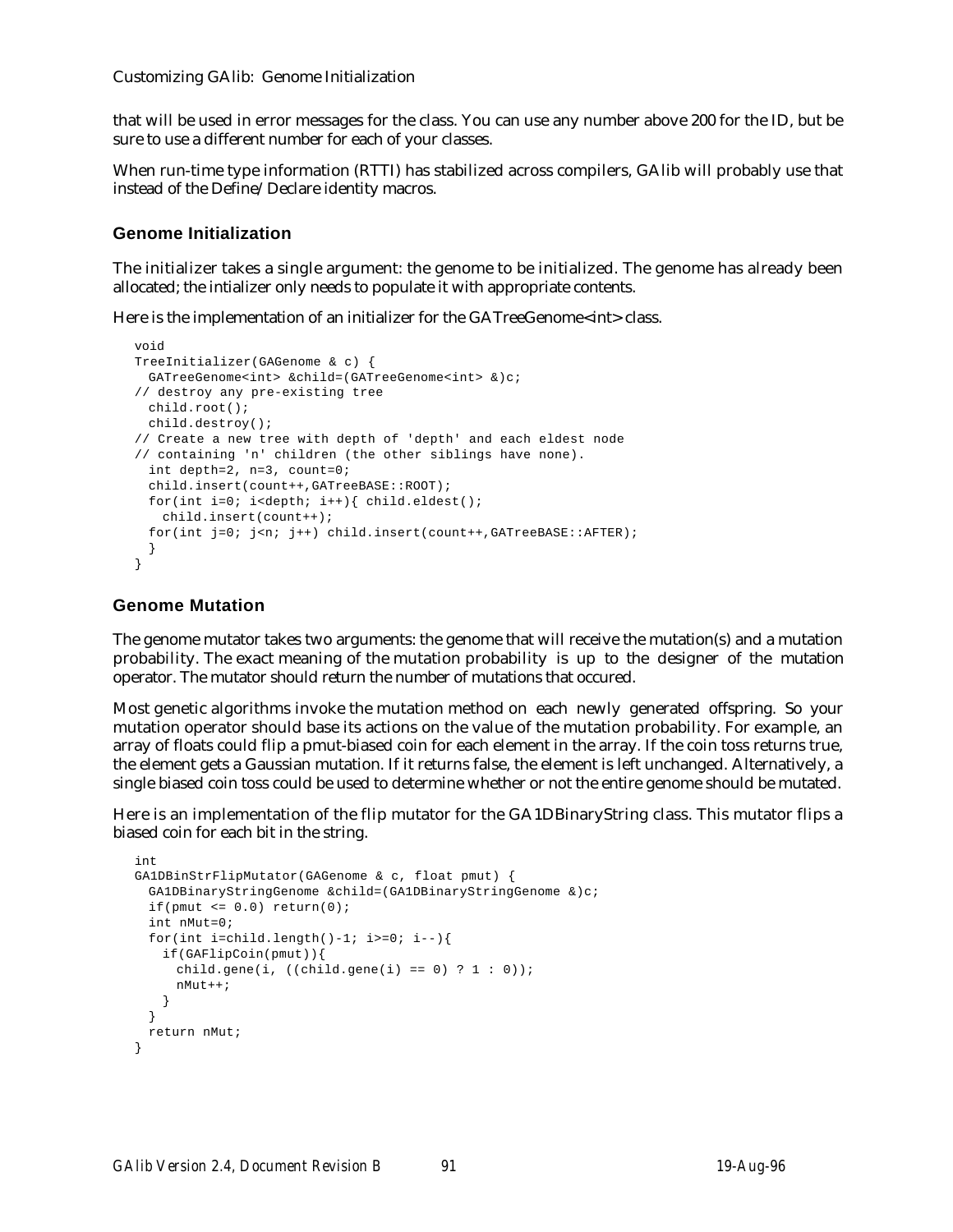that will be used in error messages for the class. You can use any number above 200 for the ID, but be sure to use a different number for each of your classes.

When run-time type information (RTTI) has stabilized across compilers, GAlib will probably use that instead of the Define/Declare identity macros.

### Genome Initialization

The initializer takes a single argument: the genome to be initialized. The genome has already been allocated; the intializer only needs to populate it with appropriate contents.

Here is the implementation of an initializer for the GATreeGenome<int> class.

```
void
TreeInitializer(GAGenome & c) {
  GATreeGenome<int> &child=(GATreeGenome<int> &)c;
// destroy any pre-existing tree
  child.root();
  child.destroy();
// Create a new tree with depth of 'depth' and each eldest node
// containing 'n' children (the other siblings have none).
  int depth=2, n=3, count=0;
  child.insert(count++,GATreeBASE::ROOT);
  for(int i=0; i<depth; i++){ child.eldest();
    child.insert(count++);
  for(int j=0; j<n; j++) child.insert(count++,GATreeBASE::AFTER);
  }
}
```

### Genome Mutation

The genome mutator takes two arguments: the genome that will receive the mutation(s) and a mutation probability. The exact meaning of the mutation probability is up to the designer of the mutation operator. The mutator should return the number of mutations that occured.

Most genetic algorithms invoke the mutation method on each newly generated offspring. So your mutation operator should base its actions on the value of the mutation probability. For example, an array of floats could flip a pmut-biased coin for each element in the array. If the coin toss returns true, the element gets a Gaussian mutation. If it returns false, the element is left unchanged. Alternatively, a single biased coin toss could be used to determine whether or not the entire genome should be mutated.

Here is an implementation of the flip mutator for the GA1DBinaryString class. This mutator flips a biased coin for each bit in the string.

```
int
GA1DBinStrFlipMutator(GAGenome & c, float pmut) {
  GA1DBinaryStringGenome &child=(GA1DBinaryStringGenome &)c;
  if(pmut <= 0.0) return(0);
  int nMut=0;
  for(int i=child.length()-1; i>=0; i--){
    if(GAFlipCoin(pmut)){
      child.gene(i, ((child.gene(i) == 0) ? 1 : 0));
      nMut++;
    }
  }
  return nMut;
}
```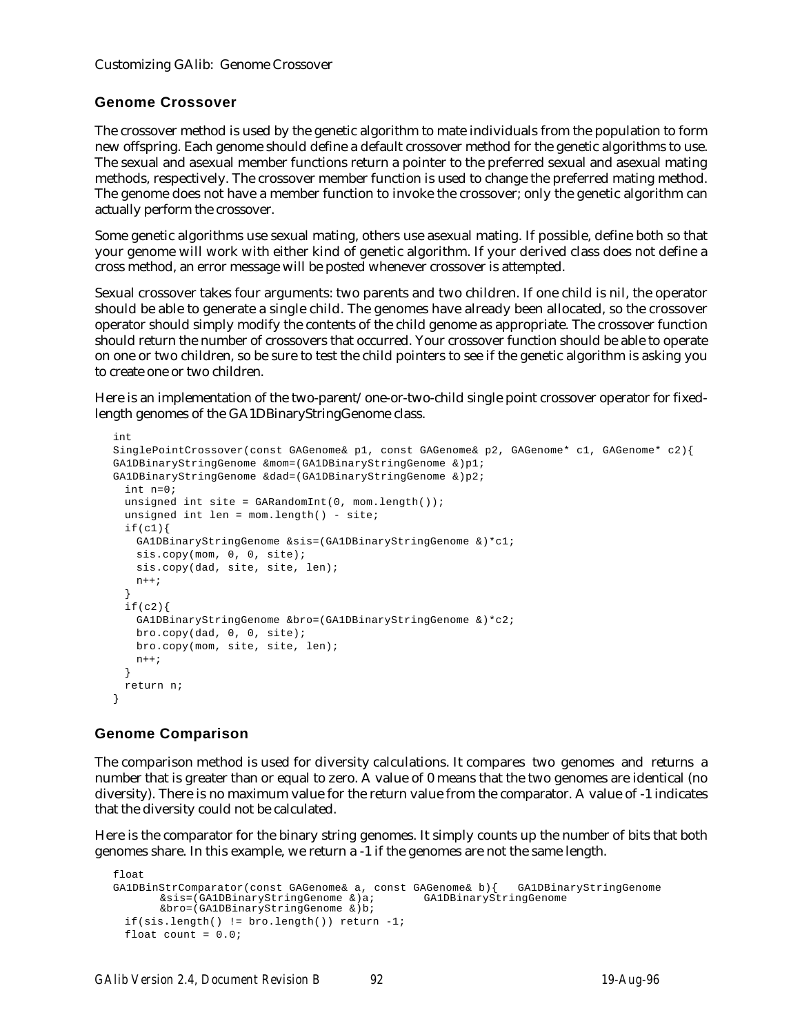## Genome Crossover

The crossover method is used by the genetic algorithm to mate individuals from the population to form new offspring. Each genome should define a default crossover method for the genetic algorithms to use. The sexual and asexual member functions return a pointer to the preferred sexual and asexual mating methods, respectively. The crossover member function is used to change the preferred mating method. The genome does not have a member function to invoke the crossover; only the genetic algorithm can actually perform the crossover.

Some genetic algorithms use sexual mating, others use asexual mating. If possible, define both so that your genome will work with either kind of genetic algorithm. If your derived class does not define a cross method, an error message will be posted whenever crossover is attempted.

Sexual crossover takes four arguments: two parents and two children. If one child is nil, the operator should be able to generate a single child. The genomes have already been allocated, so the crossover operator should simply modify the contents of the child genome as appropriate. The crossover function should return the number of crossovers that occurred. Your crossover function should be able to operate on one or two children, so be sure to test the child pointers to see if the genetic algorithm is asking you to create one or two children.

Here is an implementation of the two-parent/one-or-two-child single point crossover operator for fixed-length genomes of the GA1DBinaryStringGenome class.

```
int
SinglePointCrossover(const GAGenome& p1, const GAGenome& p2, GAGenome* c1, GAGenome* c2){
GA1DBinaryStringGenome &mom=(GA1DBinaryStringGenome &)p1;
GA1DBinaryStringGenome &dad=(GA1DBinaryStringGenome &)p2;
  int n=0;
  unsigned int site = GARandomInt(0, mom.length());
  unsigned int len = mom.length() - site;
  if(c1){
    GA1DBinaryStringGenome &sis=(GA1DBinaryStringGenome &)*c1;
    sis.copy(mom, 0, 0, site);
    sis.copy(dad, site, site, len);
    n++;
  }
  if(c2){
    GA1DBinaryStringGenome &bro=(GA1DBinaryStringGenome &)*c2;
    bro.copy(dad, 0, 0, site);
    bro.copy(mom, site, site, len);
    n++;
  }
  return n;
}
```

## Genome Comparison

The comparison method is used for diversity calculations. It compares two genomes and returns a number that is greater than or equal to zero. A value of 0 means that the two genomes are identical (no diversity). There is no maximum value for the return value from the comparator. A value of -1 indicates that the diversity could not be calculated.

Here is the comparator for the binary string genomes. It simply counts up the number of bits that both genomes share. In this example, we return a -1 if the genomes are not the same length.

```
float
GA1DBinStrComparator(const GAGenome& a, const GAGenome& b){   GA1DBinaryStringGenome
       &sis=(GA1DBinaryStringGenome &)a;       GA1DBinaryStringGenome
       &bro=(GA1DBinaryStringGenome &)b;
  if(sis.length() != bro.length()) return -1;
  float count = 0.0;
```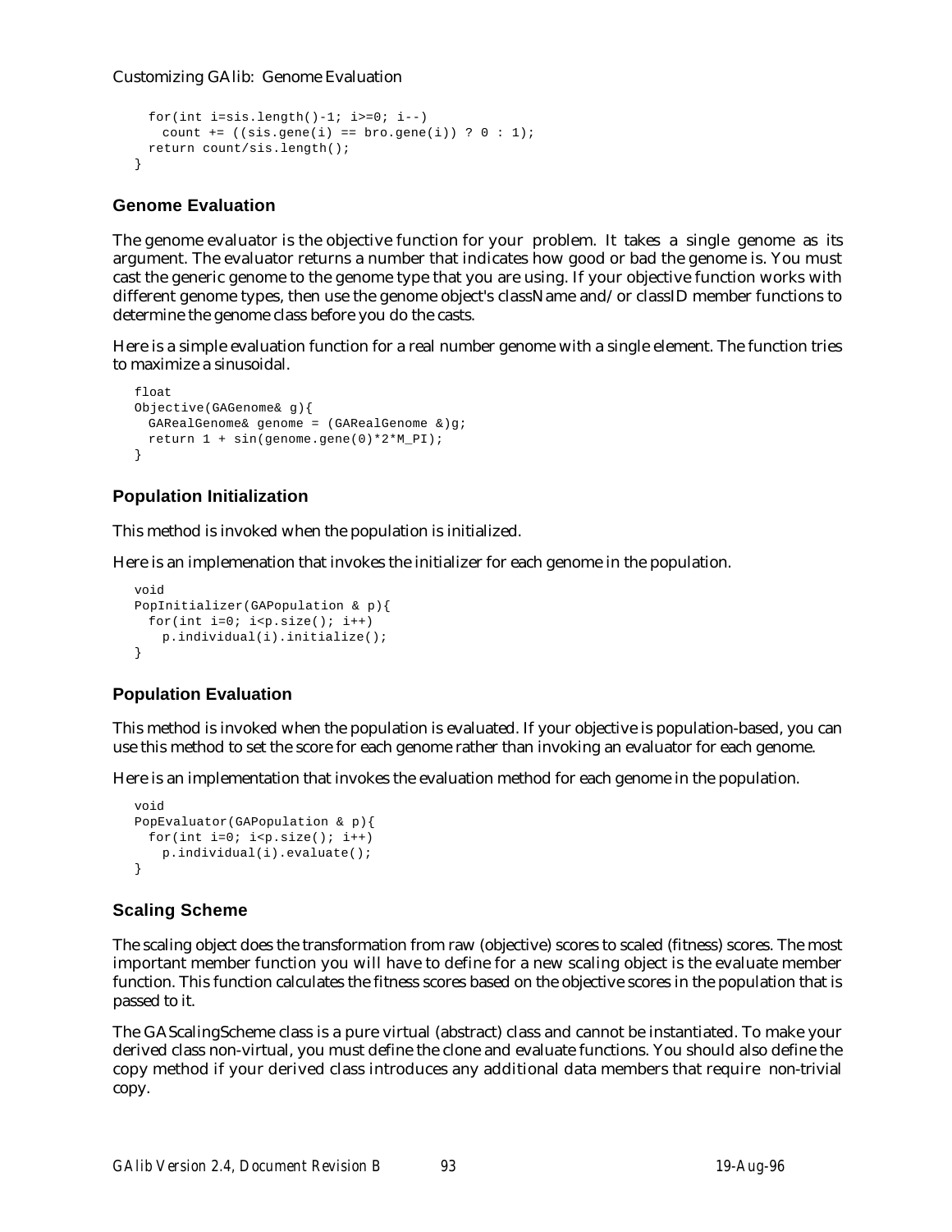```
  for(int i=sis.length()-1; i>=0; i--)
    count += ((sis.gene(i) == bro.gene(i)) ? 0 : 1);
  return count/sis.length();
}
```

### Genome Evaluation

The genome evaluator is the objective function for your problem. It takes a single genome as its argument. The evaluator returns a number that indicates how good or bad the genome is. You must cast the generic genome to the genome type that you are using. If your objective function works with different genome types, then use the genome object's className and/or classID member functions to determine the genome class before you do the casts.

Here is a simple evaluation function for a real number genome with a single element. The function tries to maximize a sinusoidal.

```
float
Objective(GAGenome& g){
  GARealGenome& genome = (GARealGenome &)g;
  return 1 + sin(genome.gene(0)*2*M_PI);
}
```

### Population Initialization

This method is invoked when the population is initialized.

Here is an implemenation that invokes the initializer for each genome in the population.

```
void
PopInitializer(GAPopulation & p){
  for(int i=0; i<p.size(); i++)
    p.individual(i).initialize();
}
```

### Population Evaluation

This method is invoked when the population is evaluated. If your objective is population-based, you can use this method to set the score for each genome rather than invoking an evaluator for each genome.

Here is an implementation that invokes the evaluation method for each genome in the population.

```
void
PopEvaluator(GAPopulation & p){
  for(int i=0; i<p.size(); i++)
    p.individual(i).evaluate();
}
```

### Scaling Scheme

The scaling object does the transformation from raw (objective) scores to scaled (fitness) scores. The most important member function you will have to define for a new scaling object is the evaluate member function. This function calculates the fitness scores based on the objective scores in the population that is passed to it.

The GAScalingScheme class is a pure virtual (abstract) class and cannot be instantiated. To make your derived class non-virtual, you must define the clone and evaluate functions. You should also define the copy method if your derived class introduces any additional data members that require non-trivial copy.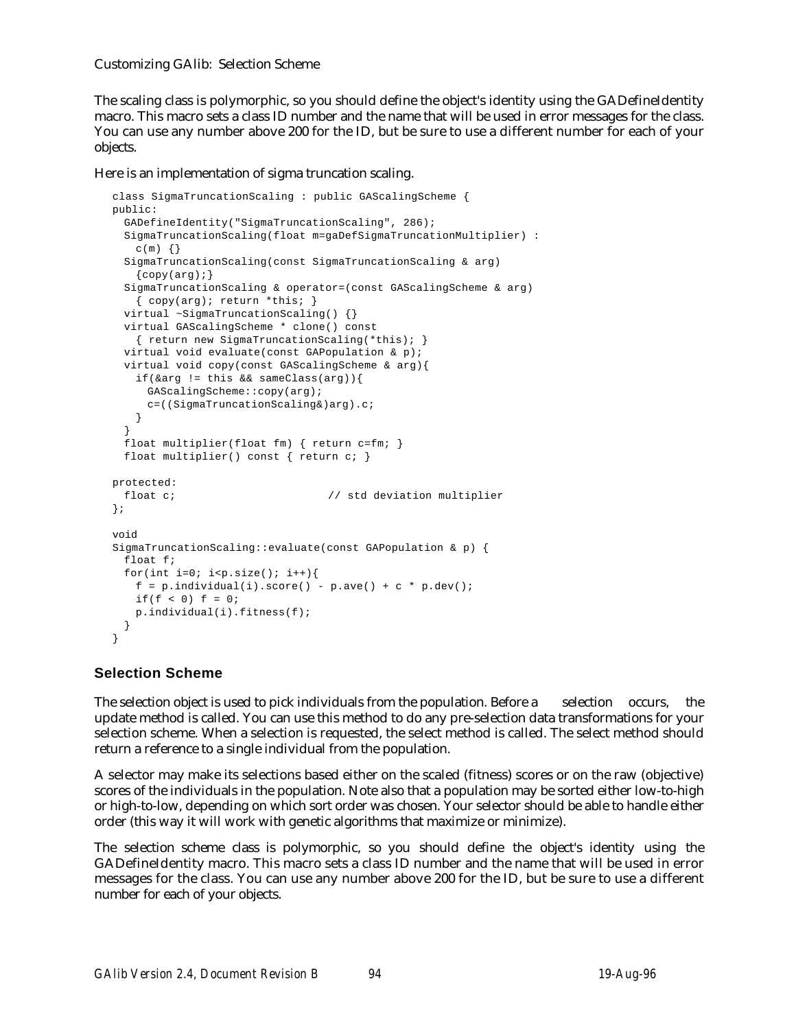The scaling class is polymorphic, so you should define the object's identity using the GADefineIdentity macro. This macro sets a class ID number and the name that will be used in error messages for the class. You can use any number above 200 for the ID, but be sure to use a different number for each of your objects.

Here is an implementation of sigma truncation scaling.

```
class SigmaTruncationScaling : public GAScalingScheme {
public:
  GADefineIdentity("SigmaTruncationScaling", 286);
  SigmaTruncationScaling(float m=gaDefSigmaTruncationMultiplier) :
    c(m) {}
  SigmaTruncationScaling(const SigmaTruncationScaling & arg)
    {copy(arg);}
  SigmaTruncationScaling & operator=(const GAScalingScheme & arg)
    { copy(arg); return *this; }
  virtual ~SigmaTruncationScaling() {}
  virtual GAScalingScheme * clone() const
    { return new SigmaTruncationScaling(*this); }
  virtual void evaluate(const GAPopulation & p);
  virtual void copy(const GAScalingScheme & arg){
    if(&arg != this && sameClass(arg)){
      GAScalingScheme::copy(arg);
      c=((SigmaTruncationScaling&)arg).c;
    }
  }
  float multiplier(float fm) { return c=fm; }
  float multiplier() const { return c; }

protected:
  float c;                        // std deviation multiplier
};

void
SigmaTruncationScaling::evaluate(const GAPopulation & p) {
  float f;
  for(int i=0; i<p.size(); i++){
    f = p.individual(i).score() - p.ave() + c * p.dev();
    if(f < 0) f = 0;
    p.individual(i).fitness(f);
  }
}
```

### Selection Scheme

The selection object is used to pick individuals from the population. Before a selection occurs, the update method is called. You can use this method to do any pre-selection data transformations for your selection scheme. When a selection is requested, the select method is called. The select method should return a reference to a single individual from the population.

A selector may make its selections based either on the scaled (fitness) scores or on the raw (objective) scores of the individuals in the population. Note also that a population may be sorted either low-to-high or high-to-low, depending on which sort order was chosen. Your selector should be able to handle either order (this way it will work with genetic algorithms that maximize or minimize).

The selection scheme class is polymorphic, so you should define the object's identity using the GADefineIdentity macro. This macro sets a class ID number and the name that will be used in error messages for the class. You can use any number above 200 for the ID, but be sure to use a different number for each of your objects.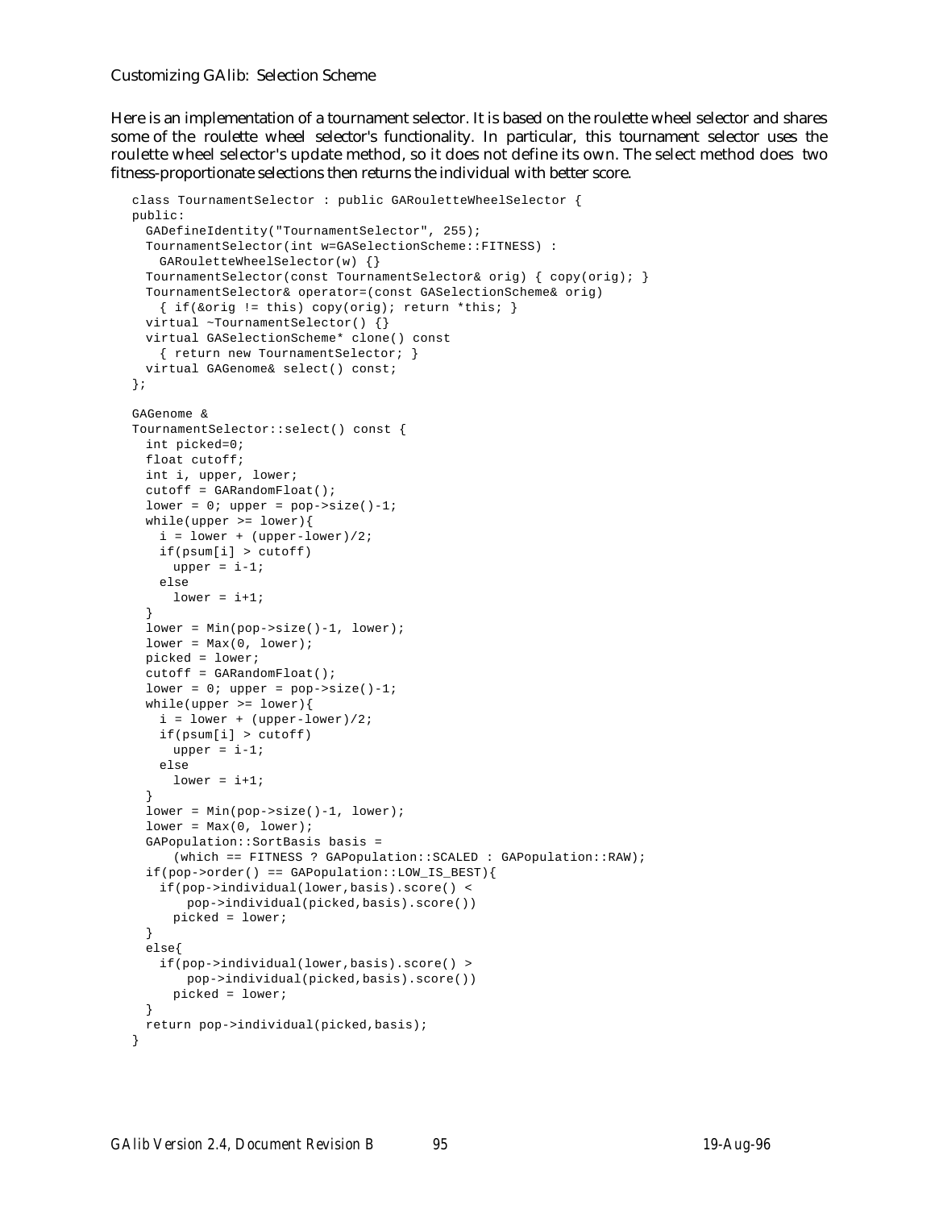Customizing GAlib: Selection Scheme

Here is an implementation of a tournament selector. It is based on the roulette wheel selector and shares some of the roulette wheel selector's functionality. In particular, this tournament selector uses the roulette wheel selector's update method, so it does not define its own. The select method does two fitness-proportionate selections then returns the individual with better score.

```
class TournamentSelector : public GARouletteWheelSelector {
public:
  GADefineIdentity("TournamentSelector", 255);
  TournamentSelector(int w=GASelectionScheme::FITNESS) :
    GARouletteWheelSelector(w) {}
  TournamentSelector(const TournamentSelector& orig) { copy(orig); }
  TournamentSelector& operator=(const GASelectionScheme& orig)
    { if(&orig != this) copy(orig); return *this; }
  virtual ~TournamentSelector() {}
  virtual GASelectionScheme* clone() const
    { return new TournamentSelector; }
  virtual GAGenome& select() const;
};

GAGenome &
TournamentSelector::select() const {
  int picked=0;
  float cutoff;
  int i, upper, lower;
  cutoff = GARandomFloat();
  lower = 0; upper = pop->size()-1;
  while(upper >= lower){
    i = lower + (upper-lower)/2;
    if(psum[i] > cutoff)
      upper = i-1;
    else
      lower = i+1;
  }
  lower = Min(pop->size()-1, lower);
  lower = Max(0, lower);
  picked = lower;
  cutoff = GARandomFloat();
  lower = 0; upper = pop->size()-1;
  while(upper >= lower){
    i = lower + (upper-lower)/2;
    if(psum[i] > cutoff)
      upper = i-1;
    else
      lower = i+1;
  }
  lower = Min(pop->size()-1, lower);
  lower = Max(0, lower);
  GAPopulation::SortBasis basis =
     (which == FITNESS ? GAPopulation::SCALED : GAPopulation::RAW);
  if(pop->order() == GAPopulation::LOW_IS_BEST){
    if(pop->individual(lower,basis).score() <
        pop->individual(picked,basis).score())
      picked = lower;
  }
  else{
    if(pop->individual(lower,basis).score() >
        pop->individual(picked,basis).score())
      picked = lower;
  }
  return pop->individual(picked,basis);
}
```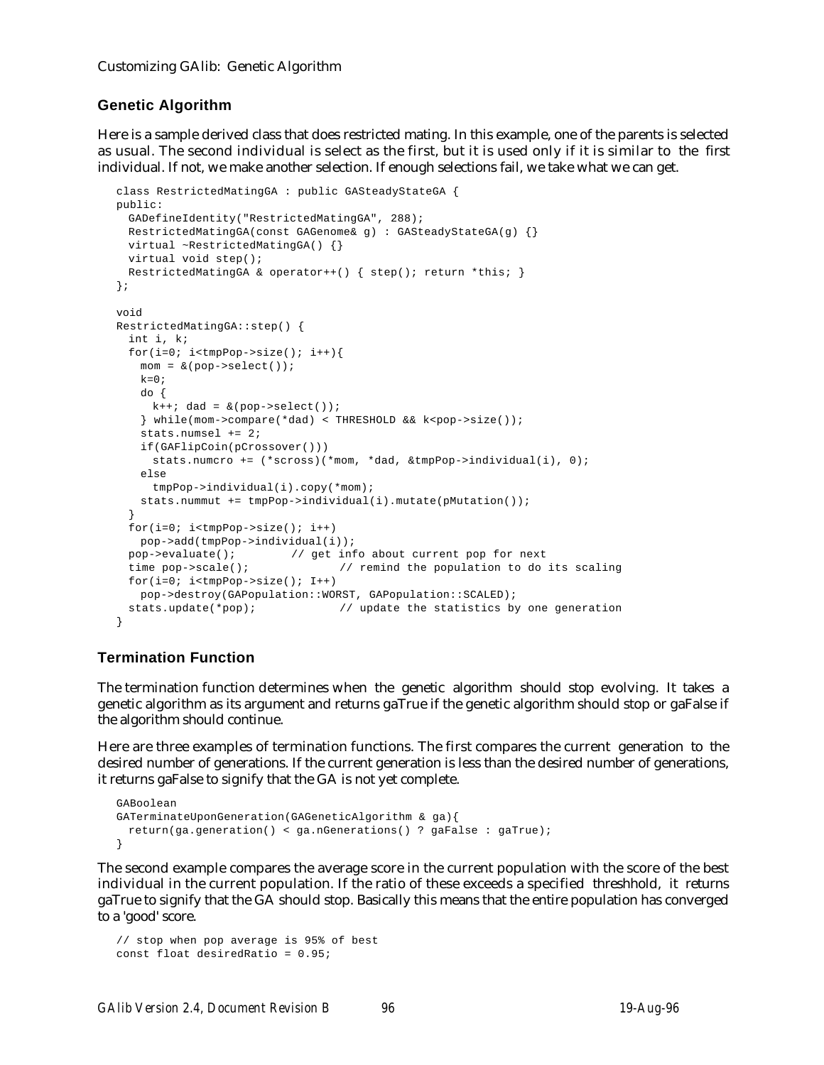## Genetic Algorithm

Here is a sample derived class that does restricted mating. In this example, one of the parents is selected as usual. The second individual is select as the first, but it is used only if it is similar to the first individual. If not, we make another selection. If enough selections fail, we take what we can get.

```
class RestrictedMatingGA : public GASteadyStateGA {
public:
  GADefineIdentity("RestrictedMatingGA", 288);
  RestrictedMatingGA(const GAGenome& g) : GASteadyStateGA(g) {}
  virtual ~RestrictedMatingGA() {}
  virtual void step();
  RestrictedMatingGA & operator++() { step(); return *this; }
};

void
RestrictedMatingGA::step() {
  int i, k;
  for(i=0; i<tmpPop->size(); i++){
    mom = &(pop->select());
    k=0;
    do {
      k++; dad = &(pop->select());
    } while(mom->compare(*dad) < THRESHOLD && k<pop->size());
    stats.numsel += 2;
    if(GAFlipCoin(pCrossover()))
      stats.numcro += (*scross)(*mom, *dad, &tmpPop->individual(i), 0);
    else
      tmpPop->individual(i).copy(*mom);
    stats.nummut += tmpPop->individual(i).mutate(pMutation());
  }
  for(i=0; i<tmpPop->size(); i++)
    pop->add(tmpPop->individual(i));
  pop->evaluate();        // get info about current pop for next
  time pop->scale();            // remind the population to do its scaling
  for(i=0; i<tmpPop->size(); I++)
    pop->destroy(GAPopulation::WORST, GAPopulation::SCALED);
  stats.update(*pop);            // update the statistics by one generation
}
```

## Termination Function

The termination function determines when the genetic algorithm should stop evolving. It takes a genetic algorithm as its argument and returns gaTrue if the genetic algorithm should stop or gaFalse if the algorithm should continue.

Here are three examples of termination functions. The first compares the current generation to the desired number of generations. If the current generation is less than the desired number of generations, it returns gaFalse to signify that the GA is not yet complete.

```
GABoolean
GATerminateUponGeneration(GAGeneticAlgorithm & ga){
  return(ga.generation() < ga.nGenerations() ? gaFalse : gaTrue);
}
```

The second example compares the average score in the current population with the score of the best individual in the current population. If the ratio of these exceeds a specified threshhold, it returns gaTrue to signify that the GA should stop. Basically this means that the entire population has converged to a 'good' score.

```
// stop when pop average is 95% of best
const float desiredRatio = 0.95;
```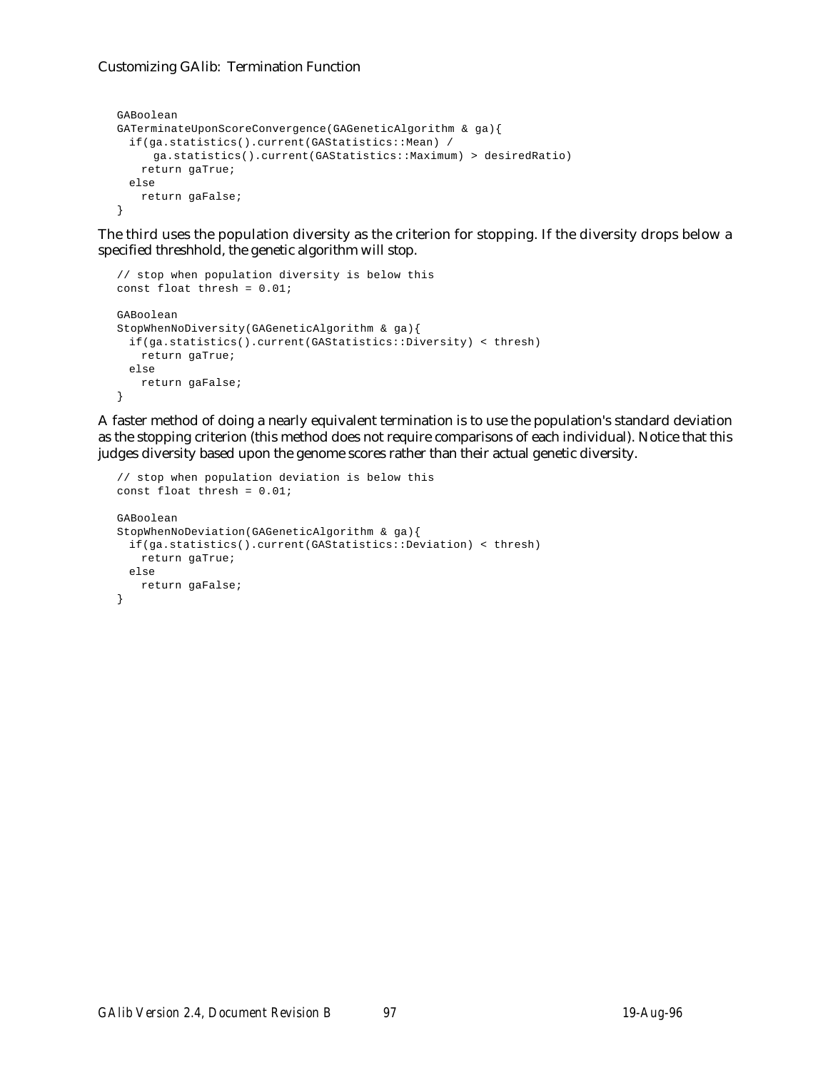```
GABoolean
GATerminateUponScoreConvergence(GAGeneticAlgorithm & ga){
  if(ga.statistics().current(GAStatistics::Mean) /
      ga.statistics().current(GAStatistics::Maximum) > desiredRatio)
    return gaTrue;
  else
    return gaFalse;
}
```

The third uses the population diversity as the criterion for stopping. If the diversity drops below a specified threshhold, the genetic algorithm will stop.

```
// stop when population diversity is below this
const float thresh = 0.01;

GABoolean
StopWhenNoDiversity(GAGeneticAlgorithm & ga){
  if(ga.statistics().current(GAStatistics::Diversity) < thresh)
    return gaTrue;
  else
    return gaFalse;
}
```

A faster method of doing a nearly equivalent termination is to use the population's standard deviation as the stopping criterion (this method does not require comparisons of each individual). Notice that this judges diversity based upon the genome scores rather than their actual genetic diversity.

```
// stop when population deviation is below this
const float thresh = 0.01;

GABoolean
StopWhenNoDeviation(GAGeneticAlgorithm & ga){
  if(ga.statistics().current(GAStatistics::Deviation) < thresh)
    return gaTrue;
  else
    return gaFalse;
}
```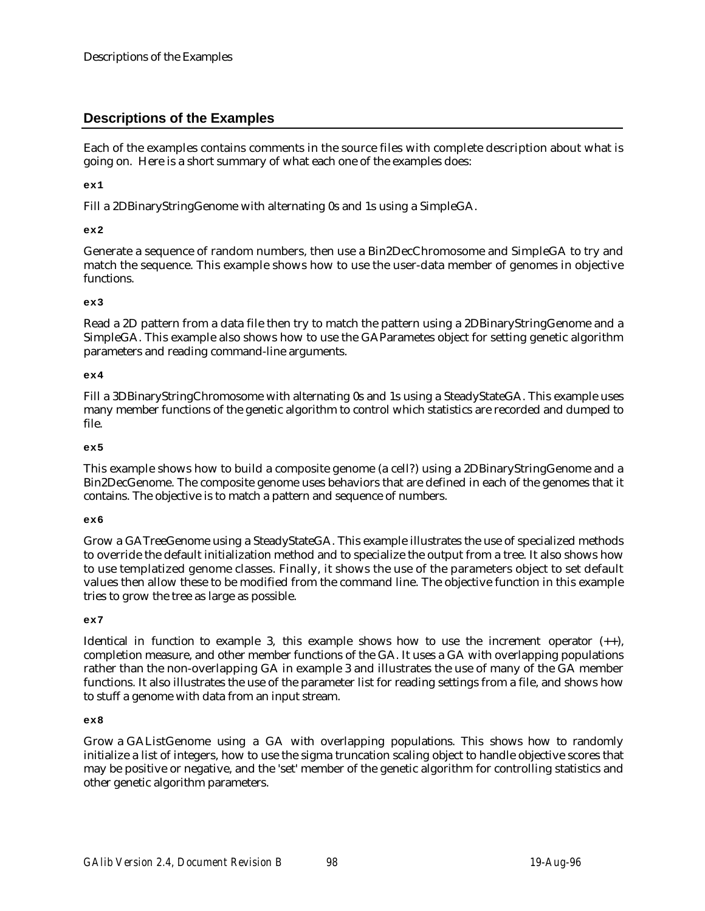## Descriptions of the Examples

Each of the examples contains comments in the source files with complete description about what is going on. Here is a short summary of what each one of the examples does:

**ex1**

Fill a 2DBinaryStringGenome with alternating 0s and 1s using a SimpleGA.

**ex2**

Generate a sequence of random numbers, then use a Bin2DecChromosome and SimpleGA to try and match the sequence. This example shows how to use the user-data member of genomes in objective functions.

**ex3**

Read a 2D pattern from a data file then try to match the pattern using a 2DBinaryStringGenome and a SimpleGA. This example also shows how to use the GAParametes object for setting genetic algorithm parameters and reading command-line arguments.

**ex4**

Fill a 3DBinaryStringChromosome with alternating 0s and 1s using a SteadyStateGA. This example uses many member functions of the genetic algorithm to control which statistics are recorded and dumped to file.

**ex5**

This example shows how to build a composite genome (a cell?) using a 2DBinaryStringGenome and a Bin2DecGenome. The composite genome uses behaviors that are defined in each of the genomes that it contains. The objective is to match a pattern and sequence of numbers.

**ex6**

Grow a GATreeGenome using a SteadyStateGA. This example illustrates the use of specialized methods to override the default initialization method and to specialize the output from a tree. It also shows how to use templatized genome classes. Finally, it shows the use of the parameters object to set default values then allow these to be modified from the command line. The objective function in this example tries to grow the tree as large as possible.

**ex7**

Identical in function to example 3, this example shows how to use the increment operator (++), completion measure, and other member functions of the GA. It uses a GA with overlapping populations rather than the non-overlapping GA in example 3 and illustrates the use of many of the GA member functions. It also illustrates the use of the parameter list for reading settings from a file, and shows how to stuff a genome with data from an input stream.

**ex8**

Grow a GAListGenome using a GA with overlapping populations. This shows how to randomly initialize a list of integers, how to use the sigma truncation scaling object to handle objective scores that may be positive or negative, and the 'set' member of the genetic algorithm for controlling statistics and other genetic algorithm parameters.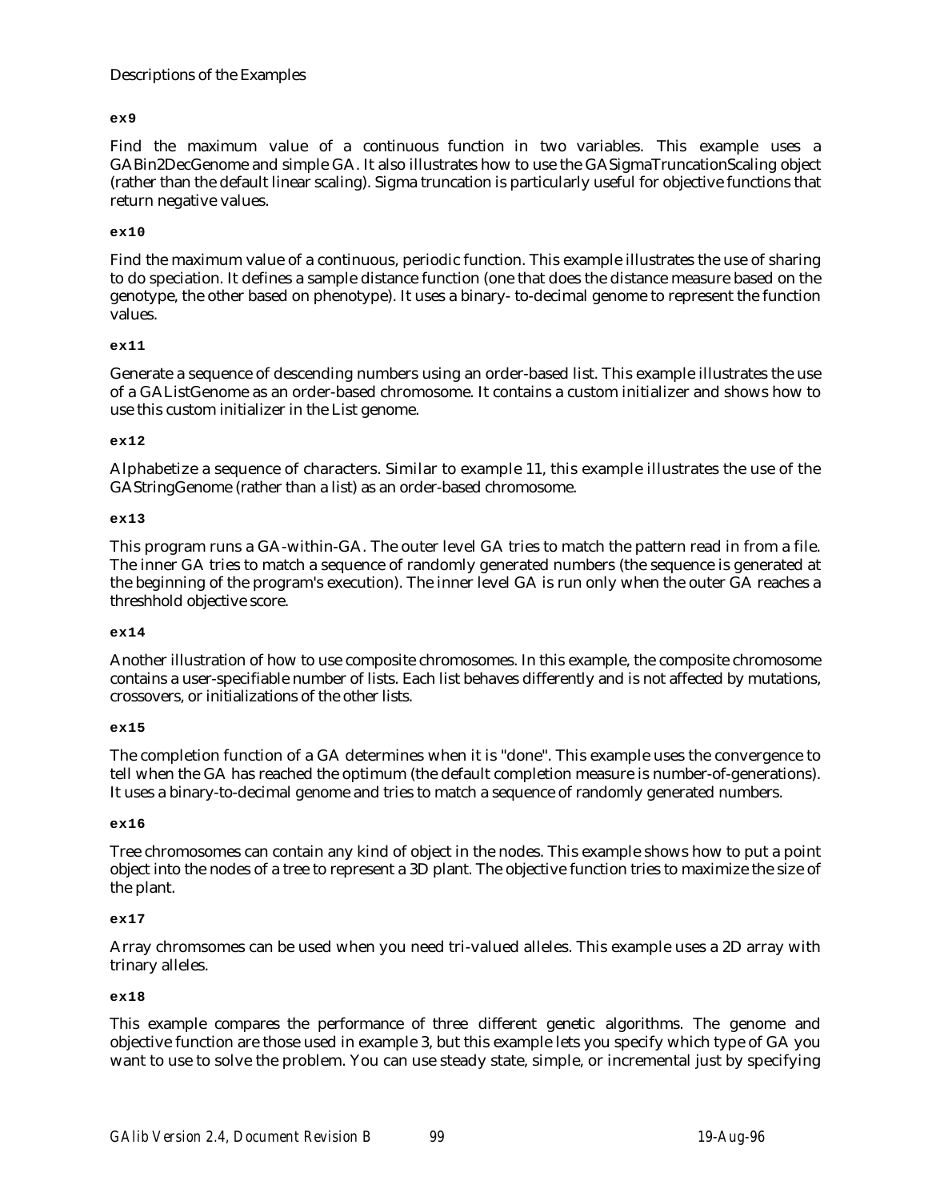### ex9

Find the maximum value of a continuous function in two variables. This example uses a GABin2DecGenome and simple GA. It also illustrates how to use the GASigmaTruncationScaling object (rather than the default linear scaling). Sigma truncation is particularly useful for objective functions that return negative values.

### ex10

Find the maximum value of a continuous, periodic function. This example illustrates the use of sharing to do speciation. It defines a sample distance function (one that does the distance measure based on the genotype, the other based on phenotype). It uses a binary- to-decimal genome to represent the function values.

### ex11

Generate a sequence of descending numbers using an order-based list. This example illustrates the use of a GAListGenome as an order-based chromosome. It contains a custom initializer and shows how to use this custom initializer in the List genome.

### ex12

Alphabetize a sequence of characters. Similar to example 11, this example illustrates the use of the GAStringGenome (rather than a list) as an order-based chromosome.

### ex13

This program runs a GA-within-GA. The outer level GA tries to match the pattern read in from a file. The inner GA tries to match a sequence of randomly generated numbers (the sequence is generated at the beginning of the program's execution). The inner level GA is run only when the outer GA reaches a threshhold objective score.

### ex14

Another illustration of how to use composite chromosomes. In this example, the composite chromosome contains a user-specifiable number of lists. Each list behaves differently and is not affected by mutations, crossovers, or initializations of the other lists.

### ex15

The completion function of a GA determines when it is "done". This example uses the convergence to tell when the GA has reached the optimum (the default completion measure is number-of-generations). It uses a binary-to-decimal genome and tries to match a sequence of randomly generated numbers.

### ex16

Tree chromosomes can contain any kind of object in the nodes. This example shows how to put a point object into the nodes of a tree to represent a 3D plant. The objective function tries to maximize the size of the plant.

### ex17

Array chromsomes can be used when you need tri-valued alleles. This example uses a 2D array with trinary alleles.

### ex18

This example compares the performance of three different genetic algorithms. The genome and objective function are those used in example 3, but this example lets you specify which type of GA you want to use to solve the problem. You can use steady state, simple, or incremental just by specifying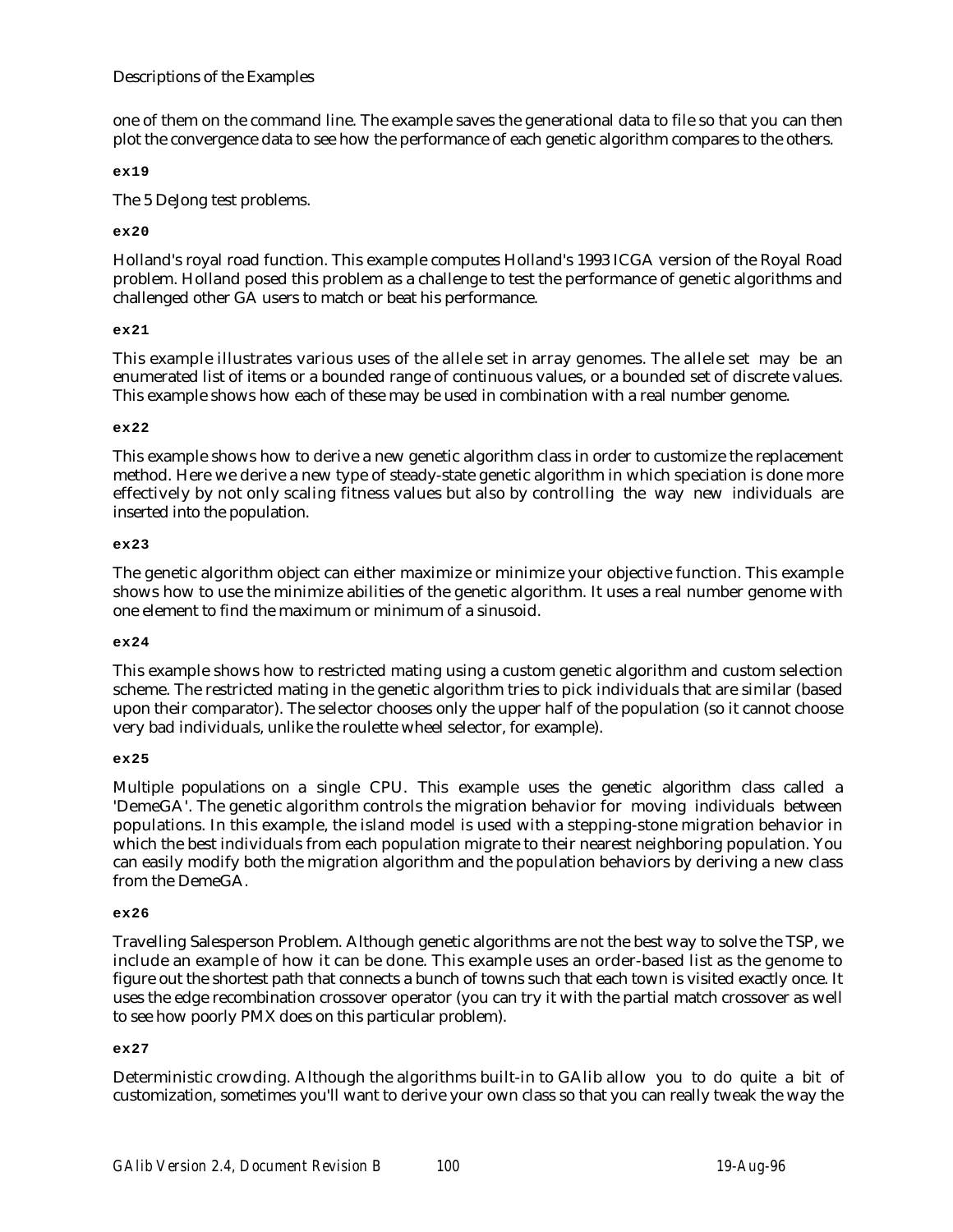one of them on the command line. The example saves the generational data to file so that you can then plot the convergence data to see how the performance of each genetic algorithm compares to the others.

**ex19**

The 5 DeJong test problems.

**ex20**

Holland's royal road function. This example computes Holland's 1993 ICGA version of the Royal Road problem. Holland posed this problem as a challenge to test the performance of genetic algorithms and challenged other GA users to match or beat his performance.

**ex21**

This example illustrates various uses of the allele set in array genomes. The allele set may be an enumerated list of items or a bounded range of continuous values, or a bounded set of discrete values. This example shows how each of these may be used in combination with a real number genome.

**ex22**

This example shows how to derive a new genetic algorithm class in order to customize the replacement method. Here we derive a new type of steady-state genetic algorithm in which speciation is done more effectively by not only scaling fitness values but also by controlling the way new individuals are inserted into the population.

**ex23**

The genetic algorithm object can either maximize or minimize your objective function. This example shows how to use the minimize abilities of the genetic algorithm. It uses a real number genome with one element to find the maximum or minimum of a sinusoid.

**ex24**

This example shows how to restricted mating using a custom genetic algorithm and custom selection scheme. The restricted mating in the genetic algorithm tries to pick individuals that are similar (based upon their comparator). The selector chooses only the upper half of the population (so it cannot choose very bad individuals, unlike the roulette wheel selector, for example).

**ex25**

Multiple populations on a single CPU. This example uses the genetic algorithm class called a 'DemeGA'. The genetic algorithm controls the migration behavior for moving individuals between populations. In this example, the island model is used with a stepping-stone migration behavior in which the best individuals from each population migrate to their nearest neighboring population. You can easily modify both the migration algorithm and the population behaviors by deriving a new class from the DemeGA.

**ex26**

Travelling Salesperson Problem. Although genetic algorithms are not the best way to solve the TSP, we include an example of how it can be done. This example uses an order-based list as the genome to figure out the shortest path that connects a bunch of towns such that each town is visited exactly once. It uses the edge recombination crossover operator (you can try it with the partial match crossover as well to see how poorly PMX does on this particular problem).

**ex27**

Deterministic crowding. Although the algorithms built-in to GAlib allow you to do quite a bit of customization, sometimes you'll want to derive your own class so that you can really tweak the way the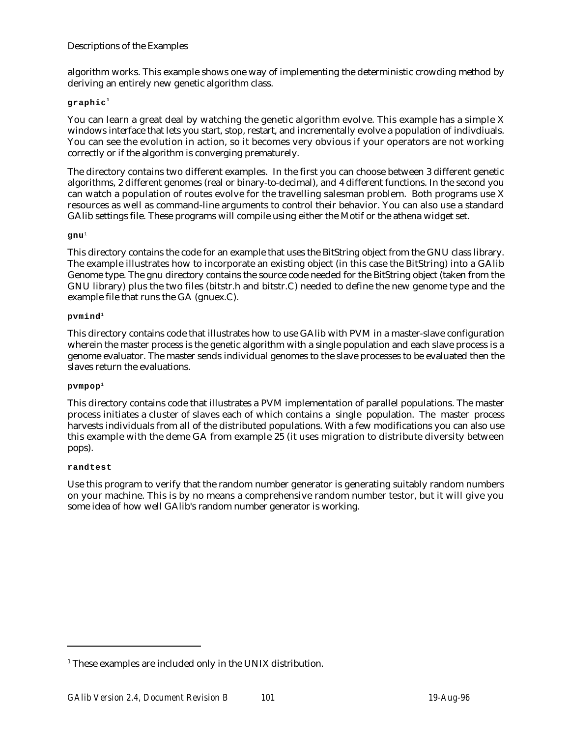algorithm works. This example shows one way of implementing the deterministic crowding method by deriving an entirely new genetic algorithm class.

**`graphic`**[1]

You can learn a great deal by watching the genetic algorithm evolve. This example has a simple X windows interface that lets you start, stop, restart, and incrementally evolve a population of indivdiuals. You can see the evolution in action, so it becomes very obvious if your operators are not working correctly or if the algorithm is converging prematurely.

The directory contains two different examples. In the first you can choose between 3 different genetic algorithms, 2 different genomes (real or binary-to-decimal), and 4 different functions. In the second you can watch a population of routes evolve for the travelling salesman problem. Both programs use X resources as well as command-line arguments to control their behavior. You can also use a standard GAlib settings file. These programs will compile using either the Motif or the athena widget set.

**`gnu`**[1]

This directory contains the code for an example that uses the BitString object from the GNU class library. The example illustrates how to incorporate an existing object (in this case the BitString) into a GAlib Genome type. The gnu directory contains the source code needed for the BitString object (taken from the GNU library) plus the two files (bitstr.h and bitstr.C) needed to define the new genome type and the example file that runs the GA (gnuex.C).

**`pvmind`**[1]

This directory contains code that illustrates how to use GAlib with PVM in a master-slave configuration wherein the master process is the genetic algorithm with a single population and each slave process is a genome evaluator. The master sends individual genomes to the slave processes to be evaluated then the slaves return the evaluations.

**`pvmpop`**[1]

This directory contains code that illustrates a PVM implementation of parallel populations. The master process initiates a cluster of slaves each of which contains a single population. The master process harvests individuals from all of the distributed populations. With a few modifications you can also use this example with the deme GA from example 25 (it uses migration to distribute diversity between pops).

**`randtest`**

Use this program to verify that the random number generator is generating suitably random numbers on your machine. This is by no means a comprehensive random number testor, but it will give you some idea of how well GAlib's random number generator is working.

---

[1] These examples are included only in the UNIX distribution.